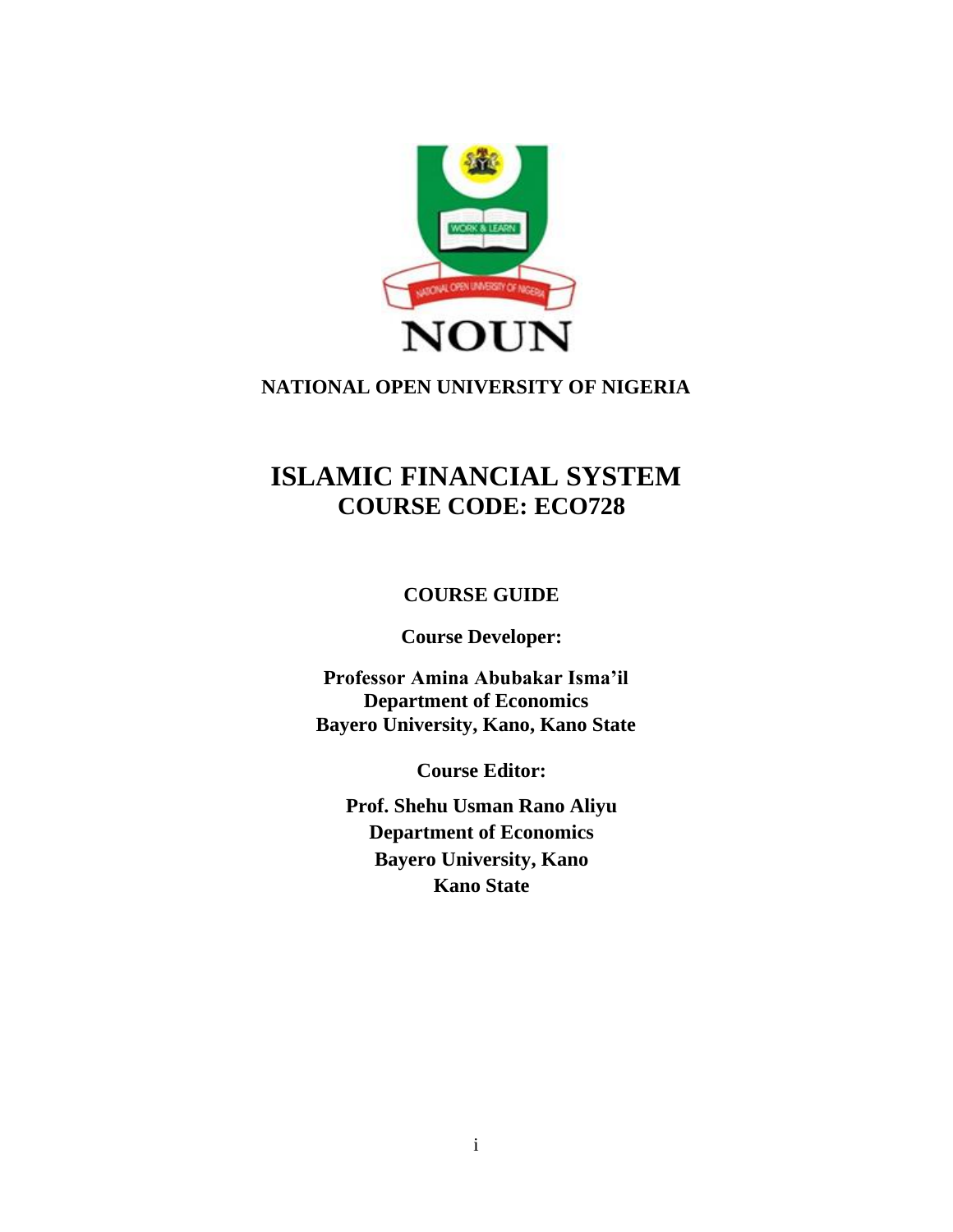NOUN

**NATIONAL OPEN UNIVERSITY OF NIGERIA**

# ISLAMIC FINANCIAL SYSTEM
## COURSE CODE: ECO728

**COURSE GUIDE**

**Course Developer:**

**Professor Amina Abubakar Isma'il**
**Department of Economics**
**Bayero University, Kano, Kano State**

**Course Editor:**

**Prof. Shehu Usman Rano Aliyu**
**Department of Economics**
**Bayero University, Kano**
**Kano State**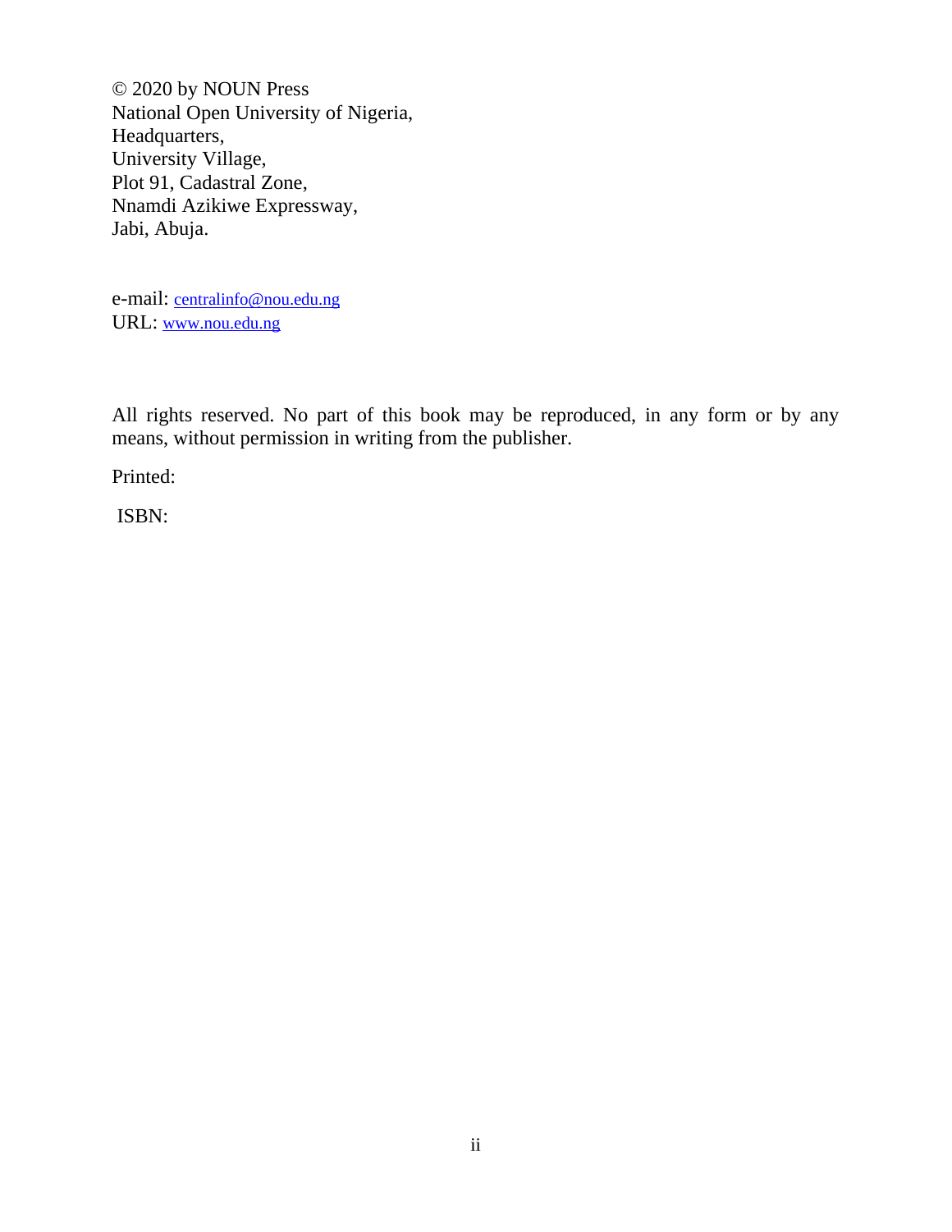© 2020 by NOUN Press
National Open University of Nigeria,
Headquarters,
University Village,
Plot 91, Cadastral Zone,
Nnamdi Azikiwe Expressway,
Jabi, Abuja.

e-mail: centralinfo@nou.edu.ng
URL: www.nou.edu.ng

All rights reserved. No part of this book may be reproduced, in any form or by any means, without permission in writing from the publisher.

Printed:

ISBN: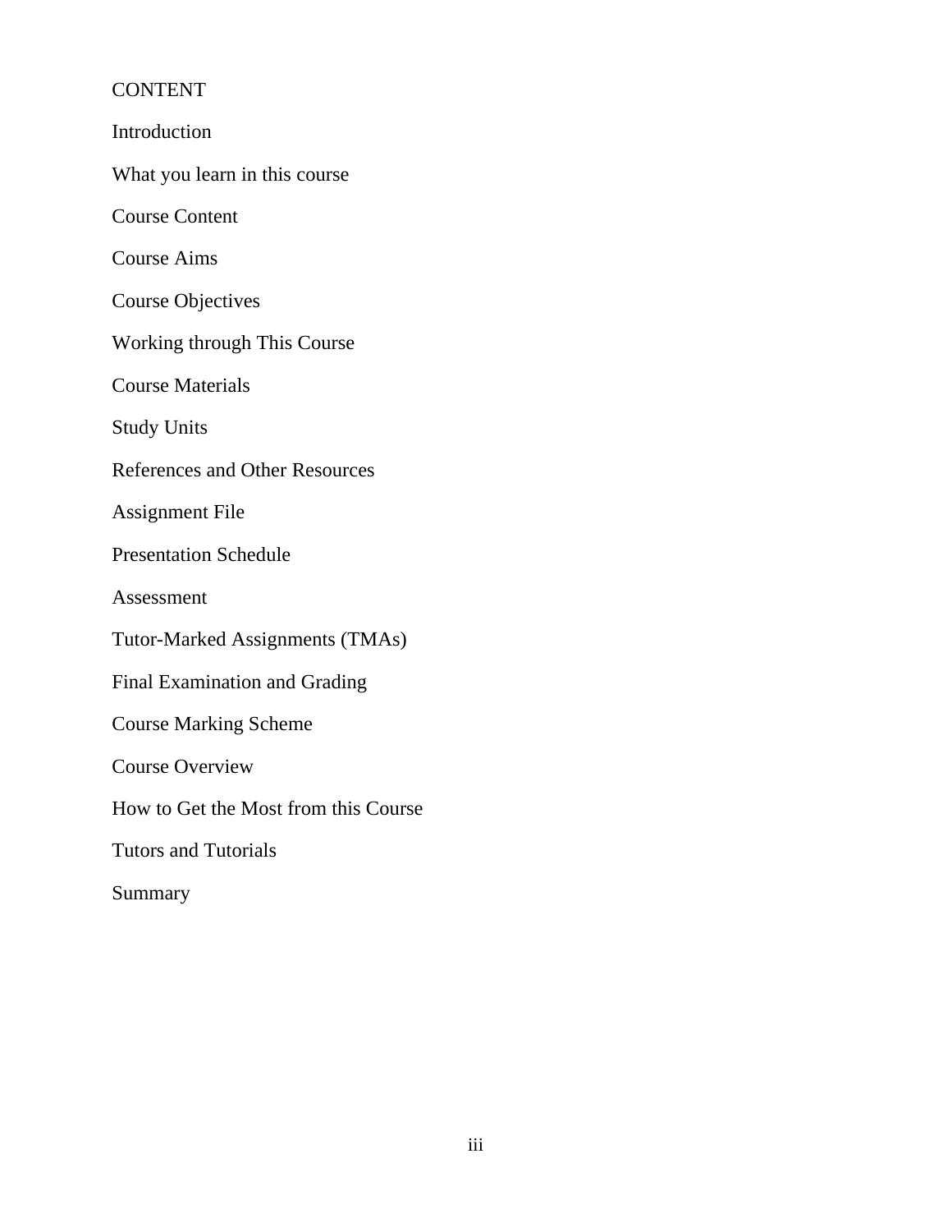# CONTENT

Introduction

What you learn in this course

Course Content

Course Aims

Course Objectives

Working through This Course

Course Materials

Study Units

References and Other Resources

Assignment File

Presentation Schedule

Assessment

Tutor-Marked Assignments (TMAs)

Final Examination and Grading

Course Marking Scheme

Course Overview

How to Get the Most from this Course

Tutors and Tutorials

Summary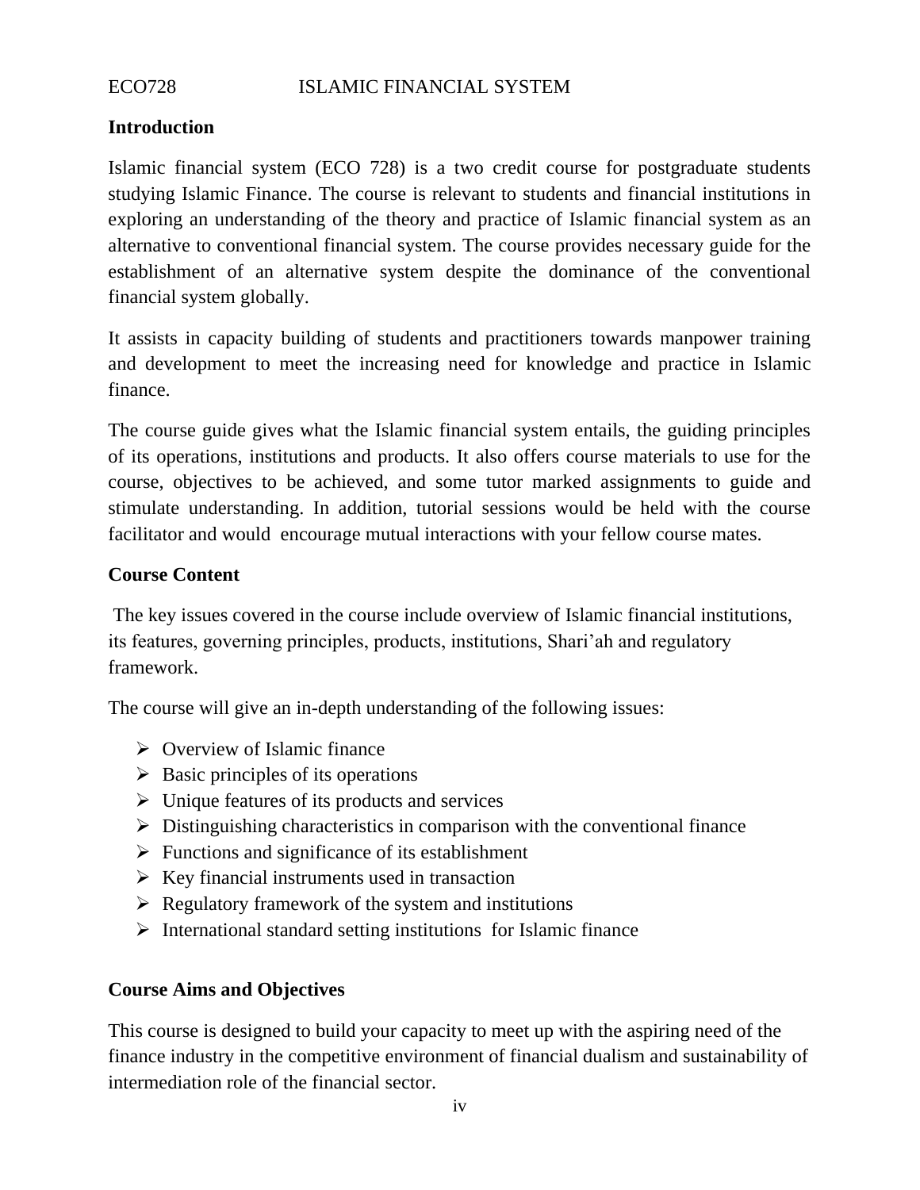ECO728 ISLAMIC FINANCIAL SYSTEM

## Introduction

Islamic financial system (ECO 728) is a two credit course for postgraduate students studying Islamic Finance. The course is relevant to students and financial institutions in exploring an understanding of the theory and practice of Islamic financial system as an alternative to conventional financial system. The course provides necessary guide for the establishment of an alternative system despite the dominance of the conventional financial system globally.

It assists in capacity building of students and practitioners towards manpower training and development to meet the increasing need for knowledge and practice in Islamic finance.

The course guide gives what the Islamic financial system entails, the guiding principles of its operations, institutions and products. It also offers course materials to use for the course, objectives to be achieved, and some tutor marked assignments to guide and stimulate understanding. In addition, tutorial sessions would be held with the course facilitator and would encourage mutual interactions with your fellow course mates.

## Course Content

The key issues covered in the course include overview of Islamic financial institutions, its features, governing principles, products, institutions, Shari'ah and regulatory framework.

The course will give an in-depth understanding of the following issues:

- Overview of Islamic finance
- Basic principles of its operations
- Unique features of its products and services
- Distinguishing characteristics in comparison with the conventional finance
- Functions and significance of its establishment
- Key financial instruments used in transaction
- Regulatory framework of the system and institutions
- International standard setting institutions for Islamic finance

## Course Aims and Objectives

This course is designed to build your capacity to meet up with the aspiring need of the finance industry in the competitive environment of financial dualism and sustainability of intermediation role of the financial sector.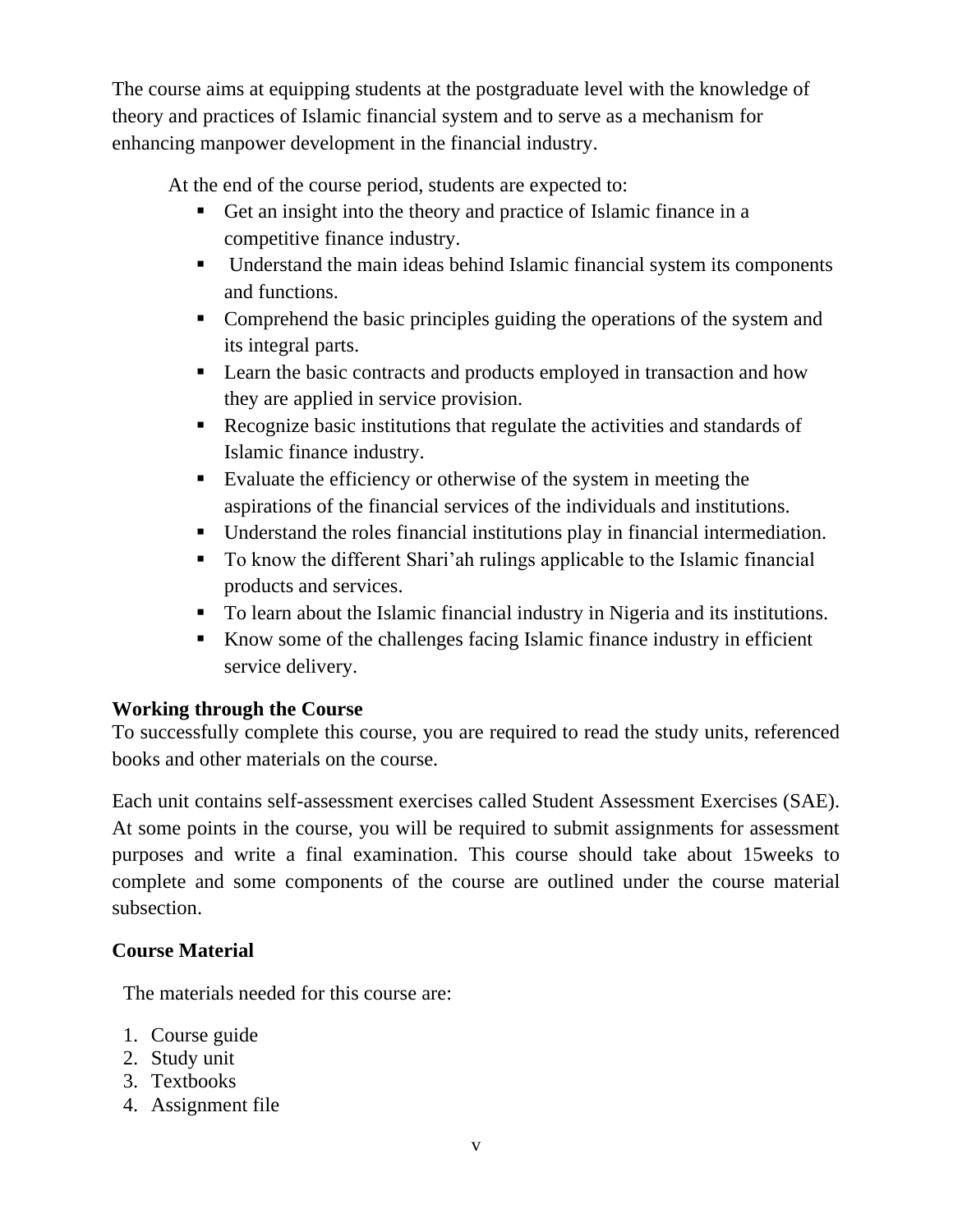The course aims at equipping students at the postgraduate level with the knowledge of theory and practices of Islamic financial system and to serve as a mechanism for enhancing manpower development in the financial industry.

At the end of the course period, students are expected to:

- Get an insight into the theory and practice of Islamic finance in a competitive finance industry.
- Understand the main ideas behind Islamic financial system its components and functions.
- Comprehend the basic principles guiding the operations of the system and its integral parts.
- Learn the basic contracts and products employed in transaction and how they are applied in service provision.
- Recognize basic institutions that regulate the activities and standards of Islamic finance industry.
- Evaluate the efficiency or otherwise of the system in meeting the aspirations of the financial services of the individuals and institutions.
- Understand the roles financial institutions play in financial intermediation.
- To know the different Shari'ah rulings applicable to the Islamic financial products and services.
- To learn about the Islamic financial industry in Nigeria and its institutions.
- Know some of the challenges facing Islamic finance industry in efficient service delivery.

**Working through the Course**

To successfully complete this course, you are required to read the study units, referenced books and other materials on the course.

Each unit contains self-assessment exercises called Student Assessment Exercises (SAE). At some points in the course, you will be required to submit assignments for assessment purposes and write a final examination. This course should take about 15weeks to complete and some components of the course are outlined under the course material subsection.

**Course Material**

The materials needed for this course are:

1. Course guide
2. Study unit
3. Textbooks
4. Assignment file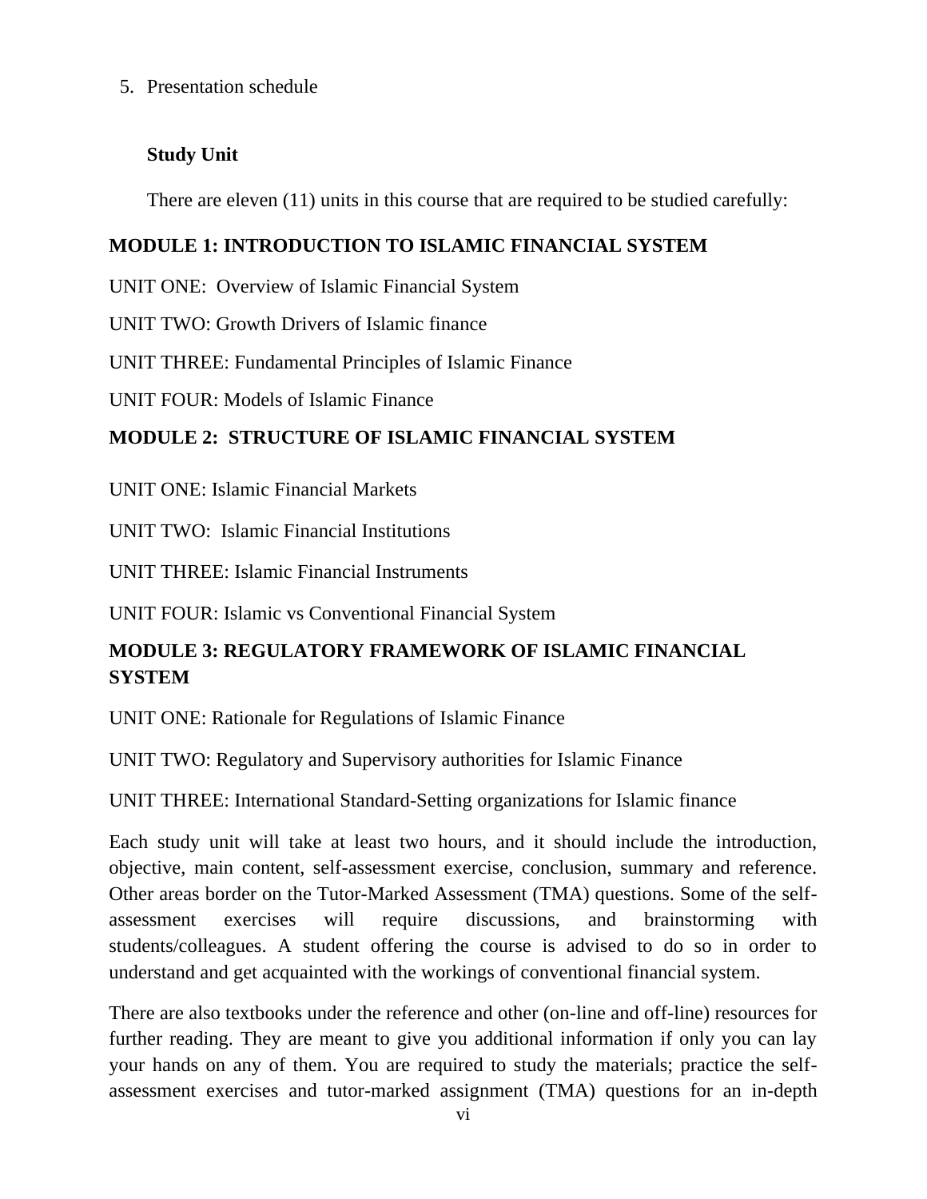5. Presentation schedule

**Study Unit**

There are eleven (11) units in this course that are required to be studied carefully:

**MODULE 1: INTRODUCTION TO ISLAMIC FINANCIAL SYSTEM**

UNIT ONE: Overview of Islamic Financial System

UNIT TWO: Growth Drivers of Islamic finance

UNIT THREE: Fundamental Principles of Islamic Finance

UNIT FOUR: Models of Islamic Finance

**MODULE 2: STRUCTURE OF ISLAMIC FINANCIAL SYSTEM**

UNIT ONE: Islamic Financial Markets

UNIT TWO: Islamic Financial Institutions

UNIT THREE: Islamic Financial Instruments

UNIT FOUR: Islamic vs Conventional Financial System

**MODULE 3: REGULATORY FRAMEWORK OF ISLAMIC FINANCIAL SYSTEM**

UNIT ONE: Rationale for Regulations of Islamic Finance

UNIT TWO: Regulatory and Supervisory authorities for Islamic Finance

UNIT THREE: International Standard-Setting organizations for Islamic finance

Each study unit will take at least two hours, and it should include the introduction, objective, main content, self-assessment exercise, conclusion, summary and reference. Other areas border on the Tutor-Marked Assessment (TMA) questions. Some of the self-assessment exercises will require discussions, and brainstorming with students/colleagues. A student offering the course is advised to do so in order to understand and get acquainted with the workings of conventional financial system.

There are also textbooks under the reference and other (on-line and off-line) resources for further reading. They are meant to give you additional information if only you can lay your hands on any of them. You are required to study the materials; practice the self-assessment exercises and tutor-marked assignment (TMA) questions for an in-depth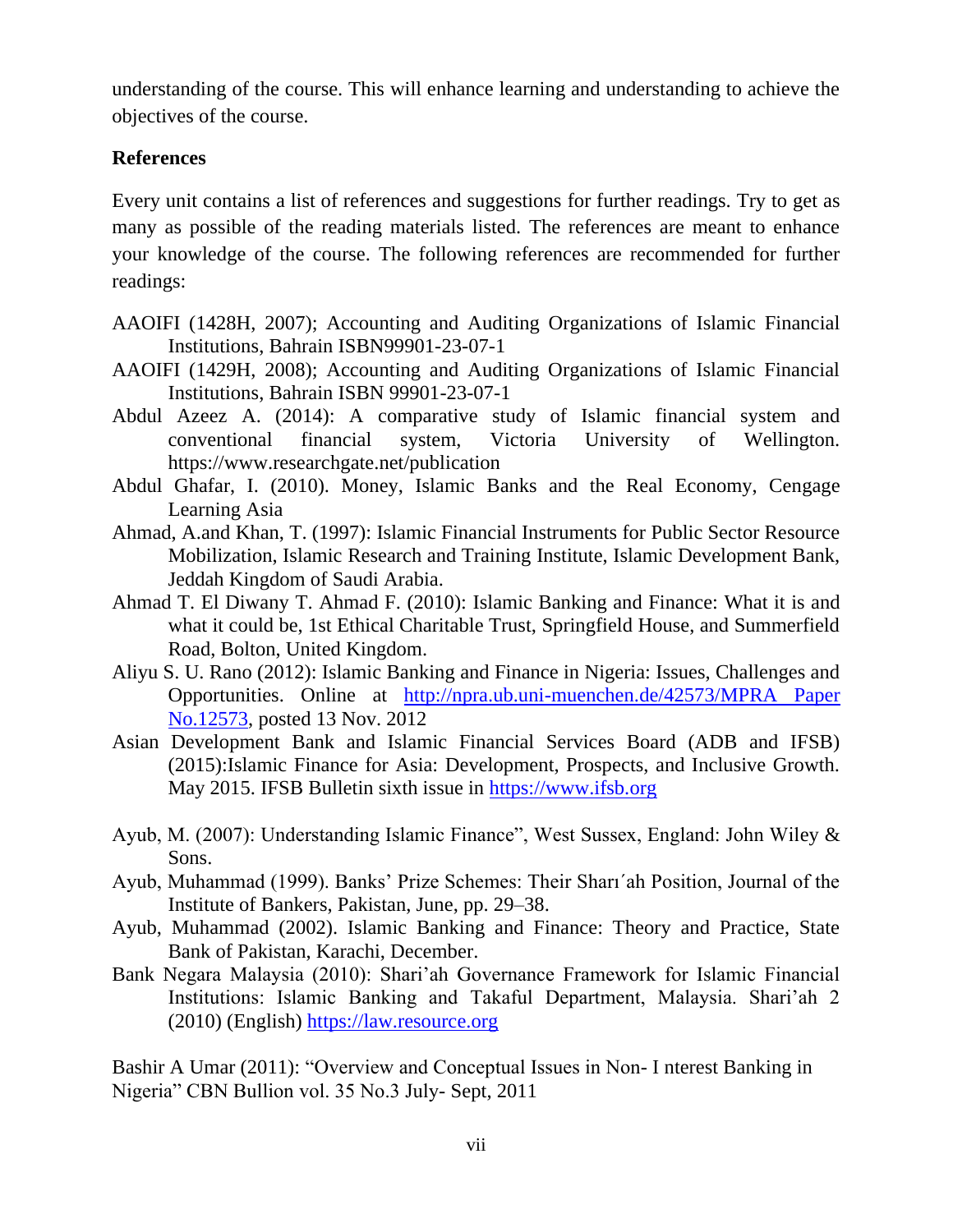understanding of the course. This will enhance learning and understanding to achieve the objectives of the course.

**References**

Every unit contains a list of references and suggestions for further readings. Try to get as many as possible of the reading materials listed. The references are meant to enhance your knowledge of the course. The following references are recommended for further readings:

AAOIFI (1428H, 2007); Accounting and Auditing Organizations of Islamic Financial Institutions, Bahrain ISBN99901-23-07-1

AAOIFI (1429H, 2008); Accounting and Auditing Organizations of Islamic Financial Institutions, Bahrain ISBN 99901-23-07-1

Abdul Azeez A. (2014): A comparative study of Islamic financial system and conventional financial system, Victoria University of Wellington. https://www.researchgate.net/publication

Abdul Ghafar, I. (2010). Money, Islamic Banks and the Real Economy, Cengage Learning Asia

Ahmad, A.and Khan, T. (1997): Islamic Financial Instruments for Public Sector Resource Mobilization, Islamic Research and Training Institute, Islamic Development Bank, Jeddah Kingdom of Saudi Arabia.

Ahmad T. El Diwany T. Ahmad F. (2010): Islamic Banking and Finance: What it is and what it could be, 1st Ethical Charitable Trust, Springfield House, and Summerfield Road, Bolton, United Kingdom.

Aliyu S. U. Rano (2012): Islamic Banking and Finance in Nigeria: Issues, Challenges and Opportunities. Online at http://npra.ub.uni-muenchen.de/42573/MPRA Paper No.12573, posted 13 Nov. 2012

Asian Development Bank and Islamic Financial Services Board (ADB and IFSB) (2015):Islamic Finance for Asia: Development, Prospects, and Inclusive Growth. May 2015. IFSB Bulletin sixth issue in https://www.ifsb.org

Ayub, M. (2007): Understanding Islamic Finance", West Sussex, England: John Wiley & Sons.

Ayub, Muhammad (1999). Banks' Prize Schemes: Their Sharı´ah Position, Journal of the Institute of Bankers, Pakistan, June, pp. 29–38.

Ayub, Muhammad (2002). Islamic Banking and Finance: Theory and Practice, State Bank of Pakistan, Karachi, December.

Bank Negara Malaysia (2010): Shari'ah Governance Framework for Islamic Financial Institutions: Islamic Banking and Takaful Department, Malaysia. Shari'ah 2 (2010) (English) https://law.resource.org

Bashir A Umar (2011): "Overview and Conceptual Issues in Non- I nterest Banking in Nigeria" CBN Bullion vol. 35 No.3 July- Sept, 2011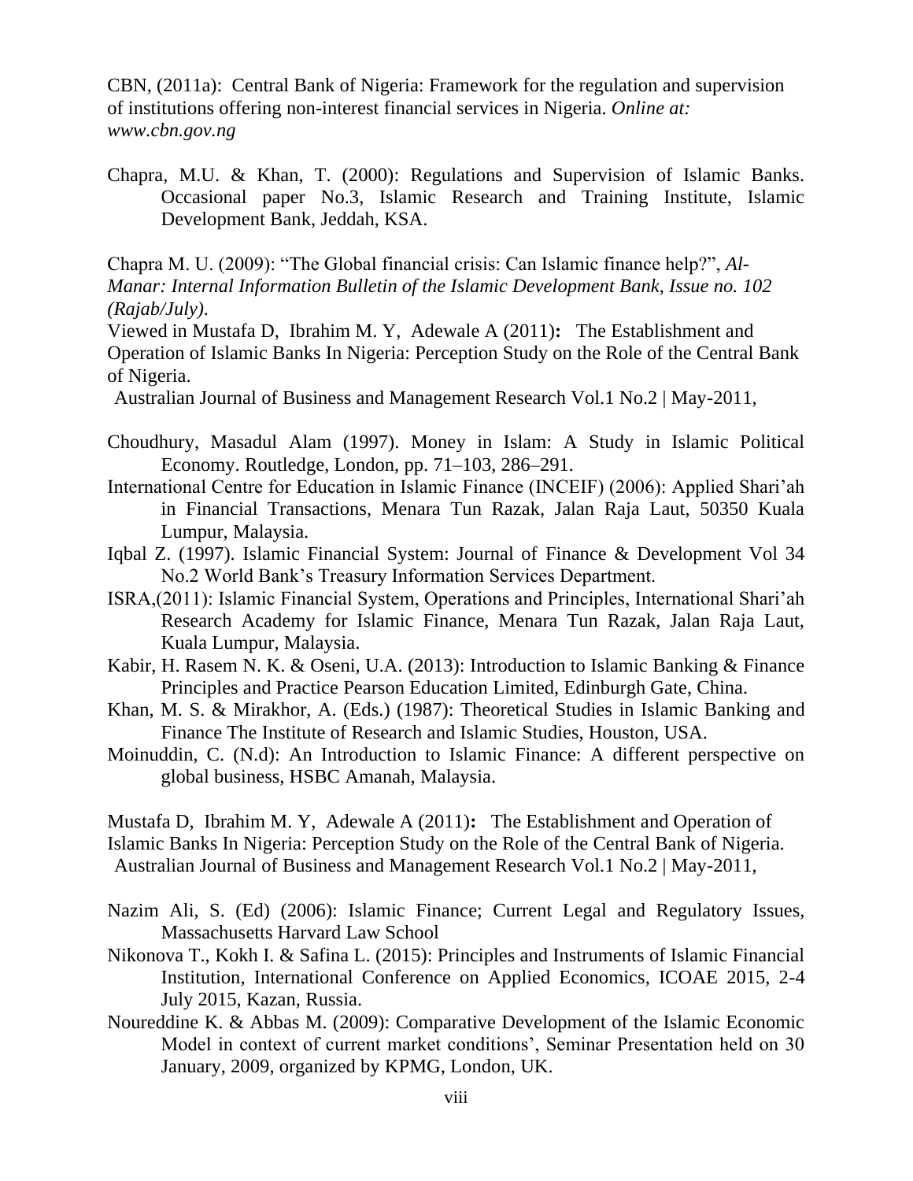CBN, (2011a): Central Bank of Nigeria: Framework for the regulation and supervision of institutions offering non-interest financial services in Nigeria. *Online at: www.cbn.gov.ng*

Chapra, M.U. & Khan, T. (2000): Regulations and Supervision of Islamic Banks. Occasional paper No.3, Islamic Research and Training Institute, Islamic Development Bank, Jeddah, KSA.

Chapra M. U. (2009): "The Global financial crisis: Can Islamic finance help?", *Al-Manar: Internal Information Bulletin of the Islamic Development Bank, Issue no. 102 (Rajab/July).*
Viewed in Mustafa D, Ibrahim M. Y, Adewale A (2011)**:** The Establishment and Operation of Islamic Banks In Nigeria: Perception Study on the Role of the Central Bank of Nigeria.
Australian Journal of Business and Management Research Vol.1 No.2 | May-2011,

Choudhury, Masadul Alam (1997). Money in Islam: A Study in Islamic Political Economy. Routledge, London, pp. 71–103, 286–291.

International Centre for Education in Islamic Finance (INCEIF) (2006): Applied Shari'ah in Financial Transactions, Menara Tun Razak, Jalan Raja Laut, 50350 Kuala Lumpur, Malaysia.

Iqbal Z. (1997). Islamic Financial System: Journal of Finance & Development Vol 34 No.2 World Bank's Treasury Information Services Department.

ISRA,(2011): Islamic Financial System, Operations and Principles, International Shari'ah Research Academy for Islamic Finance, Menara Tun Razak, Jalan Raja Laut, Kuala Lumpur, Malaysia.

Kabir, H. Rasem N. K. & Oseni, U.A. (2013): Introduction to Islamic Banking & Finance Principles and Practice Pearson Education Limited, Edinburgh Gate, China.

Khan, M. S. & Mirakhor, A. (Eds.) (1987): Theoretical Studies in Islamic Banking and Finance The Institute of Research and Islamic Studies, Houston, USA.

Moinuddin, C. (N.d): An Introduction to Islamic Finance: A different perspective on global business, HSBC Amanah, Malaysia.

Mustafa D, Ibrahim M. Y, Adewale A (2011)**:** The Establishment and Operation of Islamic Banks In Nigeria: Perception Study on the Role of the Central Bank of Nigeria.
Australian Journal of Business and Management Research Vol.1 No.2 | May-2011,

Nazim Ali, S. (Ed) (2006): Islamic Finance; Current Legal and Regulatory Issues, Massachusetts Harvard Law School

Nikonova T., Kokh I. & Safina L. (2015): Principles and Instruments of Islamic Financial Institution, International Conference on Applied Economics, ICOAE 2015, 2-4 July 2015, Kazan, Russia.

Noureddine K. & Abbas M. (2009): Comparative Development of the Islamic Economic Model in context of current market conditions', Seminar Presentation held on 30 January, 2009, organized by KPMG, London, UK.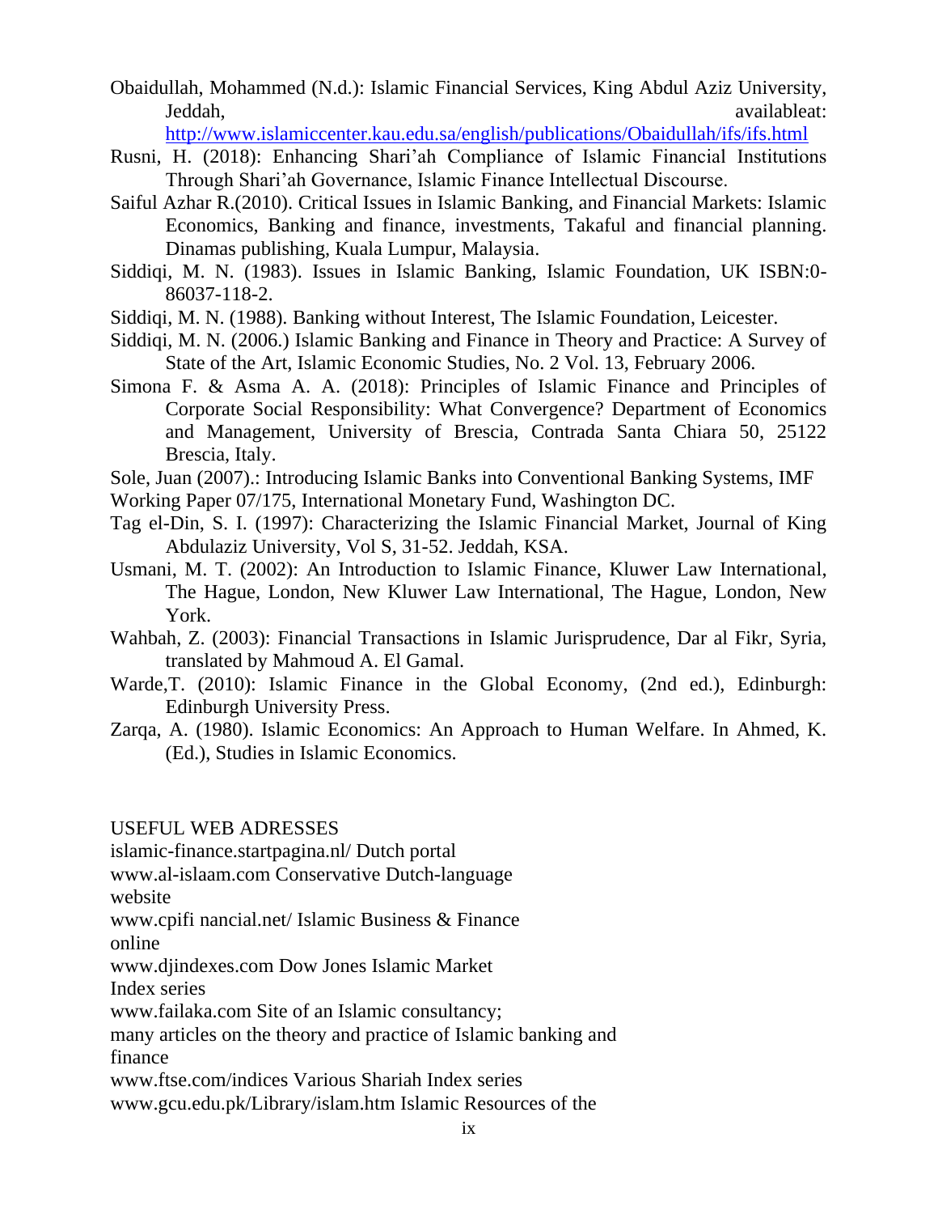Obaidullah, Mohammed (N.d.): Islamic Financial Services, King Abdul Aziz University, Jeddah, availableat: http://www.islamiccenter.kau.edu.sa/english/publications/Obaidullah/ifs/ifs.html

Rusni, H. (2018): Enhancing Shari'ah Compliance of Islamic Financial Institutions Through Shari'ah Governance, Islamic Finance Intellectual Discourse.

Saiful Azhar R.(2010). Critical Issues in Islamic Banking, and Financial Markets: Islamic Economics, Banking and finance, investments, Takaful and financial planning. Dinamas publishing, Kuala Lumpur, Malaysia.

Siddiqi, M. N. (1983). Issues in Islamic Banking, Islamic Foundation, UK ISBN:0-86037-118-2.

Siddiqi, M. N. (1988). Banking without Interest, The Islamic Foundation, Leicester.

Siddiqi, M. N. (2006.) Islamic Banking and Finance in Theory and Practice: A Survey of State of the Art, Islamic Economic Studies, No. 2 Vol. 13, February 2006.

Simona F. & Asma A. A. (2018): Principles of Islamic Finance and Principles of Corporate Social Responsibility: What Convergence? Department of Economics and Management, University of Brescia, Contrada Santa Chiara 50, 25122 Brescia, Italy.

Sole, Juan (2007).: Introducing Islamic Banks into Conventional Banking Systems, IMF Working Paper 07/175, International Monetary Fund, Washington DC.

Tag el-Din, S. I. (1997): Characterizing the Islamic Financial Market, Journal of King Abdulaziz University, Vol S, 31-52. Jeddah, KSA.

Usmani, M. T. (2002): An Introduction to Islamic Finance, Kluwer Law International, The Hague, London, New Kluwer Law International, The Hague, London, New York.

Wahbah, Z. (2003): Financial Transactions in Islamic Jurisprudence, Dar al Fikr, Syria, translated by Mahmoud A. El Gamal.

Warde,T. (2010): Islamic Finance in the Global Economy, (2nd ed.), Edinburgh: Edinburgh University Press.

Zarqa, A. (1980). Islamic Economics: An Approach to Human Welfare. In Ahmed, K. (Ed.), Studies in Islamic Economics.

USEFUL WEB ADRESSES

islamic-finance.startpagina.nl/ Dutch portal

www.al-islaam.com Conservative Dutch-language website

www.cpifi nancial.net/ Islamic Business & Finance online

www.djindexes.com Dow Jones Islamic Market Index series

www.failaka.com Site of an Islamic consultancy; many articles on the theory and practice of Islamic banking and finance

www.ftse.com/indices Various Shariah Index series

www.gcu.edu.pk/Library/islam.htm Islamic Resources of the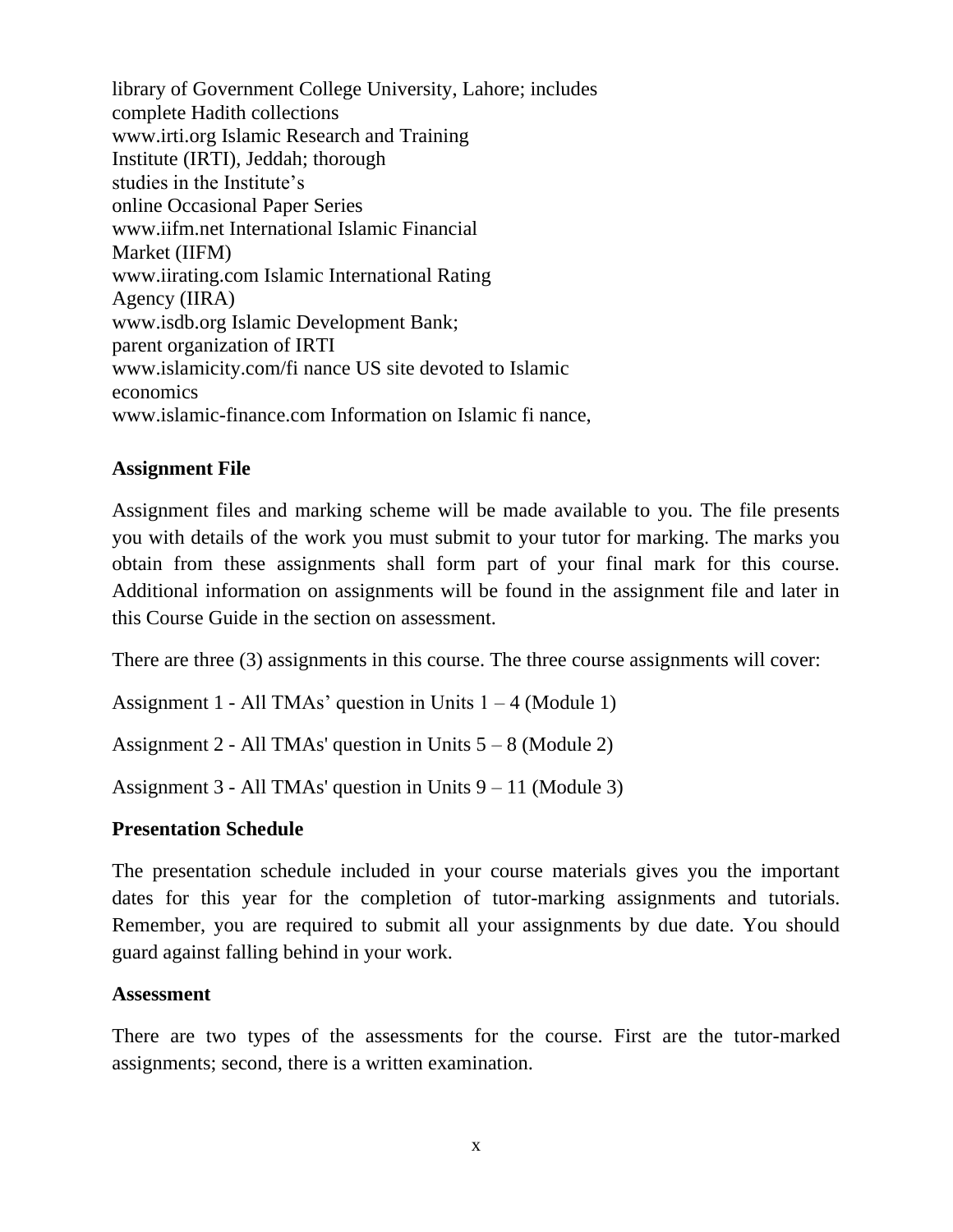library of Government College University, Lahore; includes
complete Hadith collections
www.irti.org Islamic Research and Training
Institute (IRTI), Jeddah; thorough
studies in the Institute's
online Occasional Paper Series
www.iifm.net International Islamic Financial
Market (IIFM)
www.iirating.com Islamic International Rating
Agency (IIRA)
www.isdb.org Islamic Development Bank;
parent organization of IRTI
www.islamicity.com/fi nance US site devoted to Islamic
economics
www.islamic-finance.com Information on Islamic fi nance,

**Assignment File**

Assignment files and marking scheme will be made available to you. The file presents you with details of the work you must submit to your tutor for marking. The marks you obtain from these assignments shall form part of your final mark for this course. Additional information on assignments will be found in the assignment file and later in this Course Guide in the section on assessment.

There are three (3) assignments in this course. The three course assignments will cover:

Assignment 1 - All TMAs' question in Units 1 – 4 (Module 1)

Assignment 2 - All TMAs' question in Units 5 – 8 (Module 2)

Assignment 3 - All TMAs' question in Units 9 – 11 (Module 3)

**Presentation Schedule**

The presentation schedule included in your course materials gives you the important dates for this year for the completion of tutor-marking assignments and tutorials. Remember, you are required to submit all your assignments by due date. You should guard against falling behind in your work.

**Assessment**

There are two types of the assessments for the course. First are the tutor-marked assignments; second, there is a written examination.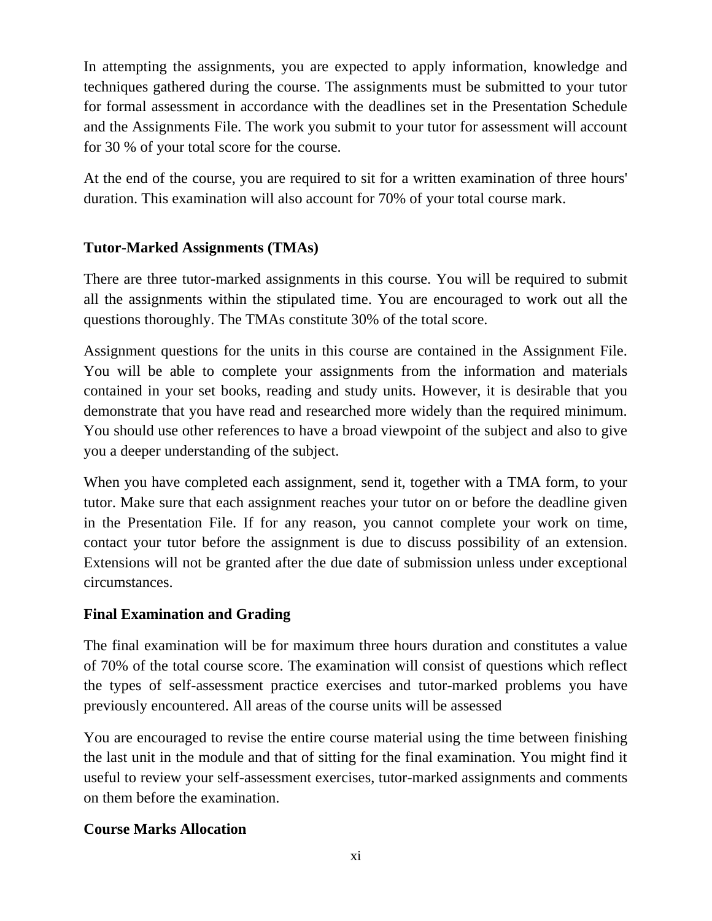In attempting the assignments, you are expected to apply information, knowledge and techniques gathered during the course. The assignments must be submitted to your tutor for formal assessment in accordance with the deadlines set in the Presentation Schedule and the Assignments File. The work you submit to your tutor for assessment will account for 30 % of your total score for the course.

At the end of the course, you are required to sit for a written examination of three hours' duration. This examination will also account for 70% of your total course mark.

**Tutor-Marked Assignments (TMAs)**

There are three tutor-marked assignments in this course. You will be required to submit all the assignments within the stipulated time. You are encouraged to work out all the questions thoroughly. The TMAs constitute 30% of the total score.

Assignment questions for the units in this course are contained in the Assignment File. You will be able to complete your assignments from the information and materials contained in your set books, reading and study units. However, it is desirable that you demonstrate that you have read and researched more widely than the required minimum. You should use other references to have a broad viewpoint of the subject and also to give you a deeper understanding of the subject.

When you have completed each assignment, send it, together with a TMA form, to your tutor. Make sure that each assignment reaches your tutor on or before the deadline given in the Presentation File. If for any reason, you cannot complete your work on time, contact your tutor before the assignment is due to discuss possibility of an extension. Extensions will not be granted after the due date of submission unless under exceptional circumstances.

**Final Examination and Grading**

The final examination will be for maximum three hours duration and constitutes a value of 70% of the total course score. The examination will consist of questions which reflect the types of self-assessment practice exercises and tutor-marked problems you have previously encountered. All areas of the course units will be assessed

You are encouraged to revise the entire course material using the time between finishing the last unit in the module and that of sitting for the final examination. You might find it useful to review your self-assessment exercises, tutor-marked assignments and comments on them before the examination.

**Course Marks Allocation**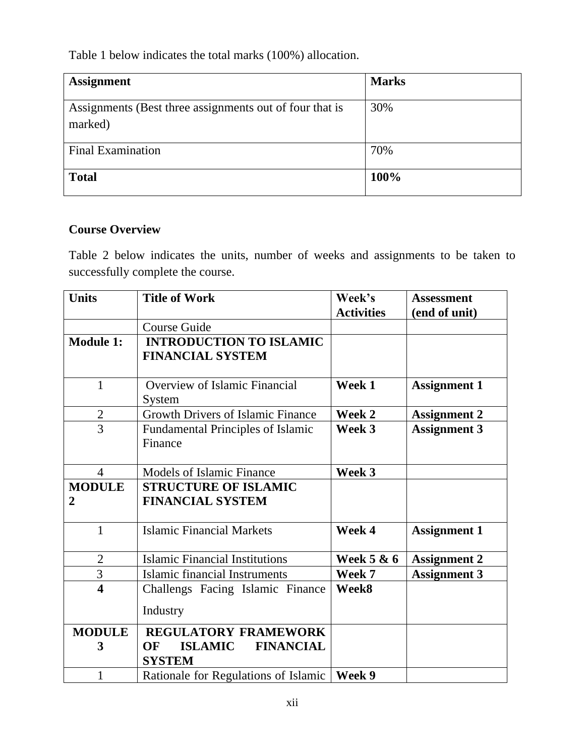Table 1 below indicates the total marks (100%) allocation.

| **Assignment** | **Marks** |
|---|---|
| Assignments (Best three assignments out of four that is marked) | 30% |
| Final Examination | 70% |
| **Total** | **100%** |

### Course Overview

Table 2 below indicates the units, number of weeks and assignments to be taken to successfully complete the course.

| **Units** | **Title of Work** | **Week's Activities** | **Assessment (end of unit)** |
|---|---|---|---|
| | Course Guide | | |
| **Module 1:** | **INTRODUCTION TO ISLAMIC FINANCIAL SYSTEM** | | |
| 1 | Overview of Islamic Financial System | **Week 1** | **Assignment 1** |
| 2 | Growth Drivers of Islamic Finance | **Week 2** | **Assignment 2** |
| 3 | Fundamental Principles of Islamic Finance | **Week 3** | **Assignment 3** |
| 4 | Models of Islamic Finance | **Week 3** | |
| **MODULE 2** | **STRUCTURE OF ISLAMIC FINANCIAL SYSTEM** | | |
| 1 | Islamic Financial Markets | **Week 4** | **Assignment 1** |
| 2 | Islamic Financial Institutions | **Week 5 & 6** | **Assignment 2** |
| 3 | Islamic financial Instruments | **Week 7** | **Assignment 3** |
| **4** | Challengs Facing Islamic Finance Industry | **Week8** | |
| **MODULE 3** | **REGULATORY FRAMEWORK OF ISLAMIC FINANCIAL SYSTEM** | | |
| 1 | Rationale for Regulations of Islamic | **Week 9** | |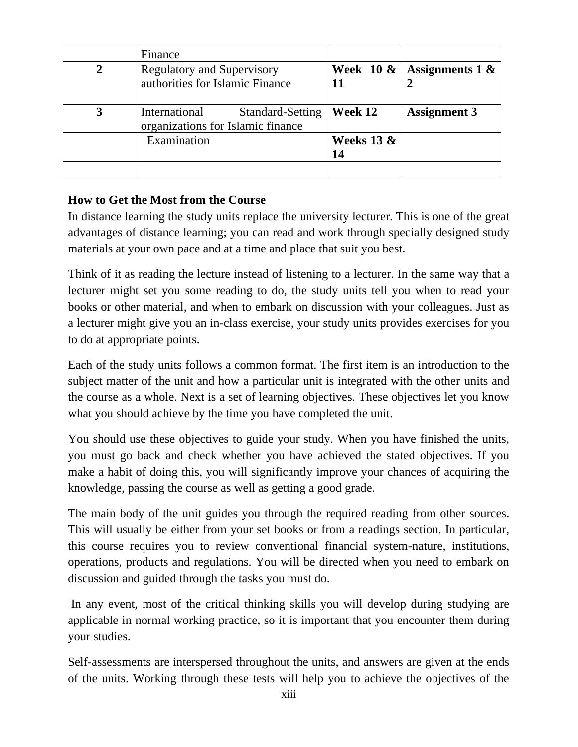| | Finance | | |
|---|---|---|---|
| **2** | Regulatory and Supervisory authorities for Islamic Finance | **Week 10 & 11** | **Assignments 1 & 2** |
| **3** | International Standard-Setting organizations for Islamic finance | **Week 12** | **Assignment 3** |
| | Examination | **Weeks 13 & 14** | |
| | | | |

**How to Get the Most from the Course**

In distance learning the study units replace the university lecturer. This is one of the great advantages of distance learning; you can read and work through specially designed study materials at your own pace and at a time and place that suit you best.

Think of it as reading the lecture instead of listening to a lecturer. In the same way that a lecturer might set you some reading to do, the study units tell you when to read your books or other material, and when to embark on discussion with your colleagues. Just as a lecturer might give you an in-class exercise, your study units provides exercises for you to do at appropriate points.

Each of the study units follows a common format. The first item is an introduction to the subject matter of the unit and how a particular unit is integrated with the other units and the course as a whole. Next is a set of learning objectives. These objectives let you know what you should achieve by the time you have completed the unit.

You should use these objectives to guide your study. When you have finished the units, you must go back and check whether you have achieved the stated objectives. If you make a habit of doing this, you will significantly improve your chances of acquiring the knowledge, passing the course as well as getting a good grade.

The main body of the unit guides you through the required reading from other sources. This will usually be either from your set books or from a readings section. In particular, this course requires you to review conventional financial system-nature, institutions, operations, products and regulations. You will be directed when you need to embark on discussion and guided through the tasks you must do.

In any event, most of the critical thinking skills you will develop during studying are applicable in normal working practice, so it is important that you encounter them during your studies.

Self-assessments are interspersed throughout the units, and answers are given at the ends of the units. Working through these tests will help you to achieve the objectives of the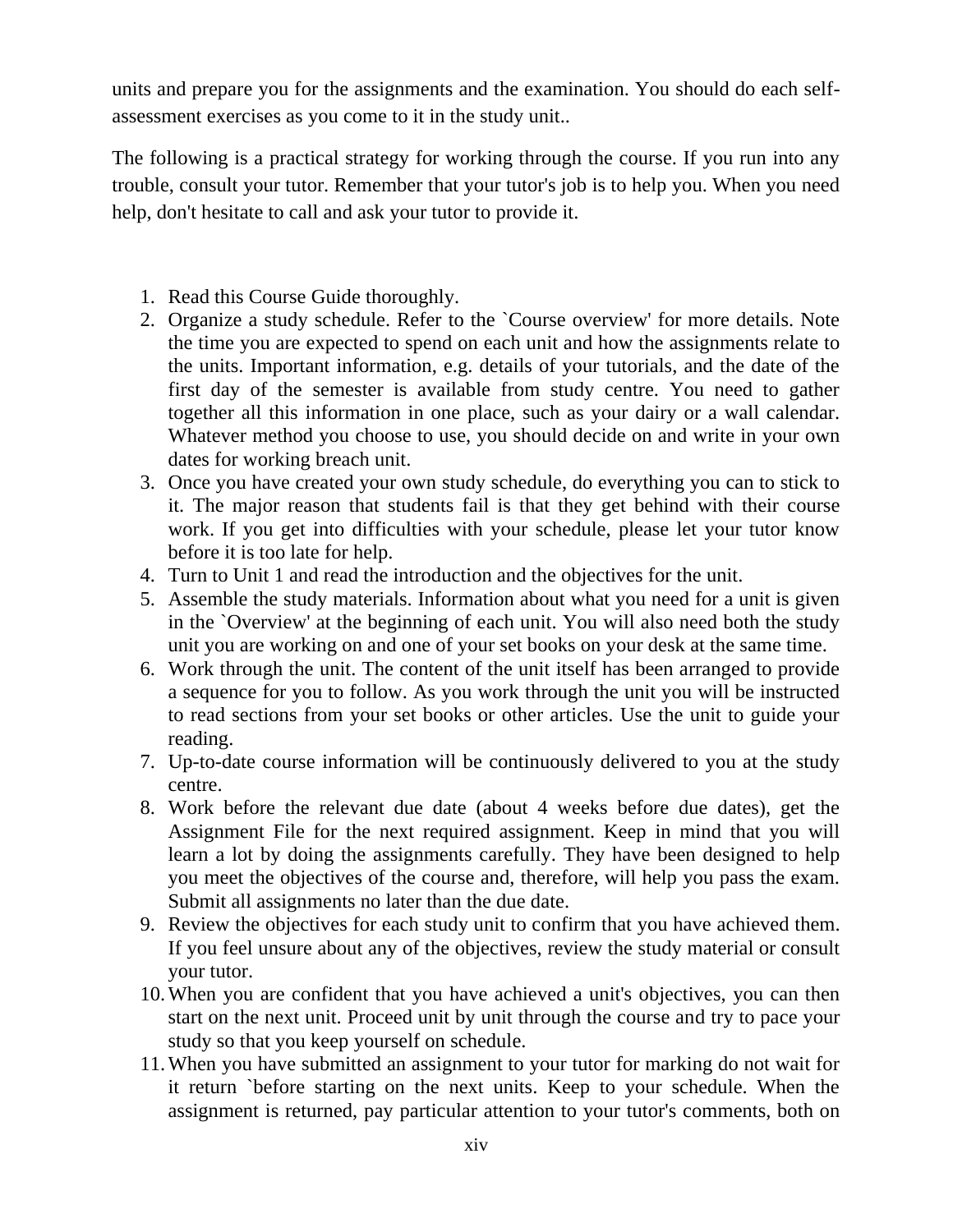units and prepare you for the assignments and the examination. You should do each self-assessment exercises as you come to it in the study unit..

The following is a practical strategy for working through the course. If you run into any trouble, consult your tutor. Remember that your tutor's job is to help you. When you need help, don't hesitate to call and ask your tutor to provide it.

1. Read this Course Guide thoroughly.
2. Organize a study schedule. Refer to the `Course overview' for more details. Note the time you are expected to spend on each unit and how the assignments relate to the units. Important information, e.g. details of your tutorials, and the date of the first day of the semester is available from study centre. You need to gather together all this information in one place, such as your dairy or a wall calendar. Whatever method you choose to use, you should decide on and write in your own dates for working breach unit.
3. Once you have created your own study schedule, do everything you can to stick to it. The major reason that students fail is that they get behind with their course work. If you get into difficulties with your schedule, please let your tutor know before it is too late for help.
4. Turn to Unit 1 and read the introduction and the objectives for the unit.
5. Assemble the study materials. Information about what you need for a unit is given in the `Overview' at the beginning of each unit. You will also need both the study unit you are working on and one of your set books on your desk at the same time.
6. Work through the unit. The content of the unit itself has been arranged to provide a sequence for you to follow. As you work through the unit you will be instructed to read sections from your set books or other articles. Use the unit to guide your reading.
7. Up-to-date course information will be continuously delivered to you at the study centre.
8. Work before the relevant due date (about 4 weeks before due dates), get the Assignment File for the next required assignment. Keep in mind that you will learn a lot by doing the assignments carefully. They have been designed to help you meet the objectives of the course and, therefore, will help you pass the exam. Submit all assignments no later than the due date.
9. Review the objectives for each study unit to confirm that you have achieved them. If you feel unsure about any of the objectives, review the study material or consult your tutor.
10. When you are confident that you have achieved a unit's objectives, you can then start on the next unit. Proceed unit by unit through the course and try to pace your study so that you keep yourself on schedule.
11. When you have submitted an assignment to your tutor for marking do not wait for it return `before starting on the next units. Keep to your schedule. When the assignment is returned, pay particular attention to your tutor's comments, both on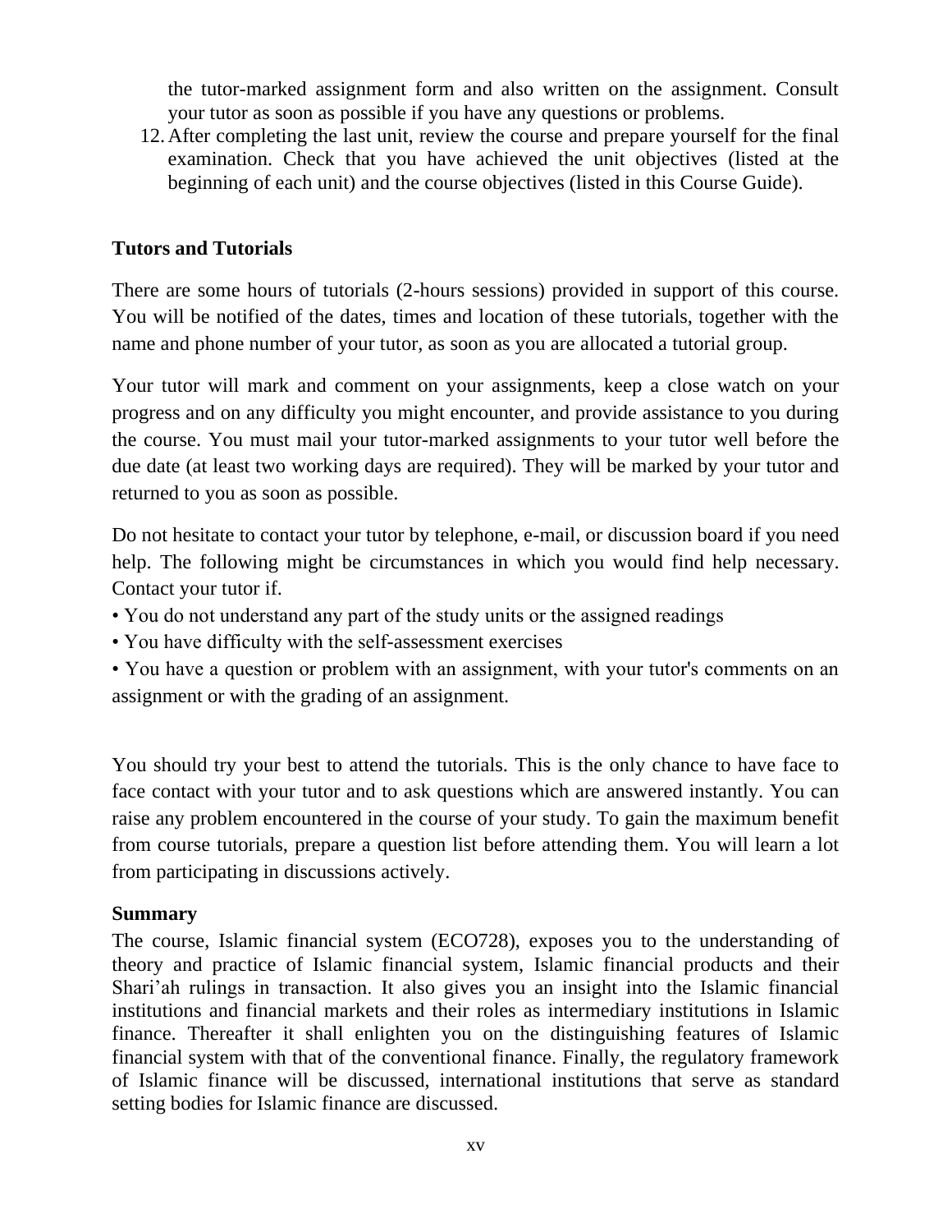the tutor-marked assignment form and also written on the assignment. Consult your tutor as soon as possible if you have any questions or problems.

12. After completing the last unit, review the course and prepare yourself for the final examination. Check that you have achieved the unit objectives (listed at the beginning of each unit) and the course objectives (listed in this Course Guide).

## Tutors and Tutorials

There are some hours of tutorials (2-hours sessions) provided in support of this course. You will be notified of the dates, times and location of these tutorials, together with the name and phone number of your tutor, as soon as you are allocated a tutorial group.

Your tutor will mark and comment on your assignments, keep a close watch on your progress and on any difficulty you might encounter, and provide assistance to you during the course. You must mail your tutor-marked assignments to your tutor well before the due date (at least two working days are required). They will be marked by your tutor and returned to you as soon as possible.

Do not hesitate to contact your tutor by telephone, e-mail, or discussion board if you need help. The following might be circumstances in which you would find help necessary. Contact your tutor if.

- You do not understand any part of the study units or the assigned readings
- You have difficulty with the self-assessment exercises
- You have a question or problem with an assignment, with your tutor's comments on an assignment or with the grading of an assignment.

You should try your best to attend the tutorials. This is the only chance to have face to face contact with your tutor and to ask questions which are answered instantly. You can raise any problem encountered in the course of your study. To gain the maximum benefit from course tutorials, prepare a question list before attending them. You will learn a lot from participating in discussions actively.

## Summary

The course, Islamic financial system (ECO728), exposes you to the understanding of theory and practice of Islamic financial system, Islamic financial products and their Shari'ah rulings in transaction. It also gives you an insight into the Islamic financial institutions and financial markets and their roles as intermediary institutions in Islamic finance. Thereafter it shall enlighten you on the distinguishing features of Islamic financial system with that of the conventional finance. Finally, the regulatory framework of Islamic finance will be discussed, international institutions that serve as standard setting bodies for Islamic finance are discussed.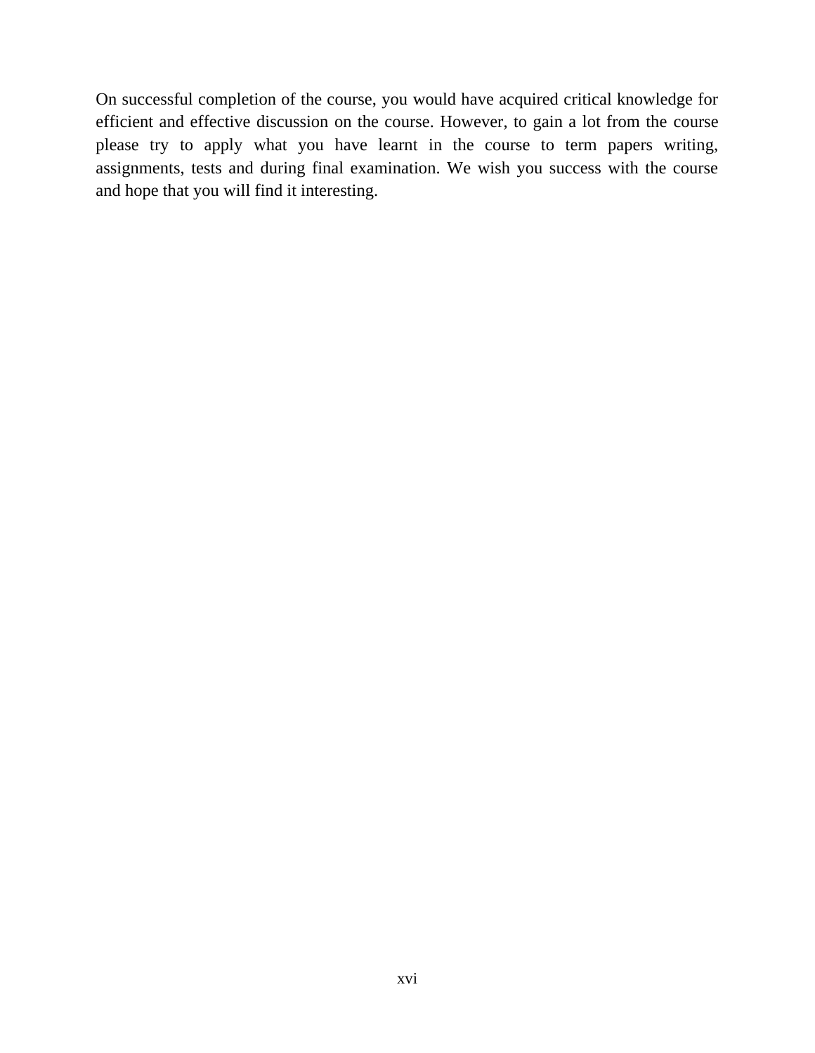On successful completion of the course, you would have acquired critical knowledge for efficient and effective discussion on the course. However, to gain a lot from the course please try to apply what you have learnt in the course to term papers writing, assignments, tests and during final examination. We wish you success with the course and hope that you will find it interesting.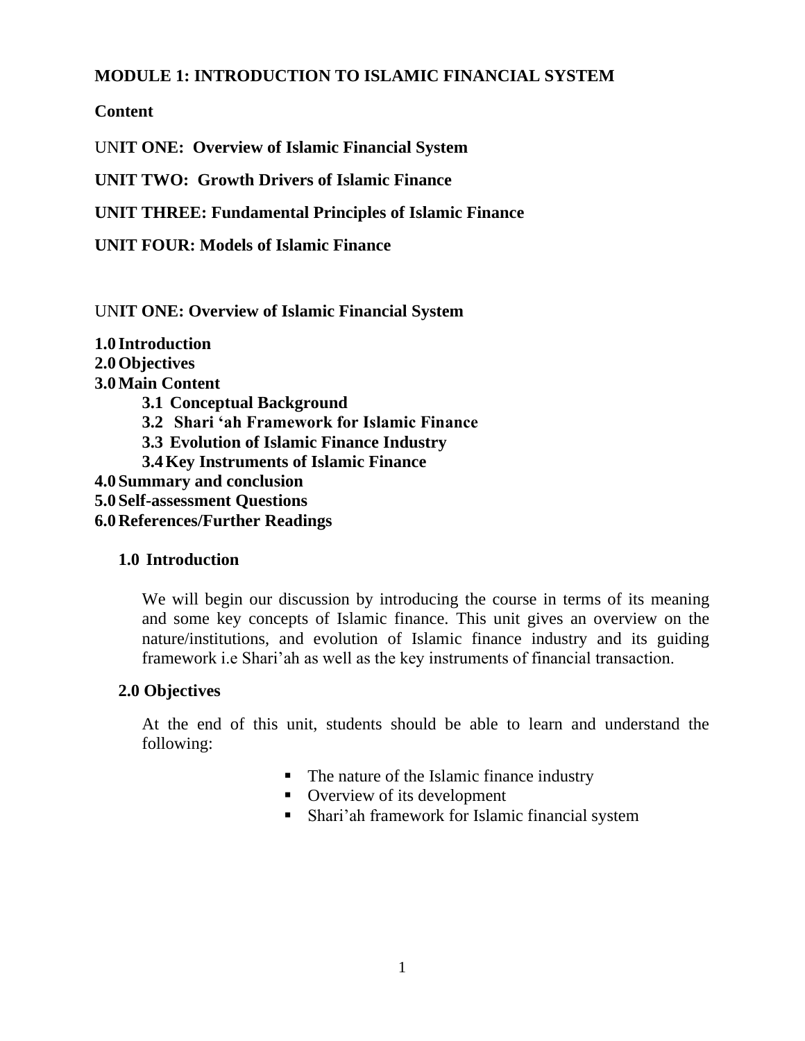# MODULE 1: INTRODUCTION TO ISLAMIC FINANCIAL SYSTEM

**Content**

UN**IT ONE: Overview of Islamic Financial System**

**UNIT TWO: Growth Drivers of Islamic Finance**

**UNIT THREE: Fundamental Principles of Islamic Finance**

**UNIT FOUR: Models of Islamic Finance**

## UN**IT ONE: Overview of Islamic Financial System**

**1.0 Introduction**
**2.0 Objectives**
**3.0 Main Content**
- **3.1 Conceptual Background**
- **3.2 Shari 'ah Framework for Islamic Finance**
- **3.3 Evolution of Islamic Finance Industry**
- **3.4 Key Instruments of Islamic Finance**

**4.0 Summary and conclusion**
**5.0 Self-assessment Questions**
**6.0 References/Further Readings**

### 1.0 Introduction

We will begin our discussion by introducing the course in terms of its meaning and some key concepts of Islamic finance. This unit gives an overview on the nature/institutions, and evolution of Islamic finance industry and its guiding framework i.e Shari'ah as well as the key instruments of financial transaction.

### 2.0 Objectives

At the end of this unit, students should be able to learn and understand the following:

- The nature of the Islamic finance industry
- Overview of its development
- Shari'ah framework for Islamic financial system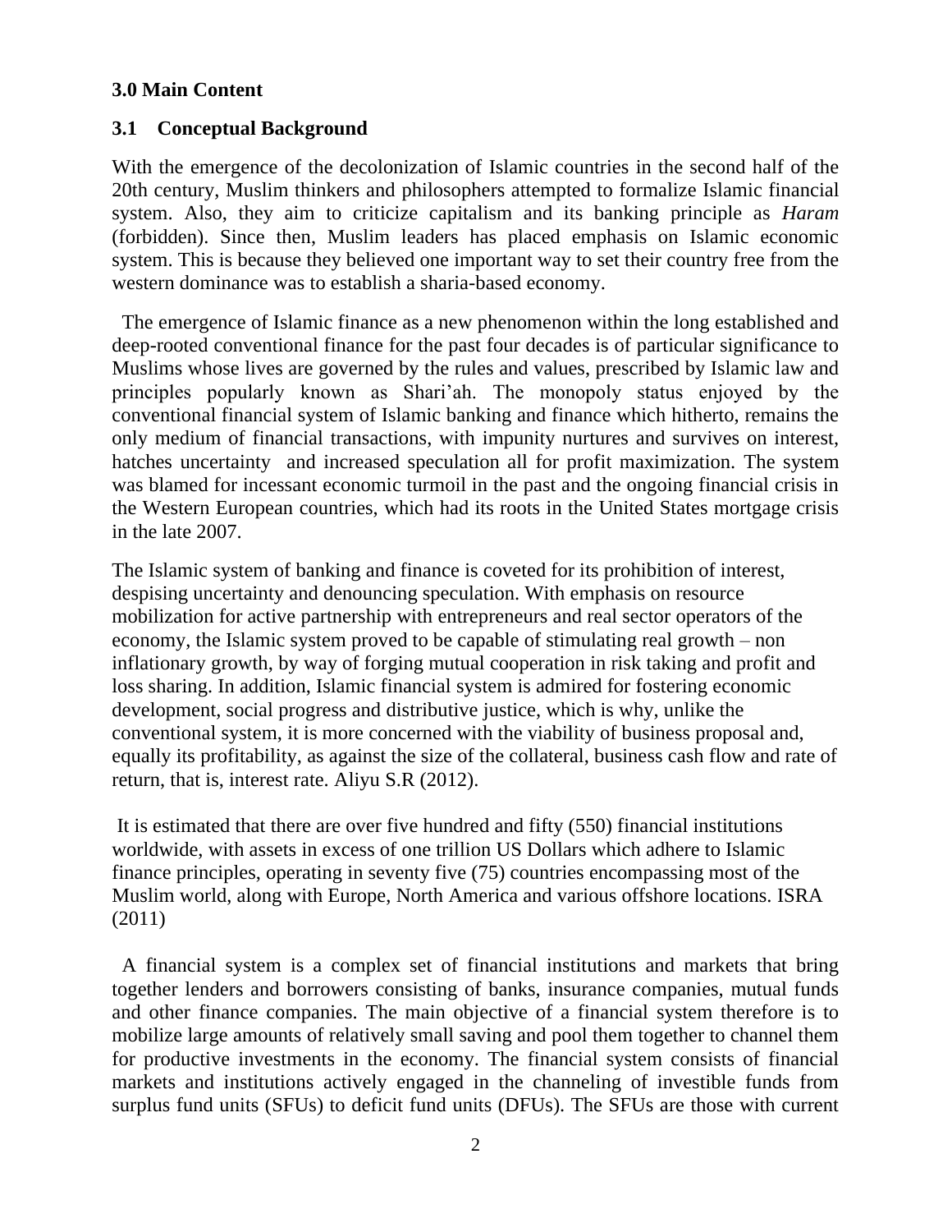**3.0 Main Content**

**3.1 Conceptual Background**

With the emergence of the decolonization of Islamic countries in the second half of the 20th century, Muslim thinkers and philosophers attempted to formalize Islamic financial system. Also, they aim to criticize capitalism and its banking principle as *Haram* (forbidden). Since then, Muslim leaders has placed emphasis on Islamic economic system. This is because they believed one important way to set their country free from the western dominance was to establish a sharia-based economy.

The emergence of Islamic finance as a new phenomenon within the long established and deep-rooted conventional finance for the past four decades is of particular significance to Muslims whose lives are governed by the rules and values, prescribed by Islamic law and principles popularly known as Shari'ah. The monopoly status enjoyed by the conventional financial system of Islamic banking and finance which hitherto, remains the only medium of financial transactions, with impunity nurtures and survives on interest, hatches uncertainty and increased speculation all for profit maximization. The system was blamed for incessant economic turmoil in the past and the ongoing financial crisis in the Western European countries, which had its roots in the United States mortgage crisis in the late 2007.

The Islamic system of banking and finance is coveted for its prohibition of interest, despising uncertainty and denouncing speculation. With emphasis on resource mobilization for active partnership with entrepreneurs and real sector operators of the economy, the Islamic system proved to be capable of stimulating real growth – non inflationary growth, by way of forging mutual cooperation in risk taking and profit and loss sharing. In addition, Islamic financial system is admired for fostering economic development, social progress and distributive justice, which is why, unlike the conventional system, it is more concerned with the viability of business proposal and, equally its profitability, as against the size of the collateral, business cash flow and rate of return, that is, interest rate. Aliyu S.R (2012).

It is estimated that there are over five hundred and fifty (550) financial institutions worldwide, with assets in excess of one trillion US Dollars which adhere to Islamic finance principles, operating in seventy five (75) countries encompassing most of the Muslim world, along with Europe, North America and various offshore locations. ISRA (2011)

A financial system is a complex set of financial institutions and markets that bring together lenders and borrowers consisting of banks, insurance companies, mutual funds and other finance companies. The main objective of a financial system therefore is to mobilize large amounts of relatively small saving and pool them together to channel them for productive investments in the economy. The financial system consists of financial markets and institutions actively engaged in the channeling of investible funds from surplus fund units (SFUs) to deficit fund units (DFUs). The SFUs are those with current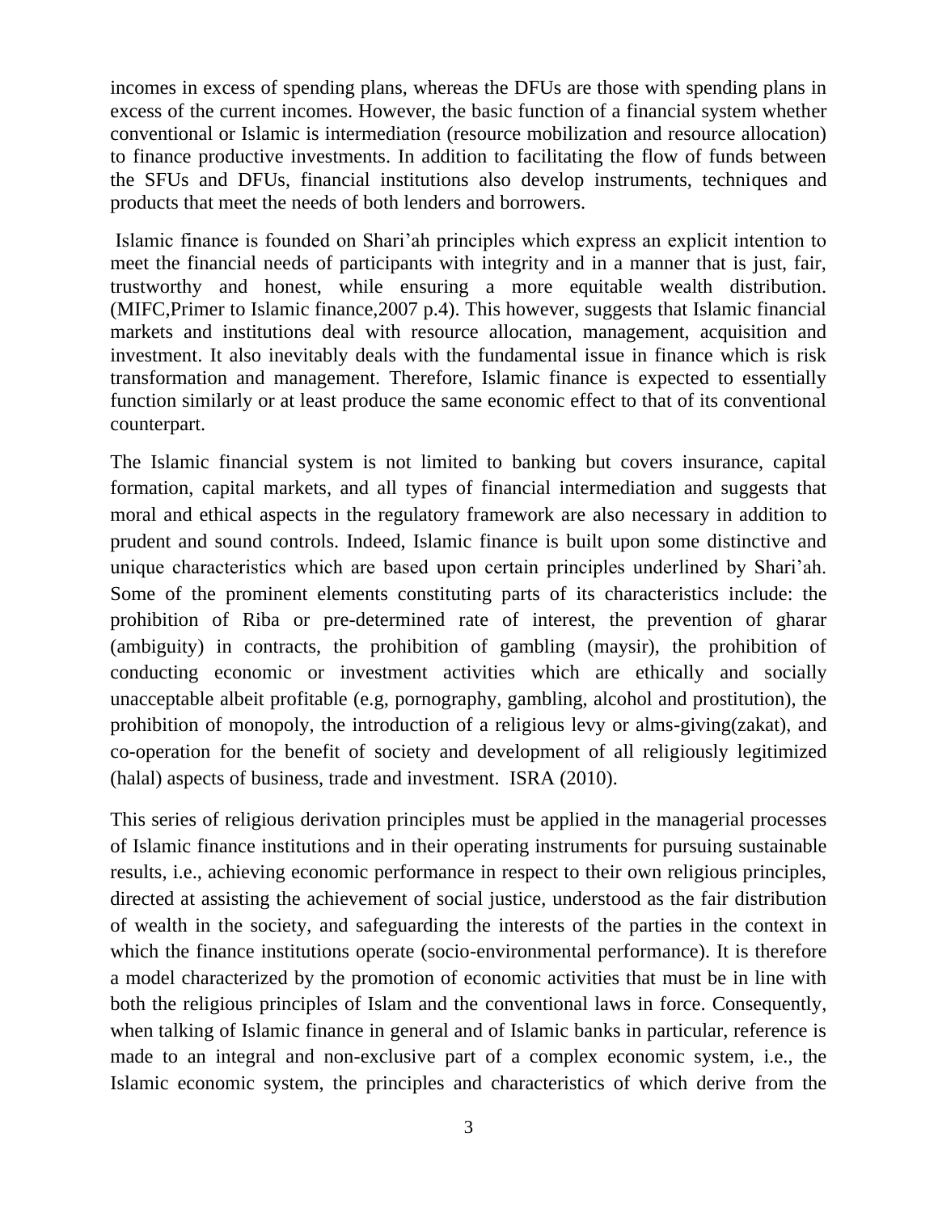incomes in excess of spending plans, whereas the DFUs are those with spending plans in excess of the current incomes. However, the basic function of a financial system whether conventional or Islamic is intermediation (resource mobilization and resource allocation) to finance productive investments. In addition to facilitating the flow of funds between the SFUs and DFUs, financial institutions also develop instruments, techniques and products that meet the needs of both lenders and borrowers.

Islamic finance is founded on Shari'ah principles which express an explicit intention to meet the financial needs of participants with integrity and in a manner that is just, fair, trustworthy and honest, while ensuring a more equitable wealth distribution. (MIFC,Primer to Islamic finance,2007 p.4). This however, suggests that Islamic financial markets and institutions deal with resource allocation, management, acquisition and investment. It also inevitably deals with the fundamental issue in finance which is risk transformation and management. Therefore, Islamic finance is expected to essentially function similarly or at least produce the same economic effect to that of its conventional counterpart.

The Islamic financial system is not limited to banking but covers insurance, capital formation, capital markets, and all types of financial intermediation and suggests that moral and ethical aspects in the regulatory framework are also necessary in addition to prudent and sound controls. Indeed, Islamic finance is built upon some distinctive and unique characteristics which are based upon certain principles underlined by Shari'ah. Some of the prominent elements constituting parts of its characteristics include: the prohibition of Riba or pre-determined rate of interest, the prevention of gharar (ambiguity) in contracts, the prohibition of gambling (maysir), the prohibition of conducting economic or investment activities which are ethically and socially unacceptable albeit profitable (e.g, pornography, gambling, alcohol and prostitution), the prohibition of monopoly, the introduction of a religious levy or alms-giving(zakat), and co-operation for the benefit of society and development of all religiously legitimized (halal) aspects of business, trade and investment. ISRA (2010).

This series of religious derivation principles must be applied in the managerial processes of Islamic finance institutions and in their operating instruments for pursuing sustainable results, i.e., achieving economic performance in respect to their own religious principles, directed at assisting the achievement of social justice, understood as the fair distribution of wealth in the society, and safeguarding the interests of the parties in the context in which the finance institutions operate (socio-environmental performance). It is therefore a model characterized by the promotion of economic activities that must be in line with both the religious principles of Islam and the conventional laws in force. Consequently, when talking of Islamic finance in general and of Islamic banks in particular, reference is made to an integral and non-exclusive part of a complex economic system, i.e., the Islamic economic system, the principles and characteristics of which derive from the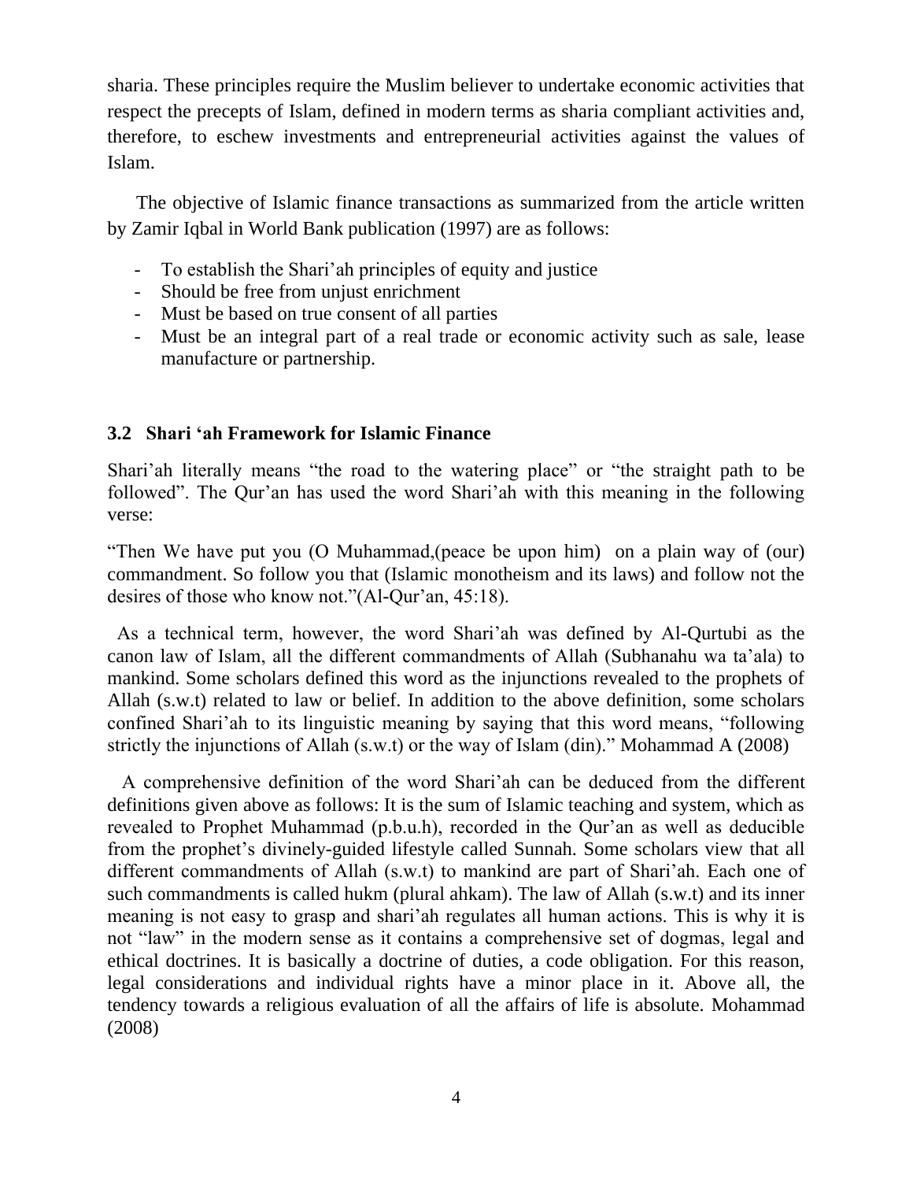sharia. These principles require the Muslim believer to undertake economic activities that respect the precepts of Islam, defined in modern terms as sharia compliant activities and, therefore, to eschew investments and entrepreneurial activities against the values of Islam.

The objective of Islamic finance transactions as summarized from the article written by Zamir Iqbal in World Bank publication (1997) are as follows:

- To establish the Shari'ah principles of equity and justice
- Should be free from unjust enrichment
- Must be based on true consent of all parties
- Must be an integral part of a real trade or economic activity such as sale, lease manufacture or partnership.

### 3.2 Shari 'ah Framework for Islamic Finance

Shari'ah literally means "the road to the watering place" or "the straight path to be followed". The Qur'an has used the word Shari'ah with this meaning in the following verse:

"Then We have put you (O Muhammad,(peace be upon him) on a plain way of (our) commandment. So follow you that (Islamic monotheism and its laws) and follow not the desires of those who know not."(Al-Qur'an, 45:18).

As a technical term, however, the word Shari'ah was defined by Al-Qurtubi as the canon law of Islam, all the different commandments of Allah (Subhanahu wa ta'ala) to mankind. Some scholars defined this word as the injunctions revealed to the prophets of Allah (s.w.t) related to law or belief. In addition to the above definition, some scholars confined Shari'ah to its linguistic meaning by saying that this word means, "following strictly the injunctions of Allah (s.w.t) or the way of Islam (din)." Mohammad A (2008)

A comprehensive definition of the word Shari'ah can be deduced from the different definitions given above as follows: It is the sum of Islamic teaching and system, which as revealed to Prophet Muhammad (p.b.u.h), recorded in the Qur'an as well as deducible from the prophet's divinely-guided lifestyle called Sunnah. Some scholars view that all different commandments of Allah (s.w.t) to mankind are part of Shari'ah. Each one of such commandments is called hukm (plural ahkam). The law of Allah (s.w.t) and its inner meaning is not easy to grasp and shari'ah regulates all human actions. This is why it is not "law" in the modern sense as it contains a comprehensive set of dogmas, legal and ethical doctrines. It is basically a doctrine of duties, a code obligation. For this reason, legal considerations and individual rights have a minor place in it. Above all, the tendency towards a religious evaluation of all the affairs of life is absolute. Mohammad (2008)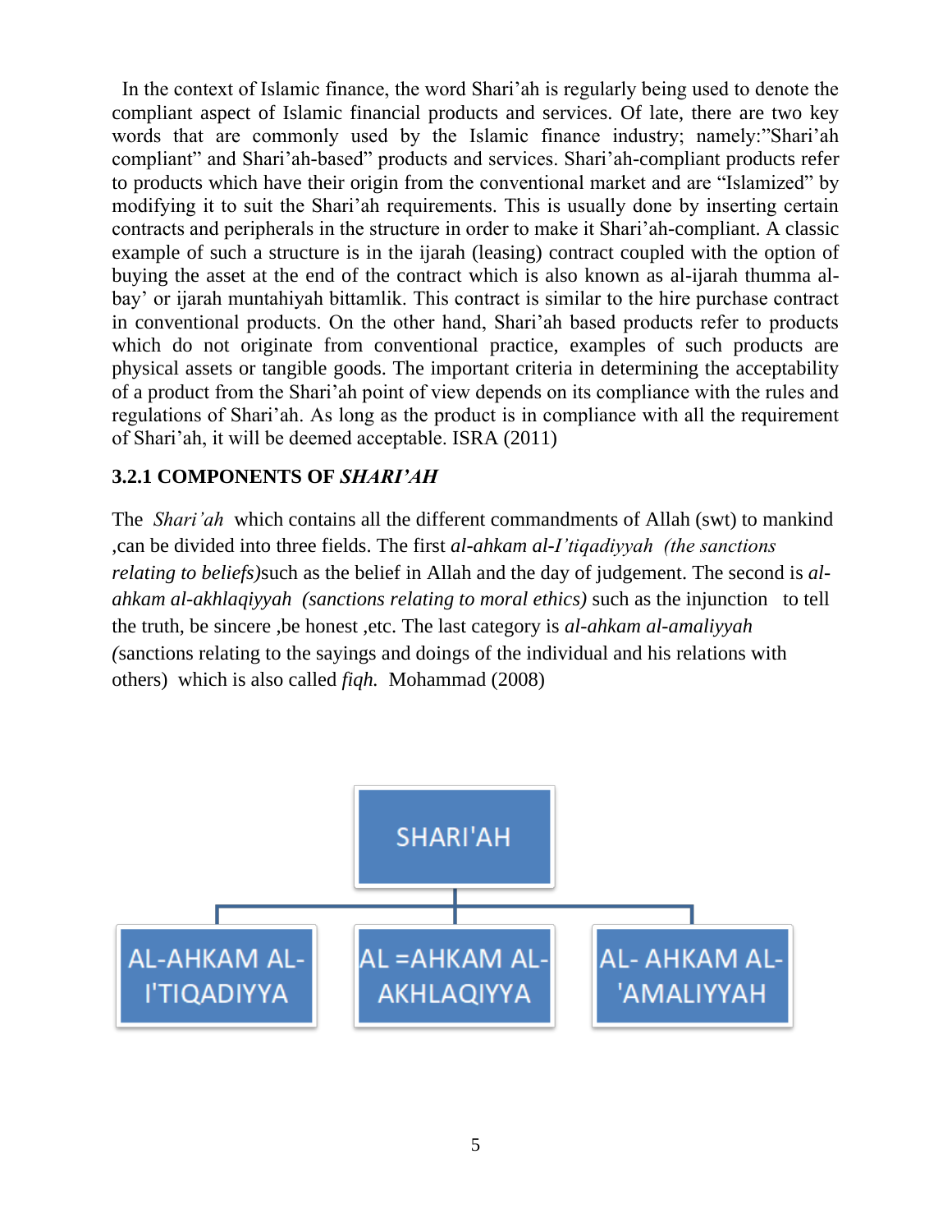In the context of Islamic finance, the word Shari'ah is regularly being used to denote the compliant aspect of Islamic financial products and services. Of late, there are two key words that are commonly used by the Islamic finance industry; namely:"Shari'ah compliant" and Shari'ah-based" products and services. Shari'ah-compliant products refer to products which have their origin from the conventional market and are "Islamized" by modifying it to suit the Shari'ah requirements. This is usually done by inserting certain contracts and peripherals in the structure in order to make it Shari'ah-compliant. A classic example of such a structure is in the ijarah (leasing) contract coupled with the option of buying the asset at the end of the contract which is also known as al-ijarah thumma al-bay' or ijarah muntahiyah bittamlik. This contract is similar to the hire purchase contract in conventional products. On the other hand, Shari'ah based products refer to products which do not originate from conventional practice, examples of such products are physical assets or tangible goods. The important criteria in determining the acceptability of a product from the Shari'ah point of view depends on its compliance with the rules and regulations of Shari'ah. As long as the product is in compliance with all the requirement of Shari'ah, it will be deemed acceptable. ISRA (2011)

### 3.2.1 COMPONENTS OF *SHARI'AH*

The *Shari'ah* which contains all the different commandments of Allah (swt) to mankind ,can be divided into three fields. The first *al-ahkam al-I'tiqadiyyah (the sanctions relating to beliefs)*such as the belief in Allah and the day of judgement. The second is *al-ahkam al-akhlaqiyyah (sanctions relating to moral ethics)* such as the injunction to tell the truth, be sincere ,be honest ,etc. The last category is *al-ahkam al-amaliyyah (*sanctions relating to the sayings and doings of the individual and his relations with others) which is also called *fiqh.* Mohammad (2008)

SHARI'AH

AL-AHKAM AL-I'TIQADIYYA | AL =AHKAM AL-AKHLAQIYYA | AL- AHKAM AL-'AMALIYYAH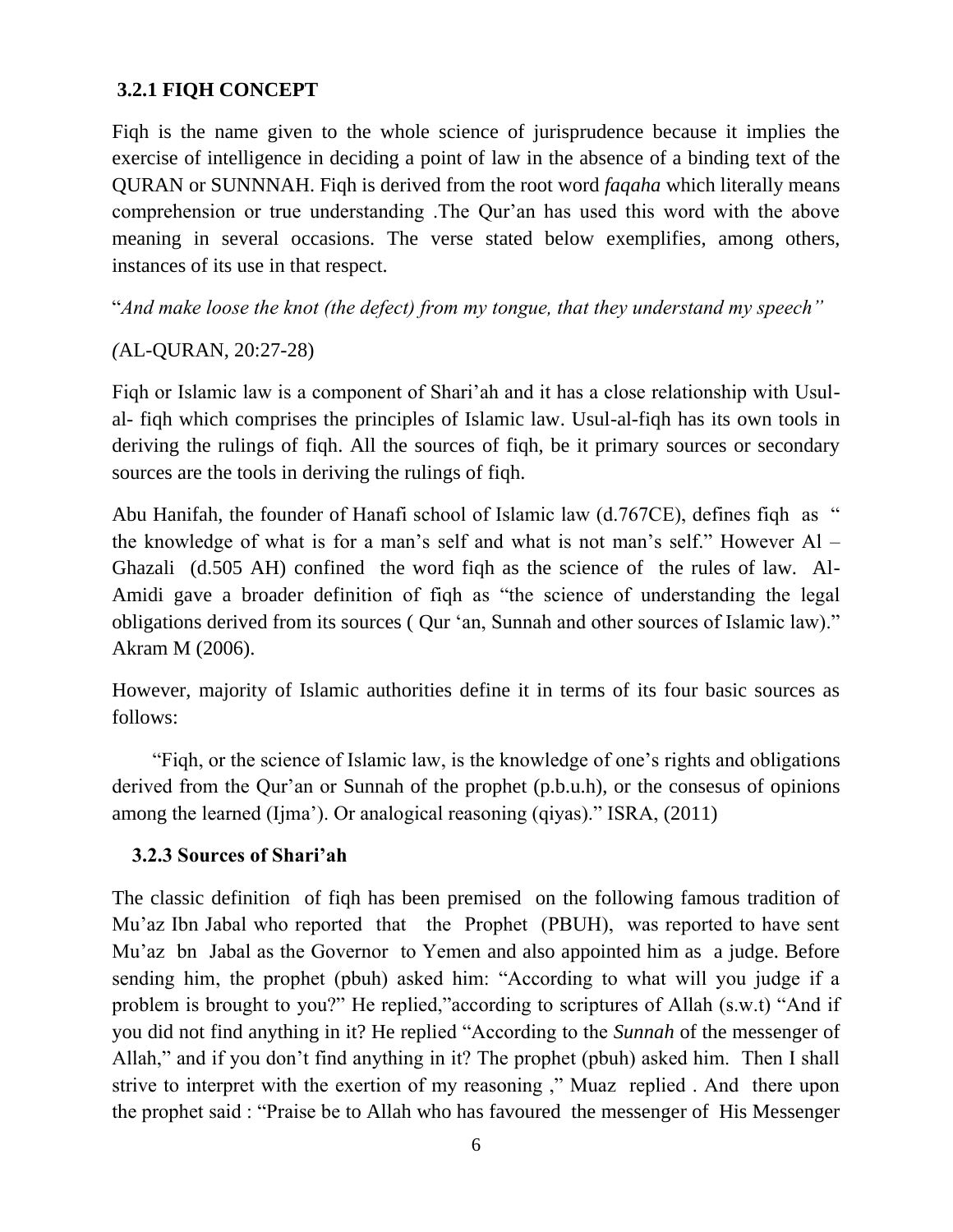### 3.2.1 FIQH CONCEPT

Fiqh is the name given to the whole science of jurisprudence because it implies the exercise of intelligence in deciding a point of law in the absence of a binding text of the QURAN or SUNNNAH. Fiqh is derived from the root word *faqaha* which literally means comprehension or true understanding .The Qur'an has used this word with the above meaning in several occasions. The verse stated below exemplifies, among others, instances of its use in that respect.

"*And make loose the knot (the defect) from my tongue, that they understand my speech"*

*(*AL-QURAN, 20:27-28)

Fiqh or Islamic law is a component of Shari'ah and it has a close relationship with Usul-al- fiqh which comprises the principles of Islamic law. Usul-al-fiqh has its own tools in deriving the rulings of fiqh. All the sources of fiqh, be it primary sources or secondary sources are the tools in deriving the rulings of fiqh.

Abu Hanifah, the founder of Hanafi school of Islamic law (d.767CE), defines fiqh as " the knowledge of what is for a man's self and what is not man's self." However Al –Ghazali (d.505 AH) confined the word fiqh as the science of the rules of law. Al-Amidi gave a broader definition of fiqh as "the science of understanding the legal obligations derived from its sources ( Qur 'an, Sunnah and other sources of Islamic law)." Akram M (2006).

However, majority of Islamic authorities define it in terms of its four basic sources as follows:

"Fiqh, or the science of Islamic law, is the knowledge of one's rights and obligations derived from the Qur'an or Sunnah of the prophet (p.b.u.h), or the consesus of opinions among the learned (Ijma'). Or analogical reasoning (qiyas)." ISRA, (2011)

### 3.2.3 Sources of Shari'ah

The classic definition of fiqh has been premised on the following famous tradition of Mu'az Ibn Jabal who reported that the Prophet (PBUH), was reported to have sent Mu'az bn Jabal as the Governor to Yemen and also appointed him as a judge. Before sending him, the prophet (pbuh) asked him: "According to what will you judge if a problem is brought to you?" He replied,"according to scriptures of Allah (s.w.t) "And if you did not find anything in it? He replied "According to the *Sunnah* of the messenger of Allah," and if you don't find anything in it? The prophet (pbuh) asked him. Then I shall strive to interpret with the exertion of my reasoning ," Muaz replied . And there upon the prophet said : "Praise be to Allah who has favoured the messenger of His Messenger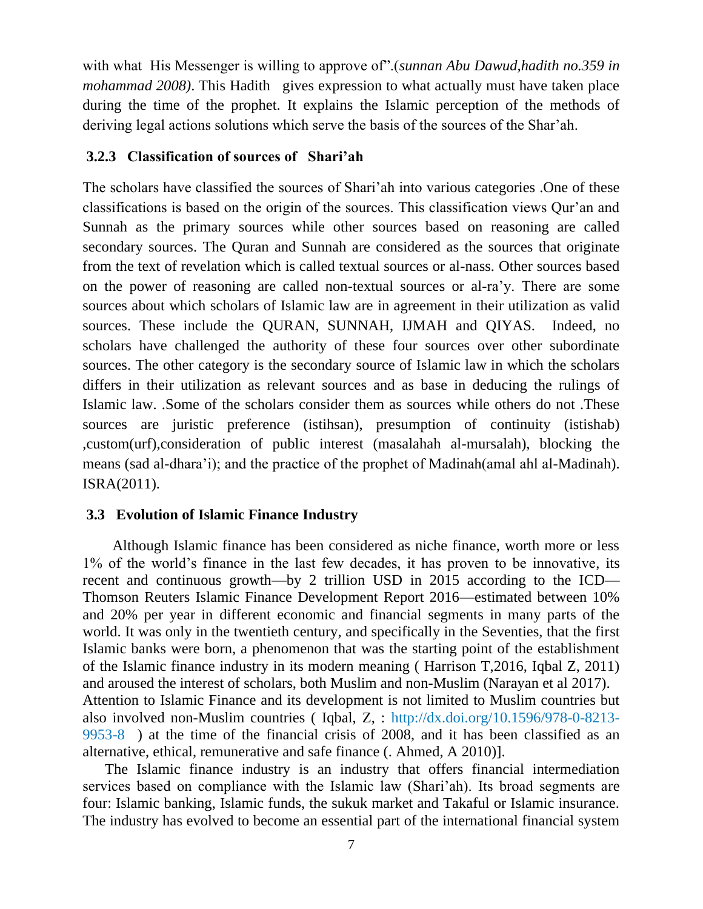with what His Messenger is willing to approve of".(*sunnan Abu Dawud,hadith no.359 in mohammad 2008)*. This Hadith gives expression to what actually must have taken place during the time of the prophet. It explains the Islamic perception of the methods of deriving legal actions solutions which serve the basis of the sources of the Shar'ah.

### 3.2.3 Classification of sources of Shari'ah

The scholars have classified the sources of Shari'ah into various categories .One of these classifications is based on the origin of the sources. This classification views Qur'an and Sunnah as the primary sources while other sources based on reasoning are called secondary sources. The Quran and Sunnah are considered as the sources that originate from the text of revelation which is called textual sources or al-nass. Other sources based on the power of reasoning are called non-textual sources or al-ra'y. There are some sources about which scholars of Islamic law are in agreement in their utilization as valid sources. These include the QURAN, SUNNAH, IJMAH and QIYAS. Indeed, no scholars have challenged the authority of these four sources over other subordinate sources. The other category is the secondary source of Islamic law in which the scholars differs in their utilization as relevant sources and as base in deducing the rulings of Islamic law. .Some of the scholars consider them as sources while others do not .These sources are juristic preference (istihsan), presumption of continuity (istishab) ,custom(urf),consideration of public interest (masalahah al-mursalah), blocking the means (sad al-dhara'i); and the practice of the prophet of Madinah(amal ahl al-Madinah). ISRA(2011).

## 3.3 Evolution of Islamic Finance Industry

Although Islamic finance has been considered as niche finance, worth more or less 1% of the world's finance in the last few decades, it has proven to be innovative, its recent and continuous growth—by 2 trillion USD in 2015 according to the ICD—Thomson Reuters Islamic Finance Development Report 2016—estimated between 10% and 20% per year in different economic and financial segments in many parts of the world. It was only in the twentieth century, and specifically in the Seventies, that the first Islamic banks were born, a phenomenon that was the starting point of the establishment of the Islamic finance industry in its modern meaning ( Harrison T,2016, Iqbal Z, 2011) and aroused the interest of scholars, both Muslim and non-Muslim (Narayan et al 2017). Attention to Islamic Finance and its development is not limited to Muslim countries but also involved non-Muslim countries ( Iqbal, Z, : http://dx.doi.org/10.1596/978-0-8213-9953-8 ) at the time of the financial crisis of 2008, and it has been classified as an alternative, ethical, remunerative and safe finance (. Ahmed, A 2010)].

The Islamic finance industry is an industry that offers financial intermediation services based on compliance with the Islamic law (Shari'ah). Its broad segments are four: Islamic banking, Islamic funds, the sukuk market and Takaful or Islamic insurance. The industry has evolved to become an essential part of the international financial system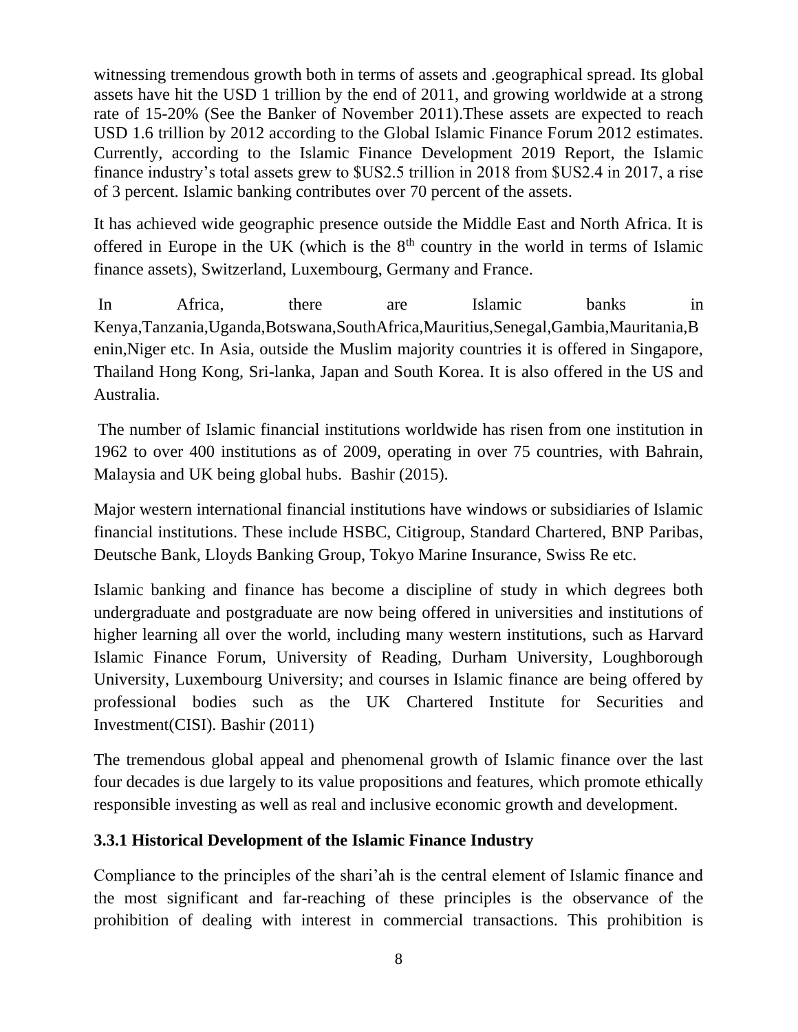witnessing tremendous growth both in terms of assets and .geographical spread. Its global assets have hit the USD 1 trillion by the end of 2011, and growing worldwide at a strong rate of 15-20% (See the Banker of November 2011).These assets are expected to reach USD 1.6 trillion by 2012 according to the Global Islamic Finance Forum 2012 estimates. Currently, according to the Islamic Finance Development 2019 Report, the Islamic finance industry's total assets grew to $US2.5 trillion in 2018 from $US2.4 in 2017, a rise of 3 percent. Islamic banking contributes over 70 percent of the assets.

It has achieved wide geographic presence outside the Middle East and North Africa. It is offered in Europe in the UK (which is the 8th country in the world in terms of Islamic finance assets), Switzerland, Luxembourg, Germany and France.

In Africa, there are Islamic banks in Kenya,Tanzania,Uganda,Botswana,SouthAfrica,Mauritius,Senegal,Gambia,Mauritania,Benin,Niger etc. In Asia, outside the Muslim majority countries it is offered in Singapore, Thailand Hong Kong, Sri-lanka, Japan and South Korea. It is also offered in the US and Australia.

The number of Islamic financial institutions worldwide has risen from one institution in 1962 to over 400 institutions as of 2009, operating in over 75 countries, with Bahrain, Malaysia and UK being global hubs. Bashir (2015).

Major western international financial institutions have windows or subsidiaries of Islamic financial institutions. These include HSBC, Citigroup, Standard Chartered, BNP Paribas, Deutsche Bank, Lloyds Banking Group, Tokyo Marine Insurance, Swiss Re etc.

Islamic banking and finance has become a discipline of study in which degrees both undergraduate and postgraduate are now being offered in universities and institutions of higher learning all over the world, including many western institutions, such as Harvard Islamic Finance Forum, University of Reading, Durham University, Loughborough University, Luxembourg University; and courses in Islamic finance are being offered by professional bodies such as the UK Chartered Institute for Securities and Investment(CISI). Bashir (2011)

The tremendous global appeal and phenomenal growth of Islamic finance over the last four decades is due largely to its value propositions and features, which promote ethically responsible investing as well as real and inclusive economic growth and development.

### 3.3.1 Historical Development of the Islamic Finance Industry

Compliance to the principles of the shari'ah is the central element of Islamic finance and the most significant and far-reaching of these principles is the observance of the prohibition of dealing with interest in commercial transactions. This prohibition is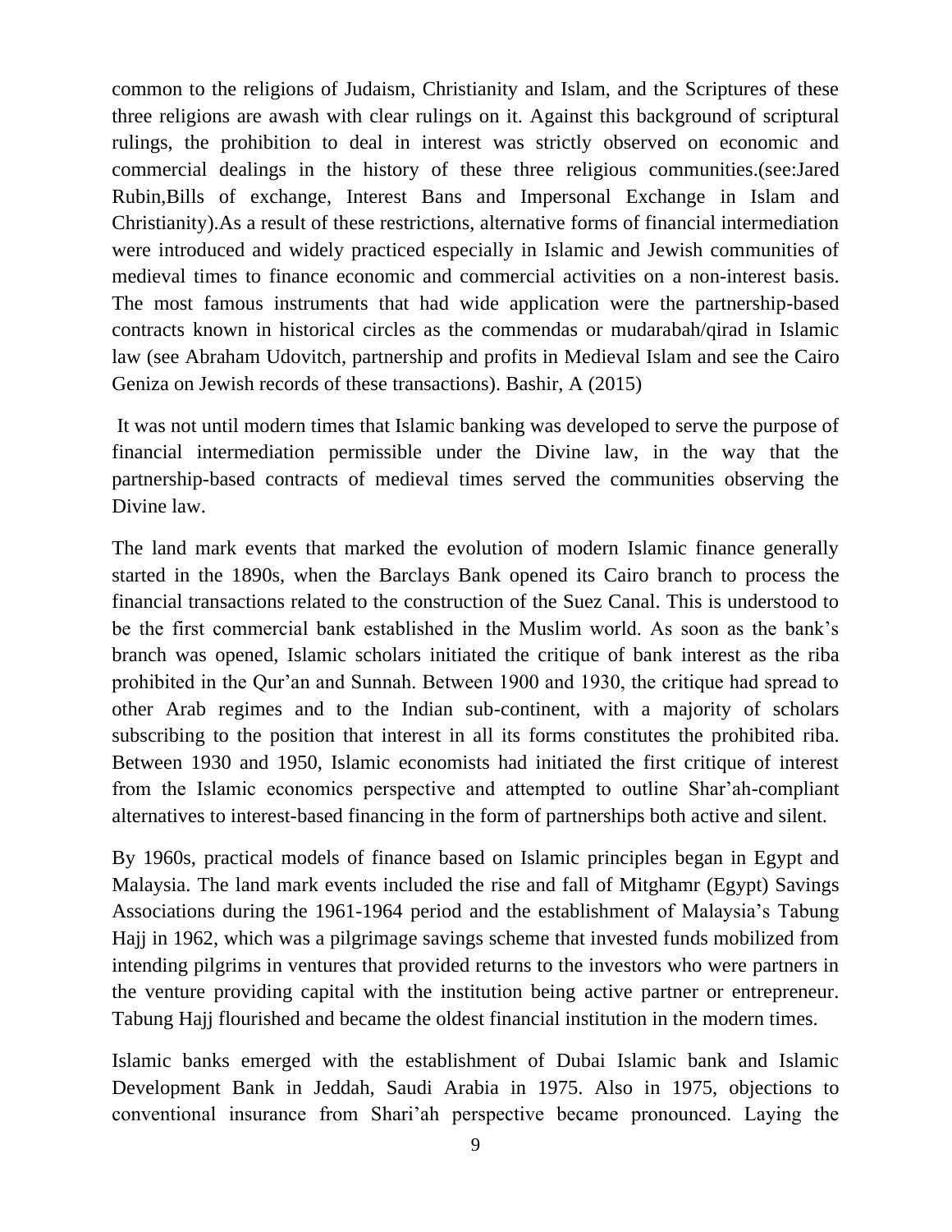common to the religions of Judaism, Christianity and Islam, and the Scriptures of these three religions are awash with clear rulings on it. Against this background of scriptural rulings, the prohibition to deal in interest was strictly observed on economic and commercial dealings in the history of these three religious communities.(see:Jared Rubin,Bills of exchange, Interest Bans and Impersonal Exchange in Islam and Christianity).As a result of these restrictions, alternative forms of financial intermediation were introduced and widely practiced especially in Islamic and Jewish communities of medieval times to finance economic and commercial activities on a non-interest basis. The most famous instruments that had wide application were the partnership-based contracts known in historical circles as the commendas or mudarabah/qirad in Islamic law (see Abraham Udovitch, partnership and profits in Medieval Islam and see the Cairo Geniza on Jewish records of these transactions). Bashir, A (2015)

It was not until modern times that Islamic banking was developed to serve the purpose of financial intermediation permissible under the Divine law, in the way that the partnership-based contracts of medieval times served the communities observing the Divine law.

The land mark events that marked the evolution of modern Islamic finance generally started in the 1890s, when the Barclays Bank opened its Cairo branch to process the financial transactions related to the construction of the Suez Canal. This is understood to be the first commercial bank established in the Muslim world. As soon as the bank's branch was opened, Islamic scholars initiated the critique of bank interest as the riba prohibited in the Qur'an and Sunnah. Between 1900 and 1930, the critique had spread to other Arab regimes and to the Indian sub-continent, with a majority of scholars subscribing to the position that interest in all its forms constitutes the prohibited riba. Between 1930 and 1950, Islamic economists had initiated the first critique of interest from the Islamic economics perspective and attempted to outline Shar'ah-compliant alternatives to interest-based financing in the form of partnerships both active and silent.

By 1960s, practical models of finance based on Islamic principles began in Egypt and Malaysia. The land mark events included the rise and fall of Mitghamr (Egypt) Savings Associations during the 1961-1964 period and the establishment of Malaysia's Tabung Hajj in 1962, which was a pilgrimage savings scheme that invested funds mobilized from intending pilgrims in ventures that provided returns to the investors who were partners in the venture providing capital with the institution being active partner or entrepreneur. Tabung Hajj flourished and became the oldest financial institution in the modern times.

Islamic banks emerged with the establishment of Dubai Islamic bank and Islamic Development Bank in Jeddah, Saudi Arabia in 1975. Also in 1975, objections to conventional insurance from Shari'ah perspective became pronounced. Laying the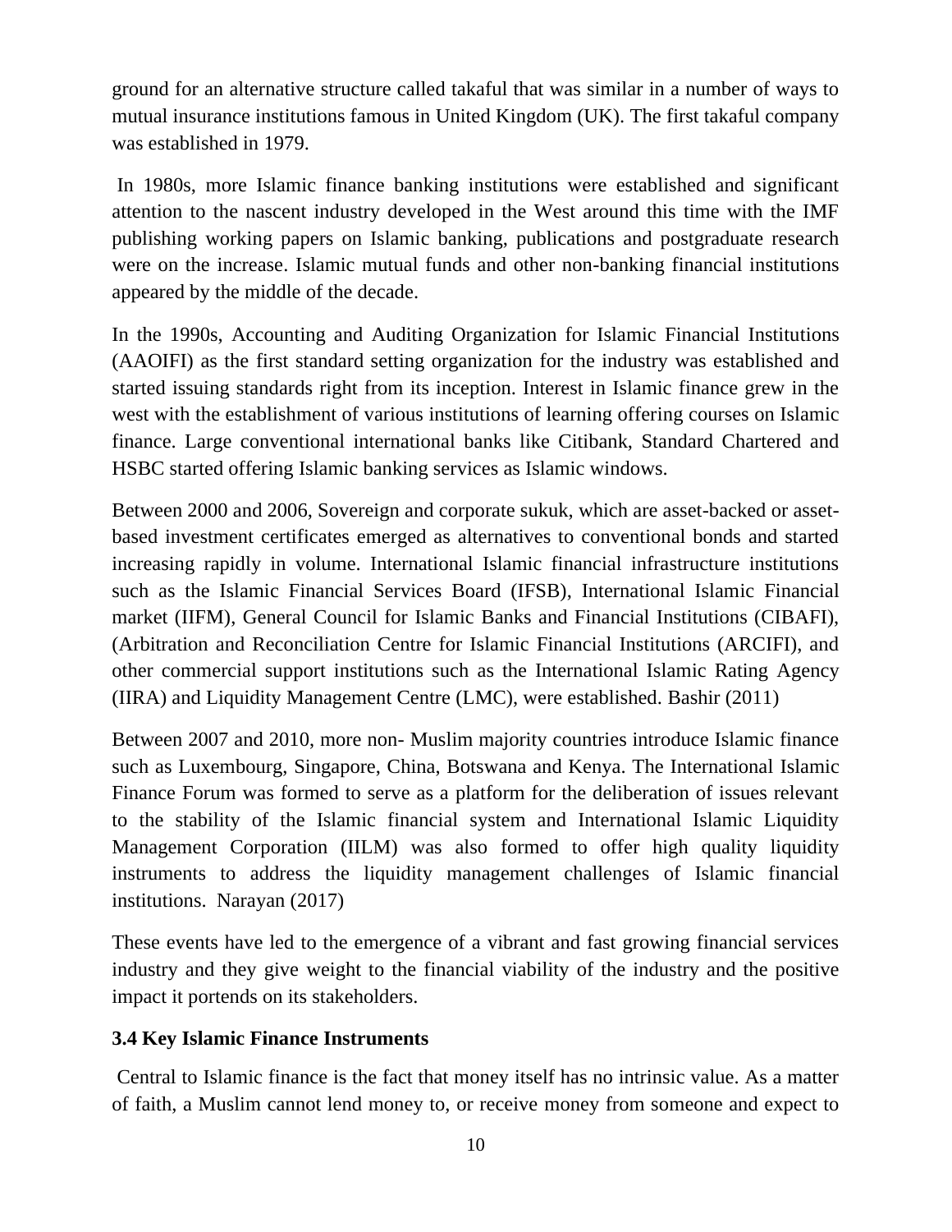ground for an alternative structure called takaful that was similar in a number of ways to mutual insurance institutions famous in United Kingdom (UK). The first takaful company was established in 1979.

In 1980s, more Islamic finance banking institutions were established and significant attention to the nascent industry developed in the West around this time with the IMF publishing working papers on Islamic banking, publications and postgraduate research were on the increase. Islamic mutual funds and other non-banking financial institutions appeared by the middle of the decade.

In the 1990s, Accounting and Auditing Organization for Islamic Financial Institutions (AAOIFI) as the first standard setting organization for the industry was established and started issuing standards right from its inception. Interest in Islamic finance grew in the west with the establishment of various institutions of learning offering courses on Islamic finance. Large conventional international banks like Citibank, Standard Chartered and HSBC started offering Islamic banking services as Islamic windows.

Between 2000 and 2006, Sovereign and corporate sukuk, which are asset-backed or asset-based investment certificates emerged as alternatives to conventional bonds and started increasing rapidly in volume. International Islamic financial infrastructure institutions such as the Islamic Financial Services Board (IFSB), International Islamic Financial market (IIFM), General Council for Islamic Banks and Financial Institutions (CIBAFI), (Arbitration and Reconciliation Centre for Islamic Financial Institutions (ARCIFI), and other commercial support institutions such as the International Islamic Rating Agency (IIRA) and Liquidity Management Centre (LMC), were established. Bashir (2011)

Between 2007 and 2010, more non- Muslim majority countries introduce Islamic finance such as Luxembourg, Singapore, China, Botswana and Kenya. The International Islamic Finance Forum was formed to serve as a platform for the deliberation of issues relevant to the stability of the Islamic financial system and International Islamic Liquidity Management Corporation (IILM) was also formed to offer high quality liquidity instruments to address the liquidity management challenges of Islamic financial institutions. Narayan (2017)

These events have led to the emergence of a vibrant and fast growing financial services industry and they give weight to the financial viability of the industry and the positive impact it portends on its stakeholders.

### 3.4 Key Islamic Finance Instruments

Central to Islamic finance is the fact that money itself has no intrinsic value. As a matter of faith, a Muslim cannot lend money to, or receive money from someone and expect to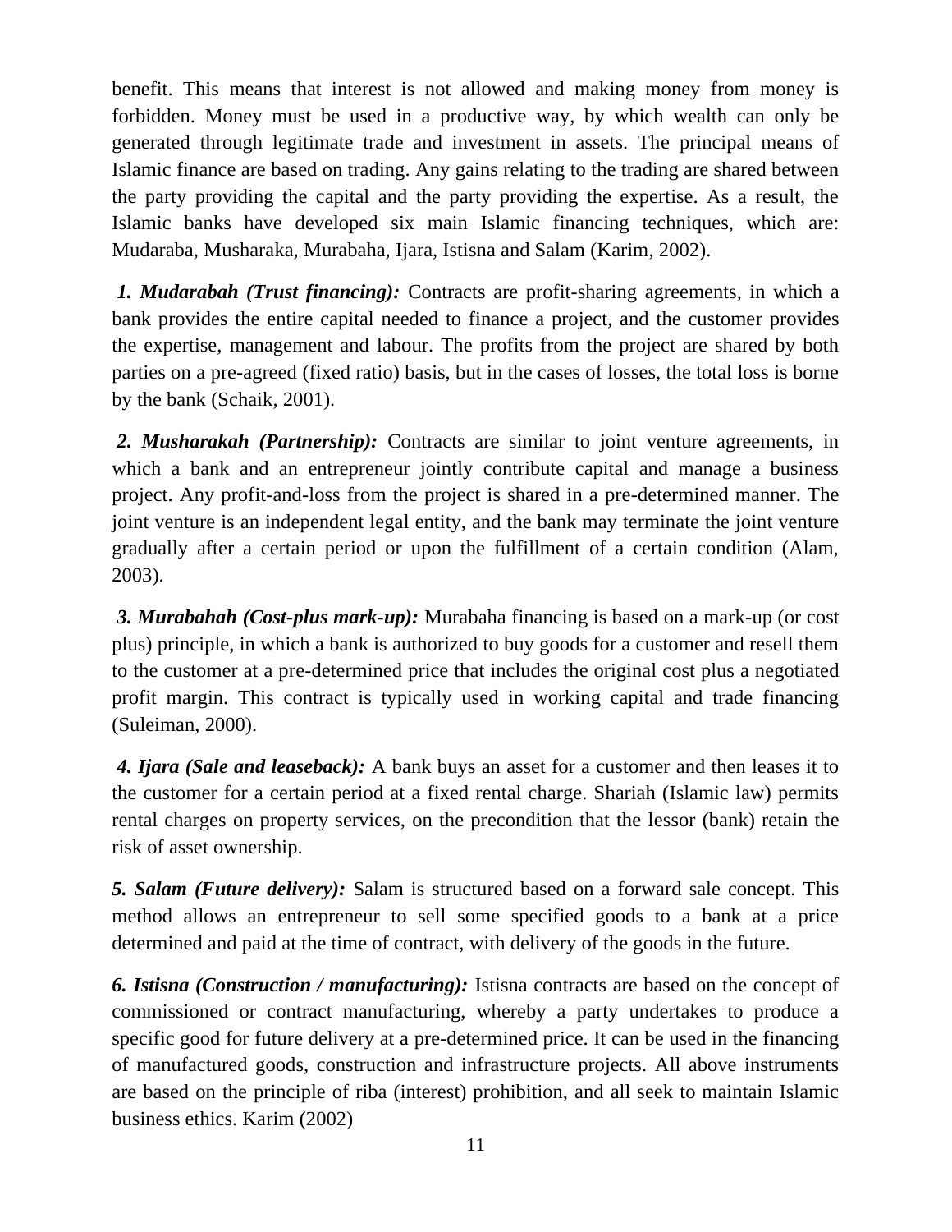benefit. This means that interest is not allowed and making money from money is forbidden. Money must be used in a productive way, by which wealth can only be generated through legitimate trade and investment in assets. The principal means of Islamic finance are based on trading. Any gains relating to the trading are shared between the party providing the capital and the party providing the expertise. As a result, the Islamic banks have developed six main Islamic financing techniques, which are: Mudaraba, Musharaka, Murabaha, Ijara, Istisna and Salam (Karim, 2002).

***1. Mudarabah (Trust financing):*** Contracts are profit-sharing agreements, in which a bank provides the entire capital needed to finance a project, and the customer provides the expertise, management and labour. The profits from the project are shared by both parties on a pre-agreed (fixed ratio) basis, but in the cases of losses, the total loss is borne by the bank (Schaik, 2001).

***2. Musharakah (Partnership):*** Contracts are similar to joint venture agreements, in which a bank and an entrepreneur jointly contribute capital and manage a business project. Any profit-and-loss from the project is shared in a pre-determined manner. The joint venture is an independent legal entity, and the bank may terminate the joint venture gradually after a certain period or upon the fulfillment of a certain condition (Alam, 2003).

***3. Murabahah (Cost-plus mark-up):*** Murabaha financing is based on a mark-up (or cost plus) principle, in which a bank is authorized to buy goods for a customer and resell them to the customer at a pre-determined price that includes the original cost plus a negotiated profit margin. This contract is typically used in working capital and trade financing (Suleiman, 2000).

***4. Ijara (Sale and leaseback):*** A bank buys an asset for a customer and then leases it to the customer for a certain period at a fixed rental charge. Shariah (Islamic law) permits rental charges on property services, on the precondition that the lessor (bank) retain the risk of asset ownership.

***5. Salam (Future delivery):*** Salam is structured based on a forward sale concept. This method allows an entrepreneur to sell some specified goods to a bank at a price determined and paid at the time of contract, with delivery of the goods in the future.

***6. Istisna (Construction / manufacturing):*** Istisna contracts are based on the concept of commissioned or contract manufacturing, whereby a party undertakes to produce a specific good for future delivery at a pre-determined price. It can be used in the financing of manufactured goods, construction and infrastructure projects. All above instruments are based on the principle of riba (interest) prohibition, and all seek to maintain Islamic business ethics. Karim (2002)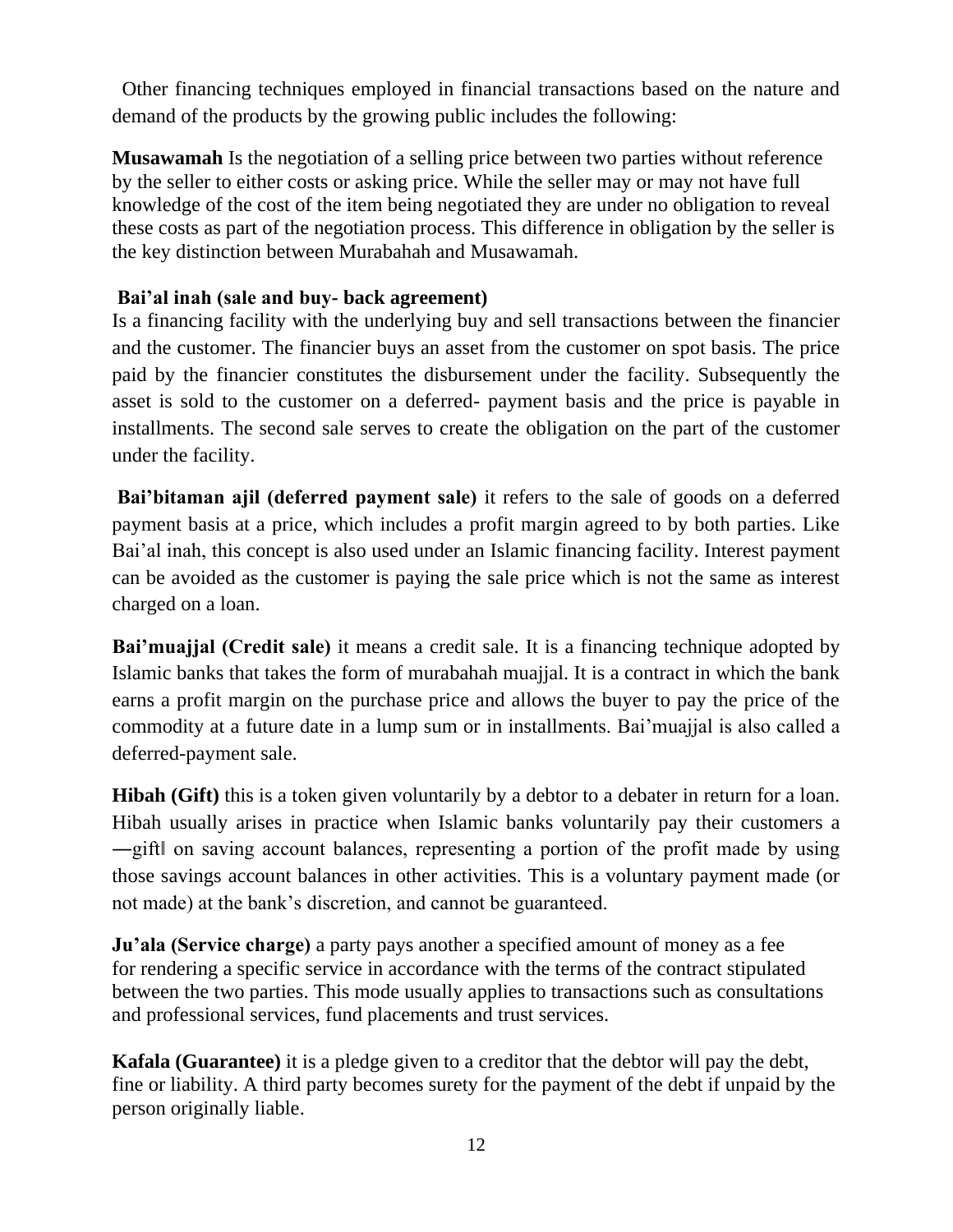Other financing techniques employed in financial transactions based on the nature and demand of the products by the growing public includes the following:

**Musawamah** Is the negotiation of a selling price between two parties without reference by the seller to either costs or asking price. While the seller may or may not have full knowledge of the cost of the item being negotiated they are under no obligation to reveal these costs as part of the negotiation process. This difference in obligation by the seller is the key distinction between Murabahah and Musawamah.

**Bai'al inah (sale and buy- back agreement)**
Is a financing facility with the underlying buy and sell transactions between the financier and the customer. The financier buys an asset from the customer on spot basis. The price paid by the financier constitutes the disbursement under the facility. Subsequently the asset is sold to the customer on a deferred- payment basis and the price is payable in installments. The second sale serves to create the obligation on the part of the customer under the facility.

**Bai'bitaman ajil (deferred payment sale)** it refers to the sale of goods on a deferred payment basis at a price, which includes a profit margin agreed to by both parties. Like Bai'al inah, this concept is also used under an Islamic financing facility. Interest payment can be avoided as the customer is paying the sale price which is not the same as interest charged on a loan.

**Bai'muajjal (Credit sale)** it means a credit sale. It is a financing technique adopted by Islamic banks that takes the form of murabahah muajjal. It is a contract in which the bank earns a profit margin on the purchase price and allows the buyer to pay the price of the commodity at a future date in a lump sum or in installments. Bai'muajjal is also called a deferred-payment sale.

**Hibah (Gift)** this is a token given voluntarily by a debtor to a debater in return for a loan. Hibah usually arises in practice when Islamic banks voluntarily pay their customers a ―gift‖ on saving account balances, representing a portion of the profit made by using those savings account balances in other activities. This is a voluntary payment made (or not made) at the bank's discretion, and cannot be guaranteed.

**Ju'ala (Service charge)** a party pays another a specified amount of money as a fee for rendering a specific service in accordance with the terms of the contract stipulated between the two parties. This mode usually applies to transactions such as consultations and professional services, fund placements and trust services.

**Kafala (Guarantee)** it is a pledge given to a creditor that the debtor will pay the debt, fine or liability. A third party becomes surety for the payment of the debt if unpaid by the person originally liable.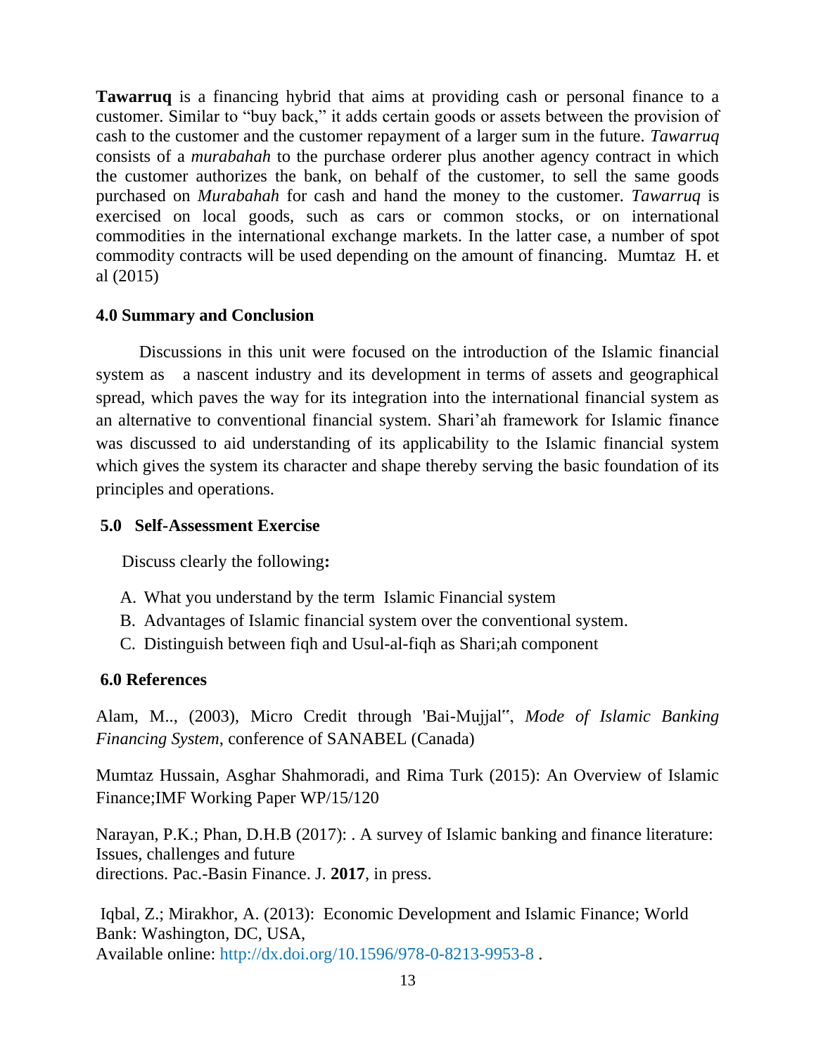**Tawarruq** is a financing hybrid that aims at providing cash or personal finance to a customer. Similar to "buy back," it adds certain goods or assets between the provision of cash to the customer and the customer repayment of a larger sum in the future. *Tawarruq* consists of a *murabahah* to the purchase orderer plus another agency contract in which the customer authorizes the bank, on behalf of the customer, to sell the same goods purchased on *Murabahah* for cash and hand the money to the customer. *Tawarruq* is exercised on local goods, such as cars or common stocks, or on international commodities in the international exchange markets. In the latter case, a number of spot commodity contracts will be used depending on the amount of financing. Mumtaz H. et al (2015)

## 4.0 Summary and Conclusion

Discussions in this unit were focused on the introduction of the Islamic financial system as a nascent industry and its development in terms of assets and geographical spread, which paves the way for its integration into the international financial system as an alternative to conventional financial system. Shari'ah framework for Islamic finance was discussed to aid understanding of its applicability to the Islamic financial system which gives the system its character and shape thereby serving the basic foundation of its principles and operations.

## 5.0 Self-Assessment Exercise

Discuss clearly the following**:**

A. What you understand by the term Islamic Financial system
B. Advantages of Islamic financial system over the conventional system.
C. Distinguish between fiqh and Usul-al-fiqh as Shari;ah component

## 6.0 References

Alam, M.., (2003), Micro Credit through 'Bai-Mujjal‟, *Mode of Islamic Banking Financing System*, conference of SANABEL (Canada)

Mumtaz Hussain, Asghar Shahmoradi, and Rima Turk (2015): An Overview of Islamic Finance;IMF Working Paper WP/15/120

Narayan, P.K.; Phan, D.H.B (2017): . A survey of Islamic banking and finance literature: Issues, challenges and future directions. Pac.-Basin Finance. J. **2017**, in press.

Iqbal, Z.; Mirakhor, A. (2013): Economic Development and Islamic Finance; World Bank: Washington, DC, USA, Available online: http://dx.doi.org/10.1596/978-0-8213-9953-8 .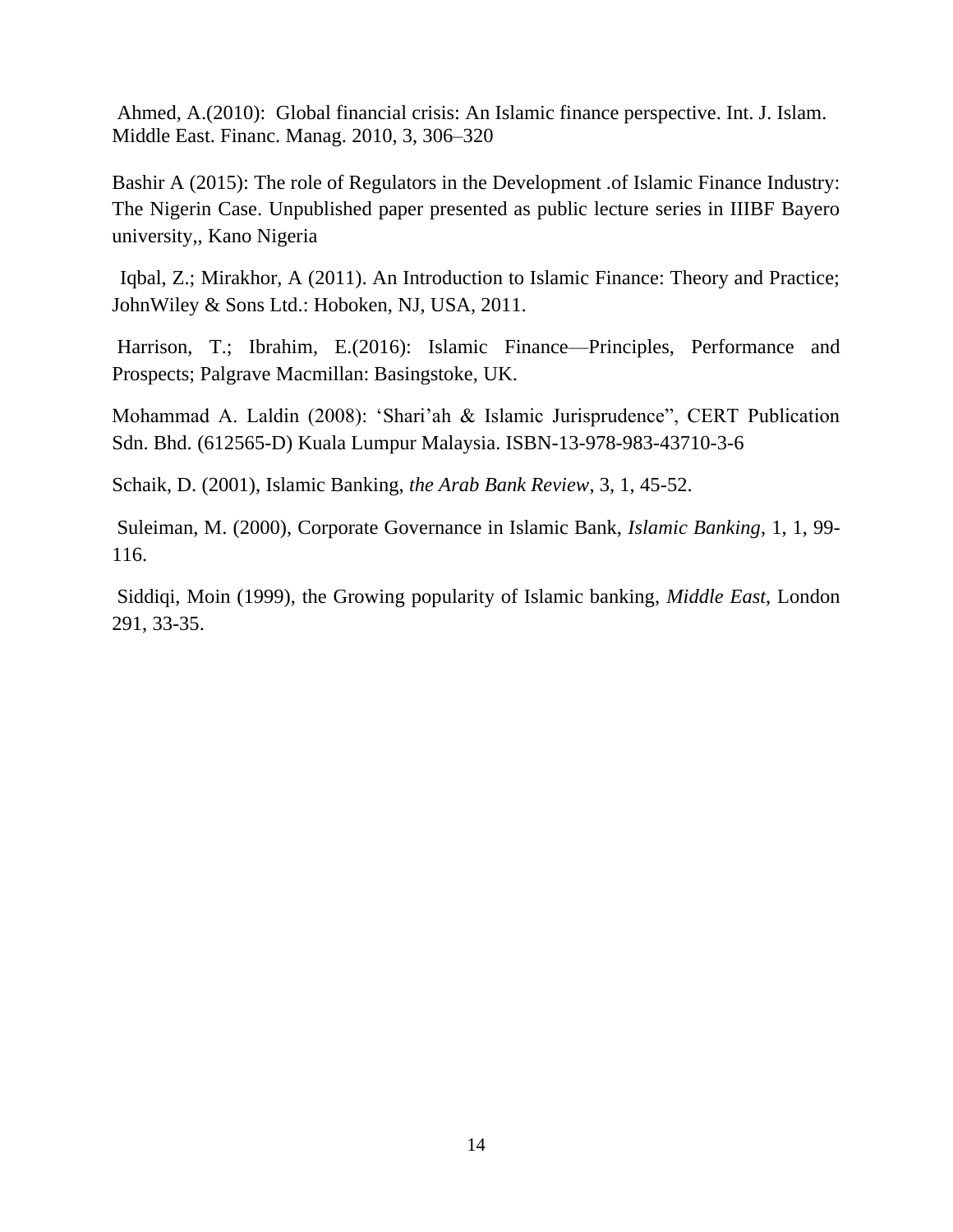Ahmed, A.(2010): Global financial crisis: An Islamic finance perspective. Int. J. Islam. Middle East. Financ. Manag. 2010, 3, 306–320

Bashir A (2015): The role of Regulators in the Development .of Islamic Finance Industry: The Nigerin Case. Unpublished paper presented as public lecture series in IIIBF Bayero university,, Kano Nigeria

Iqbal, Z.; Mirakhor, A (2011). An Introduction to Islamic Finance: Theory and Practice; JohnWiley & Sons Ltd.: Hoboken, NJ, USA, 2011.

Harrison, T.; Ibrahim, E.(2016): Islamic Finance—Principles, Performance and Prospects; Palgrave Macmillan: Basingstoke, UK.

Mohammad A. Laldin (2008): 'Shari'ah & Islamic Jurisprudence", CERT Publication Sdn. Bhd. (612565-D) Kuala Lumpur Malaysia. ISBN-13-978-983-43710-3-6

Schaik, D. (2001), Islamic Banking, *the Arab Bank Review*, 3, 1, 45-52.

Suleiman, M. (2000), Corporate Governance in Islamic Bank, *Islamic Banking*, 1, 1, 99-116.

Siddiqi, Moin (1999), the Growing popularity of Islamic banking, *Middle East*, London 291, 33-35.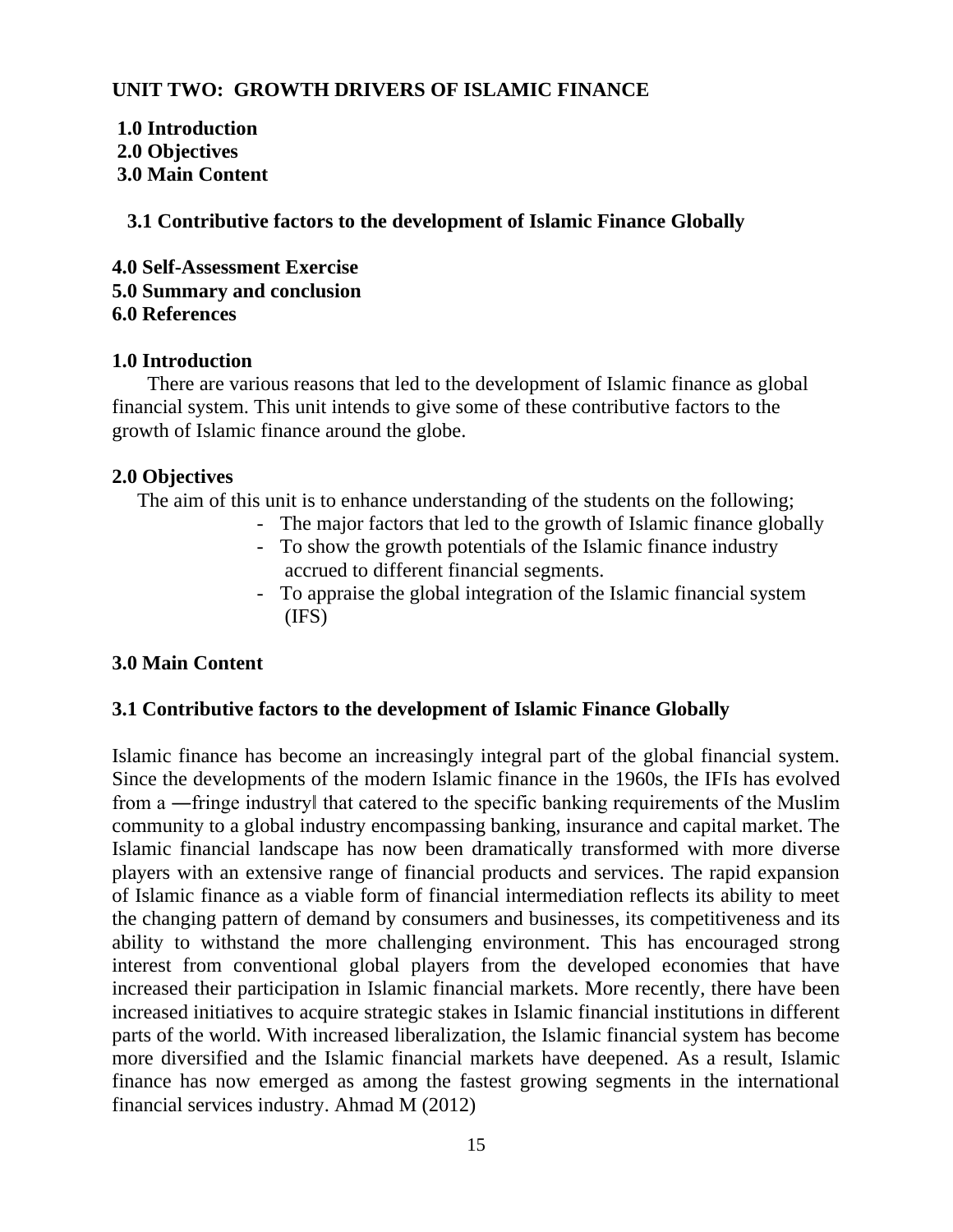## UNIT TWO: GROWTH DRIVERS OF ISLAMIC FINANCE

**1.0 Introduction**
**2.0 Objectives**
**3.0 Main Content**

**3.1 Contributive factors to the development of Islamic Finance Globally**

**4.0 Self-Assessment Exercise**
**5.0 Summary and conclusion**
**6.0 References**

### 1.0 Introduction

There are various reasons that led to the development of Islamic finance as global financial system. This unit intends to give some of these contributive factors to the growth of Islamic finance around the globe.

### 2.0 Objectives

The aim of this unit is to enhance understanding of the students on the following;

- The major factors that led to the growth of Islamic finance globally
- To show the growth potentials of the Islamic finance industry accrued to different financial segments.
- To appraise the global integration of the Islamic financial system (IFS)

### 3.0 Main Content

#### 3.1 Contributive factors to the development of Islamic Finance Globally

Islamic finance has become an increasingly integral part of the global financial system. Since the developments of the modern Islamic finance in the 1960s, the IFIs has evolved from a ―fringe industry‖ that catered to the specific banking requirements of the Muslim community to a global industry encompassing banking, insurance and capital market. The Islamic financial landscape has now been dramatically transformed with more diverse players with an extensive range of financial products and services. The rapid expansion of Islamic finance as a viable form of financial intermediation reflects its ability to meet the changing pattern of demand by consumers and businesses, its competitiveness and its ability to withstand the more challenging environment. This has encouraged strong interest from conventional global players from the developed economies that have increased their participation in Islamic financial markets. More recently, there have been increased initiatives to acquire strategic stakes in Islamic financial institutions in different parts of the world. With increased liberalization, the Islamic financial system has become more diversified and the Islamic financial markets have deepened. As a result, Islamic finance has now emerged as among the fastest growing segments in the international financial services industry. Ahmad M (2012)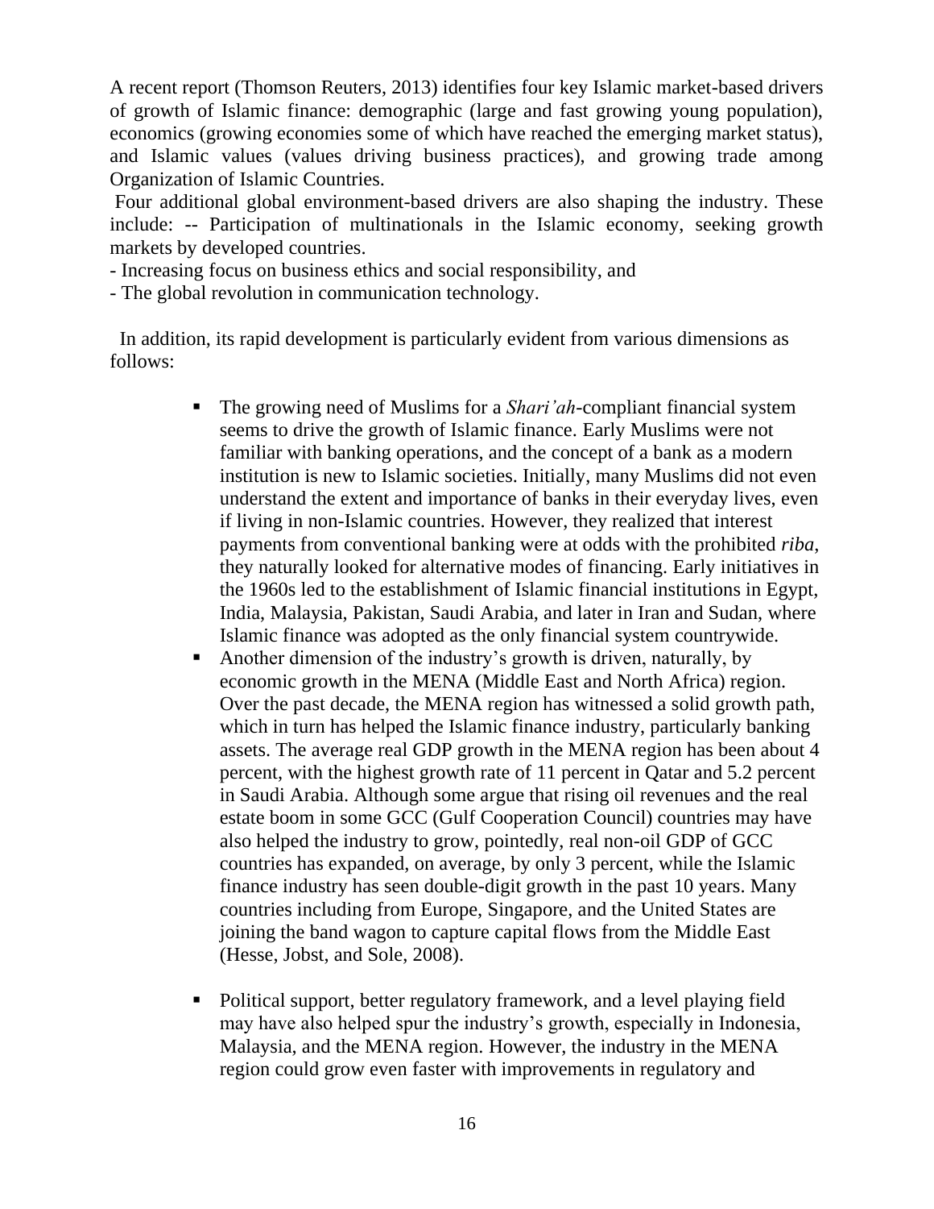A recent report (Thomson Reuters, 2013) identifies four key Islamic market-based drivers of growth of Islamic finance: demographic (large and fast growing young population), economics (growing economies some of which have reached the emerging market status), and Islamic values (values driving business practices), and growing trade among Organization of Islamic Countries.

Four additional global environment-based drivers are also shaping the industry. These include: -- Participation of multinationals in the Islamic economy, seeking growth markets by developed countries.

- Increasing focus on business ethics and social responsibility, and
- The global revolution in communication technology.

In addition, its rapid development is particularly evident from various dimensions as follows:

- The growing need of Muslims for a *Shari'ah*-compliant financial system seems to drive the growth of Islamic finance. Early Muslims were not familiar with banking operations, and the concept of a bank as a modern institution is new to Islamic societies. Initially, many Muslims did not even understand the extent and importance of banks in their everyday lives, even if living in non-Islamic countries. However, they realized that interest payments from conventional banking were at odds with the prohibited *riba*, they naturally looked for alternative modes of financing. Early initiatives in the 1960s led to the establishment of Islamic financial institutions in Egypt, India, Malaysia, Pakistan, Saudi Arabia, and later in Iran and Sudan, where Islamic finance was adopted as the only financial system countrywide.
- Another dimension of the industry's growth is driven, naturally, by economic growth in the MENA (Middle East and North Africa) region. Over the past decade, the MENA region has witnessed a solid growth path, which in turn has helped the Islamic finance industry, particularly banking assets. The average real GDP growth in the MENA region has been about 4 percent, with the highest growth rate of 11 percent in Qatar and 5.2 percent in Saudi Arabia. Although some argue that rising oil revenues and the real estate boom in some GCC (Gulf Cooperation Council) countries may have also helped the industry to grow, pointedly, real non-oil GDP of GCC countries has expanded, on average, by only 3 percent, while the Islamic finance industry has seen double-digit growth in the past 10 years. Many countries including from Europe, Singapore, and the United States are joining the band wagon to capture capital flows from the Middle East (Hesse, Jobst, and Sole, 2008).
- Political support, better regulatory framework, and a level playing field may have also helped spur the industry's growth, especially in Indonesia, Malaysia, and the MENA region. However, the industry in the MENA region could grow even faster with improvements in regulatory and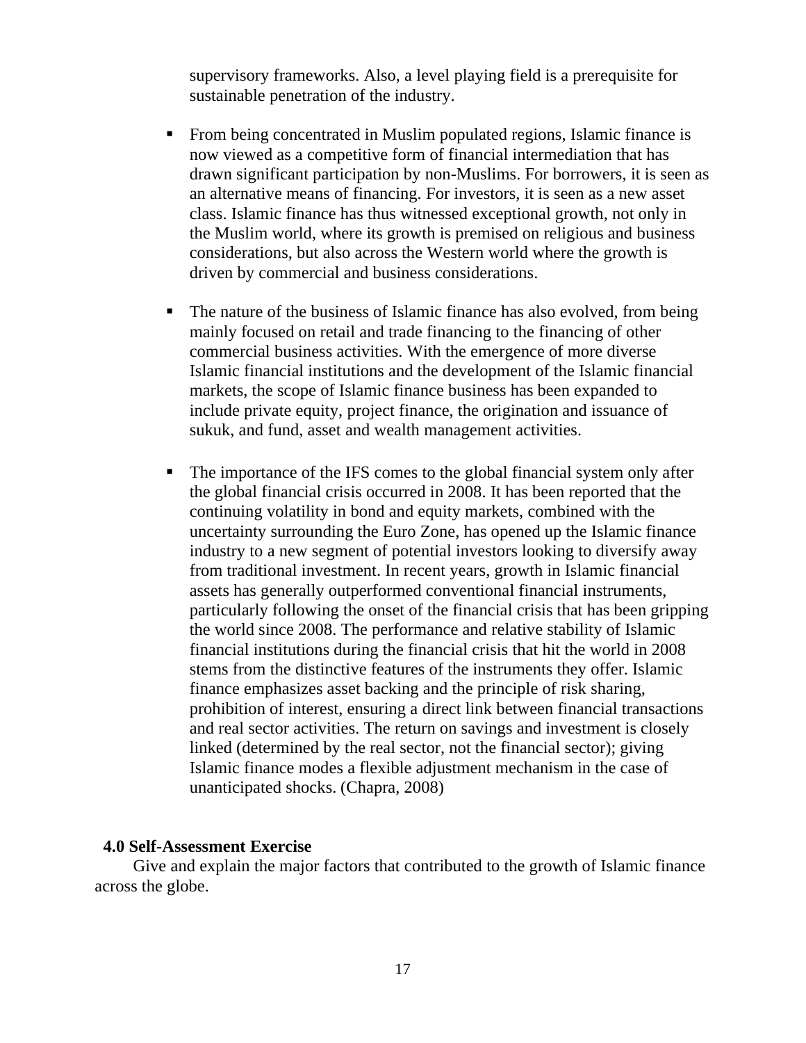supervisory frameworks. Also, a level playing field is a prerequisite for sustainable penetration of the industry.

- From being concentrated in Muslim populated regions, Islamic finance is now viewed as a competitive form of financial intermediation that has drawn significant participation by non-Muslims. For borrowers, it is seen as an alternative means of financing. For investors, it is seen as a new asset class. Islamic finance has thus witnessed exceptional growth, not only in the Muslim world, where its growth is premised on religious and business considerations, but also across the Western world where the growth is driven by commercial and business considerations.

- The nature of the business of Islamic finance has also evolved, from being mainly focused on retail and trade financing to the financing of other commercial business activities. With the emergence of more diverse Islamic financial institutions and the development of the Islamic financial markets, the scope of Islamic finance business has been expanded to include private equity, project finance, the origination and issuance of sukuk, and fund, asset and wealth management activities.

- The importance of the IFS comes to the global financial system only after the global financial crisis occurred in 2008. It has been reported that the continuing volatility in bond and equity markets, combined with the uncertainty surrounding the Euro Zone, has opened up the Islamic finance industry to a new segment of potential investors looking to diversify away from traditional investment. In recent years, growth in Islamic financial assets has generally outperformed conventional financial instruments, particularly following the onset of the financial crisis that has been gripping the world since 2008. The performance and relative stability of Islamic financial institutions during the financial crisis that hit the world in 2008 stems from the distinctive features of the instruments they offer. Islamic finance emphasizes asset backing and the principle of risk sharing, prohibition of interest, ensuring a direct link between financial transactions and real sector activities. The return on savings and investment is closely linked (determined by the real sector, not the financial sector); giving Islamic finance modes a flexible adjustment mechanism in the case of unanticipated shocks. (Chapra, 2008)

## 4.0 Self-Assessment Exercise

Give and explain the major factors that contributed to the growth of Islamic finance across the globe.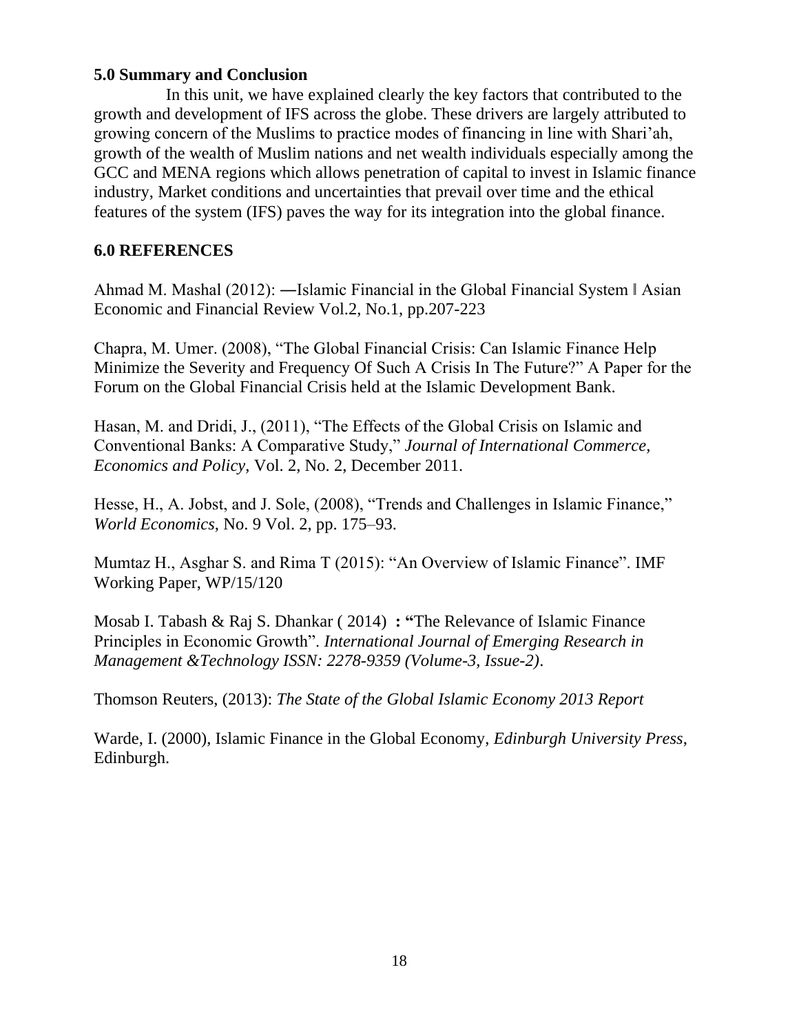**5.0 Summary and Conclusion**

In this unit, we have explained clearly the key factors that contributed to the growth and development of IFS across the globe. These drivers are largely attributed to growing concern of the Muslims to practice modes of financing in line with Shari'ah, growth of the wealth of Muslim nations and net wealth individuals especially among the GCC and MENA regions which allows penetration of capital to invest in Islamic finance industry, Market conditions and uncertainties that prevail over time and the ethical features of the system (IFS) paves the way for its integration into the global finance.

**6.0 REFERENCES**

Ahmad M. Mashal (2012): ―Islamic Financial in the Global Financial System‖ Asian Economic and Financial Review Vol.2, No.1, pp.207-223

Chapra, M. Umer. (2008), "The Global Financial Crisis: Can Islamic Finance Help Minimize the Severity and Frequency Of Such A Crisis In The Future?" A Paper for the Forum on the Global Financial Crisis held at the Islamic Development Bank.

Hasan, M. and Dridi, J., (2011), "The Effects of the Global Crisis on Islamic and Conventional Banks: A Comparative Study," *Journal of International Commerce, Economics and Policy*, Vol. 2, No. 2, December 2011.

Hesse, H., A. Jobst, and J. Sole, (2008), "Trends and Challenges in Islamic Finance," *World Economics*, No. 9 Vol. 2, pp. 175–93.

Mumtaz H., Asghar S. and Rima T (2015): "An Overview of Islamic Finance". IMF Working Paper, WP/15/120

Mosab I. Tabash & Raj S. Dhankar ( 2014) **: "**The Relevance of Islamic Finance Principles in Economic Growth". *International Journal of Emerging Research in Management &Technology ISSN: 2278-9359 (Volume-3, Issue-2)*.

Thomson Reuters, (2013): *The State of the Global Islamic Economy 2013 Report*

Warde, I. (2000), Islamic Finance in the Global Economy, *Edinburgh University Press*, Edinburgh.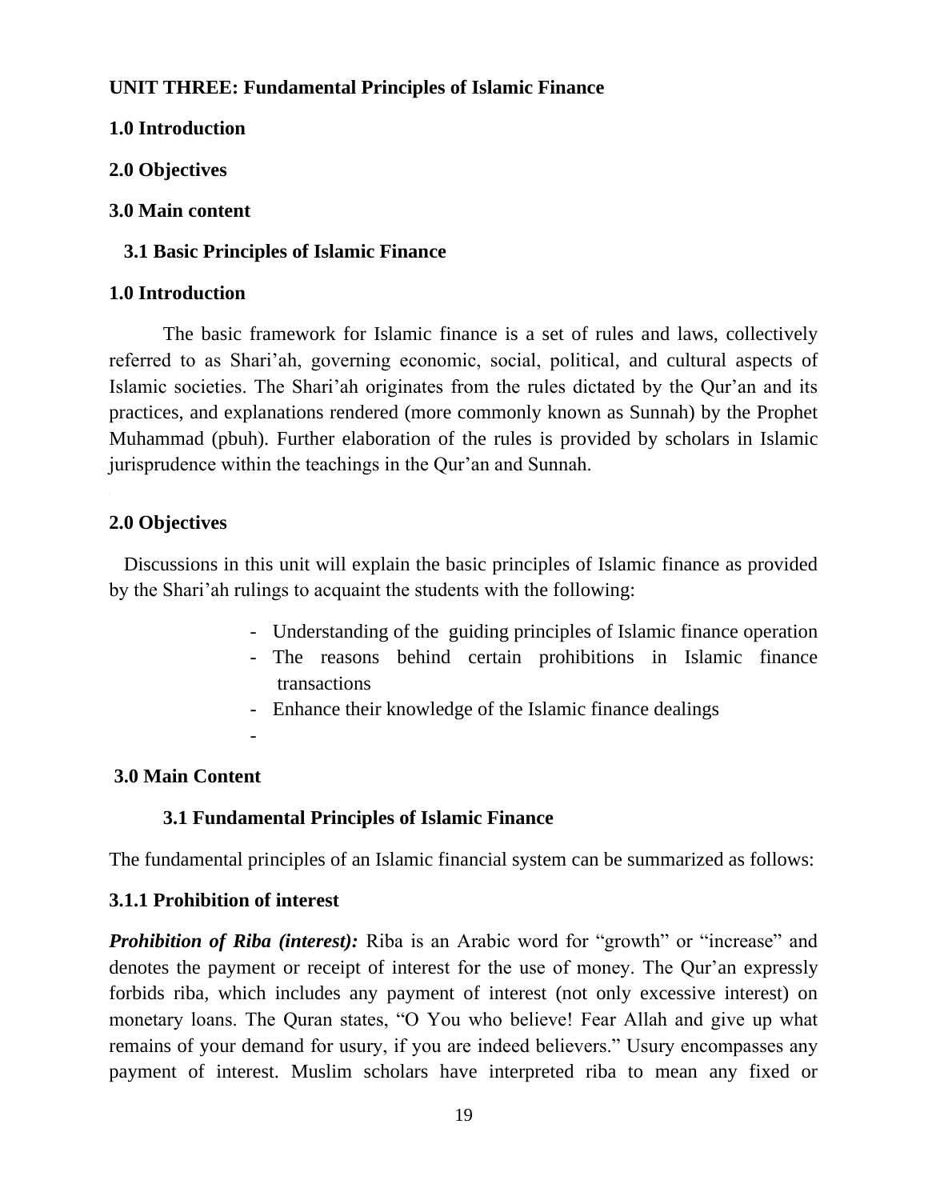**UNIT THREE: Fundamental Principles of Islamic Finance**

**1.0 Introduction**

**2.0 Objectives**

**3.0 Main content**

**3.1 Basic Principles of Islamic Finance**

## 1.0 Introduction

The basic framework for Islamic finance is a set of rules and laws, collectively referred to as Shari'ah, governing economic, social, political, and cultural aspects of Islamic societies. The Shari'ah originates from the rules dictated by the Qur'an and its practices, and explanations rendered (more commonly known as Sunnah) by the Prophet Muhammad (pbuh). Further elaboration of the rules is provided by scholars in Islamic jurisprudence within the teachings in the Qur'an and Sunnah.

## 2.0 Objectives

Discussions in this unit will explain the basic principles of Islamic finance as provided by the Shari'ah rulings to acquaint the students with the following:

- Understanding of the guiding principles of Islamic finance operation
- The reasons behind certain prohibitions in Islamic finance transactions
- Enhance their knowledge of the Islamic finance dealings
-

## 3.0 Main Content

### 3.1 Fundamental Principles of Islamic Finance

The fundamental principles of an Islamic financial system can be summarized as follows:

#### 3.1.1 Prohibition of interest

***Prohibition of Riba (interest):*** Riba is an Arabic word for "growth" or "increase" and denotes the payment or receipt of interest for the use of money. The Qur'an expressly forbids riba, which includes any payment of interest (not only excessive interest) on monetary loans. The Quran states, "O You who believe! Fear Allah and give up what remains of your demand for usury, if you are indeed believers." Usury encompasses any payment of interest. Muslim scholars have interpreted riba to mean any fixed or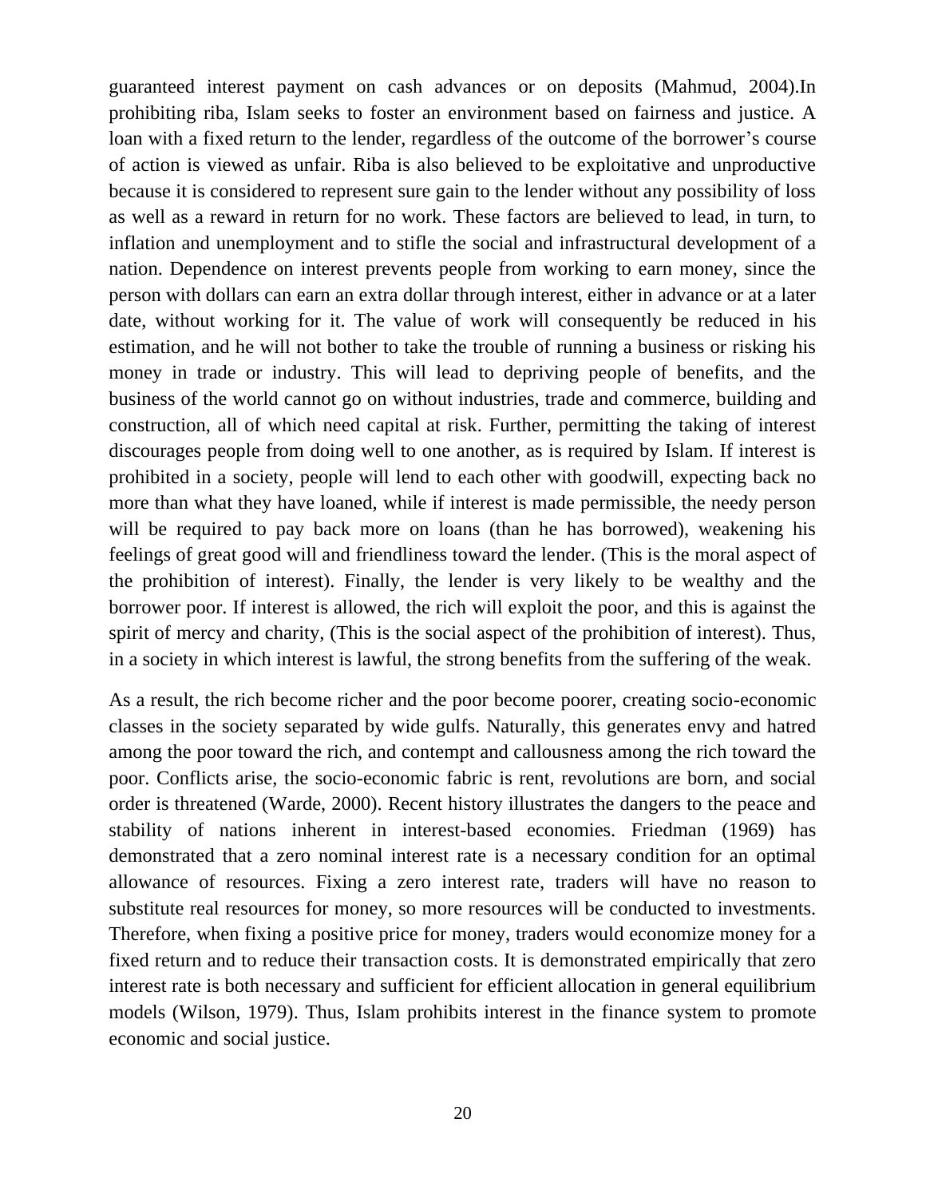guaranteed interest payment on cash advances or on deposits (Mahmud, 2004).In prohibiting riba, Islam seeks to foster an environment based on fairness and justice. A loan with a fixed return to the lender, regardless of the outcome of the borrower's course of action is viewed as unfair. Riba is also believed to be exploitative and unproductive because it is considered to represent sure gain to the lender without any possibility of loss as well as a reward in return for no work. These factors are believed to lead, in turn, to inflation and unemployment and to stifle the social and infrastructural development of a nation. Dependence on interest prevents people from working to earn money, since the person with dollars can earn an extra dollar through interest, either in advance or at a later date, without working for it. The value of work will consequently be reduced in his estimation, and he will not bother to take the trouble of running a business or risking his money in trade or industry. This will lead to depriving people of benefits, and the business of the world cannot go on without industries, trade and commerce, building and construction, all of which need capital at risk. Further, permitting the taking of interest discourages people from doing well to one another, as is required by Islam. If interest is prohibited in a society, people will lend to each other with goodwill, expecting back no more than what they have loaned, while if interest is made permissible, the needy person will be required to pay back more on loans (than he has borrowed), weakening his feelings of great good will and friendliness toward the lender. (This is the moral aspect of the prohibition of interest). Finally, the lender is very likely to be wealthy and the borrower poor. If interest is allowed, the rich will exploit the poor, and this is against the spirit of mercy and charity, (This is the social aspect of the prohibition of interest). Thus, in a society in which interest is lawful, the strong benefits from the suffering of the weak.

As a result, the rich become richer and the poor become poorer, creating socio-economic classes in the society separated by wide gulfs. Naturally, this generates envy and hatred among the poor toward the rich, and contempt and callousness among the rich toward the poor. Conflicts arise, the socio-economic fabric is rent, revolutions are born, and social order is threatened (Warde, 2000). Recent history illustrates the dangers to the peace and stability of nations inherent in interest-based economies. Friedman (1969) has demonstrated that a zero nominal interest rate is a necessary condition for an optimal allowance of resources. Fixing a zero interest rate, traders will have no reason to substitute real resources for money, so more resources will be conducted to investments. Therefore, when fixing a positive price for money, traders would economize money for a fixed return and to reduce their transaction costs. It is demonstrated empirically that zero interest rate is both necessary and sufficient for efficient allocation in general equilibrium models (Wilson, 1979). Thus, Islam prohibits interest in the finance system to promote economic and social justice.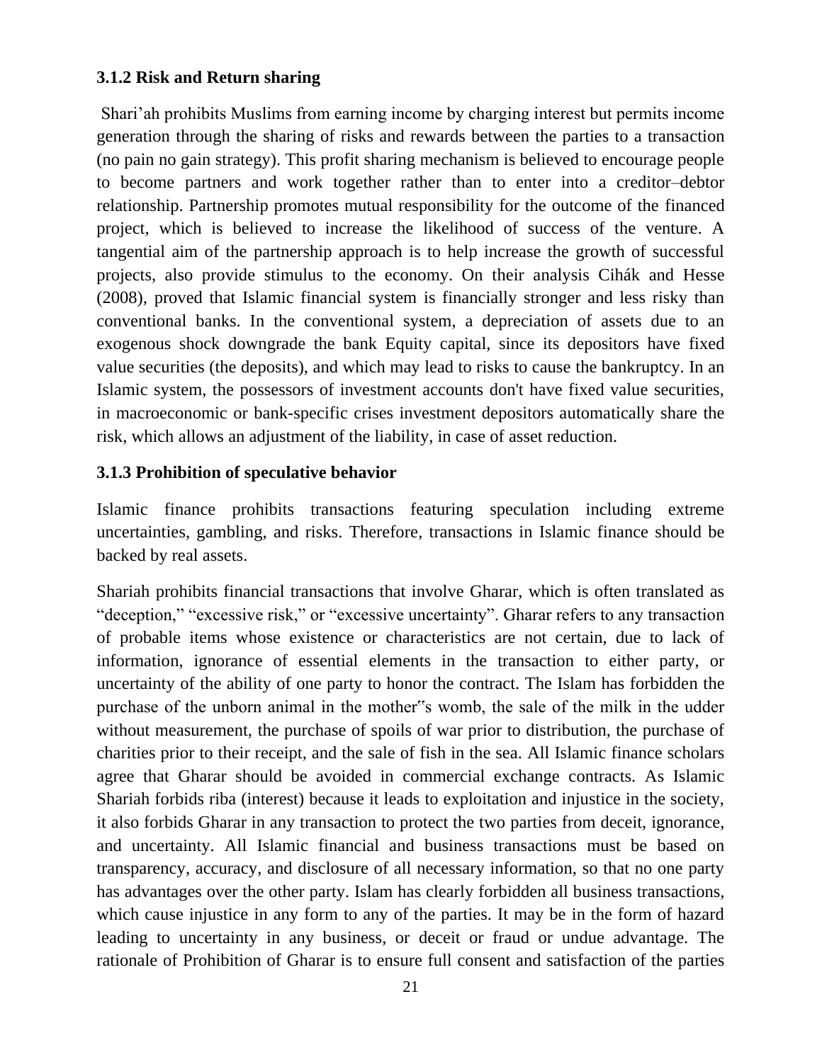### 3.1.2 Risk and Return sharing

Shari'ah prohibits Muslims from earning income by charging interest but permits income generation through the sharing of risks and rewards between the parties to a transaction (no pain no gain strategy). This profit sharing mechanism is believed to encourage people to become partners and work together rather than to enter into a creditor–debtor relationship. Partnership promotes mutual responsibility for the outcome of the financed project, which is believed to increase the likelihood of success of the venture. A tangential aim of the partnership approach is to help increase the growth of successful projects, also provide stimulus to the economy. On their analysis Cihák and Hesse (2008), proved that Islamic financial system is financially stronger and less risky than conventional banks. In the conventional system, a depreciation of assets due to an exogenous shock downgrade the bank Equity capital, since its depositors have fixed value securities (the deposits), and which may lead to risks to cause the bankruptcy. In an Islamic system, the possessors of investment accounts don't have fixed value securities, in macroeconomic or bank-specific crises investment depositors automatically share the risk, which allows an adjustment of the liability, in case of asset reduction.

### 3.1.3 Prohibition of speculative behavior

Islamic finance prohibits transactions featuring speculation including extreme uncertainties, gambling, and risks. Therefore, transactions in Islamic finance should be backed by real assets.

Shariah prohibits financial transactions that involve Gharar, which is often translated as "deception," "excessive risk," or "excessive uncertainty". Gharar refers to any transaction of probable items whose existence or characteristics are not certain, due to lack of information, ignorance of essential elements in the transaction to either party, or uncertainty of the ability of one party to honor the contract. The Islam has forbidden the purchase of the unborn animal in the mother"s womb, the sale of the milk in the udder without measurement, the purchase of spoils of war prior to distribution, the purchase of charities prior to their receipt, and the sale of fish in the sea. All Islamic finance scholars agree that Gharar should be avoided in commercial exchange contracts. As Islamic Shariah forbids riba (interest) because it leads to exploitation and injustice in the society, it also forbids Gharar in any transaction to protect the two parties from deceit, ignorance, and uncertainty. All Islamic financial and business transactions must be based on transparency, accuracy, and disclosure of all necessary information, so that no one party has advantages over the other party. Islam has clearly forbidden all business transactions, which cause injustice in any form to any of the parties. It may be in the form of hazard leading to uncertainty in any business, or deceit or fraud or undue advantage. The rationale of Prohibition of Gharar is to ensure full consent and satisfaction of the parties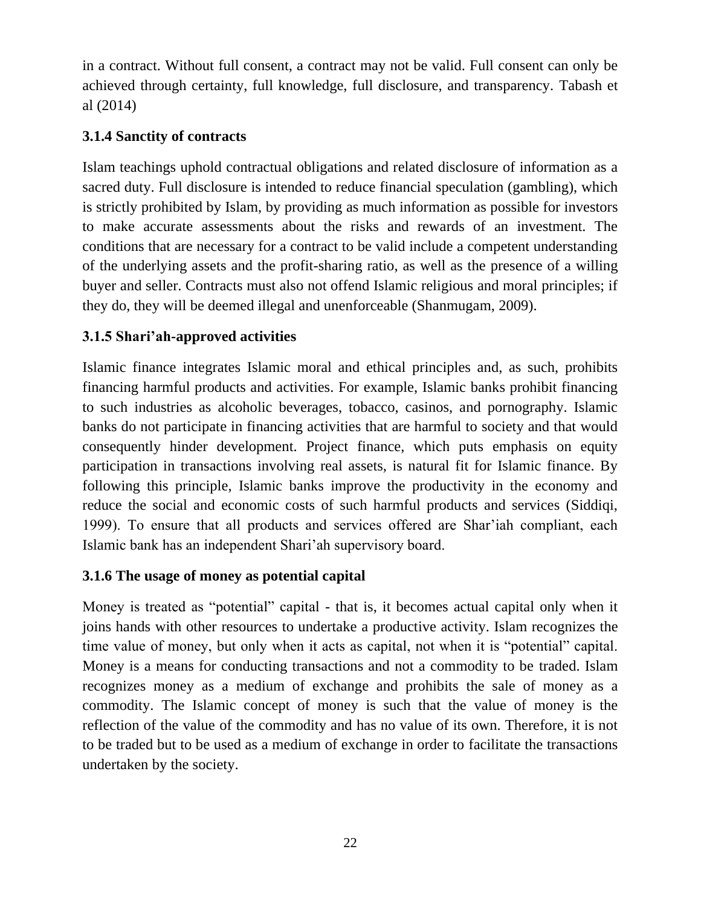in a contract. Without full consent, a contract may not be valid. Full consent can only be achieved through certainty, full knowledge, full disclosure, and transparency. Tabash et al (2014)

### 3.1.4 Sanctity of contracts

Islam teachings uphold contractual obligations and related disclosure of information as a sacred duty. Full disclosure is intended to reduce financial speculation (gambling), which is strictly prohibited by Islam, by providing as much information as possible for investors to make accurate assessments about the risks and rewards of an investment. The conditions that are necessary for a contract to be valid include a competent understanding of the underlying assets and the profit-sharing ratio, as well as the presence of a willing buyer and seller. Contracts must also not offend Islamic religious and moral principles; if they do, they will be deemed illegal and unenforceable (Shanmugam, 2009).

### 3.1.5 Shari'ah-approved activities

Islamic finance integrates Islamic moral and ethical principles and, as such, prohibits financing harmful products and activities. For example, Islamic banks prohibit financing to such industries as alcoholic beverages, tobacco, casinos, and pornography. Islamic banks do not participate in financing activities that are harmful to society and that would consequently hinder development. Project finance, which puts emphasis on equity participation in transactions involving real assets, is natural fit for Islamic finance. By following this principle, Islamic banks improve the productivity in the economy and reduce the social and economic costs of such harmful products and services (Siddiqi, 1999). To ensure that all products and services offered are Shar'iah compliant, each Islamic bank has an independent Shari'ah supervisory board.

### 3.1.6 The usage of money as potential capital

Money is treated as "potential" capital - that is, it becomes actual capital only when it joins hands with other resources to undertake a productive activity. Islam recognizes the time value of money, but only when it acts as capital, not when it is "potential" capital. Money is a means for conducting transactions and not a commodity to be traded. Islam recognizes money as a medium of exchange and prohibits the sale of money as a commodity. The Islamic concept of money is such that the value of money is the reflection of the value of the commodity and has no value of its own. Therefore, it is not to be traded but to be used as a medium of exchange in order to facilitate the transactions undertaken by the society.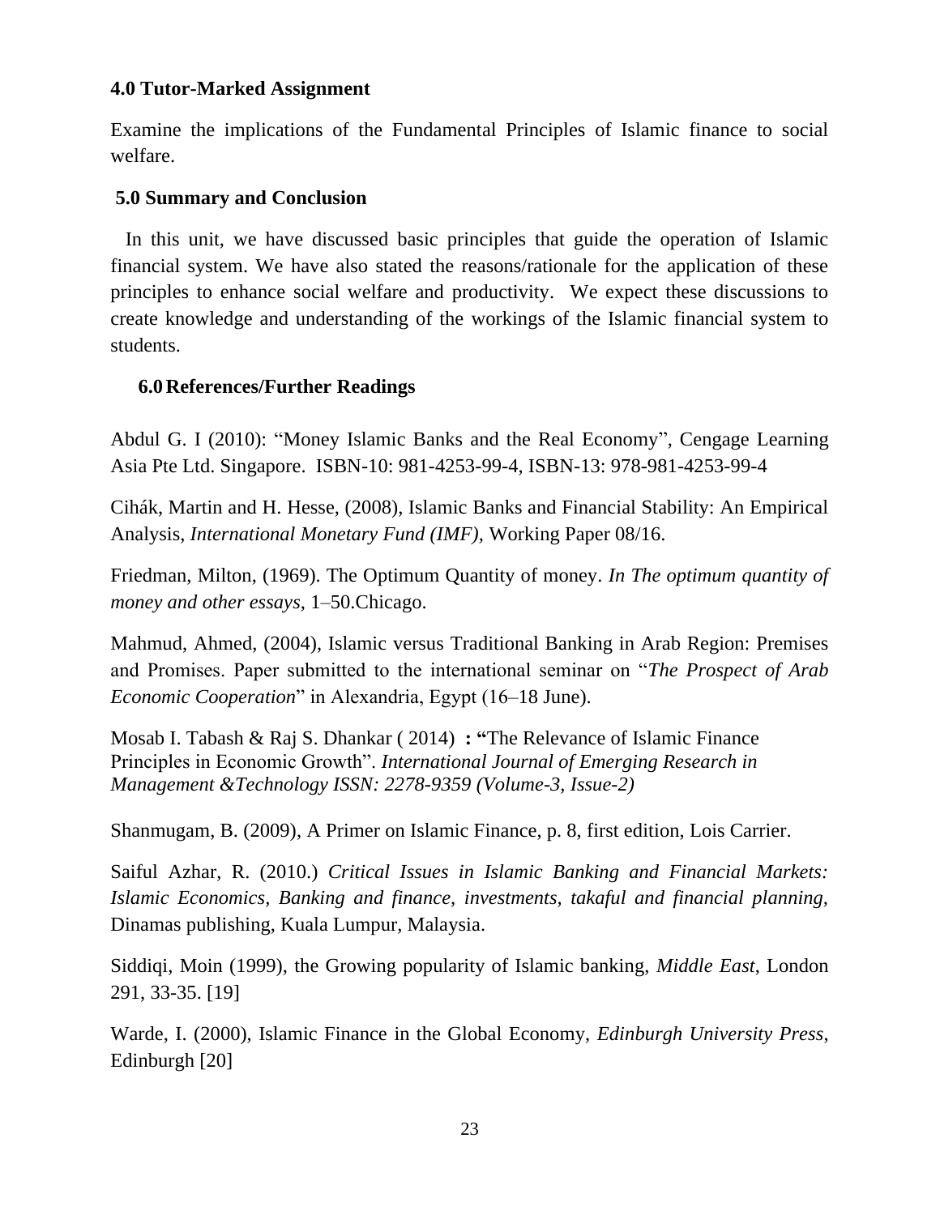### 4.0 Tutor-Marked Assignment

Examine the implications of the Fundamental Principles of Islamic finance to social welfare.

### 5.0 Summary and Conclusion

In this unit, we have discussed basic principles that guide the operation of Islamic financial system. We have also stated the reasons/rationale for the application of these principles to enhance social welfare and productivity. We expect these discussions to create knowledge and understanding of the workings of the Islamic financial system to students.

### 6.0 References/Further Readings

Abdul G. I (2010): "Money Islamic Banks and the Real Economy", Cengage Learning Asia Pte Ltd. Singapore. ISBN-10: 981-4253-99-4, ISBN-13: 978-981-4253-99-4

Cihák, Martin and H. Hesse, (2008), Islamic Banks and Financial Stability: An Empirical Analysis, *International Monetary Fund (IMF),* Working Paper 08/16.

Friedman, Milton, (1969). The Optimum Quantity of money. *In The optimum quantity of money and other essays,* 1–50.Chicago.

Mahmud, Ahmed, (2004), Islamic versus Traditional Banking in Arab Region: Premises and Promises. Paper submitted to the international seminar on "*The Prospect of Arab Economic Cooperation*" in Alexandria, Egypt (16–18 June).

Mosab I. Tabash & Raj S. Dhankar ( 2014) **: "**The Relevance of Islamic Finance Principles in Economic Growth". *International Journal of Emerging Research in Management &Technology ISSN: 2278-9359 (Volume-3, Issue-2)*

Shanmugam, B. (2009), A Primer on Islamic Finance, p. 8, first edition, Lois Carrier.

Saiful Azhar, R. (2010.) *Critical Issues in Islamic Banking and Financial Markets: Islamic Economics, Banking and finance, investments, takaful and financial planning,* Dinamas publishing, Kuala Lumpur, Malaysia.

Siddiqi, Moin (1999), the Growing popularity of Islamic banking, *Middle East*, London 291, 33-35. [19]

Warde, I. (2000), Islamic Finance in the Global Economy, *Edinburgh University Press*, Edinburgh [20]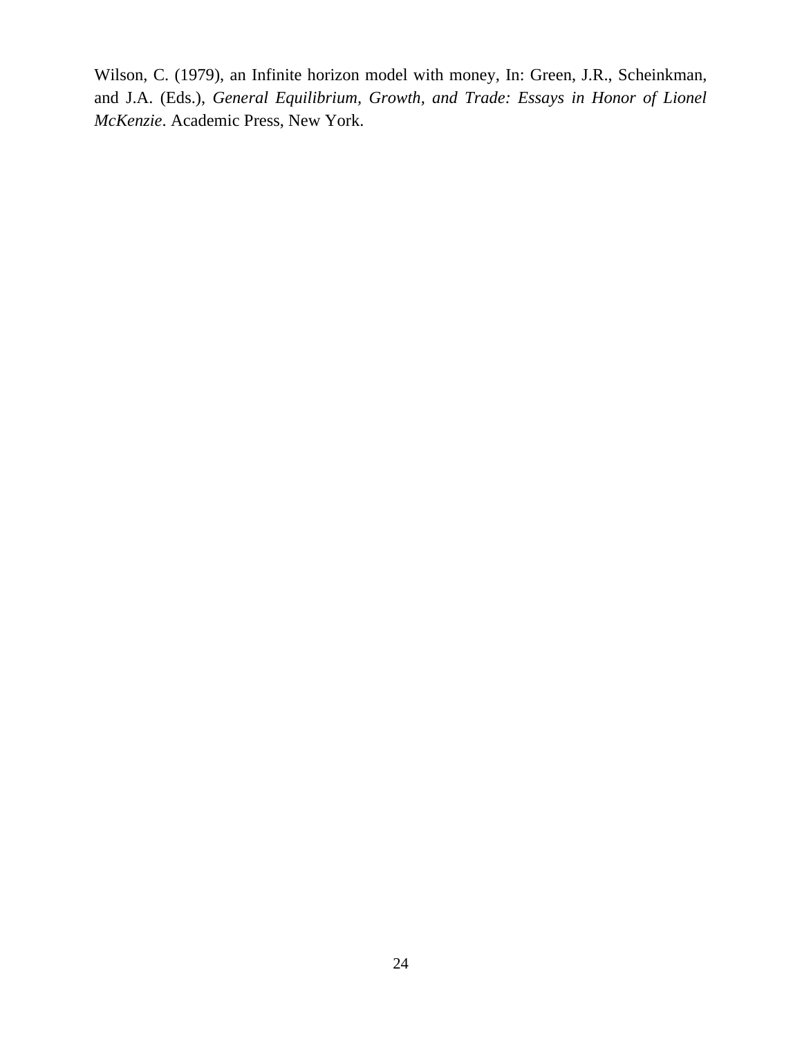Wilson, C. (1979), an Infinite horizon model with money, In: Green, J.R., Scheinkman, and J.A. (Eds.), *General Equilibrium, Growth, and Trade: Essays in Honor of Lionel McKenzie*. Academic Press, New York.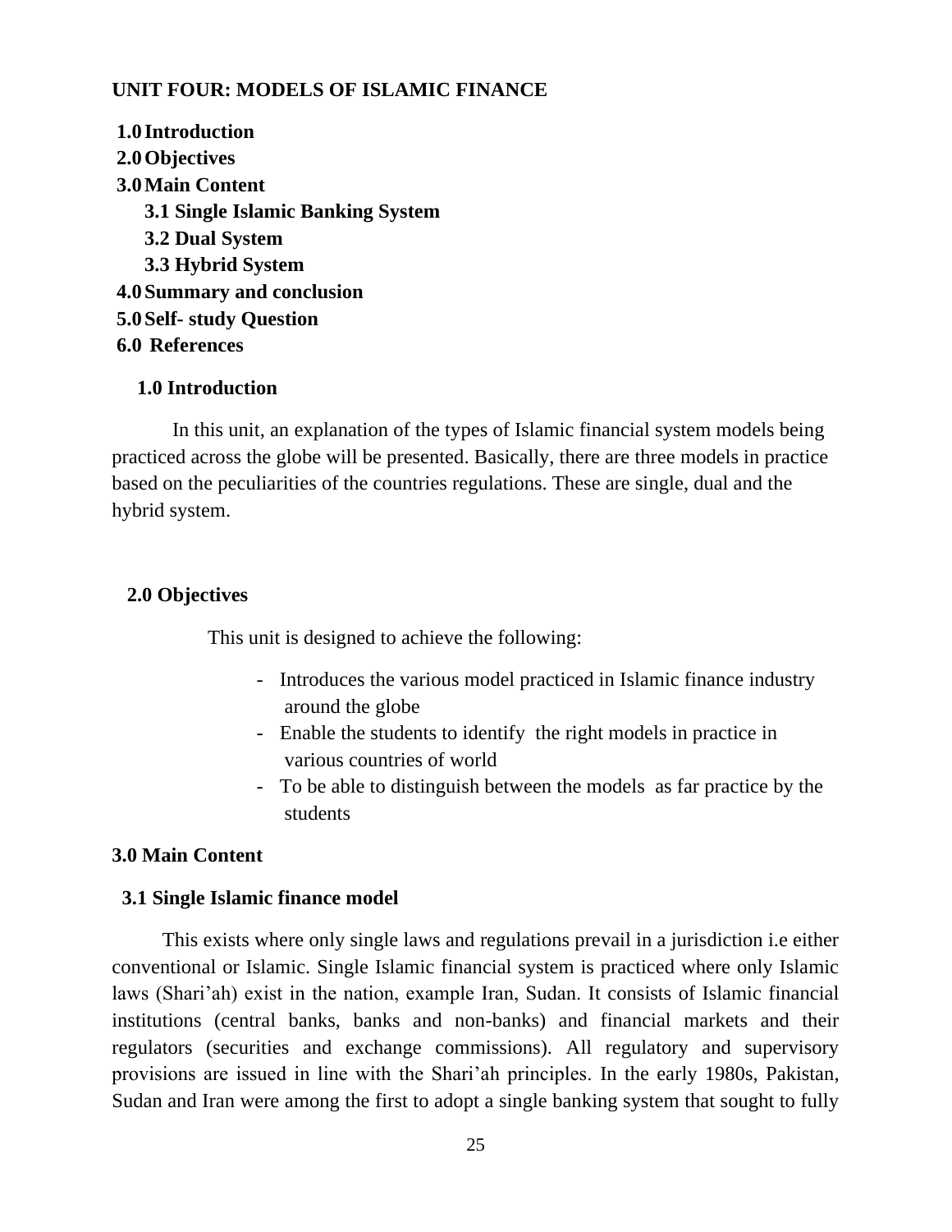## UNIT FOUR: MODELS OF ISLAMIC FINANCE

**1.0 Introduction**
**2.0 Objectives**
**3.0 Main Content**
  **3.1 Single Islamic Banking System**
  **3.2 Dual System**
  **3.3 Hybrid System**
**4.0 Summary and conclusion**
**5.0 Self- study Question**
**6.0 References**

### 1.0 Introduction

In this unit, an explanation of the types of Islamic financial system models being practiced across the globe will be presented. Basically, there are three models in practice based on the peculiarities of the countries regulations. These are single, dual and the hybrid system.

### 2.0 Objectives

This unit is designed to achieve the following:

- Introduces the various model practiced in Islamic finance industry around the globe
- Enable the students to identify the right models in practice in various countries of world
- To be able to distinguish between the models as far practice by the students

### 3.0 Main Content

#### 3.1 Single Islamic finance model

This exists where only single laws and regulations prevail in a jurisdiction i.e either conventional or Islamic. Single Islamic financial system is practiced where only Islamic laws (Shari'ah) exist in the nation, example Iran, Sudan. It consists of Islamic financial institutions (central banks, banks and non-banks) and financial markets and their regulators (securities and exchange commissions). All regulatory and supervisory provisions are issued in line with the Shari'ah principles. In the early 1980s, Pakistan, Sudan and Iran were among the first to adopt a single banking system that sought to fully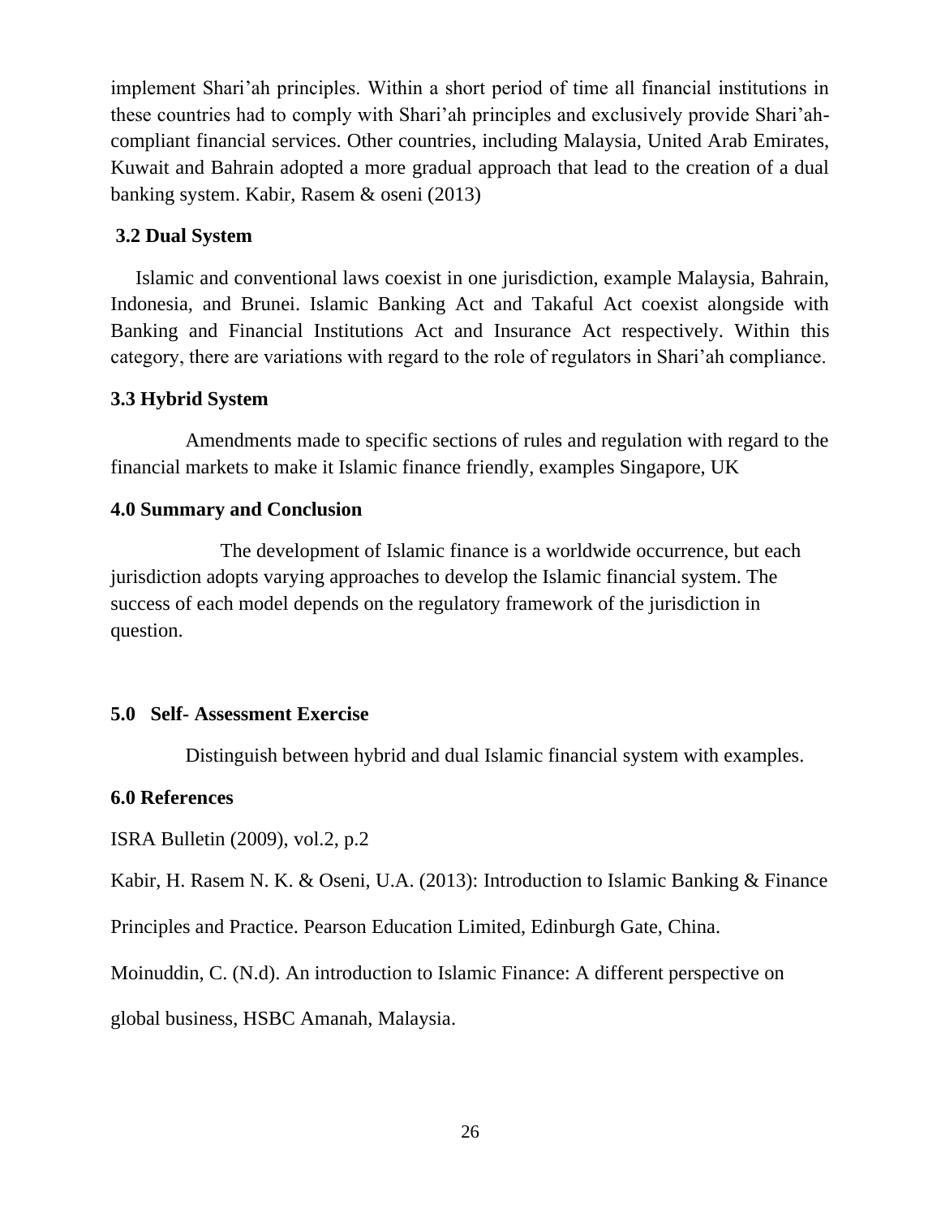implement Shari'ah principles. Within a short period of time all financial institutions in these countries had to comply with Shari'ah principles and exclusively provide Shari'ah-compliant financial services. Other countries, including Malaysia, United Arab Emirates, Kuwait and Bahrain adopted a more gradual approach that lead to the creation of a dual banking system. Kabir, Rasem & oseni (2013)

### 3.2 Dual System

Islamic and conventional laws coexist in one jurisdiction, example Malaysia, Bahrain, Indonesia, and Brunei. Islamic Banking Act and Takaful Act coexist alongside with Banking and Financial Institutions Act and Insurance Act respectively. Within this category, there are variations with regard to the role of regulators in Shari'ah compliance.

### 3.3 Hybrid System

Amendments made to specific sections of rules and regulation with regard to the financial markets to make it Islamic finance friendly, examples Singapore, UK

## 4.0 Summary and Conclusion

The development of Islamic finance is a worldwide occurrence, but each jurisdiction adopts varying approaches to develop the Islamic financial system. The success of each model depends on the regulatory framework of the jurisdiction in question.

## 5.0 Self- Assessment Exercise

Distinguish between hybrid and dual Islamic financial system with examples.

## 6.0 References

ISRA Bulletin (2009), vol.2, p.2

Kabir, H. Rasem N. K. & Oseni, U.A. (2013): Introduction to Islamic Banking & Finance Principles and Practice. Pearson Education Limited, Edinburgh Gate, China.

Moinuddin, C. (N.d). An introduction to Islamic Finance: A different perspective on global business, HSBC Amanah, Malaysia.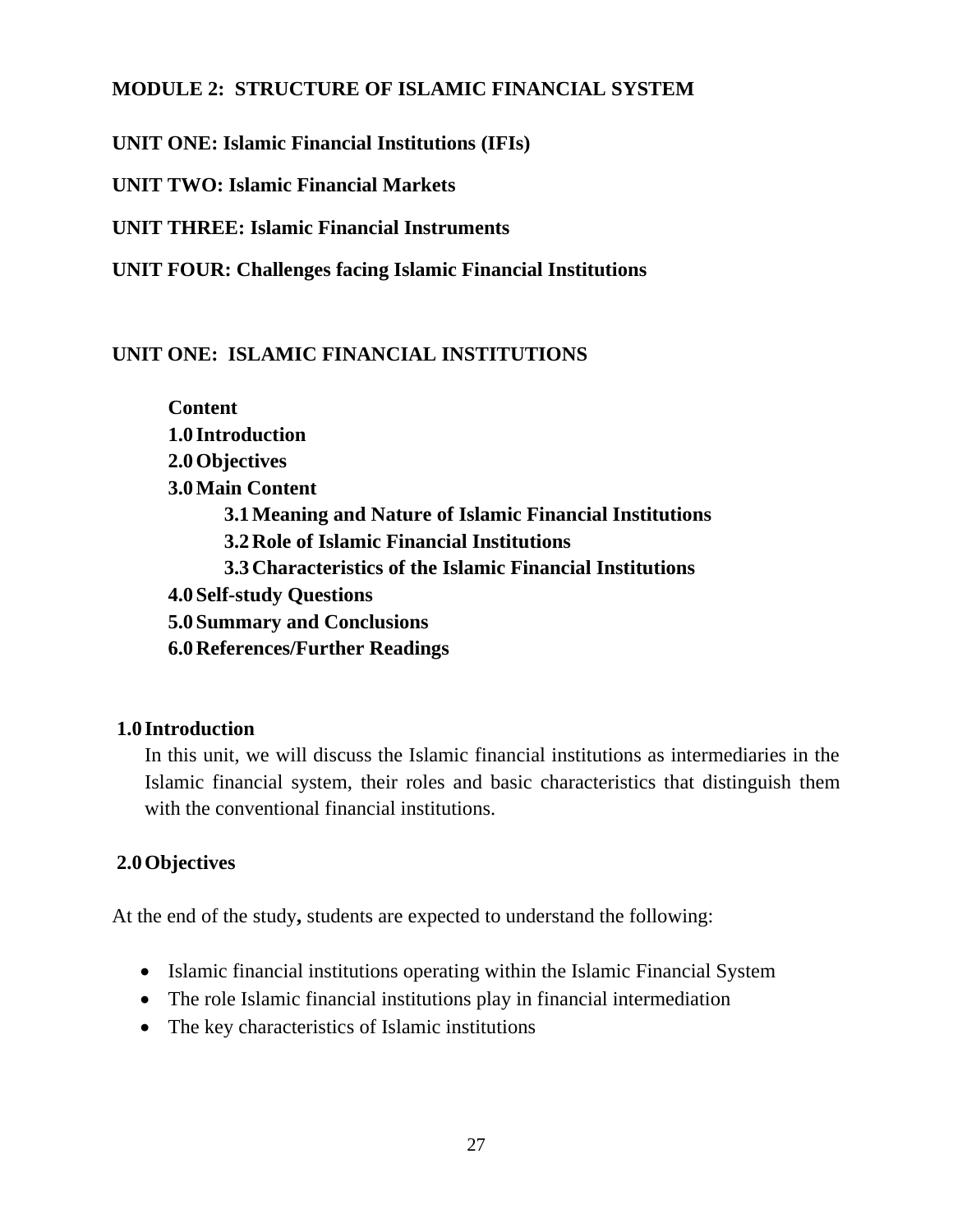# MODULE 2: STRUCTURE OF ISLAMIC FINANCIAL SYSTEM

**UNIT ONE: Islamic Financial Institutions (IFIs)**

**UNIT TWO: Islamic Financial Markets**

**UNIT THREE: Islamic Financial Instruments**

**UNIT FOUR: Challenges facing Islamic Financial Institutions**

## UNIT ONE: ISLAMIC FINANCIAL INSTITUTIONS

**Content**

**1.0 Introduction**
**2.0 Objectives**
**3.0 Main Content**
- **3.1 Meaning and Nature of Islamic Financial Institutions**
- **3.2 Role of Islamic Financial Institutions**
- **3.3 Characteristics of the Islamic Financial Institutions**

**4.0 Self-study Questions**
**5.0 Summary and Conclusions**
**6.0 References/Further Readings**

### 1.0 Introduction

In this unit, we will discuss the Islamic financial institutions as intermediaries in the Islamic financial system, their roles and basic characteristics that distinguish them with the conventional financial institutions.

### 2.0 Objectives

At the end of the study**,** students are expected to understand the following:

- Islamic financial institutions operating within the Islamic Financial System
- The role Islamic financial institutions play in financial intermediation
- The key characteristics of Islamic institutions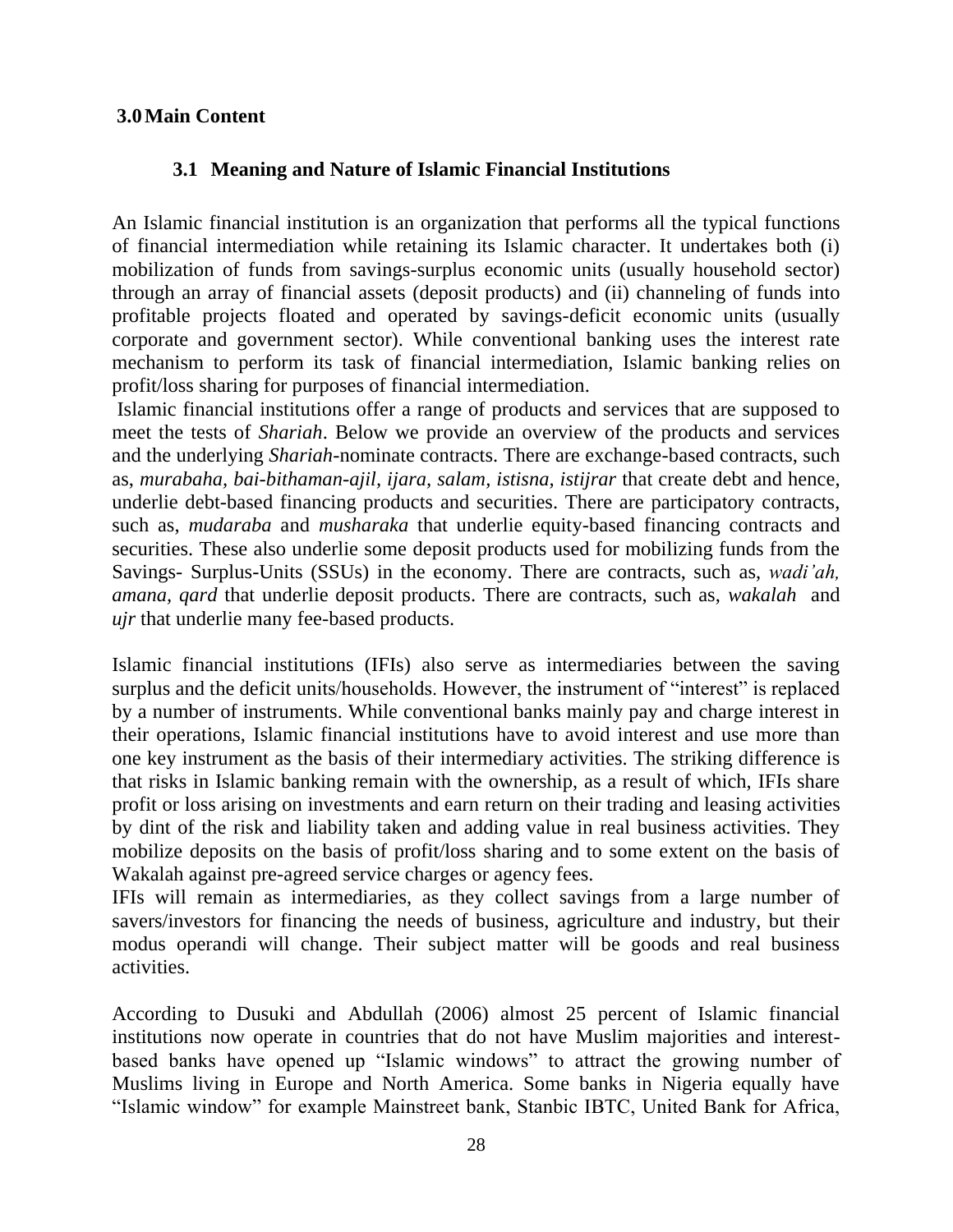## 3.0 Main Content

### 3.1 Meaning and Nature of Islamic Financial Institutions

An Islamic financial institution is an organization that performs all the typical functions of financial intermediation while retaining its Islamic character. It undertakes both (i) mobilization of funds from savings-surplus economic units (usually household sector) through an array of financial assets (deposit products) and (ii) channeling of funds into profitable projects floated and operated by savings-deficit economic units (usually corporate and government sector). While conventional banking uses the interest rate mechanism to perform its task of financial intermediation, Islamic banking relies on profit/loss sharing for purposes of financial intermediation.

Islamic financial institutions offer a range of products and services that are supposed to meet the tests of *Shariah*. Below we provide an overview of the products and services and the underlying *Shariah*-nominate contracts. There are exchange-based contracts, such as, *murabaha*, *bai-bithaman-ajil*, *ijara*, *salam*, *istisna*, *istijrar* that create debt and hence, underlie debt-based financing products and securities. There are participatory contracts, such as, *mudaraba* and *musharaka* that underlie equity-based financing contracts and securities. These also underlie some deposit products used for mobilizing funds from the Savings- Surplus-Units (SSUs) in the economy. There are contracts, such as, *wadi'ah, amana, qard* that underlie deposit products. There are contracts, such as, *wakalah* and *ujr* that underlie many fee-based products.

Islamic financial institutions (IFIs) also serve as intermediaries between the saving surplus and the deficit units/households. However, the instrument of "interest" is replaced by a number of instruments. While conventional banks mainly pay and charge interest in their operations, Islamic financial institutions have to avoid interest and use more than one key instrument as the basis of their intermediary activities. The striking difference is that risks in Islamic banking remain with the ownership, as a result of which, IFIs share profit or loss arising on investments and earn return on their trading and leasing activities by dint of the risk and liability taken and adding value in real business activities. They mobilize deposits on the basis of profit/loss sharing and to some extent on the basis of Wakalah against pre-agreed service charges or agency fees.

IFIs will remain as intermediaries, as they collect savings from a large number of savers/investors for financing the needs of business, agriculture and industry, but their modus operandi will change. Their subject matter will be goods and real business activities.

According to Dusuki and Abdullah (2006) almost 25 percent of Islamic financial institutions now operate in countries that do not have Muslim majorities and interest-based banks have opened up "Islamic windows" to attract the growing number of Muslims living in Europe and North America. Some banks in Nigeria equally have "Islamic window" for example Mainstreet bank, Stanbic IBTC, United Bank for Africa,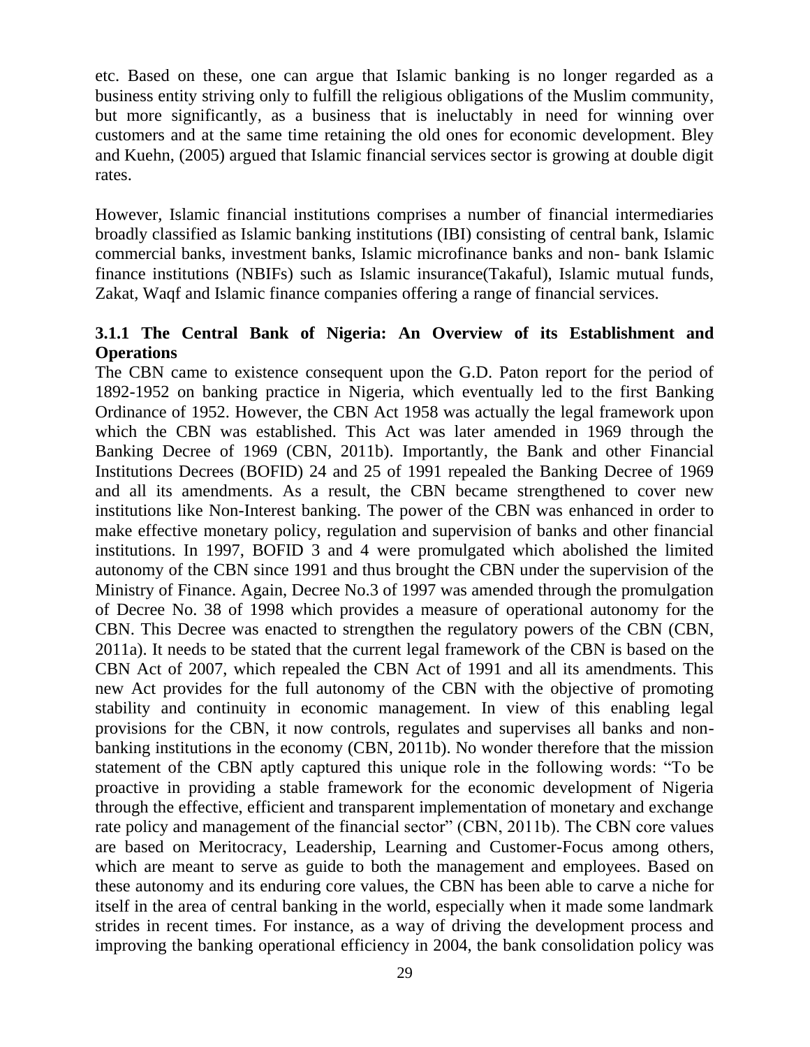etc. Based on these, one can argue that Islamic banking is no longer regarded as a business entity striving only to fulfill the religious obligations of the Muslim community, but more significantly, as a business that is ineluctably in need for winning over customers and at the same time retaining the old ones for economic development. Bley and Kuehn, (2005) argued that Islamic financial services sector is growing at double digit rates.

However, Islamic financial institutions comprises a number of financial intermediaries broadly classified as Islamic banking institutions (IBI) consisting of central bank, Islamic commercial banks, investment banks, Islamic microfinance banks and non- bank Islamic finance institutions (NBIFs) such as Islamic insurance(Takaful), Islamic mutual funds, Zakat, Waqf and Islamic finance companies offering a range of financial services.

### 3.1.1 The Central Bank of Nigeria: An Overview of its Establishment and Operations

The CBN came to existence consequent upon the G.D. Paton report for the period of 1892-1952 on banking practice in Nigeria, which eventually led to the first Banking Ordinance of 1952. However, the CBN Act 1958 was actually the legal framework upon which the CBN was established. This Act was later amended in 1969 through the Banking Decree of 1969 (CBN, 2011b). Importantly, the Bank and other Financial Institutions Decrees (BOFID) 24 and 25 of 1991 repealed the Banking Decree of 1969 and all its amendments. As a result, the CBN became strengthened to cover new institutions like Non-Interest banking. The power of the CBN was enhanced in order to make effective monetary policy, regulation and supervision of banks and other financial institutions. In 1997, BOFID 3 and 4 were promulgated which abolished the limited autonomy of the CBN since 1991 and thus brought the CBN under the supervision of the Ministry of Finance. Again, Decree No.3 of 1997 was amended through the promulgation of Decree No. 38 of 1998 which provides a measure of operational autonomy for the CBN. This Decree was enacted to strengthen the regulatory powers of the CBN (CBN, 2011a). It needs to be stated that the current legal framework of the CBN is based on the CBN Act of 2007, which repealed the CBN Act of 1991 and all its amendments. This new Act provides for the full autonomy of the CBN with the objective of promoting stability and continuity in economic management. In view of this enabling legal provisions for the CBN, it now controls, regulates and supervises all banks and non-banking institutions in the economy (CBN, 2011b). No wonder therefore that the mission statement of the CBN aptly captured this unique role in the following words: "To be proactive in providing a stable framework for the economic development of Nigeria through the effective, efficient and transparent implementation of monetary and exchange rate policy and management of the financial sector" (CBN, 2011b). The CBN core values are based on Meritocracy, Leadership, Learning and Customer-Focus among others, which are meant to serve as guide to both the management and employees. Based on these autonomy and its enduring core values, the CBN has been able to carve a niche for itself in the area of central banking in the world, especially when it made some landmark strides in recent times. For instance, as a way of driving the development process and improving the banking operational efficiency in 2004, the bank consolidation policy was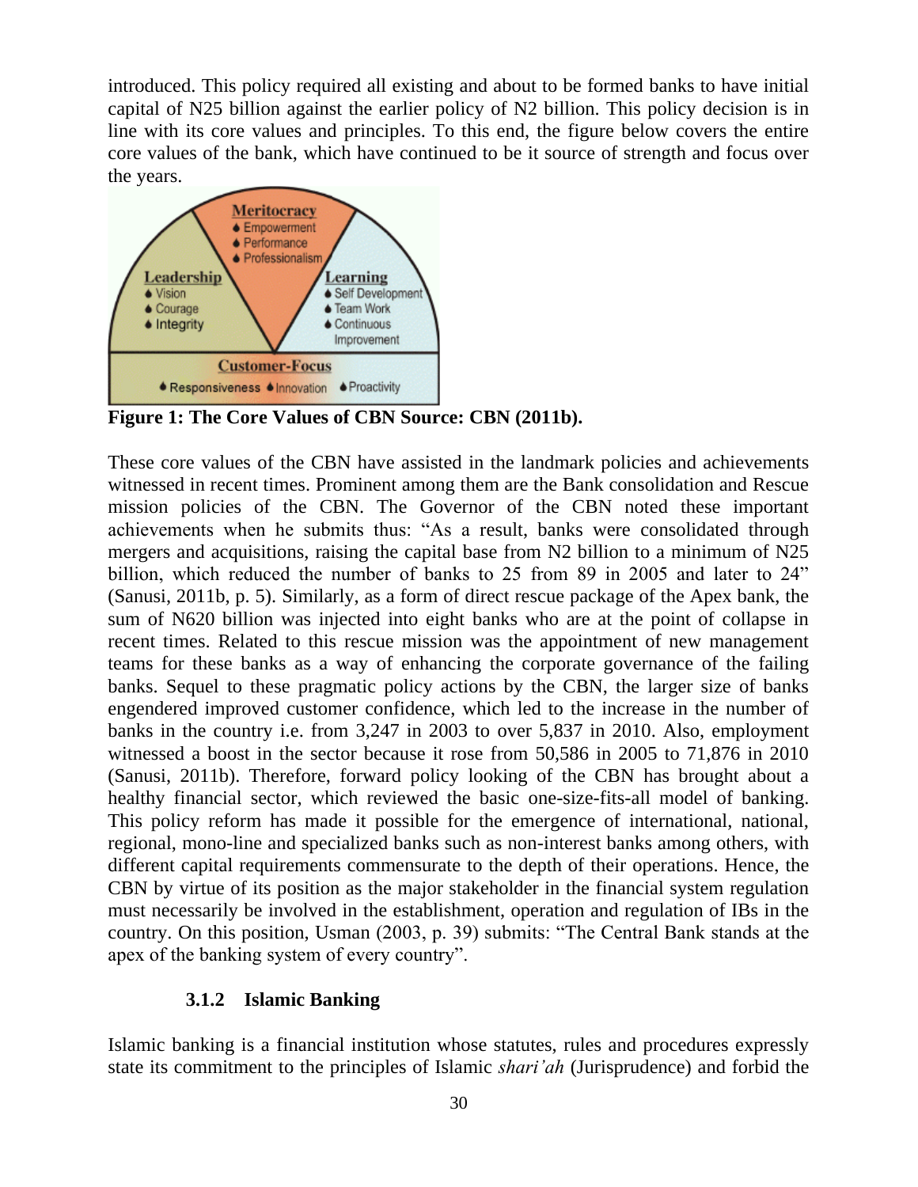introduced. This policy required all existing and about to be formed banks to have initial capital of N25 billion against the earlier policy of N2 billion. This policy decision is in line with its core values and principles. To this end, the figure below covers the entire core values of the bank, which have continued to be it source of strength and focus over the years.

**Meritocracy**
- Empowerment
- Performance
- Professionalism

**Leadership**
- Vision
- Courage
- Integrity

**Learning**
- Self Development
- Team Work
- Continuous Improvement

**Customer-Focus**
- Responsiveness
- Innovation
- Proactivity

**Figure 1: The Core Values of CBN Source: CBN (2011b).**

These core values of the CBN have assisted in the landmark policies and achievements witnessed in recent times. Prominent among them are the Bank consolidation and Rescue mission policies of the CBN. The Governor of the CBN noted these important achievements when he submits thus: "As a result, banks were consolidated through mergers and acquisitions, raising the capital base from N2 billion to a minimum of N25 billion, which reduced the number of banks to 25 from 89 in 2005 and later to 24" (Sanusi, 2011b, p. 5). Similarly, as a form of direct rescue package of the Apex bank, the sum of N620 billion was injected into eight banks who are at the point of collapse in recent times. Related to this rescue mission was the appointment of new management teams for these banks as a way of enhancing the corporate governance of the failing banks. Sequel to these pragmatic policy actions by the CBN, the larger size of banks engendered improved customer confidence, which led to the increase in the number of banks in the country i.e. from 3,247 in 2003 to over 5,837 in 2010. Also, employment witnessed a boost in the sector because it rose from 50,586 in 2005 to 71,876 in 2010 (Sanusi, 2011b). Therefore, forward policy looking of the CBN has brought about a healthy financial sector, which reviewed the basic one-size-fits-all model of banking. This policy reform has made it possible for the emergence of international, national, regional, mono-line and specialized banks such as non-interest banks among others, with different capital requirements commensurate to the depth of their operations. Hence, the CBN by virtue of its position as the major stakeholder in the financial system regulation must necessarily be involved in the establishment, operation and regulation of IBs in the country. On this position, Usman (2003, p. 39) submits: "The Central Bank stands at the apex of the banking system of every country".

### 3.1.2 Islamic Banking

Islamic banking is a financial institution whose statutes, rules and procedures expressly state its commitment to the principles of Islamic *shari'ah* (Jurisprudence) and forbid the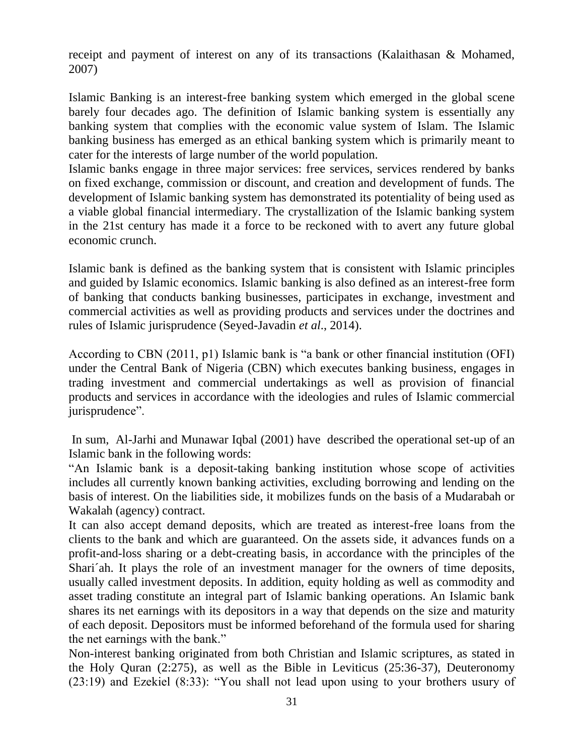receipt and payment of interest on any of its transactions (Kalaithasan & Mohamed, 2007)

Islamic Banking is an interest-free banking system which emerged in the global scene barely four decades ago. The definition of Islamic banking system is essentially any banking system that complies with the economic value system of Islam. The Islamic banking business has emerged as an ethical banking system which is primarily meant to cater for the interests of large number of the world population.
Islamic banks engage in three major services: free services, services rendered by banks on fixed exchange, commission or discount, and creation and development of funds. The development of Islamic banking system has demonstrated its potentiality of being used as a viable global financial intermediary. The crystallization of the Islamic banking system in the 21st century has made it a force to be reckoned with to avert any future global economic crunch.

Islamic bank is defined as the banking system that is consistent with Islamic principles and guided by Islamic economics. Islamic banking is also defined as an interest-free form of banking that conducts banking businesses, participates in exchange, investment and commercial activities as well as providing products and services under the doctrines and rules of Islamic jurisprudence (Seyed-Javadin *et al*., 2014).

According to CBN (2011, p1) Islamic bank is "a bank or other financial institution (OFI) under the Central Bank of Nigeria (CBN) which executes banking business, engages in trading investment and commercial undertakings as well as provision of financial products and services in accordance with the ideologies and rules of Islamic commercial jurisprudence".

In sum, Al-Jarhi and Munawar Iqbal (2001) have described the operational set-up of an Islamic bank in the following words:
"An Islamic bank is a deposit-taking banking institution whose scope of activities includes all currently known banking activities, excluding borrowing and lending on the basis of interest. On the liabilities side, it mobilizes funds on the basis of a Mudarabah or Wakalah (agency) contract.
It can also accept demand deposits, which are treated as interest-free loans from the clients to the bank and which are guaranteed. On the assets side, it advances funds on a profit-and-loss sharing or a debt-creating basis, in accordance with the principles of the Shari´ah. It plays the role of an investment manager for the owners of time deposits, usually called investment deposits. In addition, equity holding as well as commodity and asset trading constitute an integral part of Islamic banking operations. An Islamic bank shares its net earnings with its depositors in a way that depends on the size and maturity of each deposit. Depositors must be informed beforehand of the formula used for sharing the net earnings with the bank."
Non-interest banking originated from both Christian and Islamic scriptures, as stated in the Holy Quran (2:275), as well as the Bible in Leviticus (25:36-37), Deuteronomy (23:19) and Ezekiel (8:33): "You shall not lead upon using to your brothers usury of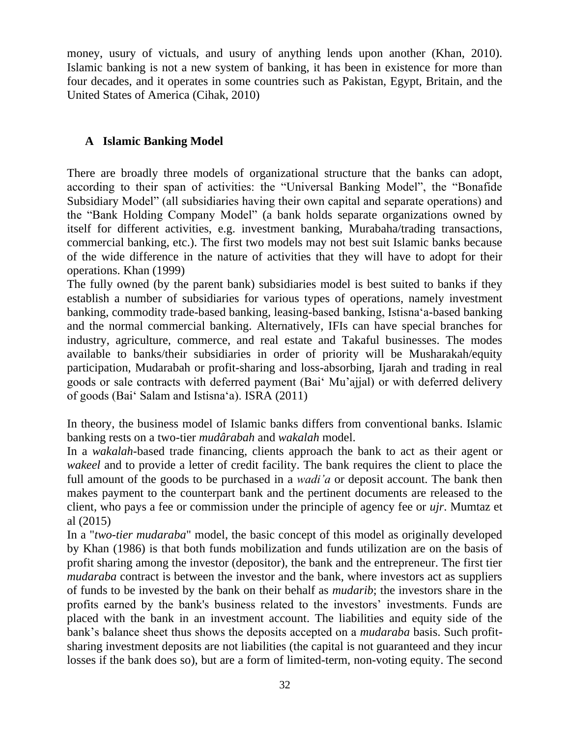money, usury of victuals, and usury of anything lends upon another (Khan, 2010). Islamic banking is not a new system of banking, it has been in existence for more than four decades, and it operates in some countries such as Pakistan, Egypt, Britain, and the United States of America (Cihak, 2010)

### A Islamic Banking Model

There are broadly three models of organizational structure that the banks can adopt, according to their span of activities: the "Universal Banking Model", the "Bonafide Subsidiary Model" (all subsidiaries having their own capital and separate operations) and the "Bank Holding Company Model" (a bank holds separate organizations owned by itself for different activities, e.g. investment banking, Murabaha/trading transactions, commercial banking, etc.). The first two models may not best suit Islamic banks because of the wide difference in the nature of activities that they will have to adopt for their operations. Khan (1999)

The fully owned (by the parent bank) subsidiaries model is best suited to banks if they establish a number of subsidiaries for various types of operations, namely investment banking, commodity trade-based banking, leasing-based banking, Istisna'a-based banking and the normal commercial banking. Alternatively, IFIs can have special branches for industry, agriculture, commerce, and real estate and Takaful businesses. The modes available to banks/their subsidiaries in order of priority will be Musharakah/equity participation, Mudarabah or profit-sharing and loss-absorbing, Ijarah and trading in real goods or sale contracts with deferred payment (Bai' Mu'ajjal) or with deferred delivery of goods (Bai' Salam and Istisna'a). ISRA (2011)

In theory, the business model of Islamic banks differs from conventional banks. Islamic banking rests on a two-tier *mudârabah* and *wakalah* model.

In a *wakalah*-based trade financing, clients approach the bank to act as their agent or *wakeel* and to provide a letter of credit facility. The bank requires the client to place the full amount of the goods to be purchased in a *wadi'a* or deposit account. The bank then makes payment to the counterpart bank and the pertinent documents are released to the client, who pays a fee or commission under the principle of agency fee or *ujr*. Mumtaz et al (2015)

In a "*two-tier mudaraba*" model, the basic concept of this model as originally developed by Khan (1986) is that both funds mobilization and funds utilization are on the basis of profit sharing among the investor (depositor), the bank and the entrepreneur. The first tier *mudaraba* contract is between the investor and the bank, where investors act as suppliers of funds to be invested by the bank on their behalf as *mudarib*; the investors share in the profits earned by the bank's business related to the investors' investments. Funds are placed with the bank in an investment account. The liabilities and equity side of the bank's balance sheet thus shows the deposits accepted on a *mudaraba* basis. Such profit-sharing investment deposits are not liabilities (the capital is not guaranteed and they incur losses if the bank does so), but are a form of limited-term, non-voting equity. The second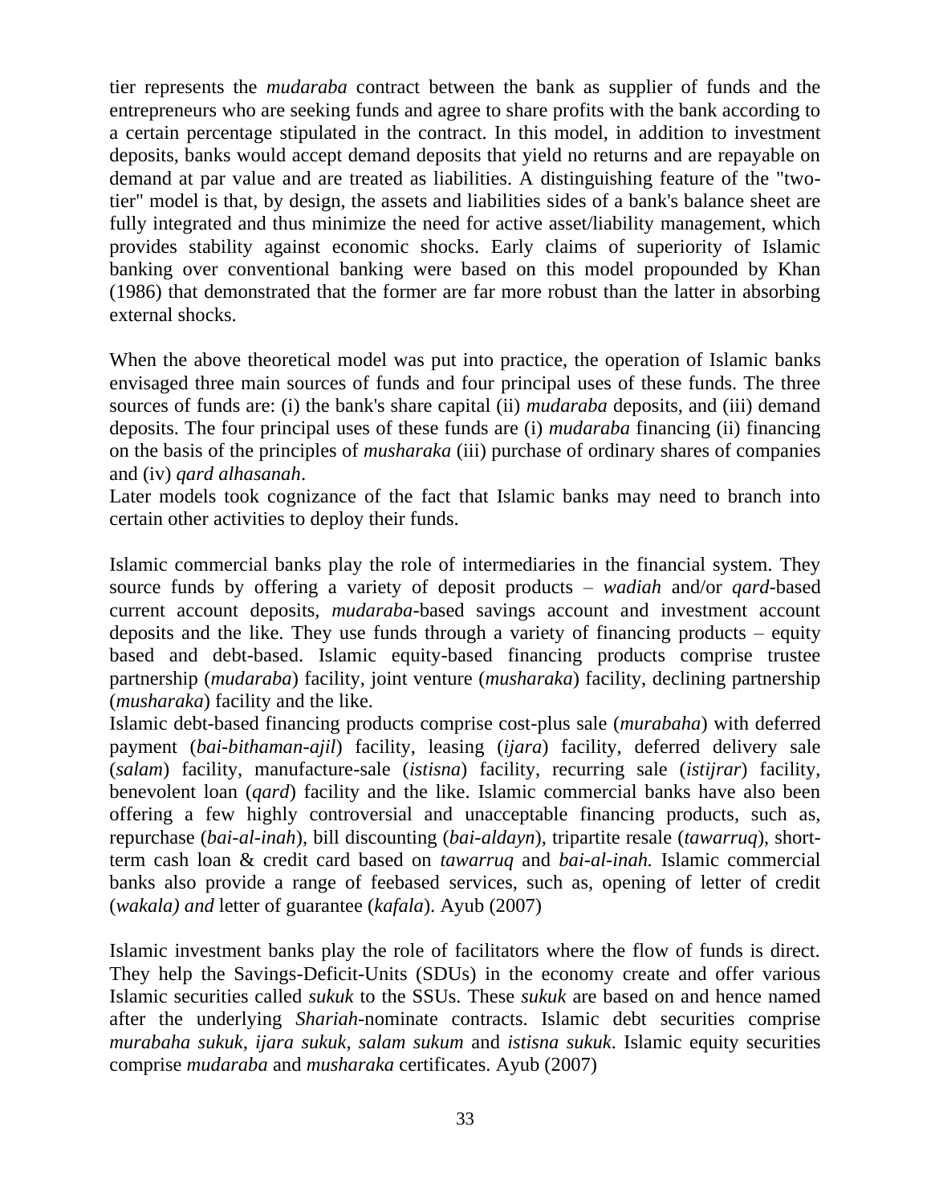tier represents the *mudaraba* contract between the bank as supplier of funds and the entrepreneurs who are seeking funds and agree to share profits with the bank according to a certain percentage stipulated in the contract. In this model, in addition to investment deposits, banks would accept demand deposits that yield no returns and are repayable on demand at par value and are treated as liabilities. A distinguishing feature of the "two-tier" model is that, by design, the assets and liabilities sides of a bank's balance sheet are fully integrated and thus minimize the need for active asset/liability management, which provides stability against economic shocks. Early claims of superiority of Islamic banking over conventional banking were based on this model propounded by Khan (1986) that demonstrated that the former are far more robust than the latter in absorbing external shocks.

When the above theoretical model was put into practice, the operation of Islamic banks envisaged three main sources of funds and four principal uses of these funds. The three sources of funds are: (i) the bank's share capital (ii) *mudaraba* deposits, and (iii) demand deposits. The four principal uses of these funds are (i) *mudaraba* financing (ii) financing on the basis of the principles of *musharaka* (iii) purchase of ordinary shares of companies and (iv) *qard alhasanah*.

Later models took cognizance of the fact that Islamic banks may need to branch into certain other activities to deploy their funds.

Islamic commercial banks play the role of intermediaries in the financial system. They source funds by offering a variety of deposit products – *wadiah* and/or *qard*-based current account deposits, *mudaraba*-based savings account and investment account deposits and the like. They use funds through a variety of financing products – equity based and debt-based. Islamic equity-based financing products comprise trustee partnership (*mudaraba*) facility, joint venture (*musharaka*) facility, declining partnership (*musharaka*) facility and the like.

Islamic debt-based financing products comprise cost-plus sale (*murabaha*) with deferred payment (*bai-bithaman-ajil*) facility, leasing (*ijara*) facility, deferred delivery sale (*salam*) facility, manufacture-sale (*istisna*) facility, recurring sale (*istijrar*) facility, benevolent loan (*qard*) facility and the like. Islamic commercial banks have also been offering a few highly controversial and unacceptable financing products, such as, repurchase (*bai-al-inah*), bill discounting (*bai-aldayn*), tripartite resale (*tawarruq*), short-term cash loan & credit card based on *tawarruq* and *bai-al-inah.* Islamic commercial banks also provide a range of feebased services, such as, opening of letter of credit (*wakala) and* letter of guarantee (*kafala*). Ayub (2007)

Islamic investment banks play the role of facilitators where the flow of funds is direct. They help the Savings-Deficit-Units (SDUs) in the economy create and offer various Islamic securities called *sukuk* to the SSUs. These *sukuk* are based on and hence named after the underlying *Shariah*-nominate contracts. Islamic debt securities comprise *murabaha sukuk*, *ijara sukuk*, *salam sukum* and *istisna sukuk*. Islamic equity securities comprise *mudaraba* and *musharaka* certificates. Ayub (2007)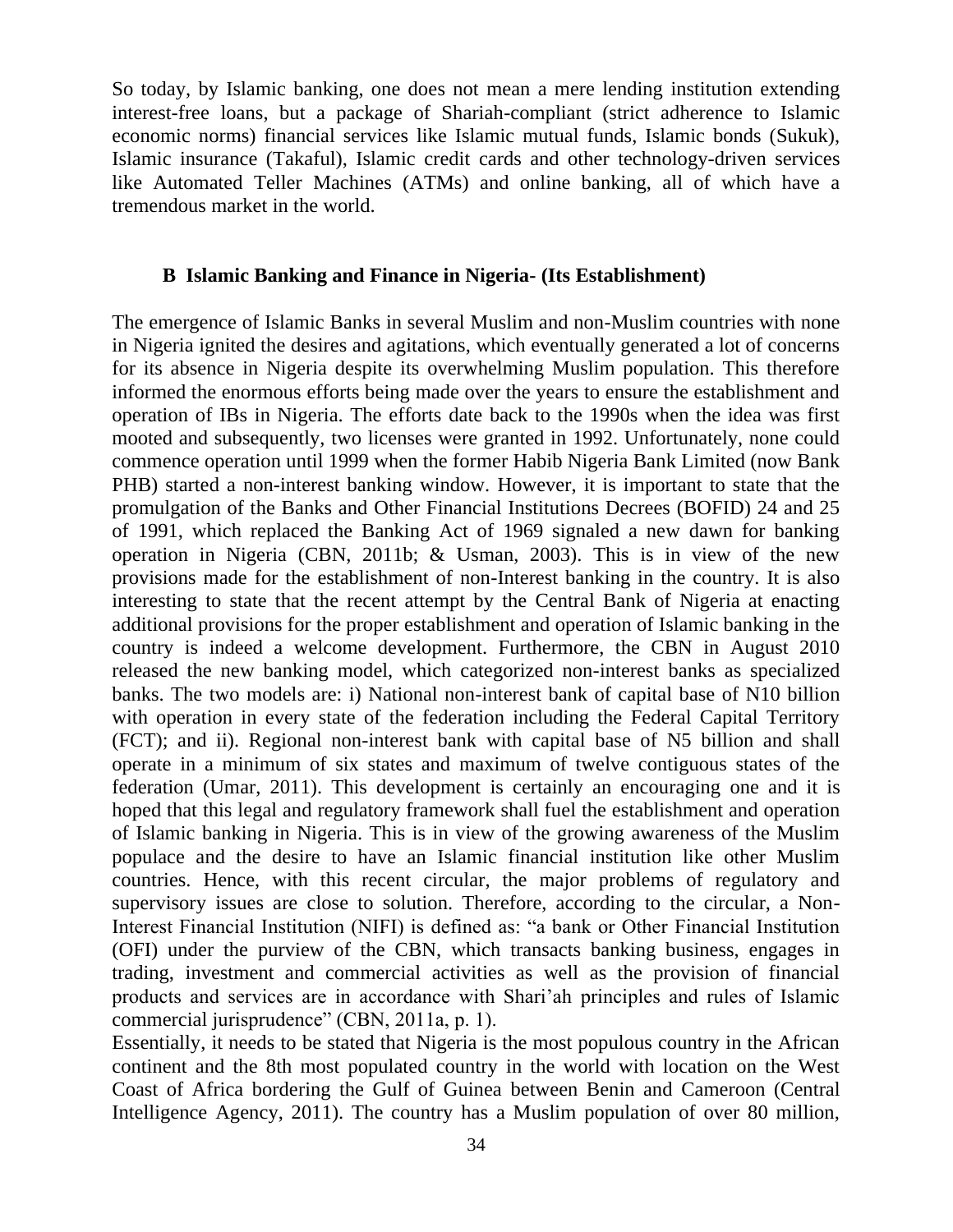So today, by Islamic banking, one does not mean a mere lending institution extending interest-free loans, but a package of Shariah-compliant (strict adherence to Islamic economic norms) financial services like Islamic mutual funds, Islamic bonds (Sukuk), Islamic insurance (Takaful), Islamic credit cards and other technology-driven services like Automated Teller Machines (ATMs) and online banking, all of which have a tremendous market in the world.

## B Islamic Banking and Finance in Nigeria- (Its Establishment)

The emergence of Islamic Banks in several Muslim and non-Muslim countries with none in Nigeria ignited the desires and agitations, which eventually generated a lot of concerns for its absence in Nigeria despite its overwhelming Muslim population. This therefore informed the enormous efforts being made over the years to ensure the establishment and operation of IBs in Nigeria. The efforts date back to the 1990s when the idea was first mooted and subsequently, two licenses were granted in 1992. Unfortunately, none could commence operation until 1999 when the former Habib Nigeria Bank Limited (now Bank PHB) started a non-interest banking window. However, it is important to state that the promulgation of the Banks and Other Financial Institutions Decrees (BOFID) 24 and 25 of 1991, which replaced the Banking Act of 1969 signaled a new dawn for banking operation in Nigeria (CBN, 2011b; & Usman, 2003). This is in view of the new provisions made for the establishment of non-Interest banking in the country. It is also interesting to state that the recent attempt by the Central Bank of Nigeria at enacting additional provisions for the proper establishment and operation of Islamic banking in the country is indeed a welcome development. Furthermore, the CBN in August 2010 released the new banking model, which categorized non-interest banks as specialized banks. The two models are: i) National non-interest bank of capital base of N10 billion with operation in every state of the federation including the Federal Capital Territory (FCT); and ii). Regional non-interest bank with capital base of N5 billion and shall operate in a minimum of six states and maximum of twelve contiguous states of the federation (Umar, 2011). This development is certainly an encouraging one and it is hoped that this legal and regulatory framework shall fuel the establishment and operation of Islamic banking in Nigeria. This is in view of the growing awareness of the Muslim populace and the desire to have an Islamic financial institution like other Muslim countries. Hence, with this recent circular, the major problems of regulatory and supervisory issues are close to solution. Therefore, according to the circular, a Non-Interest Financial Institution (NIFI) is defined as: "a bank or Other Financial Institution (OFI) under the purview of the CBN, which transacts banking business, engages in trading, investment and commercial activities as well as the provision of financial products and services are in accordance with Shari'ah principles and rules of Islamic commercial jurisprudence" (CBN, 2011a, p. 1).

Essentially, it needs to be stated that Nigeria is the most populous country in the African continent and the 8th most populated country in the world with location on the West Coast of Africa bordering the Gulf of Guinea between Benin and Cameroon (Central Intelligence Agency, 2011). The country has a Muslim population of over 80 million,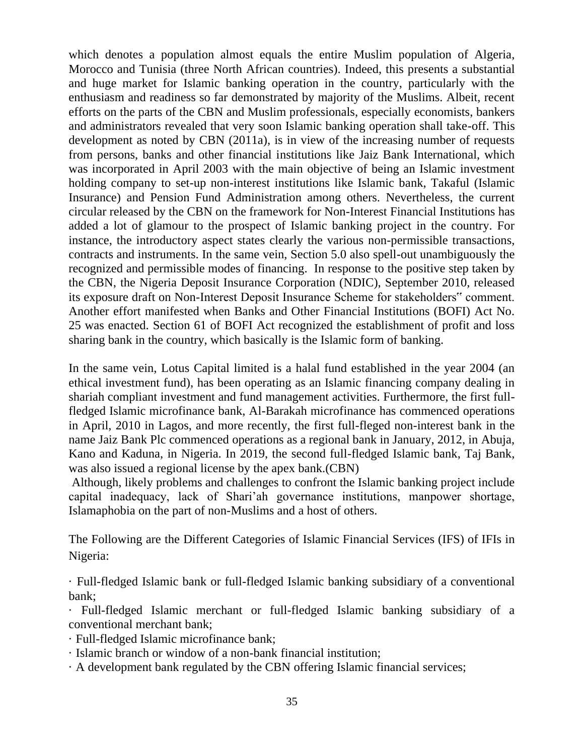which denotes a population almost equals the entire Muslim population of Algeria, Morocco and Tunisia (three North African countries). Indeed, this presents a substantial and huge market for Islamic banking operation in the country, particularly with the enthusiasm and readiness so far demonstrated by majority of the Muslims. Albeit, recent efforts on the parts of the CBN and Muslim professionals, especially economists, bankers and administrators revealed that very soon Islamic banking operation shall take-off. This development as noted by CBN (2011a), is in view of the increasing number of requests from persons, banks and other financial institutions like Jaiz Bank International, which was incorporated in April 2003 with the main objective of being an Islamic investment holding company to set-up non-interest institutions like Islamic bank, Takaful (Islamic Insurance) and Pension Fund Administration among others. Nevertheless, the current circular released by the CBN on the framework for Non-Interest Financial Institutions has added a lot of glamour to the prospect of Islamic banking project in the country. For instance, the introductory aspect states clearly the various non-permissible transactions, contracts and instruments. In the same vein, Section 5.0 also spell-out unambiguously the recognized and permissible modes of financing. In response to the positive step taken by the CBN, the Nigeria Deposit Insurance Corporation (NDIC), September 2010, released its exposure draft on Non-Interest Deposit Insurance Scheme for stakeholders" comment. Another effort manifested when Banks and Other Financial Institutions (BOFI) Act No. 25 was enacted. Section 61 of BOFI Act recognized the establishment of profit and loss sharing bank in the country, which basically is the Islamic form of banking.

In the same vein, Lotus Capital limited is a halal fund established in the year 2004 (an ethical investment fund), has been operating as an Islamic financing company dealing in shariah compliant investment and fund management activities. Furthermore, the first full-fledged Islamic microfinance bank, Al-Barakah microfinance has commenced operations in April, 2010 in Lagos, and more recently, the first full-fleged non-interest bank in the name Jaiz Bank Plc commenced operations as a regional bank in January, 2012, in Abuja, Kano and Kaduna, in Nigeria. In 2019, the second full-fledged Islamic bank, Taj Bank, was also issued a regional license by the apex bank.(CBN)

Although, likely problems and challenges to confront the Islamic banking project include capital inadequacy, lack of Shari'ah governance institutions, manpower shortage, Islamaphobia on the part of non-Muslims and a host of others.

The Following are the Different Categories of Islamic Financial Services (IFS) of IFIs in Nigeria:

· Full-fledged Islamic bank or full-fledged Islamic banking subsidiary of a conventional bank;
· Full-fledged Islamic merchant or full-fledged Islamic banking subsidiary of a conventional merchant bank;
· Full-fledged Islamic microfinance bank;
· Islamic branch or window of a non-bank financial institution;
· A development bank regulated by the CBN offering Islamic financial services;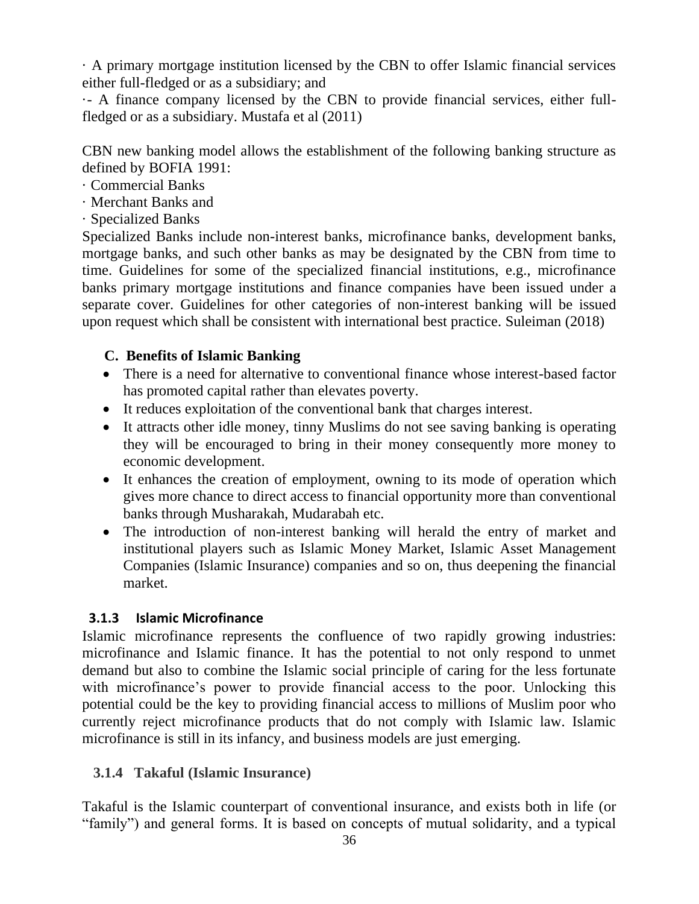· A primary mortgage institution licensed by the CBN to offer Islamic financial services either full-fledged or as a subsidiary; and

·- A finance company licensed by the CBN to provide financial services, either full-fledged or as a subsidiary. Mustafa et al (2011)

CBN new banking model allows the establishment of the following banking structure as defined by BOFIA 1991:

· Commercial Banks
· Merchant Banks and
· Specialized Banks

Specialized Banks include non-interest banks, microfinance banks, development banks, mortgage banks, and such other banks as may be designated by the CBN from time to time. Guidelines for some of the specialized financial institutions, e.g., microfinance banks primary mortgage institutions and finance companies have been issued under a separate cover. Guidelines for other categories of non-interest banking will be issued upon request which shall be consistent with international best practice. Suleiman (2018)

### C. Benefits of Islamic Banking

- There is a need for alternative to conventional finance whose interest-based factor has promoted capital rather than elevates poverty.
- It reduces exploitation of the conventional bank that charges interest.
- It attracts other idle money, tinny Muslims do not see saving banking is operating they will be encouraged to bring in their money consequently more money to economic development.
- It enhances the creation of employment, owning to its mode of operation which gives more chance to direct access to financial opportunity more than conventional banks through Musharakah, Mudarabah etc.
- The introduction of non-interest banking will herald the entry of market and institutional players such as Islamic Money Market, Islamic Asset Management Companies (Islamic Insurance) companies and so on, thus deepening the financial market.

### 3.1.3 Islamic Microfinance

Islamic microfinance represents the confluence of two rapidly growing industries: microfinance and Islamic finance. It has the potential to not only respond to unmet demand but also to combine the Islamic social principle of caring for the less fortunate with microfinance's power to provide financial access to the poor. Unlocking this potential could be the key to providing financial access to millions of Muslim poor who currently reject microfinance products that do not comply with Islamic law. Islamic microfinance is still in its infancy, and business models are just emerging.

### 3.1.4 Takaful (Islamic Insurance)

Takaful is the Islamic counterpart of conventional insurance, and exists both in life (or "family") and general forms. It is based on concepts of mutual solidarity, and a typical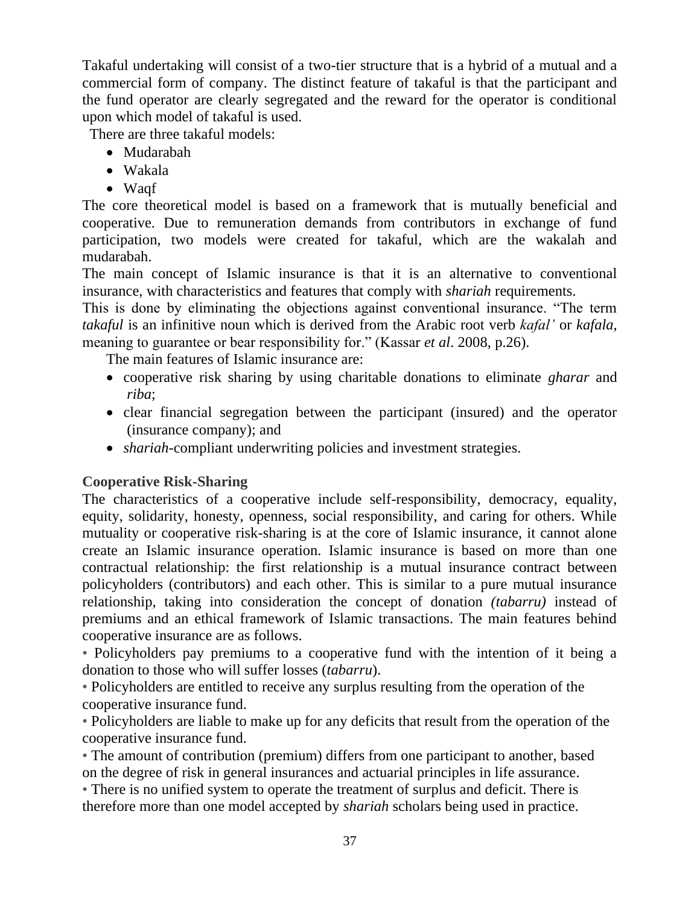Takaful undertaking will consist of a two-tier structure that is a hybrid of a mutual and a commercial form of company. The distinct feature of takaful is that the participant and the fund operator are clearly segregated and the reward for the operator is conditional upon which model of takaful is used.

There are three takaful models:

- Mudarabah
- Wakala
- Waqf

The core theoretical model is based on a framework that is mutually beneficial and cooperative. Due to remuneration demands from contributors in exchange of fund participation, two models were created for takaful, which are the wakalah and mudarabah.

The main concept of Islamic insurance is that it is an alternative to conventional insurance, with characteristics and features that comply with *shariah* requirements.

This is done by eliminating the objections against conventional insurance. "The term *takaful* is an infinitive noun which is derived from the Arabic root verb *kafal'* or *kafala,* meaning to guarantee or bear responsibility for." (Kassar *et al*. 2008, p.26).

The main features of Islamic insurance are:

- cooperative risk sharing by using charitable donations to eliminate *gharar* and *riba*;
- clear financial segregation between the participant (insured) and the operator (insurance company); and
- *shariah*-compliant underwriting policies and investment strategies.

### Cooperative Risk-Sharing

The characteristics of a cooperative include self-responsibility, democracy, equality, equity, solidarity, honesty, openness, social responsibility, and caring for others. While mutuality or cooperative risk-sharing is at the core of Islamic insurance, it cannot alone create an Islamic insurance operation. Islamic insurance is based on more than one contractual relationship: the first relationship is a mutual insurance contract between policyholders (contributors) and each other. This is similar to a pure mutual insurance relationship, taking into consideration the concept of donation *(tabarru)* instead of premiums and an ethical framework of Islamic transactions. The main features behind cooperative insurance are as follows.

• Policyholders pay premiums to a cooperative fund with the intention of it being a donation to those who will suffer losses (*tabarru*).

• Policyholders are entitled to receive any surplus resulting from the operation of the cooperative insurance fund.

• Policyholders are liable to make up for any deficits that result from the operation of the cooperative insurance fund.

• The amount of contribution (premium) differs from one participant to another, based on the degree of risk in general insurances and actuarial principles in life assurance.

• There is no unified system to operate the treatment of surplus and deficit. There is therefore more than one model accepted by *shariah* scholars being used in practice.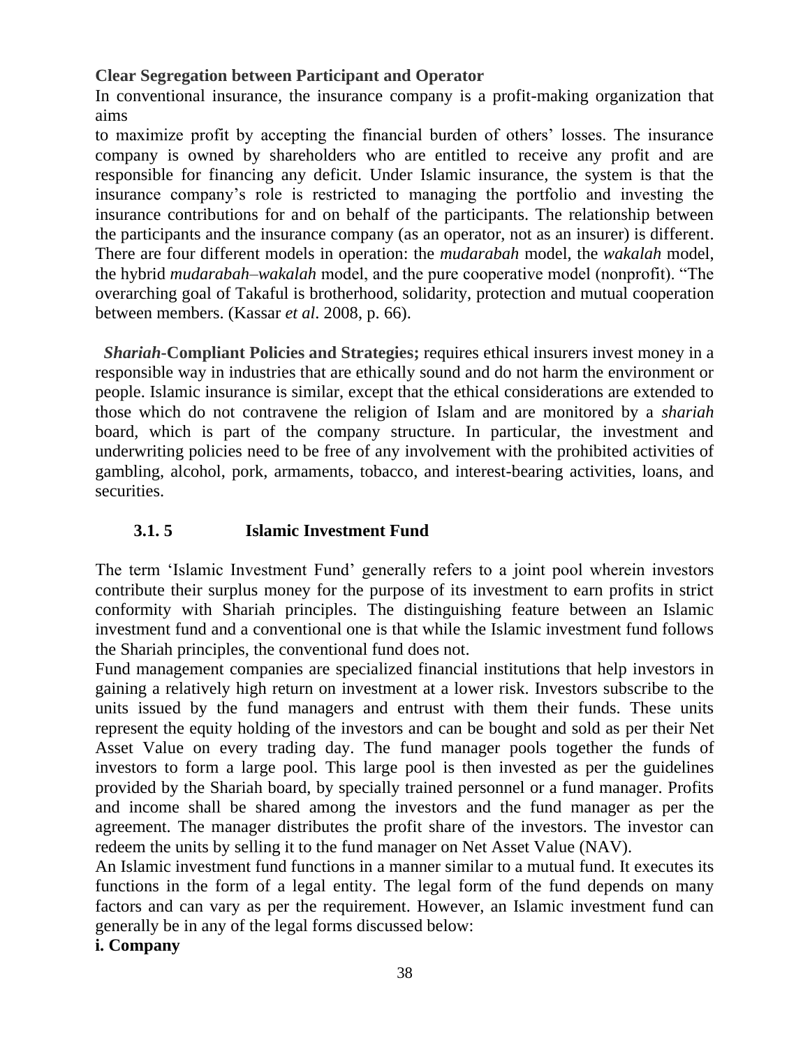**Clear Segregation between Participant and Operator**

In conventional insurance, the insurance company is a profit-making organization that aims
to maximize profit by accepting the financial burden of others' losses. The insurance company is owned by shareholders who are entitled to receive any profit and are responsible for financing any deficit. Under Islamic insurance, the system is that the insurance company's role is restricted to managing the portfolio and investing the insurance contributions for and on behalf of the participants. The relationship between the participants and the insurance company (as an operator, not as an insurer) is different. There are four different models in operation: the *mudarabah* model, the *wakalah* model, the hybrid *mudarabah–wakalah* model, and the pure cooperative model (nonprofit). "The overarching goal of Takaful is brotherhood, solidarity, protection and mutual cooperation between members. (Kassar *et al*. 2008, p. 66).

***Shariah*-Compliant Policies and Strategies;** requires ethical insurers invest money in a responsible way in industries that are ethically sound and do not harm the environment or people. Islamic insurance is similar, except that the ethical considerations are extended to those which do not contravene the religion of Islam and are monitored by a *shariah* board, which is part of the company structure. In particular, the investment and underwriting policies need to be free of any involvement with the prohibited activities of gambling, alcohol, pork, armaments, tobacco, and interest-bearing activities, loans, and securities.

### 3.1. 5 Islamic Investment Fund

The term 'Islamic Investment Fund' generally refers to a joint pool wherein investors contribute their surplus money for the purpose of its investment to earn profits in strict conformity with Shariah principles. The distinguishing feature between an Islamic investment fund and a conventional one is that while the Islamic investment fund follows the Shariah principles, the conventional fund does not.

Fund management companies are specialized financial institutions that help investors in gaining a relatively high return on investment at a lower risk. Investors subscribe to the units issued by the fund managers and entrust with them their funds. These units represent the equity holding of the investors and can be bought and sold as per their Net Asset Value on every trading day. The fund manager pools together the funds of investors to form a large pool. This large pool is then invested as per the guidelines provided by the Shariah board, by specially trained personnel or a fund manager. Profits and income shall be shared among the investors and the fund manager as per the agreement. The manager distributes the profit share of the investors. The investor can redeem the units by selling it to the fund manager on Net Asset Value (NAV).

An Islamic investment fund functions in a manner similar to a mutual fund. It executes its functions in the form of a legal entity. The legal form of the fund depends on many factors and can vary as per the requirement. However, an Islamic investment fund can generally be in any of the legal forms discussed below:

**i. Company**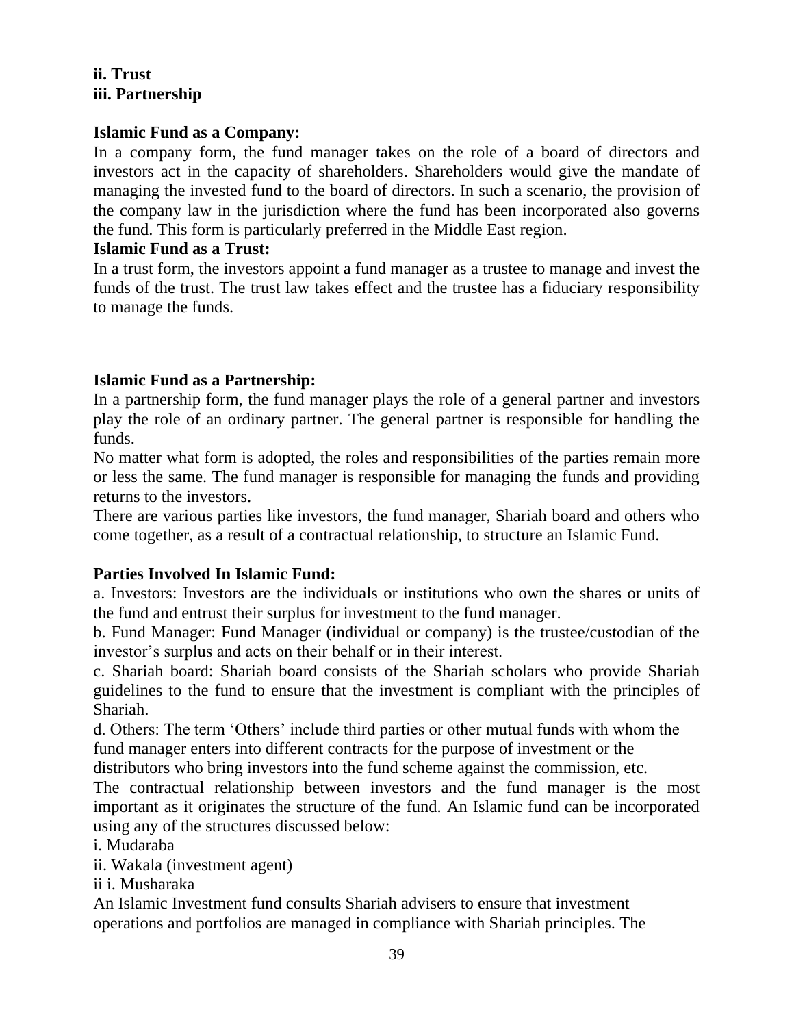**ii. Trust**
**iii. Partnership**

**Islamic Fund as a Company:**
In a company form, the fund manager takes on the role of a board of directors and investors act in the capacity of shareholders. Shareholders would give the mandate of managing the invested fund to the board of directors. In such a scenario, the provision of the company law in the jurisdiction where the fund has been incorporated also governs the fund. This form is particularly preferred in the Middle East region.

**Islamic Fund as a Trust:**
In a trust form, the investors appoint a fund manager as a trustee to manage and invest the funds of the trust. The trust law takes effect and the trustee has a fiduciary responsibility to manage the funds.

**Islamic Fund as a Partnership:**
In a partnership form, the fund manager plays the role of a general partner and investors play the role of an ordinary partner. The general partner is responsible for handling the funds.

No matter what form is adopted, the roles and responsibilities of the parties remain more or less the same. The fund manager is responsible for managing the funds and providing returns to the investors.

There are various parties like investors, the fund manager, Shariah board and others who come together, as a result of a contractual relationship, to structure an Islamic Fund.

**Parties Involved In Islamic Fund:**
a. Investors: Investors are the individuals or institutions who own the shares or units of the fund and entrust their surplus for investment to the fund manager.
b. Fund Manager: Fund Manager (individual or company) is the trustee/custodian of the investor's surplus and acts on their behalf or in their interest.
c. Shariah board: Shariah board consists of the Shariah scholars who provide Shariah guidelines to the fund to ensure that the investment is compliant with the principles of Shariah.
d. Others: The term 'Others' include third parties or other mutual funds with whom the fund manager enters into different contracts for the purpose of investment or the distributors who bring investors into the fund scheme against the commission, etc.

The contractual relationship between investors and the fund manager is the most important as it originates the structure of the fund. An Islamic fund can be incorporated using any of the structures discussed below:
i. Mudaraba
ii. Wakala (investment agent)
ii i. Musharaka

An Islamic Investment fund consults Shariah advisers to ensure that investment operations and portfolios are managed in compliance with Shariah principles. The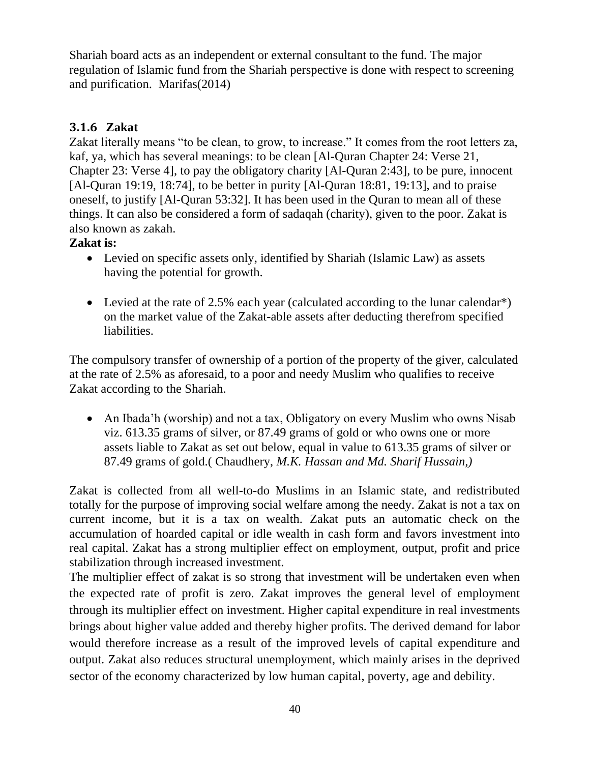Shariah board acts as an independent or external consultant to the fund. The major regulation of Islamic fund from the Shariah perspective is done with respect to screening and purification. Marifas(2014)

### 3.1.6 Zakat

Zakat literally means "to be clean, to grow, to increase." It comes from the root letters za, kaf, ya, which has several meanings: to be clean [Al-Quran Chapter 24: Verse 21, Chapter 23: Verse 4], to pay the obligatory charity [Al-Quran 2:43], to be pure, innocent [Al-Quran 19:19, 18:74], to be better in purity [Al-Quran 18:81, 19:13], and to praise oneself, to justify [Al-Quran 53:32]. It has been used in the Quran to mean all of these things. It can also be considered a form of sadaqah (charity), given to the poor. Zakat is also known as zakah.

**Zakat is:**

- Levied on specific assets only, identified by Shariah (Islamic Law) as assets having the potential for growth.

- Levied at the rate of 2.5% each year (calculated according to the lunar calendar*) on the market value of the Zakat-able assets after deducting therefrom specified liabilities.

The compulsory transfer of ownership of a portion of the property of the giver, calculated at the rate of 2.5% as aforesaid, to a poor and needy Muslim who qualifies to receive Zakat according to the Shariah.

- An Ibada'h (worship) and not a tax, Obligatory on every Muslim who owns Nisab viz. 613.35 grams of silver, or 87.49 grams of gold or who owns one or more assets liable to Zakat as set out below, equal in value to 613.35 grams of silver or 87.49 grams of gold.( Chaudhery, *M.K. Hassan and Md. Sharif Hussain,)*

Zakat is collected from all well-to-do Muslims in an Islamic state, and redistributed totally for the purpose of improving social welfare among the needy. Zakat is not a tax on current income, but it is a tax on wealth. Zakat puts an automatic check on the accumulation of hoarded capital or idle wealth in cash form and favors investment into real capital. Zakat has a strong multiplier effect on employment, output, profit and price stabilization through increased investment.

The multiplier effect of zakat is so strong that investment will be undertaken even when the expected rate of profit is zero. Zakat improves the general level of employment through its multiplier effect on investment. Higher capital expenditure in real investments brings about higher value added and thereby higher profits. The derived demand for labor would therefore increase as a result of the improved levels of capital expenditure and output. Zakat also reduces structural unemployment, which mainly arises in the deprived sector of the economy characterized by low human capital, poverty, age and debility.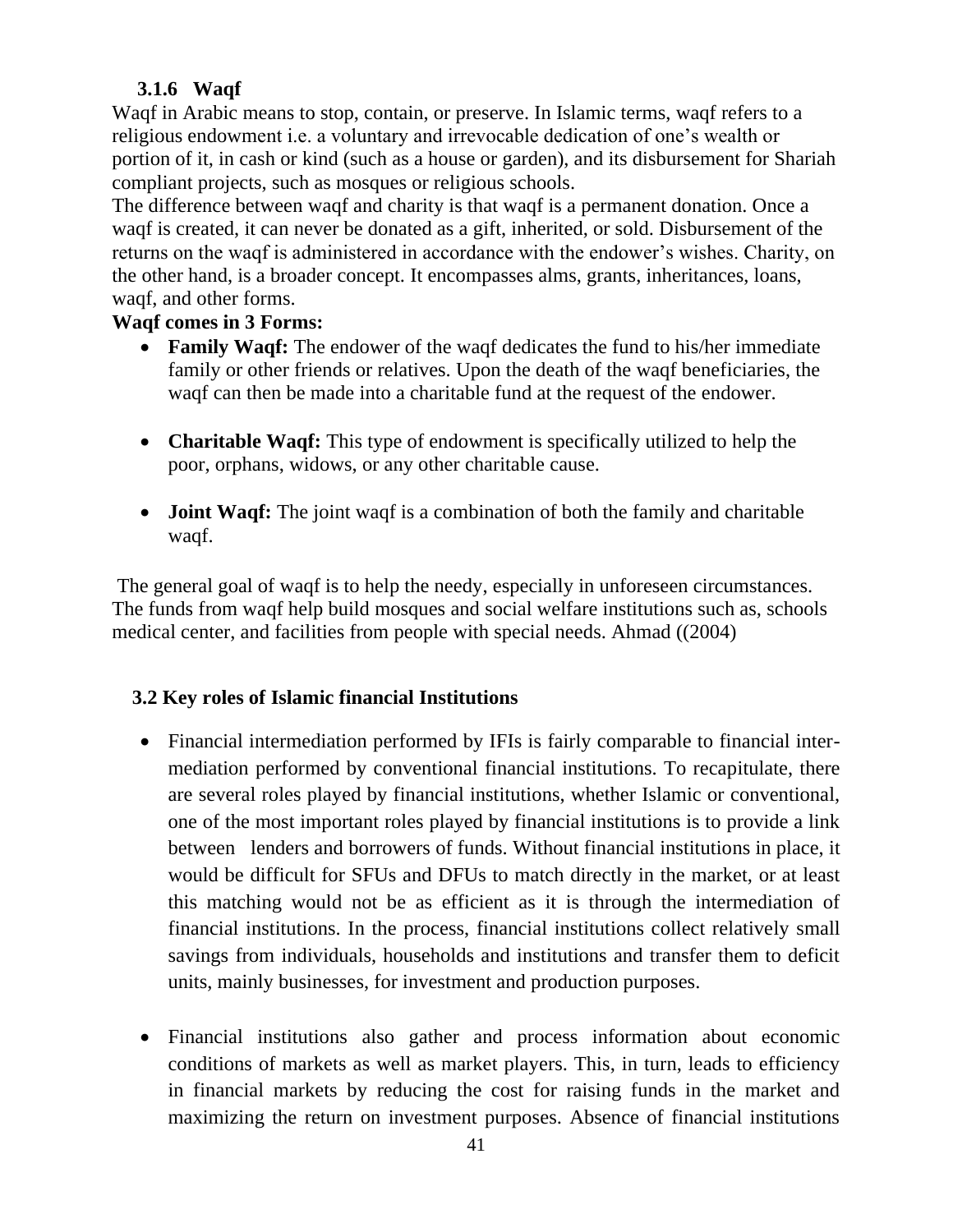### 3.1.6 Waqf

Waqf in Arabic means to stop, contain, or preserve. In Islamic terms, waqf refers to a religious endowment i.e. a voluntary and irrevocable dedication of one's wealth or portion of it, in cash or kind (such as a house or garden), and its disbursement for Shariah compliant projects, such as mosques or religious schools.

The difference between waqf and charity is that waqf is a permanent donation. Once a waqf is created, it can never be donated as a gift, inherited, or sold. Disbursement of the returns on the waqf is administered in accordance with the endower's wishes. Charity, on the other hand, is a broader concept. It encompasses alms, grants, inheritances, loans, waqf, and other forms.

**Waqf comes in 3 Forms:**

- **Family Waqf:** The endower of the waqf dedicates the fund to his/her immediate family or other friends or relatives. Upon the death of the waqf beneficiaries, the waqf can then be made into a charitable fund at the request of the endower.

- **Charitable Waqf:** This type of endowment is specifically utilized to help the poor, orphans, widows, or any other charitable cause.

- **Joint Waqf:** The joint waqf is a combination of both the family and charitable waqf.

The general goal of waqf is to help the needy, especially in unforeseen circumstances. The funds from waqf help build mosques and social welfare institutions such as, schools medical center, and facilities from people with special needs. Ahmad ((2004)

## 3.2 Key roles of Islamic financial Institutions

- Financial intermediation performed by IFIs is fairly comparable to financial intermediation performed by conventional financial institutions. To recapitulate, there are several roles played by financial institutions, whether Islamic or conventional, one of the most important roles played by financial institutions is to provide a link between lenders and borrowers of funds. Without financial institutions in place, it would be difficult for SFUs and DFUs to match directly in the market, or at least this matching would not be as efficient as it is through the intermediation of financial institutions. In the process, financial institutions collect relatively small savings from individuals, households and institutions and transfer them to deficit units, mainly businesses, for investment and production purposes.

- Financial institutions also gather and process information about economic conditions of markets as well as market players. This, in turn, leads to efficiency in financial markets by reducing the cost for raising funds in the market and maximizing the return on investment purposes. Absence of financial institutions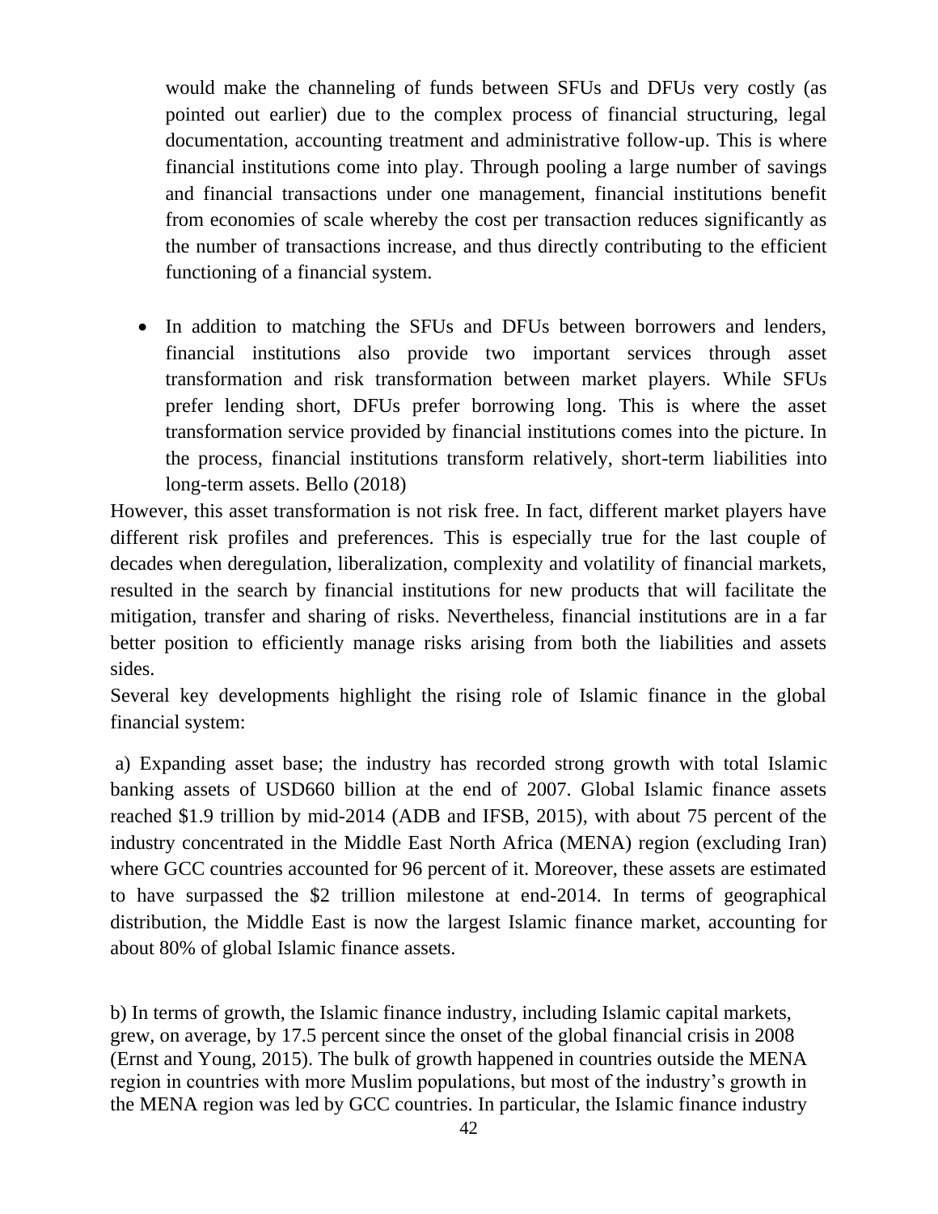would make the channeling of funds between SFUs and DFUs very costly (as pointed out earlier) due to the complex process of financial structuring, legal documentation, accounting treatment and administrative follow-up. This is where financial institutions come into play. Through pooling a large number of savings and financial transactions under one management, financial institutions benefit from economies of scale whereby the cost per transaction reduces significantly as the number of transactions increase, and thus directly contributing to the efficient functioning of a financial system.

- In addition to matching the SFUs and DFUs between borrowers and lenders, financial institutions also provide two important services through asset transformation and risk transformation between market players. While SFUs prefer lending short, DFUs prefer borrowing long. This is where the asset transformation service provided by financial institutions comes into the picture. In the process, financial institutions transform relatively, short-term liabilities into long-term assets. Bello (2018)

However, this asset transformation is not risk free. In fact, different market players have different risk profiles and preferences. This is especially true for the last couple of decades when deregulation, liberalization, complexity and volatility of financial markets, resulted in the search by financial institutions for new products that will facilitate the mitigation, transfer and sharing of risks. Nevertheless, financial institutions are in a far better position to efficiently manage risks arising from both the liabilities and assets sides.

Several key developments highlight the rising role of Islamic finance in the global financial system:

a) Expanding asset base; the industry has recorded strong growth with total Islamic banking assets of USD660 billion at the end of 2007. Global Islamic finance assets reached $1.9 trillion by mid-2014 (ADB and IFSB, 2015), with about 75 percent of the industry concentrated in the Middle East North Africa (MENA) region (excluding Iran) where GCC countries accounted for 96 percent of it. Moreover, these assets are estimated to have surpassed the $2 trillion milestone at end-2014. In terms of geographical distribution, the Middle East is now the largest Islamic finance market, accounting for about 80% of global Islamic finance assets.

b) In terms of growth, the Islamic finance industry, including Islamic capital markets, grew, on average, by 17.5 percent since the onset of the global financial crisis in 2008 (Ernst and Young, 2015). The bulk of growth happened in countries outside the MENA region in countries with more Muslim populations, but most of the industry's growth in the MENA region was led by GCC countries. In particular, the Islamic finance industry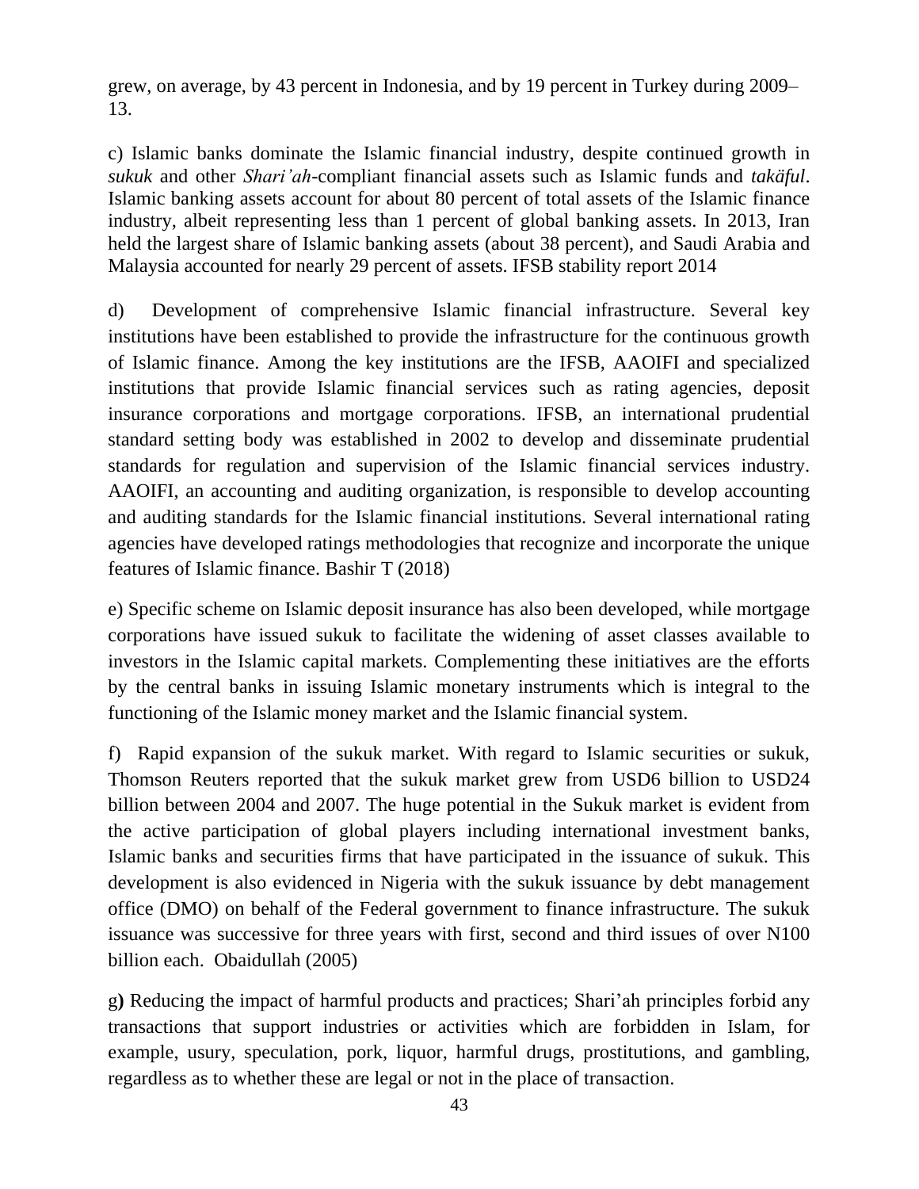grew, on average, by 43 percent in Indonesia, and by 19 percent in Turkey during 2009–13.

c) Islamic banks dominate the Islamic financial industry, despite continued growth in *sukuk* and other *Shari'ah*-compliant financial assets such as Islamic funds and *takäful*. Islamic banking assets account for about 80 percent of total assets of the Islamic finance industry, albeit representing less than 1 percent of global banking assets. In 2013, Iran held the largest share of Islamic banking assets (about 38 percent), and Saudi Arabia and Malaysia accounted for nearly 29 percent of assets. IFSB stability report 2014

d) Development of comprehensive Islamic financial infrastructure. Several key institutions have been established to provide the infrastructure for the continuous growth of Islamic finance. Among the key institutions are the IFSB, AAOIFI and specialized institutions that provide Islamic financial services such as rating agencies, deposit insurance corporations and mortgage corporations. IFSB, an international prudential standard setting body was established in 2002 to develop and disseminate prudential standards for regulation and supervision of the Islamic financial services industry. AAOIFI, an accounting and auditing organization, is responsible to develop accounting and auditing standards for the Islamic financial institutions. Several international rating agencies have developed ratings methodologies that recognize and incorporate the unique features of Islamic finance. Bashir T (2018)

e) Specific scheme on Islamic deposit insurance has also been developed, while mortgage corporations have issued sukuk to facilitate the widening of asset classes available to investors in the Islamic capital markets. Complementing these initiatives are the efforts by the central banks in issuing Islamic monetary instruments which is integral to the functioning of the Islamic money market and the Islamic financial system.

f) Rapid expansion of the sukuk market. With regard to Islamic securities or sukuk, Thomson Reuters reported that the sukuk market grew from USD6 billion to USD24 billion between 2004 and 2007. The huge potential in the Sukuk market is evident from the active participation of global players including international investment banks, Islamic banks and securities firms that have participated in the issuance of sukuk. This development is also evidenced in Nigeria with the sukuk issuance by debt management office (DMO) on behalf of the Federal government to finance infrastructure. The sukuk issuance was successive for three years with first, second and third issues of over N100 billion each. Obaidullah (2005)

g**)** Reducing the impact of harmful products and practices; Shari'ah principles forbid any transactions that support industries or activities which are forbidden in Islam, for example, usury, speculation, pork, liquor, harmful drugs, prostitutions, and gambling, regardless as to whether these are legal or not in the place of transaction.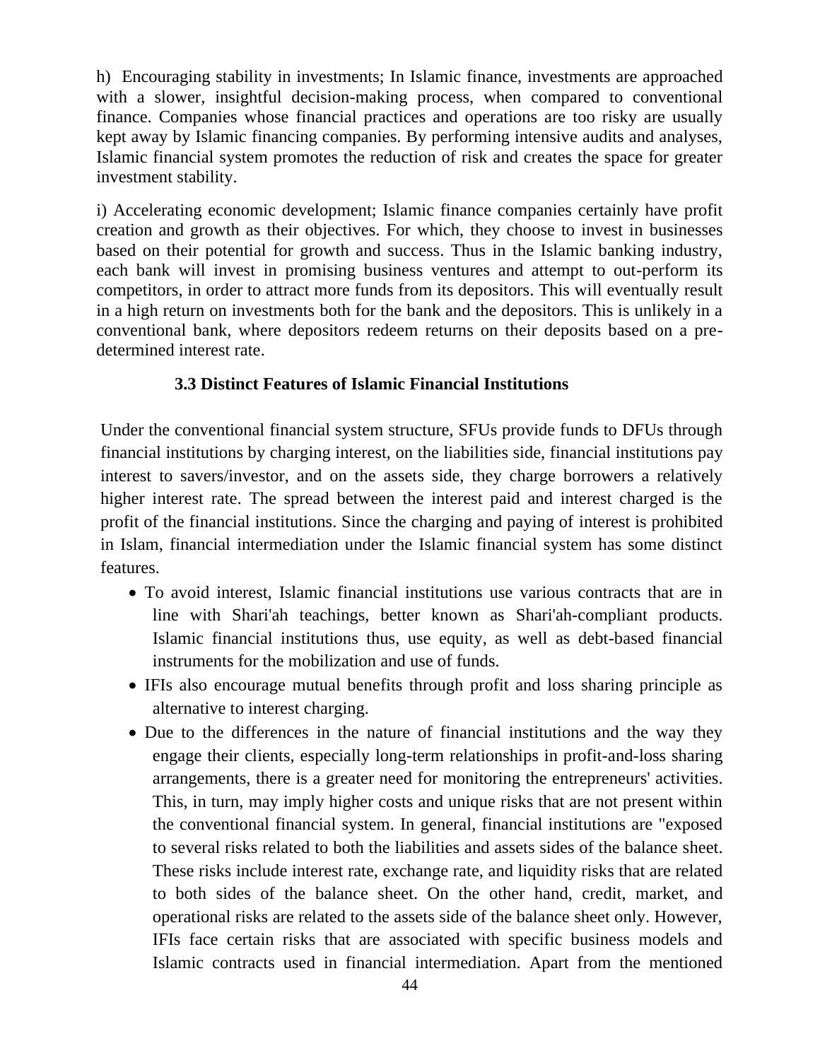h) Encouraging stability in investments; In Islamic finance, investments are approached with a slower, insightful decision-making process, when compared to conventional finance. Companies whose financial practices and operations are too risky are usually kept away by Islamic financing companies. By performing intensive audits and analyses, Islamic financial system promotes the reduction of risk and creates the space for greater investment stability.

i) Accelerating economic development; Islamic finance companies certainly have profit creation and growth as their objectives. For which, they choose to invest in businesses based on their potential for growth and success. Thus in the Islamic banking industry, each bank will invest in promising business ventures and attempt to out-perform its competitors, in order to attract more funds from its depositors. This will eventually result in a high return on investments both for the bank and the depositors. This is unlikely in a conventional bank, where depositors redeem returns on their deposits based on a pre-determined interest rate.

### 3.3 Distinct Features of Islamic Financial Institutions

Under the conventional financial system structure, SFUs provide funds to DFUs through financial institutions by charging interest, on the liabilities side, financial institutions pay interest to savers/investor, and on the assets side, they charge borrowers a relatively higher interest rate. The spread between the interest paid and interest charged is the profit of the financial institutions. Since the charging and paying of interest is prohibited in Islam, financial intermediation under the Islamic financial system has some distinct features.

- To avoid interest, Islamic financial institutions use various contracts that are in line with Shari'ah teachings, better known as Shari'ah-compliant products. Islamic financial institutions thus, use equity, as well as debt-based financial instruments for the mobilization and use of funds.
- IFIs also encourage mutual benefits through profit and loss sharing principle as alternative to interest charging.
- Due to the differences in the nature of financial institutions and the way they engage their clients, especially long-term relationships in profit-and-loss sharing arrangements, there is a greater need for monitoring the entrepreneurs' activities. This, in turn, may imply higher costs and unique risks that are not present within the conventional financial system. In general, financial institutions are "exposed to several risks related to both the liabilities and assets sides of the balance sheet. These risks include interest rate, exchange rate, and liquidity risks that are related to both sides of the balance sheet. On the other hand, credit, market, and operational risks are related to the assets side of the balance sheet only. However, IFIs face certain risks that are associated with specific business models and Islamic contracts used in financial intermediation. Apart from the mentioned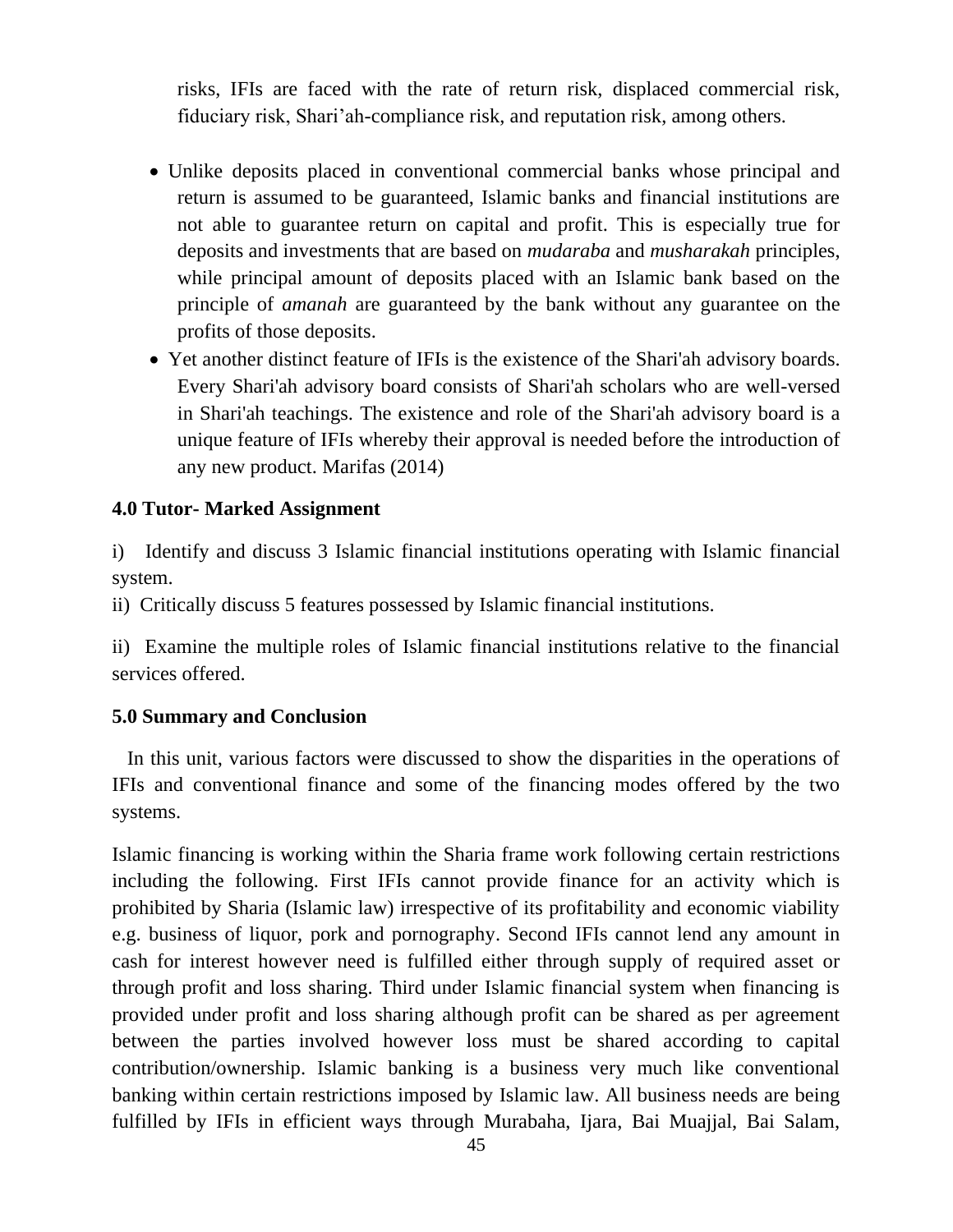risks, IFIs are faced with the rate of return risk, displaced commercial risk, fiduciary risk, Shari'ah-compliance risk, and reputation risk, among others.

- Unlike deposits placed in conventional commercial banks whose principal and return is assumed to be guaranteed, Islamic banks and financial institutions are not able to guarantee return on capital and profit. This is especially true for deposits and investments that are based on *mudaraba* and *musharakah* principles, while principal amount of deposits placed with an Islamic bank based on the principle of *amanah* are guaranteed by the bank without any guarantee on the profits of those deposits.
- Yet another distinct feature of IFIs is the existence of the Shari'ah advisory boards. Every Shari'ah advisory board consists of Shari'ah scholars who are well-versed in Shari'ah teachings. The existence and role of the Shari'ah advisory board is a unique feature of IFIs whereby their approval is needed before the introduction of any new product. Marifas (2014)

**4.0 Tutor- Marked Assignment**

i) Identify and discuss 3 Islamic financial institutions operating with Islamic financial system.

ii) Critically discuss 5 features possessed by Islamic financial institutions.

ii) Examine the multiple roles of Islamic financial institutions relative to the financial services offered.

**5.0 Summary and Conclusion**

In this unit, various factors were discussed to show the disparities in the operations of IFIs and conventional finance and some of the financing modes offered by the two systems.

Islamic financing is working within the Sharia frame work following certain restrictions including the following. First IFIs cannot provide finance for an activity which is prohibited by Sharia (Islamic law) irrespective of its profitability and economic viability e.g. business of liquor, pork and pornography. Second IFIs cannot lend any amount in cash for interest however need is fulfilled either through supply of required asset or through profit and loss sharing. Third under Islamic financial system when financing is provided under profit and loss sharing although profit can be shared as per agreement between the parties involved however loss must be shared according to capital contribution/ownership. Islamic banking is a business very much like conventional banking within certain restrictions imposed by Islamic law. All business needs are being fulfilled by IFIs in efficient ways through Murabaha, Ijara, Bai Muajjal, Bai Salam,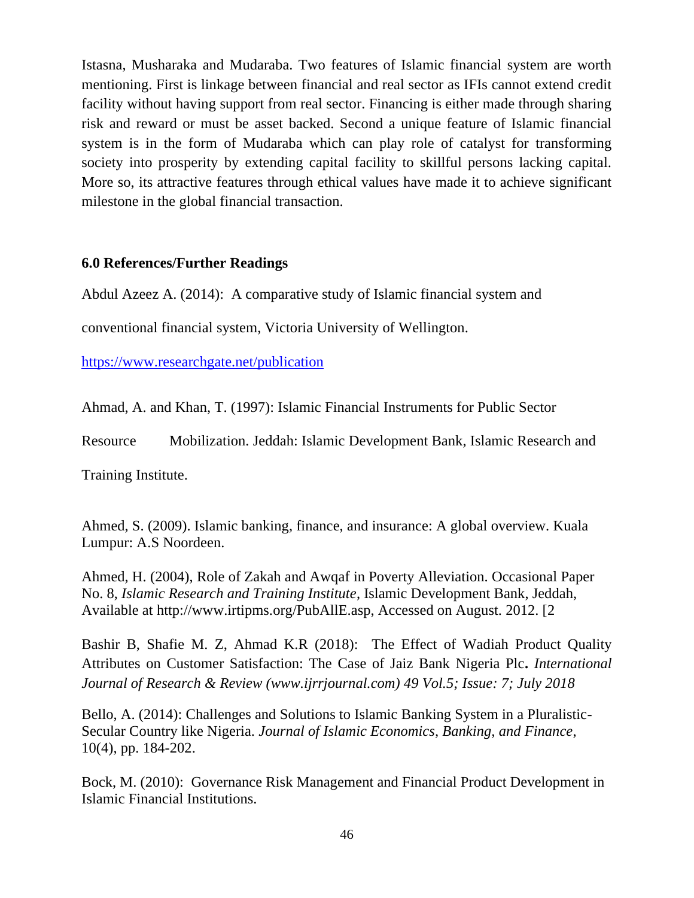Istasna, Musharaka and Mudaraba. Two features of Islamic financial system are worth mentioning. First is linkage between financial and real sector as IFIs cannot extend credit facility without having support from real sector. Financing is either made through sharing risk and reward or must be asset backed. Second a unique feature of Islamic financial system is in the form of Mudaraba which can play role of catalyst for transforming society into prosperity by extending capital facility to skillful persons lacking capital. More so, its attractive features through ethical values have made it to achieve significant milestone in the global financial transaction.

## 6.0 References/Further Readings

Abdul Azeez A. (2014): A comparative study of Islamic financial system and conventional financial system, Victoria University of Wellington. https://www.researchgate.net/publication

Ahmad, A. and Khan, T. (1997): Islamic Financial Instruments for Public Sector Resource Mobilization. Jeddah: Islamic Development Bank, Islamic Research and Training Institute.

Ahmed, S. (2009). Islamic banking, finance, and insurance: A global overview. Kuala Lumpur: A.S Noordeen.

Ahmed, H. (2004), Role of Zakah and Awqaf in Poverty Alleviation. Occasional Paper No. 8, *Islamic Research and Training Institute*, Islamic Development Bank, Jeddah, Available at http://www.irtipms.org/PubAllE.asp, Accessed on August. 2012. [2

Bashir B, Shafie M. Z, Ahmad K.R (2018): The Effect of Wadiah Product Quality Attributes on Customer Satisfaction: The Case of Jaiz Bank Nigeria Plc**.** *International Journal of Research & Review (www.ijrrjournal.com) 49 Vol.5; Issue: 7; July 2018*

Bello, A. (2014): Challenges and Solutions to Islamic Banking System in a Pluralistic-Secular Country like Nigeria. *Journal of Islamic Economics, Banking, and Finance*, 10(4), pp. 184-202.

Bock, M. (2010): Governance Risk Management and Financial Product Development in Islamic Financial Institutions.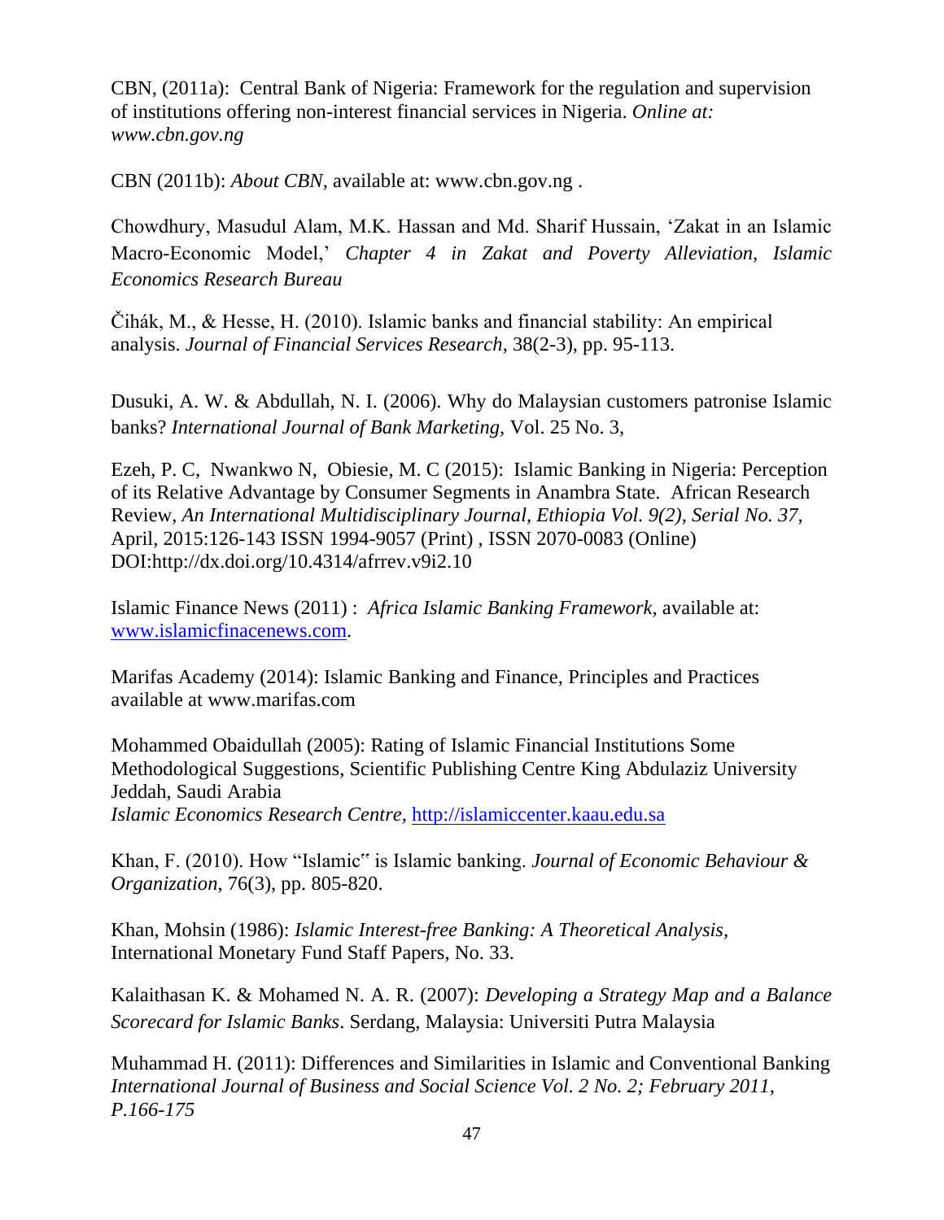CBN, (2011a): Central Bank of Nigeria: Framework for the regulation and supervision of institutions offering non-interest financial services in Nigeria. *Online at: www.cbn.gov.ng*

CBN (2011b): *About CBN*, available at: www.cbn.gov.ng .

Chowdhury, Masudul Alam, M.K. Hassan and Md. Sharif Hussain, 'Zakat in an Islamic Macro-Economic Model,' *Chapter 4 in Zakat and Poverty Alleviation, Islamic Economics Research Bureau*

Čihák, M., & Hesse, H. (2010). Islamic banks and financial stability: An empirical analysis. *Journal of Financial Services Research*, 38(2-3), pp. 95-113.

Dusuki, A. W. & Abdullah, N. I. (2006). Why do Malaysian customers patronise Islamic banks? *International Journal of Bank Marketing*, Vol. 25 No. 3,

Ezeh, P. C, Nwankwo N, Obiesie, M. C (2015): Islamic Banking in Nigeria: Perception of its Relative Advantage by Consumer Segments in Anambra State. African Research Review, *An International Multidisciplinary Journal, Ethiopia Vol. 9(2), Serial No. 37*, April, 2015:126-143 ISSN 1994-9057 (Print) , ISSN 2070-0083 (Online) DOI:http://dx.doi.org/10.4314/afrrev.v9i2.10

Islamic Finance News (2011) : *Africa Islamic Banking Framework*, available at: www.islamicfinacenews.com.

Marifas Academy (2014): Islamic Banking and Finance, Principles and Practices available at www.marifas.com

Mohammed Obaidullah (2005): Rating of Islamic Financial Institutions Some Methodological Suggestions, Scientific Publishing Centre King Abdulaziz University Jeddah, Saudi Arabia
*Islamic Economics Research Centre*, http://islamiccenter.kaau.edu.sa

Khan, F. (2010). How "Islamic" is Islamic banking. *Journal of Economic Behaviour & Organization*, 76(3), pp. 805-820.

Khan, Mohsin (1986): *Islamic Interest-free Banking: A Theoretical Analysis*, International Monetary Fund Staff Papers, No. 33.

Kalaithasan K. & Mohamed N. A. R. (2007): *Developing a Strategy Map and a Balance Scorecard for Islamic Banks*. Serdang, Malaysia: Universiti Putra Malaysia

Muhammad H. (2011): Differences and Similarities in Islamic and Conventional Banking *International Journal of Business and Social Science Vol. 2 No. 2; February 2011, P.166-175*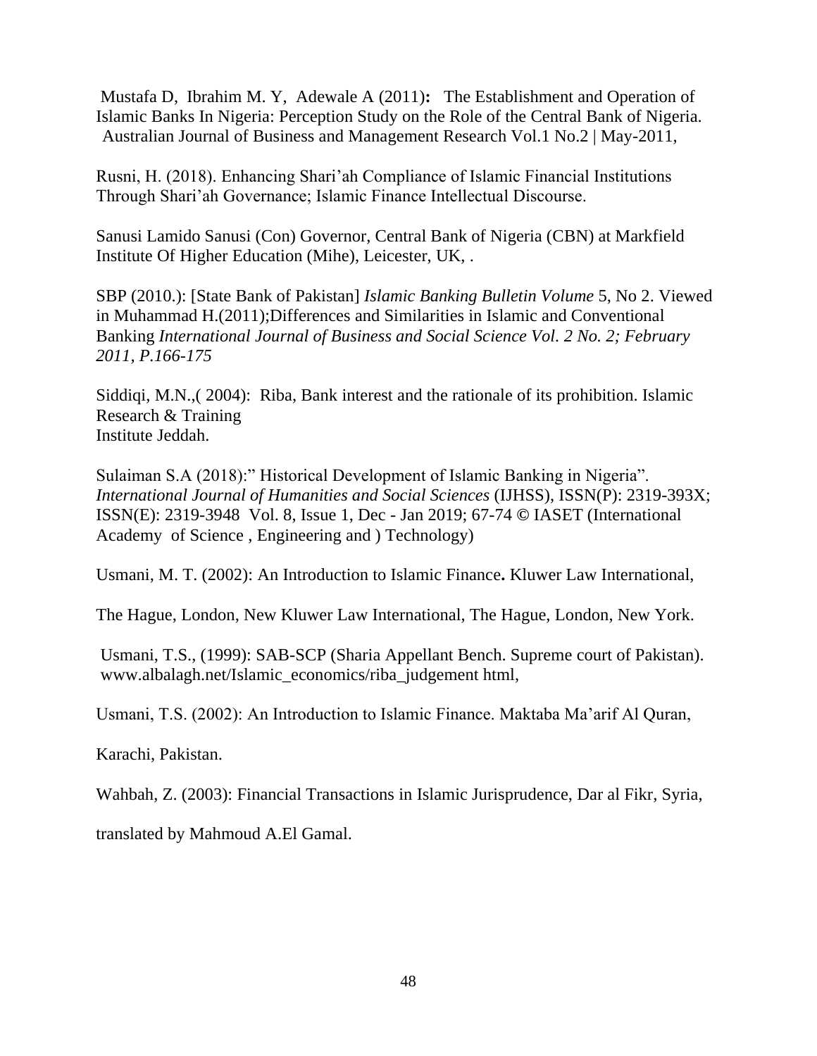Mustafa D, Ibrahim M. Y, Adewale A (2011)**:** The Establishment and Operation of Islamic Banks In Nigeria: Perception Study on the Role of the Central Bank of Nigeria. Australian Journal of Business and Management Research Vol.1 No.2 | May-2011,

Rusni, H. (2018). Enhancing Shari'ah Compliance of Islamic Financial Institutions Through Shari'ah Governance; Islamic Finance Intellectual Discourse.

Sanusi Lamido Sanusi (Con) Governor, Central Bank of Nigeria (CBN) at Markfield Institute Of Higher Education (Mihe), Leicester, UK, .

SBP (2010.): [State Bank of Pakistan] *Islamic Banking Bulletin Volume* 5, No 2. Viewed in Muhammad H.(2011);Differences and Similarities in Islamic and Conventional Banking *International Journal of Business and Social Science Vol. 2 No. 2; February 2011, P.166-175*

Siddiqi, M.N.,( 2004): Riba, Bank interest and the rationale of its prohibition. Islamic Research & Training
Institute Jeddah.

Sulaiman S.A (2018):" Historical Development of Islamic Banking in Nigeria". *International Journal of Humanities and Social Sciences* (IJHSS), ISSN(P): 2319-393X; ISSN(E): 2319-3948 Vol. 8, Issue 1, Dec - Jan 2019; 67-74 © IASET (International Academy of Science , Engineering and ) Technology)

Usmani, M. T. (2002): An Introduction to Islamic Finance**.** Kluwer Law International,

The Hague, London, New Kluwer Law International, The Hague, London, New York.

Usmani, T.S., (1999): SAB-SCP (Sharia Appellant Bench. Supreme court of Pakistan). www.albalagh.net/Islamic_economics/riba_judgement html,

Usmani, T.S. (2002): An Introduction to Islamic Finance. Maktaba Ma'arif Al Quran,

Karachi, Pakistan.

Wahbah, Z. (2003): Financial Transactions in Islamic Jurisprudence, Dar al Fikr, Syria,

translated by Mahmoud A.El Gamal.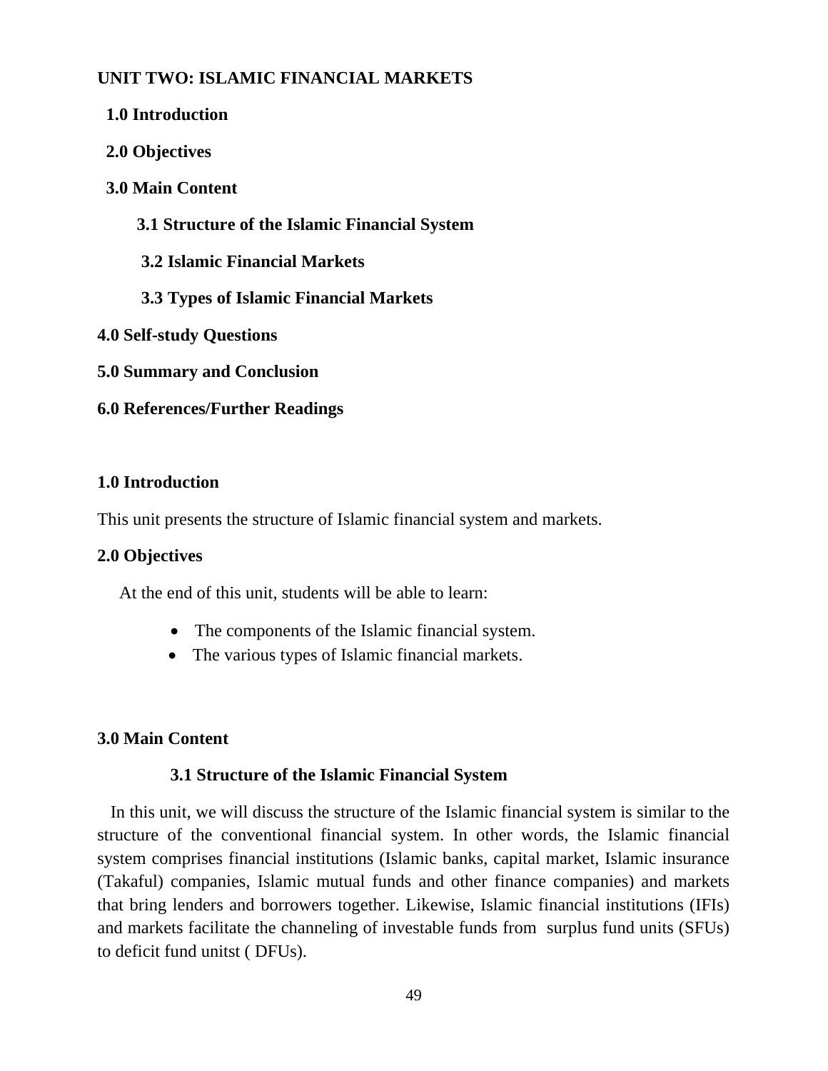# UNIT TWO: ISLAMIC FINANCIAL MARKETS

1.0 Introduction

2.0 Objectives

3.0 Main Content

3.1 Structure of the Islamic Financial System

3.2 Islamic Financial Markets

3.3 Types of Islamic Financial Markets

4.0 Self-study Questions

5.0 Summary and Conclusion

6.0 References/Further Readings

## 1.0 Introduction

This unit presents the structure of Islamic financial system and markets.

## 2.0 Objectives

At the end of this unit, students will be able to learn:

- The components of the Islamic financial system.
- The various types of Islamic financial markets.

## 3.0 Main Content

### 3.1 Structure of the Islamic Financial System

In this unit, we will discuss the structure of the Islamic financial system is similar to the structure of the conventional financial system. In other words, the Islamic financial system comprises financial institutions (Islamic banks, capital market, Islamic insurance (Takaful) companies, Islamic mutual funds and other finance companies) and markets that bring lenders and borrowers together. Likewise, Islamic financial institutions (IFIs) and markets facilitate the channeling of investable funds from surplus fund units (SFUs) to deficit fund unitst ( DFUs).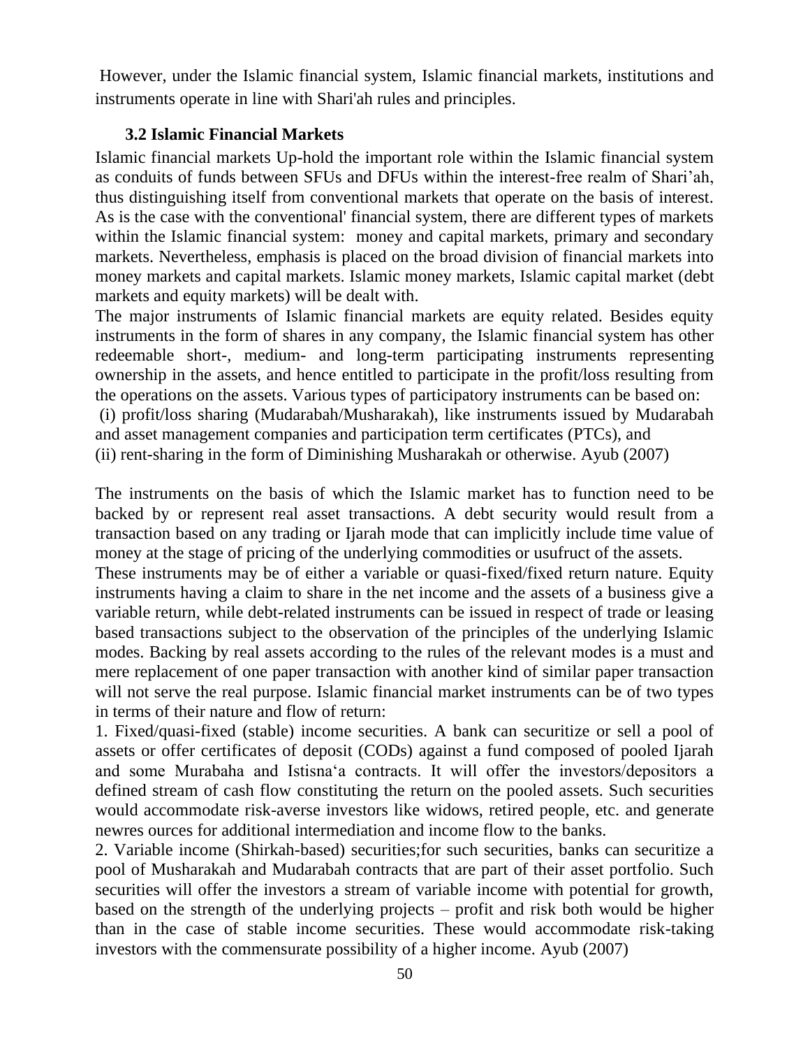However, under the Islamic financial system, Islamic financial markets, institutions and instruments operate in line with Shari'ah rules and principles.

### 3.2 Islamic Financial Markets

Islamic financial markets Up-hold the important role within the Islamic financial system as conduits of funds between SFUs and DFUs within the interest-free realm of Shari'ah, thus distinguishing itself from conventional markets that operate on the basis of interest. As is the case with the conventional' financial system, there are different types of markets within the Islamic financial system: money and capital markets, primary and secondary markets. Nevertheless, emphasis is placed on the broad division of financial markets into money markets and capital markets. Islamic money markets, Islamic capital market (debt markets and equity markets) will be dealt with.

The major instruments of Islamic financial markets are equity related. Besides equity instruments in the form of shares in any company, the Islamic financial system has other redeemable short-, medium- and long-term participating instruments representing ownership in the assets, and hence entitled to participate in the profit/loss resulting from the operations on the assets. Various types of participatory instruments can be based on:

(i) profit/loss sharing (Mudarabah/Musharakah), like instruments issued by Mudarabah and asset management companies and participation term certificates (PTCs), and

(ii) rent-sharing in the form of Diminishing Musharakah or otherwise. Ayub (2007)

The instruments on the basis of which the Islamic market has to function need to be backed by or represent real asset transactions. A debt security would result from a transaction based on any trading or Ijarah mode that can implicitly include time value of money at the stage of pricing of the underlying commodities or usufruct of the assets.

These instruments may be of either a variable or quasi-fixed/fixed return nature. Equity instruments having a claim to share in the net income and the assets of a business give a variable return, while debt-related instruments can be issued in respect of trade or leasing based transactions subject to the observation of the principles of the underlying Islamic modes. Backing by real assets according to the rules of the relevant modes is a must and mere replacement of one paper transaction with another kind of similar paper transaction will not serve the real purpose. Islamic financial market instruments can be of two types in terms of their nature and flow of return:

1. Fixed/quasi-fixed (stable) income securities. A bank can securitize or sell a pool of assets or offer certificates of deposit (CODs) against a fund composed of pooled Ijarah and some Murabaha and Istisna'a contracts. It will offer the investors/depositors a defined stream of cash flow constituting the return on the pooled assets. Such securities would accommodate risk-averse investors like widows, retired people, etc. and generate newres ources for additional intermediation and income flow to the banks.

2. Variable income (Shirkah-based) securities;for such securities, banks can securitize a pool of Musharakah and Mudarabah contracts that are part of their asset portfolio. Such securities will offer the investors a stream of variable income with potential for growth, based on the strength of the underlying projects – profit and risk both would be higher than in the case of stable income securities. These would accommodate risk-taking investors with the commensurate possibility of a higher income. Ayub (2007)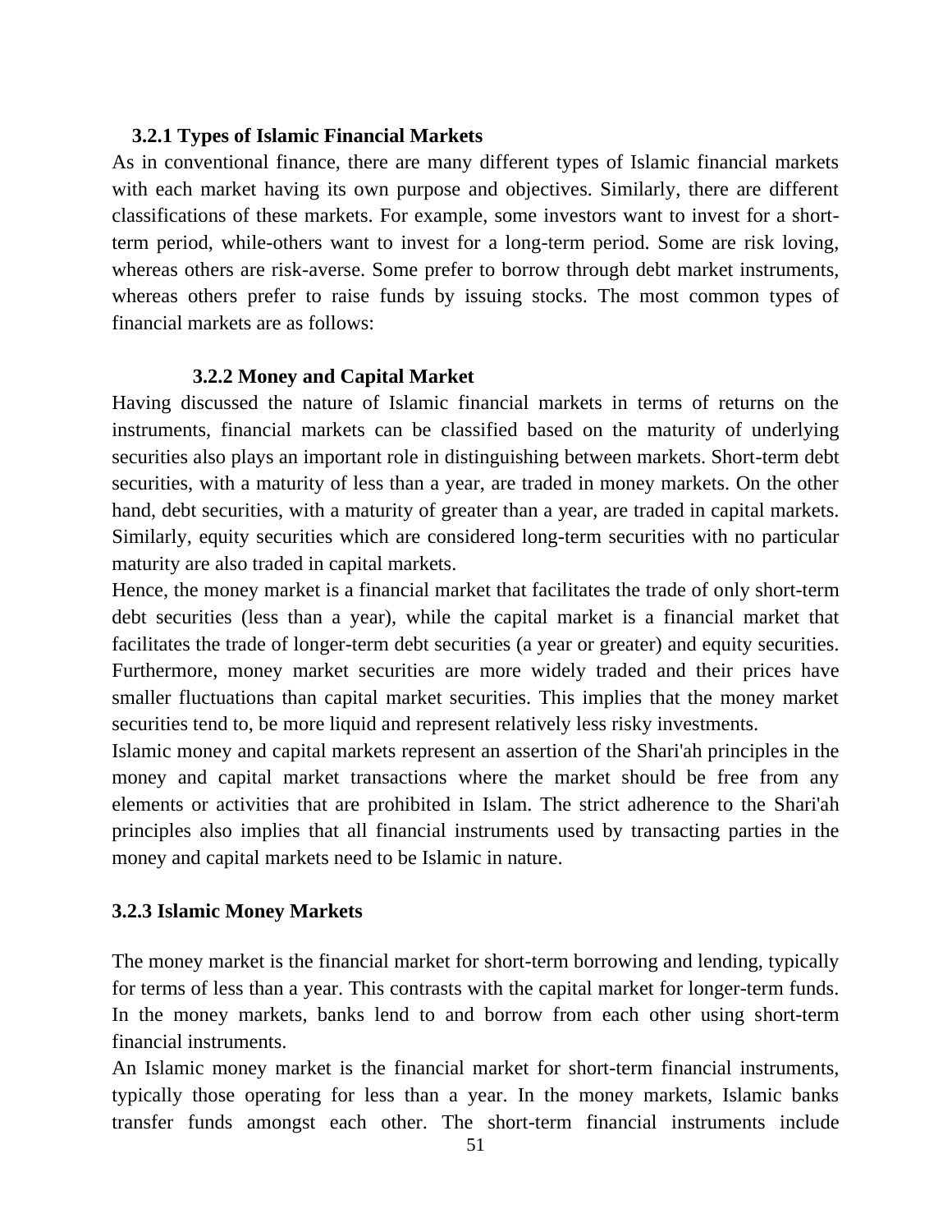### 3.2.1 Types of Islamic Financial Markets

As in conventional finance, there are many different types of Islamic financial markets with each market having its own purpose and objectives. Similarly, there are different classifications of these markets. For example, some investors want to invest for a short-term period, while-others want to invest for a long-term period. Some are risk loving, whereas others are risk-averse. Some prefer to borrow through debt market instruments, whereas others prefer to raise funds by issuing stocks. The most common types of financial markets are as follows:

### 3.2.2 Money and Capital Market

Having discussed the nature of Islamic financial markets in terms of returns on the instruments, financial markets can be classified based on the maturity of underlying securities also plays an important role in distinguishing between markets. Short-term debt securities, with a maturity of less than a year, are traded in money markets. On the other hand, debt securities, with a maturity of greater than a year, are traded in capital markets. Similarly, equity securities which are considered long-term securities with no particular maturity are also traded in capital markets.

Hence, the money market is a financial market that facilitates the trade of only short-term debt securities (less than a year), while the capital market is a financial market that facilitates the trade of longer-term debt securities (a year or greater) and equity securities. Furthermore, money market securities are more widely traded and their prices have smaller fluctuations than capital market securities. This implies that the money market securities tend to, be more liquid and represent relatively less risky investments.

Islamic money and capital markets represent an assertion of the Shari'ah principles in the money and capital market transactions where the market should be free from any elements or activities that are prohibited in Islam. The strict adherence to the Shari'ah principles also implies that all financial instruments used by transacting parties in the money and capital markets need to be Islamic in nature.

### 3.2.3 Islamic Money Markets

The money market is the financial market for short-term borrowing and lending, typically for terms of less than a year. This contrasts with the capital market for longer-term funds. In the money markets, banks lend to and borrow from each other using short-term financial instruments.

An Islamic money market is the financial market for short-term financial instruments, typically those operating for less than a year. In the money markets, Islamic banks transfer funds amongst each other. The short-term financial instruments include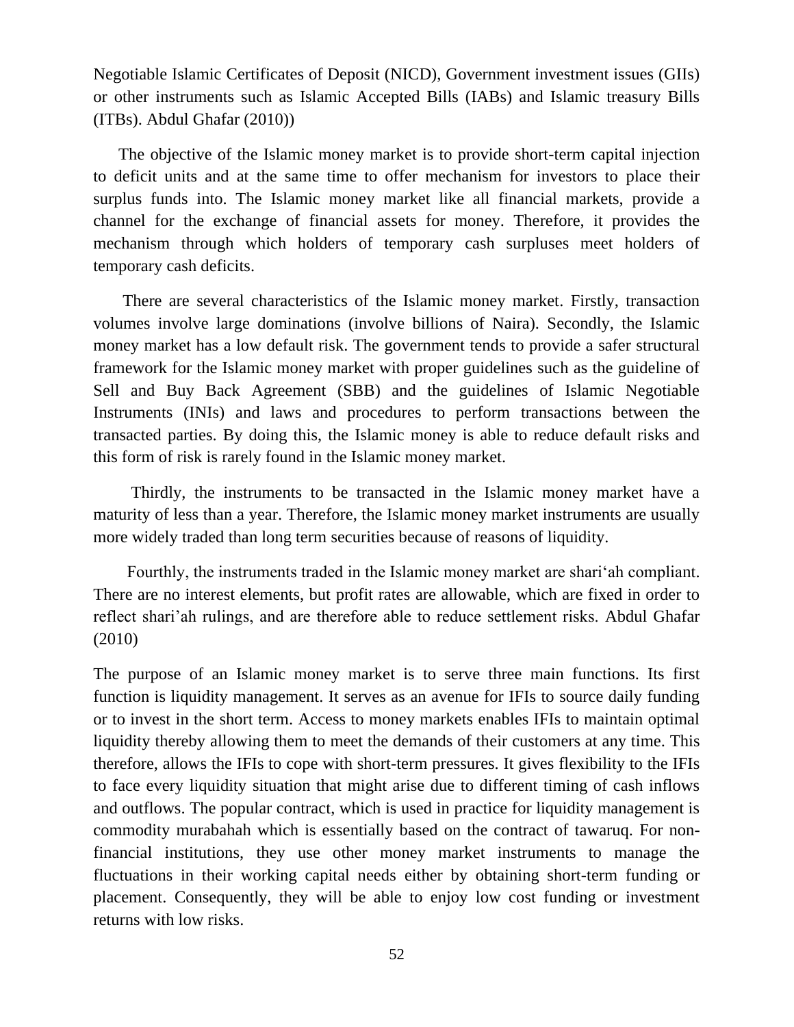Negotiable Islamic Certificates of Deposit (NICD), Government investment issues (GIIs) or other instruments such as Islamic Accepted Bills (IABs) and Islamic treasury Bills (ITBs). Abdul Ghafar (2010))

The objective of the Islamic money market is to provide short-term capital injection to deficit units and at the same time to offer mechanism for investors to place their surplus funds into. The Islamic money market like all financial markets, provide a channel for the exchange of financial assets for money. Therefore, it provides the mechanism through which holders of temporary cash surpluses meet holders of temporary cash deficits.

There are several characteristics of the Islamic money market. Firstly, transaction volumes involve large dominations (involve billions of Naira). Secondly, the Islamic money market has a low default risk. The government tends to provide a safer structural framework for the Islamic money market with proper guidelines such as the guideline of Sell and Buy Back Agreement (SBB) and the guidelines of Islamic Negotiable Instruments (INIs) and laws and procedures to perform transactions between the transacted parties. By doing this, the Islamic money is able to reduce default risks and this form of risk is rarely found in the Islamic money market.

Thirdly, the instruments to be transacted in the Islamic money market have a maturity of less than a year. Therefore, the Islamic money market instruments are usually more widely traded than long term securities because of reasons of liquidity.

Fourthly, the instruments traded in the Islamic money market are shari'ah compliant. There are no interest elements, but profit rates are allowable, which are fixed in order to reflect shari'ah rulings, and are therefore able to reduce settlement risks. Abdul Ghafar (2010)

The purpose of an Islamic money market is to serve three main functions. Its first function is liquidity management. It serves as an avenue for IFIs to source daily funding or to invest in the short term. Access to money markets enables IFIs to maintain optimal liquidity thereby allowing them to meet the demands of their customers at any time. This therefore, allows the IFIs to cope with short-term pressures. It gives flexibility to the IFIs to face every liquidity situation that might arise due to different timing of cash inflows and outflows. The popular contract, which is used in practice for liquidity management is commodity murabahah which is essentially based on the contract of tawaruq. For non-financial institutions, they use other money market instruments to manage the fluctuations in their working capital needs either by obtaining short-term funding or placement. Consequently, they will be able to enjoy low cost funding or investment returns with low risks.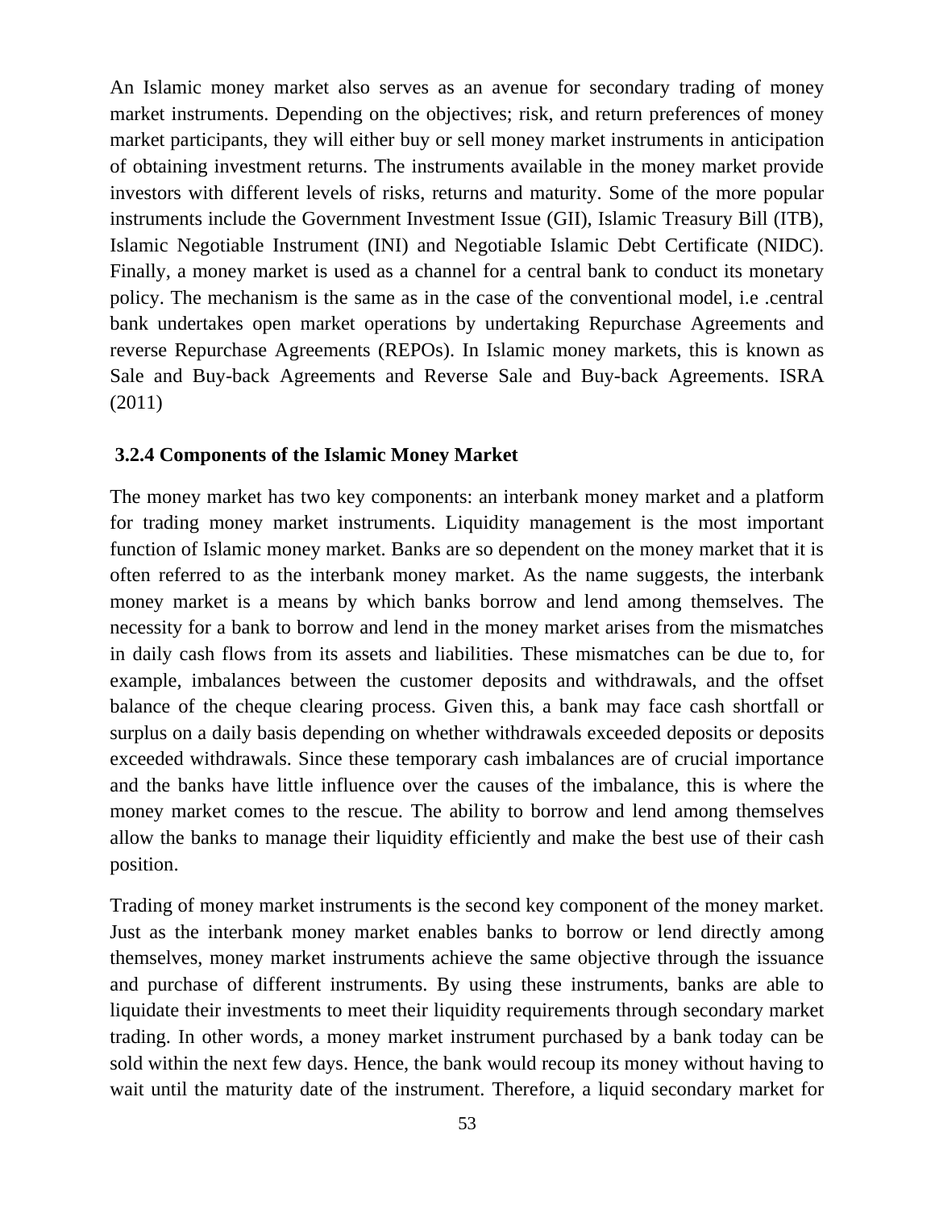An Islamic money market also serves as an avenue for secondary trading of money market instruments. Depending on the objectives; risk, and return preferences of money market participants, they will either buy or sell money market instruments in anticipation of obtaining investment returns. The instruments available in the money market provide investors with different levels of risks, returns and maturity. Some of the more popular instruments include the Government Investment Issue (GII), Islamic Treasury Bill (ITB), Islamic Negotiable Instrument (INI) and Negotiable Islamic Debt Certificate (NIDC). Finally, a money market is used as a channel for a central bank to conduct its monetary policy. The mechanism is the same as in the case of the conventional model, i.e .central bank undertakes open market operations by undertaking Repurchase Agreements and reverse Repurchase Agreements (REPOs). In Islamic money markets, this is known as Sale and Buy-back Agreements and Reverse Sale and Buy-back Agreements. ISRA (2011)

### 3.2.4 Components of the Islamic Money Market

The money market has two key components: an interbank money market and a platform for trading money market instruments. Liquidity management is the most important function of Islamic money market. Banks are so dependent on the money market that it is often referred to as the interbank money market. As the name suggests, the interbank money market is a means by which banks borrow and lend among themselves. The necessity for a bank to borrow and lend in the money market arises from the mismatches in daily cash flows from its assets and liabilities. These mismatches can be due to, for example, imbalances between the customer deposits and withdrawals, and the offset balance of the cheque clearing process. Given this, a bank may face cash shortfall or surplus on a daily basis depending on whether withdrawals exceeded deposits or deposits exceeded withdrawals. Since these temporary cash imbalances are of crucial importance and the banks have little influence over the causes of the imbalance, this is where the money market comes to the rescue. The ability to borrow and lend among themselves allow the banks to manage their liquidity efficiently and make the best use of their cash position.

Trading of money market instruments is the second key component of the money market. Just as the interbank money market enables banks to borrow or lend directly among themselves, money market instruments achieve the same objective through the issuance and purchase of different instruments. By using these instruments, banks are able to liquidate their investments to meet their liquidity requirements through secondary market trading. In other words, a money market instrument purchased by a bank today can be sold within the next few days. Hence, the bank would recoup its money without having to wait until the maturity date of the instrument. Therefore, a liquid secondary market for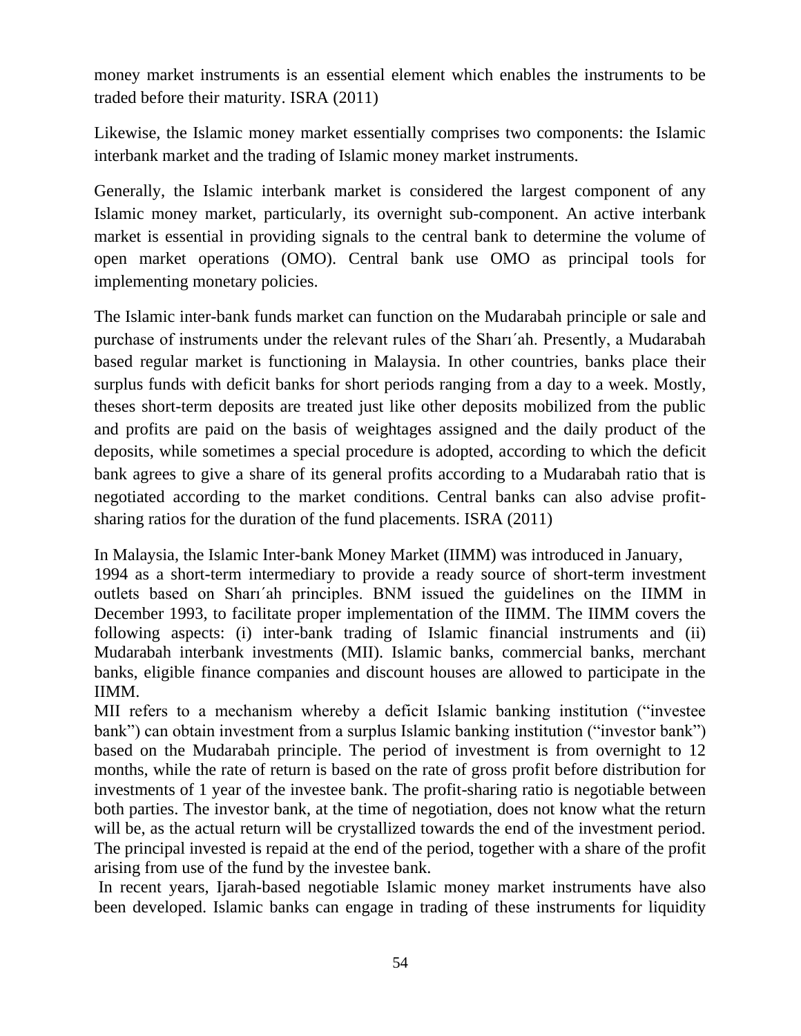money market instruments is an essential element which enables the instruments to be traded before their maturity. ISRA (2011)

Likewise, the Islamic money market essentially comprises two components: the Islamic interbank market and the trading of Islamic money market instruments.

Generally, the Islamic interbank market is considered the largest component of any Islamic money market, particularly, its overnight sub-component. An active interbank market is essential in providing signals to the central bank to determine the volume of open market operations (OMO). Central bank use OMO as principal tools for implementing monetary policies.

The Islamic inter-bank funds market can function on the Mudarabah principle or sale and purchase of instruments under the relevant rules of the Sharı´ah. Presently, a Mudarabah based regular market is functioning in Malaysia. In other countries, banks place their surplus funds with deficit banks for short periods ranging from a day to a week. Mostly, theses short-term deposits are treated just like other deposits mobilized from the public and profits are paid on the basis of weightages assigned and the daily product of the deposits, while sometimes a special procedure is adopted, according to which the deficit bank agrees to give a share of its general profits according to a Mudarabah ratio that is negotiated according to the market conditions. Central banks can also advise profit-sharing ratios for the duration of the fund placements. ISRA (2011)

In Malaysia, the Islamic Inter-bank Money Market (IIMM) was introduced in January, 1994 as a short-term intermediary to provide a ready source of short-term investment outlets based on Sharı´ah principles. BNM issued the guidelines on the IIMM in December 1993, to facilitate proper implementation of the IIMM. The IIMM covers the following aspects: (i) inter-bank trading of Islamic financial instruments and (ii) Mudarabah interbank investments (MII). Islamic banks, commercial banks, merchant banks, eligible finance companies and discount houses are allowed to participate in the IIMM.

MII refers to a mechanism whereby a deficit Islamic banking institution ("investee bank") can obtain investment from a surplus Islamic banking institution ("investor bank") based on the Mudarabah principle. The period of investment is from overnight to 12 months, while the rate of return is based on the rate of gross profit before distribution for investments of 1 year of the investee bank. The profit-sharing ratio is negotiable between both parties. The investor bank, at the time of negotiation, does not know what the return will be, as the actual return will be crystallized towards the end of the investment period. The principal invested is repaid at the end of the period, together with a share of the profit arising from use of the fund by the investee bank.

In recent years, Ijarah-based negotiable Islamic money market instruments have also been developed. Islamic banks can engage in trading of these instruments for liquidity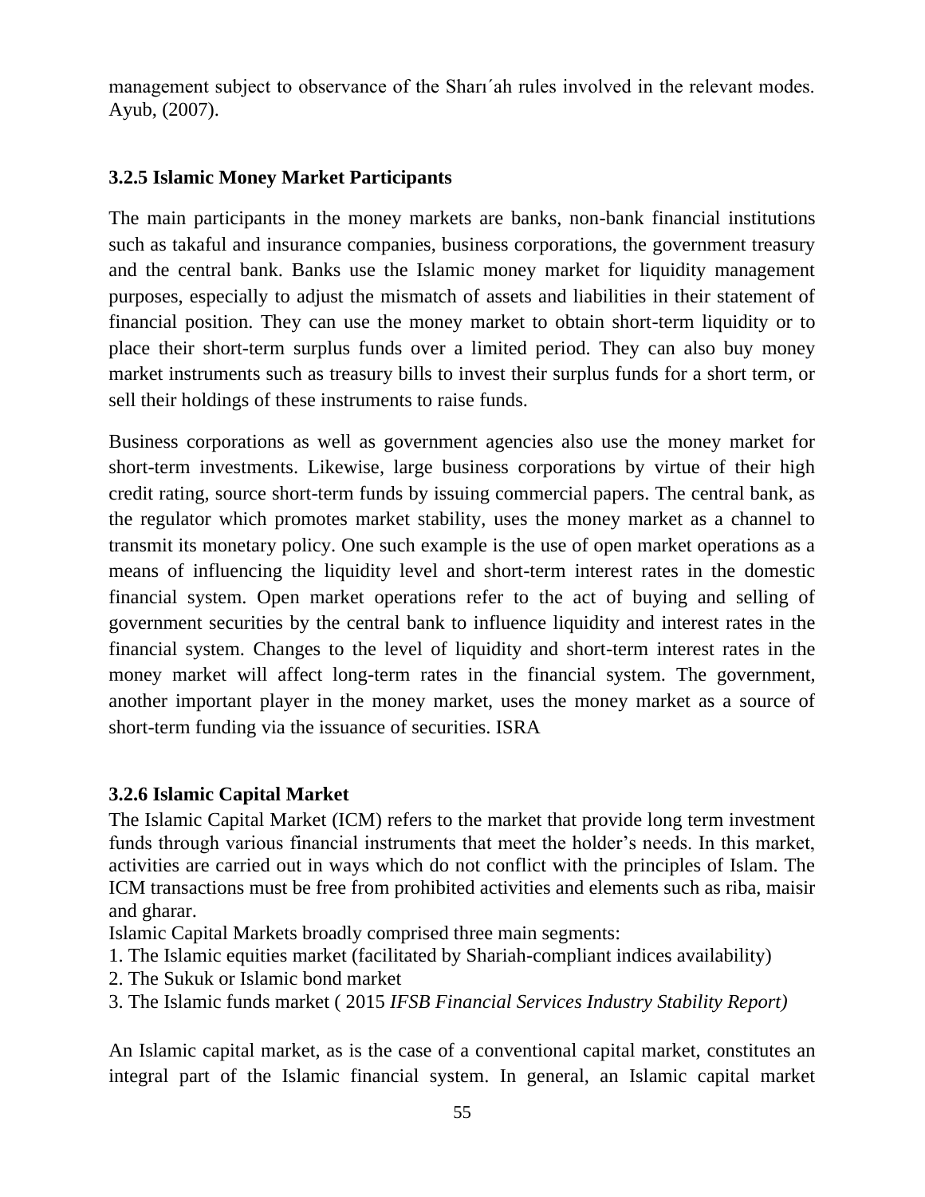management subject to observance of the Sharı´ah rules involved in the relevant modes. Ayub, (2007).

### 3.2.5 Islamic Money Market Participants

The main participants in the money markets are banks, non-bank financial institutions such as takaful and insurance companies, business corporations, the government treasury and the central bank. Banks use the Islamic money market for liquidity management purposes, especially to adjust the mismatch of assets and liabilities in their statement of financial position. They can use the money market to obtain short-term liquidity or to place their short-term surplus funds over a limited period. They can also buy money market instruments such as treasury bills to invest their surplus funds for a short term, or sell their holdings of these instruments to raise funds.

Business corporations as well as government agencies also use the money market for short-term investments. Likewise, large business corporations by virtue of their high credit rating, source short-term funds by issuing commercial papers. The central bank, as the regulator which promotes market stability, uses the money market as a channel to transmit its monetary policy. One such example is the use of open market operations as a means of influencing the liquidity level and short-term interest rates in the domestic financial system. Open market operations refer to the act of buying and selling of government securities by the central bank to influence liquidity and interest rates in the financial system. Changes to the level of liquidity and short-term interest rates in the money market will affect long-term rates in the financial system. The government, another important player in the money market, uses the money market as a source of short-term funding via the issuance of securities. ISRA

### 3.2.6 Islamic Capital Market

The Islamic Capital Market (ICM) refers to the market that provide long term investment funds through various financial instruments that meet the holder's needs. In this market, activities are carried out in ways which do not conflict with the principles of Islam. The ICM transactions must be free from prohibited activities and elements such as riba, maisir and gharar.

Islamic Capital Markets broadly comprised three main segments:

1. The Islamic equities market (facilitated by Shariah-compliant indices availability)
2. The Sukuk or Islamic bond market
3. The Islamic funds market ( 2015 *IFSB Financial Services Industry Stability Report)*

An Islamic capital market, as is the case of a conventional capital market, constitutes an integral part of the Islamic financial system. In general, an Islamic capital market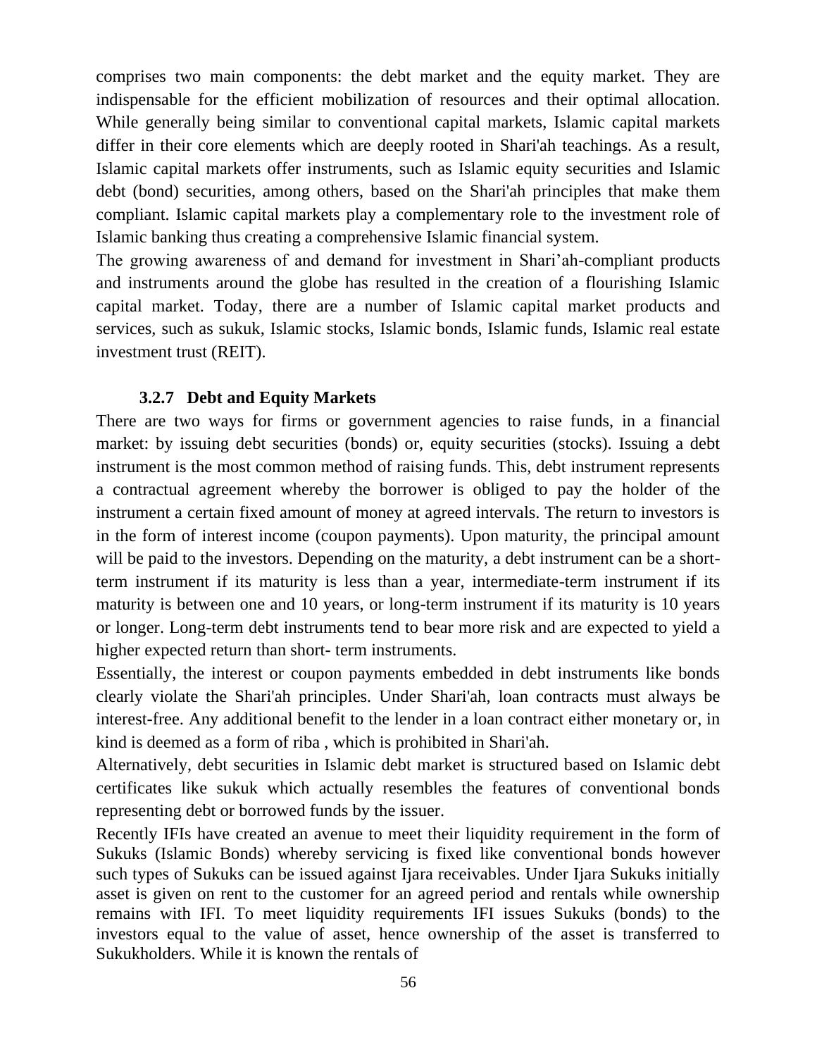comprises two main components: the debt market and the equity market. They are indispensable for the efficient mobilization of resources and their optimal allocation. While generally being similar to conventional capital markets, Islamic capital markets differ in their core elements which are deeply rooted in Shari'ah teachings. As a result, Islamic capital markets offer instruments, such as Islamic equity securities and Islamic debt (bond) securities, among others, based on the Shari'ah principles that make them compliant. Islamic capital markets play a complementary role to the investment role of Islamic banking thus creating a comprehensive Islamic financial system.

The growing awareness of and demand for investment in Shari'ah-compliant products and instruments around the globe has resulted in the creation of a flourishing Islamic capital market. Today, there are a number of Islamic capital market products and services, such as sukuk, Islamic stocks, Islamic bonds, Islamic funds, Islamic real estate investment trust (REIT).

### 3.2.7 Debt and Equity Markets

There are two ways for firms or government agencies to raise funds, in a financial market: by issuing debt securities (bonds) or, equity securities (stocks). Issuing a debt instrument is the most common method of raising funds. This, debt instrument represents a contractual agreement whereby the borrower is obliged to pay the holder of the instrument a certain fixed amount of money at agreed intervals. The return to investors is in the form of interest income (coupon payments). Upon maturity, the principal amount will be paid to the investors. Depending on the maturity, a debt instrument can be a short-term instrument if its maturity is less than a year, intermediate-term instrument if its maturity is between one and 10 years, or long-term instrument if its maturity is 10 years or longer. Long-term debt instruments tend to bear more risk and are expected to yield a higher expected return than short- term instruments.

Essentially, the interest or coupon payments embedded in debt instruments like bonds clearly violate the Shari'ah principles. Under Shari'ah, loan contracts must always be interest-free. Any additional benefit to the lender in a loan contract either monetary or, in kind is deemed as a form of riba , which is prohibited in Shari'ah.

Alternatively, debt securities in Islamic debt market is structured based on Islamic debt certificates like sukuk which actually resembles the features of conventional bonds representing debt or borrowed funds by the issuer.

Recently IFIs have created an avenue to meet their liquidity requirement in the form of Sukuks (Islamic Bonds) whereby servicing is fixed like conventional bonds however such types of Sukuks can be issued against Ijara receivables. Under Ijara Sukuks initially asset is given on rent to the customer for an agreed period and rentals while ownership remains with IFI. To meet liquidity requirements IFI issues Sukuks (bonds) to the investors equal to the value of asset, hence ownership of the asset is transferred to Sukukholders. While it is known the rentals of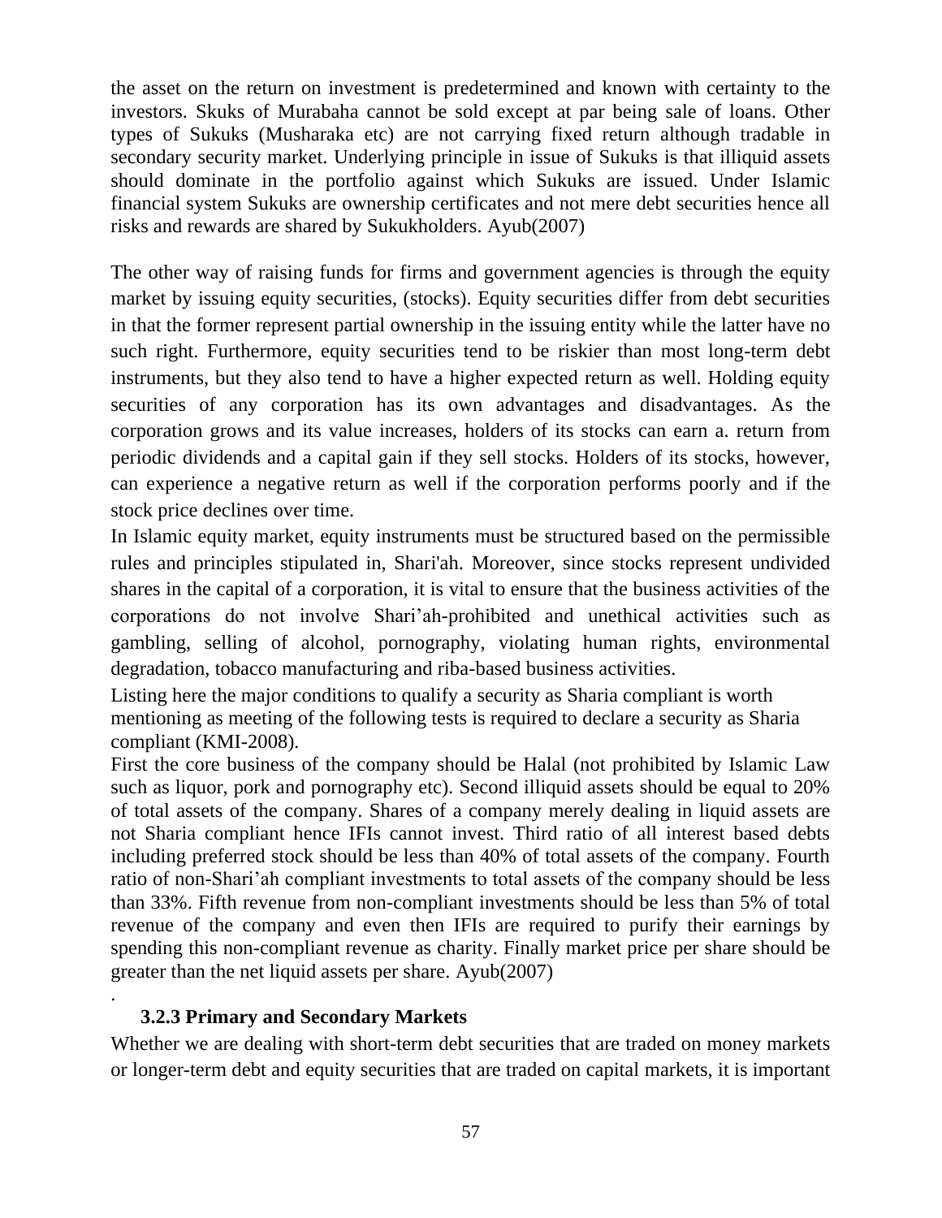the asset on the return on investment is predetermined and known with certainty to the investors. Skuks of Murabaha cannot be sold except at par being sale of loans. Other types of Sukuks (Musharaka etc) are not carrying fixed return although tradable in secondary security market. Underlying principle in issue of Sukuks is that illiquid assets should dominate in the portfolio against which Sukuks are issued. Under Islamic financial system Sukuks are ownership certificates and not mere debt securities hence all risks and rewards are shared by Sukukholders. Ayub(2007)

The other way of raising funds for firms and government agencies is through the equity market by issuing equity securities, (stocks). Equity securities differ from debt securities in that the former represent partial ownership in the issuing entity while the latter have no such right. Furthermore, equity securities tend to be riskier than most long-term debt instruments, but they also tend to have a higher expected return as well. Holding equity securities of any corporation has its own advantages and disadvantages. As the corporation grows and its value increases, holders of its stocks can earn a. return from periodic dividends and a capital gain if they sell stocks. Holders of its stocks, however, can experience a negative return as well if the corporation performs poorly and if the stock price declines over time.

In Islamic equity market, equity instruments must be structured based on the permissible rules and principles stipulated in, Shari'ah. Moreover, since stocks represent undivided shares in the capital of a corporation, it is vital to ensure that the business activities of the corporations do not involve Shari'ah-prohibited and unethical activities such as gambling, selling of alcohol, pornography, violating human rights, environmental degradation, tobacco manufacturing and riba-based business activities.

Listing here the major conditions to qualify a security as Sharia compliant is worth mentioning as meeting of the following tests is required to declare a security as Sharia compliant (KMI-2008).

First the core business of the company should be Halal (not prohibited by Islamic Law such as liquor, pork and pornography etc). Second illiquid assets should be equal to 20% of total assets of the company. Shares of a company merely dealing in liquid assets are not Sharia compliant hence IFIs cannot invest. Third ratio of all interest based debts including preferred stock should be less than 40% of total assets of the company. Fourth ratio of non-Shari'ah compliant investments to total assets of the company should be less than 33%. Fifth revenue from non-compliant investments should be less than 5% of total revenue of the company and even then IFIs are required to purify their earnings by spending this non-compliant revenue as charity. Finally market price per share should be greater than the net liquid assets per share. Ayub(2007)

.

### 3.2.3 Primary and Secondary Markets

Whether we are dealing with short-term debt securities that are traded on money markets or longer-term debt and equity securities that are traded on capital markets, it is important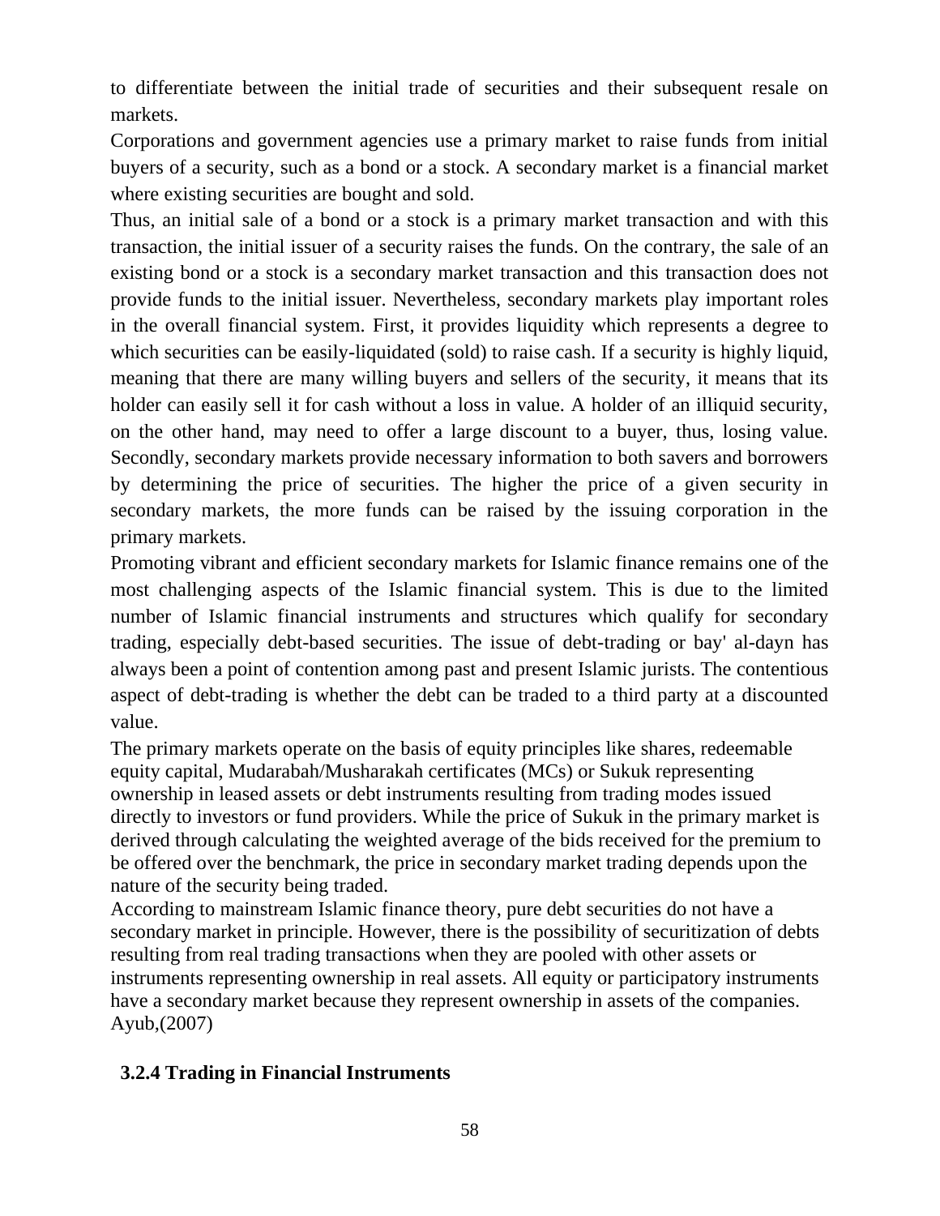to differentiate between the initial trade of securities and their subsequent resale on markets.

Corporations and government agencies use a primary market to raise funds from initial buyers of a security, such as a bond or a stock. A secondary market is a financial market where existing securities are bought and sold.

Thus, an initial sale of a bond or a stock is a primary market transaction and with this transaction, the initial issuer of a security raises the funds. On the contrary, the sale of an existing bond or a stock is a secondary market transaction and this transaction does not provide funds to the initial issuer. Nevertheless, secondary markets play important roles in the overall financial system. First, it provides liquidity which represents a degree to which securities can be easily-liquidated (sold) to raise cash. If a security is highly liquid, meaning that there are many willing buyers and sellers of the security, it means that its holder can easily sell it for cash without a loss in value. A holder of an illiquid security, on the other hand, may need to offer a large discount to a buyer, thus, losing value. Secondly, secondary markets provide necessary information to both savers and borrowers by determining the price of securities. The higher the price of a given security in secondary markets, the more funds can be raised by the issuing corporation in the primary markets.

Promoting vibrant and efficient secondary markets for Islamic finance remains one of the most challenging aspects of the Islamic financial system. This is due to the limited number of Islamic financial instruments and structures which qualify for secondary trading, especially debt-based securities. The issue of debt-trading or bay' al-dayn has always been a point of contention among past and present Islamic jurists. The contentious aspect of debt-trading is whether the debt can be traded to a third party at a discounted value.

The primary markets operate on the basis of equity principles like shares, redeemable equity capital, Mudarabah/Musharakah certificates (MCs) or Sukuk representing ownership in leased assets or debt instruments resulting from trading modes issued directly to investors or fund providers. While the price of Sukuk in the primary market is derived through calculating the weighted average of the bids received for the premium to be offered over the benchmark, the price in secondary market trading depends upon the nature of the security being traded.

According to mainstream Islamic finance theory, pure debt securities do not have a secondary market in principle. However, there is the possibility of securitization of debts resulting from real trading transactions when they are pooled with other assets or instruments representing ownership in real assets. All equity or participatory instruments have a secondary market because they represent ownership in assets of the companies. Ayub,(2007)

### 3.2.4 Trading in Financial Instruments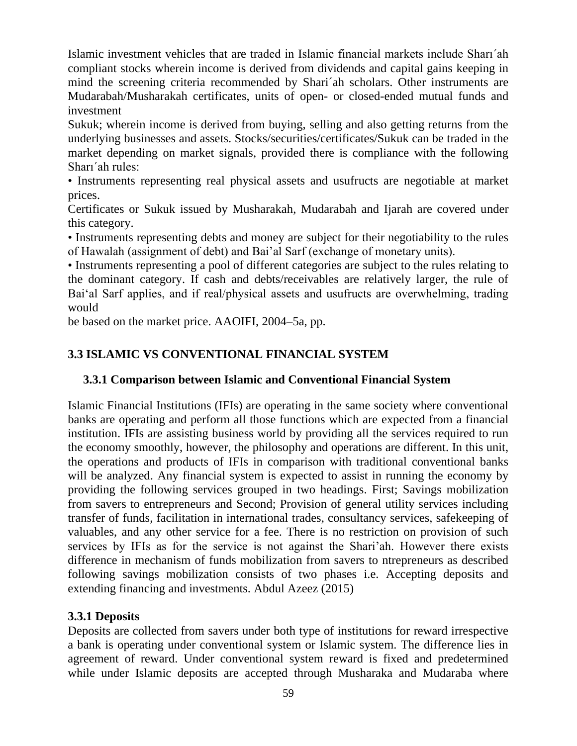Islamic investment vehicles that are traded in Islamic financial markets include Sharı´ah compliant stocks wherein income is derived from dividends and capital gains keeping in mind the screening criteria recommended by Shari´ah scholars. Other instruments are Mudarabah/Musharakah certificates, units of open- or closed-ended mutual funds and investment

Sukuk; wherein income is derived from buying, selling and also getting returns from the underlying businesses and assets. Stocks/securities/certificates/Sukuk can be traded in the market depending on market signals, provided there is compliance with the following Sharı´ah rules:

• Instruments representing real physical assets and usufructs are negotiable at market prices.

Certificates or Sukuk issued by Musharakah, Mudarabah and Ijarah are covered under this category.

• Instruments representing debts and money are subject for their negotiability to the rules of Hawalah (assignment of debt) and Bai'al Sarf (exchange of monetary units).

• Instruments representing a pool of different categories are subject to the rules relating to the dominant category. If cash and debts/receivables are relatively larger, the rule of Bai'al Sarf applies, and if real/physical assets and usufructs are overwhelming, trading would

be based on the market price. AAOIFI, 2004–5a, pp.

## 3.3 ISLAMIC VS CONVENTIONAL FINANCIAL SYSTEM

### 3.3.1 Comparison between Islamic and Conventional Financial System

Islamic Financial Institutions (IFIs) are operating in the same society where conventional banks are operating and perform all those functions which are expected from a financial institution. IFIs are assisting business world by providing all the services required to run the economy smoothly, however, the philosophy and operations are different. In this unit, the operations and products of IFIs in comparison with traditional conventional banks will be analyzed. Any financial system is expected to assist in running the economy by providing the following services grouped in two headings. First; Savings mobilization from savers to entrepreneurs and Second; Provision of general utility services including transfer of funds, facilitation in international trades, consultancy services, safekeeping of valuables, and any other service for a fee. There is no restriction on provision of such services by IFIs as for the service is not against the Shari'ah. However there exists difference in mechanism of funds mobilization from savers to ntrepreneurs as described following savings mobilization consists of two phases i.e. Accepting deposits and extending financing and investments. Abdul Azeez (2015)

### 3.3.1 Deposits

Deposits are collected from savers under both type of institutions for reward irrespective a bank is operating under conventional system or Islamic system. The difference lies in agreement of reward. Under conventional system reward is fixed and predetermined while under Islamic deposits are accepted through Musharaka and Mudaraba where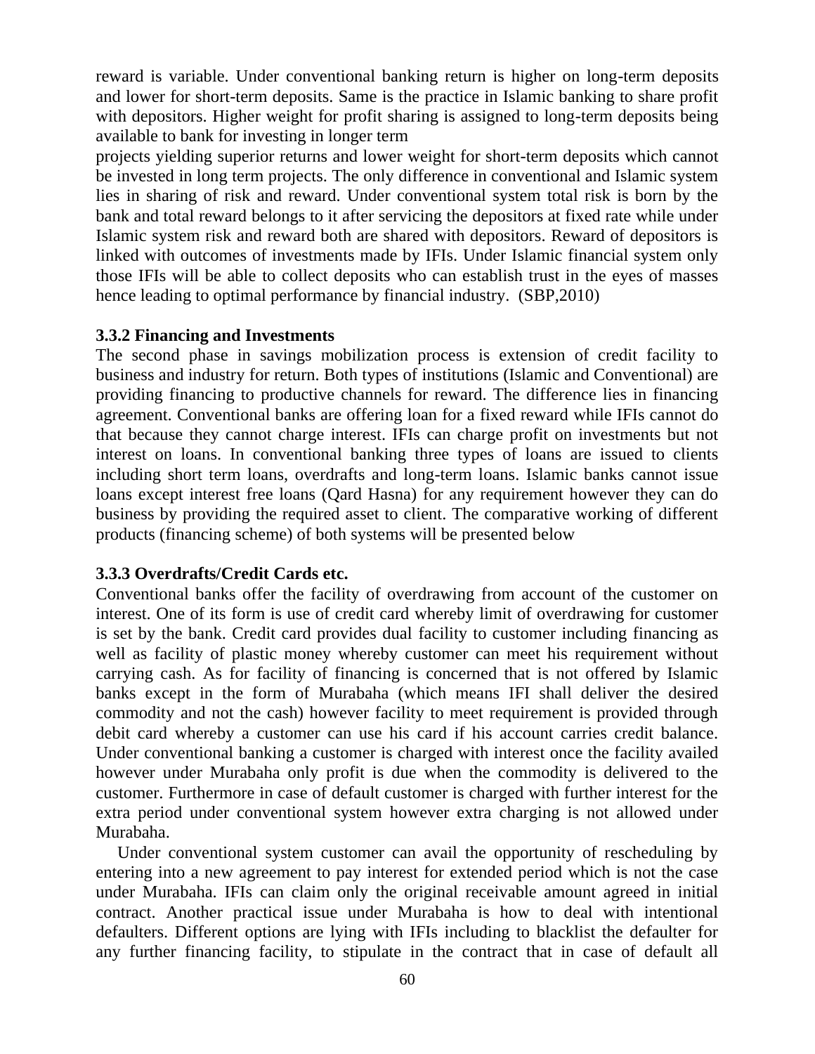reward is variable. Under conventional banking return is higher on long-term deposits and lower for short-term deposits. Same is the practice in Islamic banking to share profit with depositors. Higher weight for profit sharing is assigned to long-term deposits being available to bank for investing in longer term projects yielding superior returns and lower weight for short-term deposits which cannot be invested in long term projects. The only difference in conventional and Islamic system lies in sharing of risk and reward. Under conventional system total risk is born by the bank and total reward belongs to it after servicing the depositors at fixed rate while under Islamic system risk and reward both are shared with depositors. Reward of depositors is linked with outcomes of investments made by IFIs. Under Islamic financial system only those IFIs will be able to collect deposits who can establish trust in the eyes of masses hence leading to optimal performance by financial industry. (SBP,2010)

### 3.3.2 Financing and Investments

The second phase in savings mobilization process is extension of credit facility to business and industry for return. Both types of institutions (Islamic and Conventional) are providing financing to productive channels for reward. The difference lies in financing agreement. Conventional banks are offering loan for a fixed reward while IFIs cannot do that because they cannot charge interest. IFIs can charge profit on investments but not interest on loans. In conventional banking three types of loans are issued to clients including short term loans, overdrafts and long-term loans. Islamic banks cannot issue loans except interest free loans (Qard Hasna) for any requirement however they can do business by providing the required asset to client. The comparative working of different products (financing scheme) of both systems will be presented below

### 3.3.3 Overdrafts/Credit Cards etc.

Conventional banks offer the facility of overdrawing from account of the customer on interest. One of its form is use of credit card whereby limit of overdrawing for customer is set by the bank. Credit card provides dual facility to customer including financing as well as facility of plastic money whereby customer can meet his requirement without carrying cash. As for facility of financing is concerned that is not offered by Islamic banks except in the form of Murabaha (which means IFI shall deliver the desired commodity and not the cash) however facility to meet requirement is provided through debit card whereby a customer can use his card if his account carries credit balance. Under conventional banking a customer is charged with interest once the facility availed however under Murabaha only profit is due when the commodity is delivered to the customer. Furthermore in case of default customer is charged with further interest for the extra period under conventional system however extra charging is not allowed under Murabaha.

Under conventional system customer can avail the opportunity of rescheduling by entering into a new agreement to pay interest for extended period which is not the case under Murabaha. IFIs can claim only the original receivable amount agreed in initial contract. Another practical issue under Murabaha is how to deal with intentional defaulters. Different options are lying with IFIs including to blacklist the defaulter for any further financing facility, to stipulate in the contract that in case of default all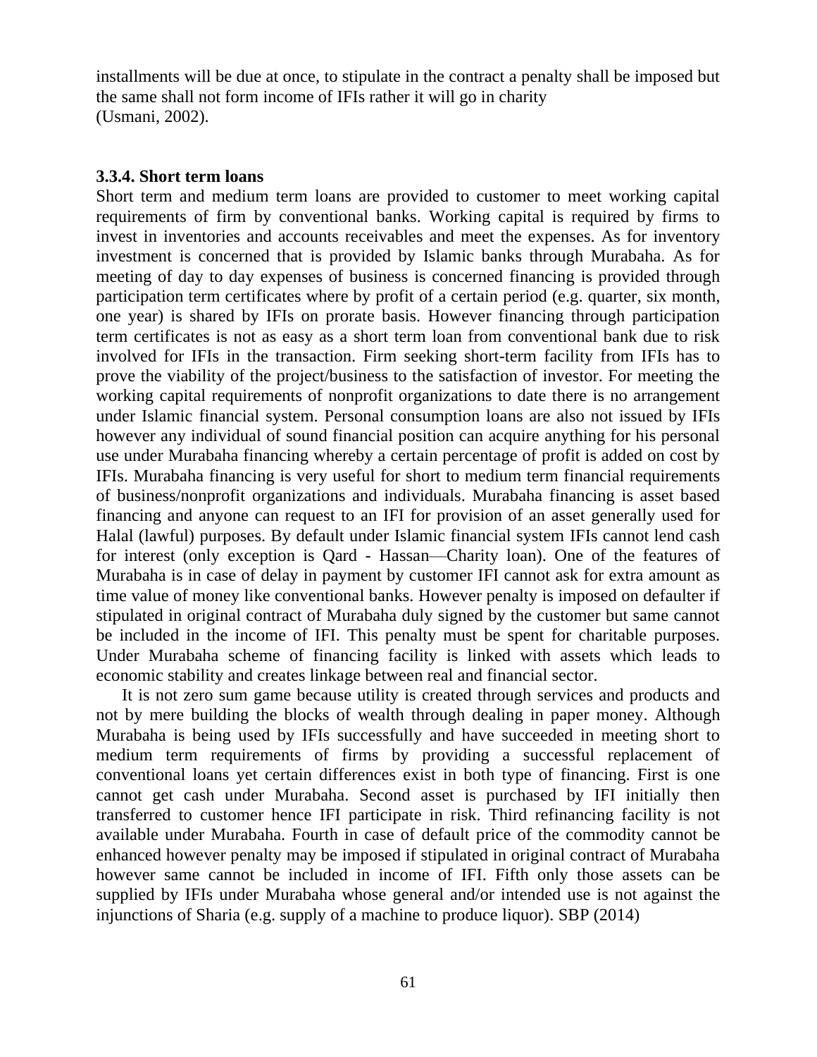installments will be due at once, to stipulate in the contract a penalty shall be imposed but the same shall not form income of IFIs rather it will go in charity
(Usmani, 2002).

### 3.3.4. Short term loans

Short term and medium term loans are provided to customer to meet working capital requirements of firm by conventional banks. Working capital is required by firms to invest in inventories and accounts receivables and meet the expenses. As for inventory investment is concerned that is provided by Islamic banks through Murabaha. As for meeting of day to day expenses of business is concerned financing is provided through participation term certificates where by profit of a certain period (e.g. quarter, six month, one year) is shared by IFIs on prorate basis. However financing through participation term certificates is not as easy as a short term loan from conventional bank due to risk involved for IFIs in the transaction. Firm seeking short-term facility from IFIs has to prove the viability of the project/business to the satisfaction of investor. For meeting the working capital requirements of nonprofit organizations to date there is no arrangement under Islamic financial system. Personal consumption loans are also not issued by IFIs however any individual of sound financial position can acquire anything for his personal use under Murabaha financing whereby a certain percentage of profit is added on cost by IFIs. Murabaha financing is very useful for short to medium term financial requirements of business/nonprofit organizations and individuals. Murabaha financing is asset based financing and anyone can request to an IFI for provision of an asset generally used for Halal (lawful) purposes. By default under Islamic financial system IFIs cannot lend cash for interest (only exception is Qard - Hassan—Charity loan). One of the features of Murabaha is in case of delay in payment by customer IFI cannot ask for extra amount as time value of money like conventional banks. However penalty is imposed on defaulter if stipulated in original contract of Murabaha duly signed by the customer but same cannot be included in the income of IFI. This penalty must be spent for charitable purposes. Under Murabaha scheme of financing facility is linked with assets which leads to economic stability and creates linkage between real and financial sector.

It is not zero sum game because utility is created through services and products and not by mere building the blocks of wealth through dealing in paper money. Although Murabaha is being used by IFIs successfully and have succeeded in meeting short to medium term requirements of firms by providing a successful replacement of conventional loans yet certain differences exist in both type of financing. First is one cannot get cash under Murabaha. Second asset is purchased by IFI initially then transferred to customer hence IFI participate in risk. Third refinancing facility is not available under Murabaha. Fourth in case of default price of the commodity cannot be enhanced however penalty may be imposed if stipulated in original contract of Murabaha however same cannot be included in income of IFI. Fifth only those assets can be supplied by IFIs under Murabaha whose general and/or intended use is not against the injunctions of Sharia (e.g. supply of a machine to produce liquor). SBP (2014)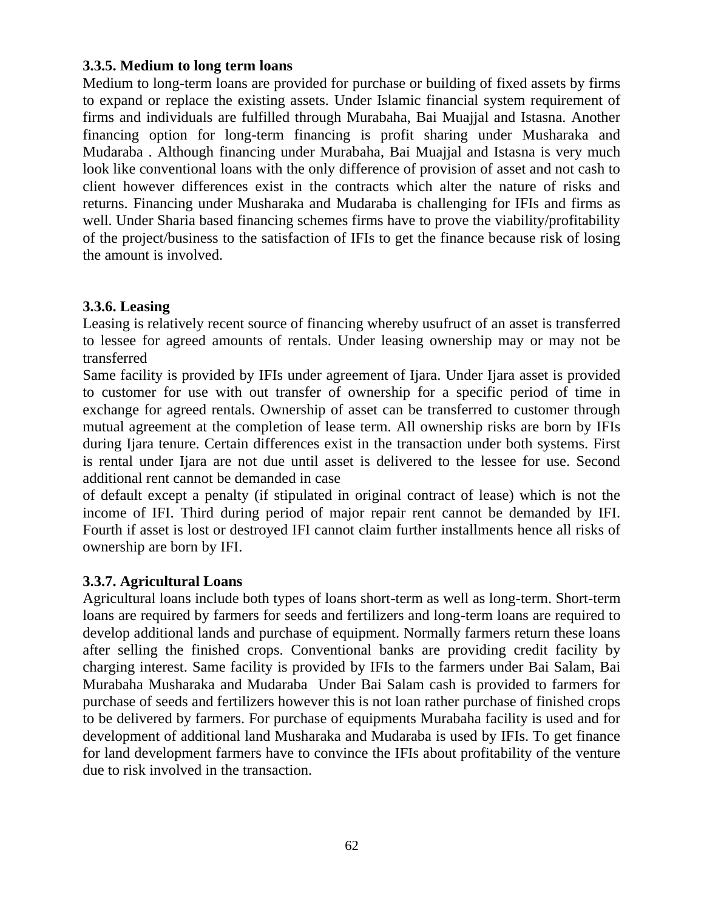### 3.3.5. Medium to long term loans

Medium to long-term loans are provided for purchase or building of fixed assets by firms to expand or replace the existing assets. Under Islamic financial system requirement of firms and individuals are fulfilled through Murabaha, Bai Muajjal and Istasna. Another financing option for long-term financing is profit sharing under Musharaka and Mudaraba . Although financing under Murabaha, Bai Muajjal and Istasna is very much look like conventional loans with the only difference of provision of asset and not cash to client however differences exist in the contracts which alter the nature of risks and returns. Financing under Musharaka and Mudaraba is challenging for IFIs and firms as well. Under Sharia based financing schemes firms have to prove the viability/profitability of the project/business to the satisfaction of IFIs to get the finance because risk of losing the amount is involved.

### 3.3.6. Leasing

Leasing is relatively recent source of financing whereby usufruct of an asset is transferred to lessee for agreed amounts of rentals. Under leasing ownership may or may not be transferred

Same facility is provided by IFIs under agreement of Ijara. Under Ijara asset is provided to customer for use with out transfer of ownership for a specific period of time in exchange for agreed rentals. Ownership of asset can be transferred to customer through mutual agreement at the completion of lease term. All ownership risks are born by IFIs during Ijara tenure. Certain differences exist in the transaction under both systems. First is rental under Ijara are not due until asset is delivered to the lessee for use. Second additional rent cannot be demanded in case of default except a penalty (if stipulated in original contract of lease) which is not the income of IFI. Third during period of major repair rent cannot be demanded by IFI. Fourth if asset is lost or destroyed IFI cannot claim further installments hence all risks of ownership are born by IFI.

### 3.3.7. Agricultural Loans

Agricultural loans include both types of loans short-term as well as long-term. Short-term loans are required by farmers for seeds and fertilizers and long-term loans are required to develop additional lands and purchase of equipment. Normally farmers return these loans after selling the finished crops. Conventional banks are providing credit facility by charging interest. Same facility is provided by IFIs to the farmers under Bai Salam, Bai Murabaha Musharaka and Mudaraba Under Bai Salam cash is provided to farmers for purchase of seeds and fertilizers however this is not loan rather purchase of finished crops to be delivered by farmers. For purchase of equipments Murabaha facility is used and for development of additional land Musharaka and Mudaraba is used by IFIs. To get finance for land development farmers have to convince the IFIs about profitability of the venture due to risk involved in the transaction.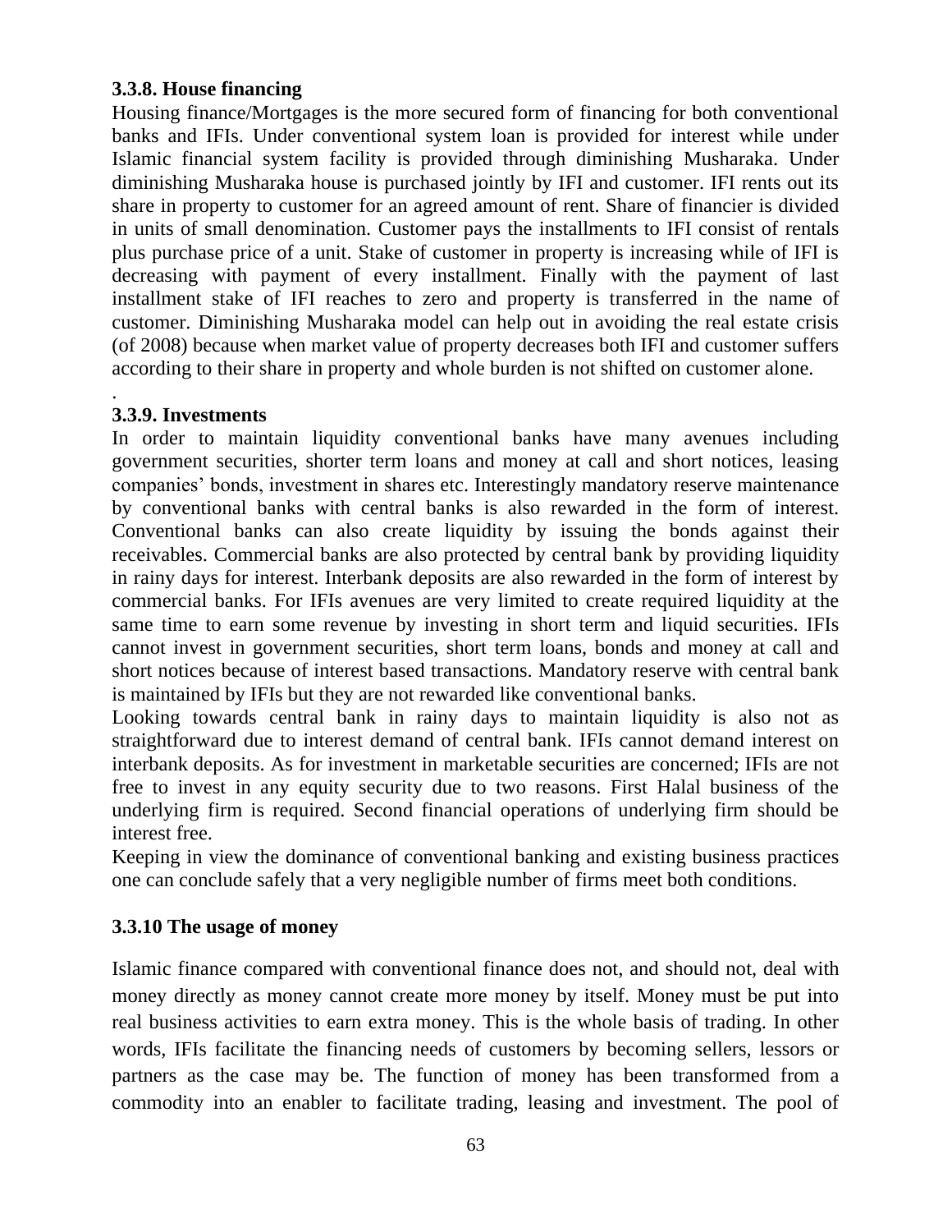### 3.3.8. House financing

Housing finance/Mortgages is the more secured form of financing for both conventional banks and IFIs. Under conventional system loan is provided for interest while under Islamic financial system facility is provided through diminishing Musharaka. Under diminishing Musharaka house is purchased jointly by IFI and customer. IFI rents out its share in property to customer for an agreed amount of rent. Share of financier is divided in units of small denomination. Customer pays the installments to IFI consist of rentals plus purchase price of a unit. Stake of customer in property is increasing while of IFI is decreasing with payment of every installment. Finally with the payment of last installment stake of IFI reaches to zero and property is transferred in the name of customer. Diminishing Musharaka model can help out in avoiding the real estate crisis (of 2008) because when market value of property decreases both IFI and customer suffers according to their share in property and whole burden is not shifted on customer alone.

.

### 3.3.9. Investments

In order to maintain liquidity conventional banks have many avenues including government securities, shorter term loans and money at call and short notices, leasing companies' bonds, investment in shares etc. Interestingly mandatory reserve maintenance by conventional banks with central banks is also rewarded in the form of interest. Conventional banks can also create liquidity by issuing the bonds against their receivables. Commercial banks are also protected by central bank by providing liquidity in rainy days for interest. Interbank deposits are also rewarded in the form of interest by commercial banks. For IFIs avenues are very limited to create required liquidity at the same time to earn some revenue by investing in short term and liquid securities. IFIs cannot invest in government securities, short term loans, bonds and money at call and short notices because of interest based transactions. Mandatory reserve with central bank is maintained by IFIs but they are not rewarded like conventional banks.

Looking towards central bank in rainy days to maintain liquidity is also not as straightforward due to interest demand of central bank. IFIs cannot demand interest on interbank deposits. As for investment in marketable securities are concerned; IFIs are not free to invest in any equity security due to two reasons. First Halal business of the underlying firm is required. Second financial operations of underlying firm should be interest free.

Keeping in view the dominance of conventional banking and existing business practices one can conclude safely that a very negligible number of firms meet both conditions.

### 3.3.10 The usage of money

Islamic finance compared with conventional finance does not, and should not, deal with money directly as money cannot create more money by itself. Money must be put into real business activities to earn extra money. This is the whole basis of trading. In other words, IFIs facilitate the financing needs of customers by becoming sellers, lessors or partners as the case may be. The function of money has been transformed from a commodity into an enabler to facilitate trading, leasing and investment. The pool of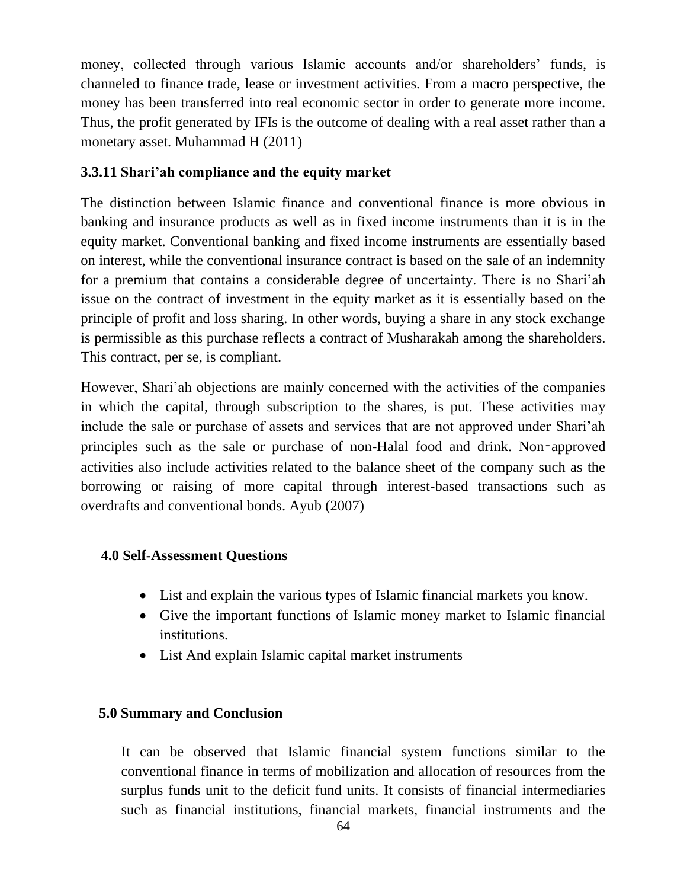money, collected through various Islamic accounts and/or shareholders' funds, is channeled to finance trade, lease or investment activities. From a macro perspective, the money has been transferred into real economic sector in order to generate more income. Thus, the profit generated by IFIs is the outcome of dealing with a real asset rather than a monetary asset. Muhammad H (2011)

### 3.3.11 Shari'ah compliance and the equity market

The distinction between Islamic finance and conventional finance is more obvious in banking and insurance products as well as in fixed income instruments than it is in the equity market. Conventional banking and fixed income instruments are essentially based on interest, while the conventional insurance contract is based on the sale of an indemnity for a premium that contains a considerable degree of uncertainty. There is no Shari'ah issue on the contract of investment in the equity market as it is essentially based on the principle of profit and loss sharing. In other words, buying a share in any stock exchange is permissible as this purchase reflects a contract of Musharakah among the shareholders. This contract, per se, is compliant.

However, Shari'ah objections are mainly concerned with the activities of the companies in which the capital, through subscription to the shares, is put. These activities may include the sale or purchase of assets and services that are not approved under Shari'ah principles such as the sale or purchase of non-Halal food and drink. Non‑approved activities also include activities related to the balance sheet of the company such as the borrowing or raising of more capital through interest-based transactions such as overdrafts and conventional bonds. Ayub (2007)

## 4.0 Self-Assessment Questions

- List and explain the various types of Islamic financial markets you know.
- Give the important functions of Islamic money market to Islamic financial institutions.
- List And explain Islamic capital market instruments

## 5.0 Summary and Conclusion

It can be observed that Islamic financial system functions similar to the conventional finance in terms of mobilization and allocation of resources from the surplus funds unit to the deficit fund units. It consists of financial intermediaries such as financial institutions, financial markets, financial instruments and the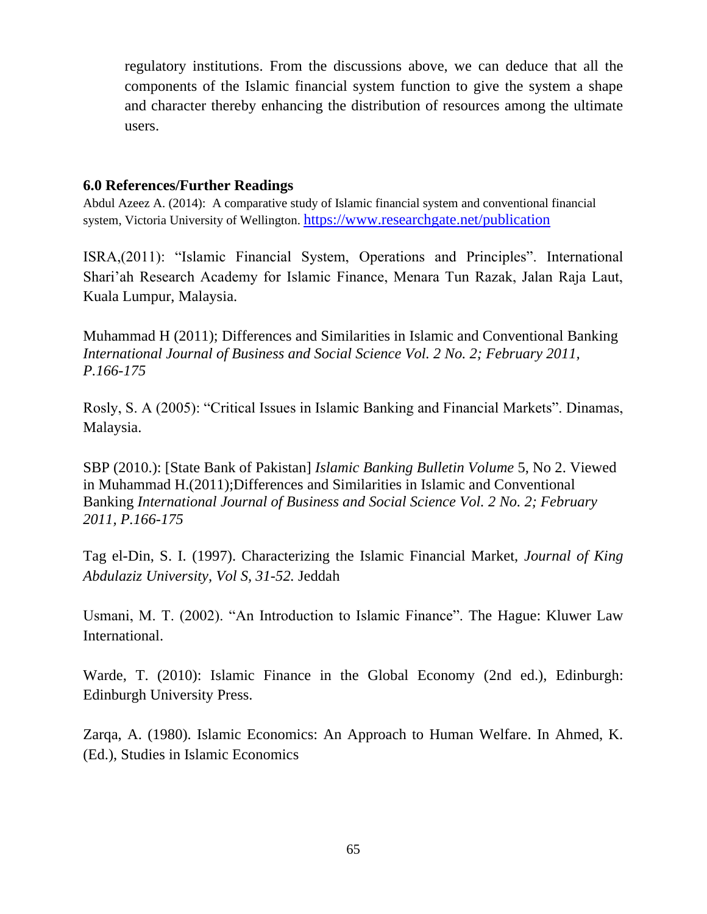regulatory institutions. From the discussions above, we can deduce that all the components of the Islamic financial system function to give the system a shape and character thereby enhancing the distribution of resources among the ultimate users.

## 6.0 References/Further Readings

Abdul Azeez A. (2014): A comparative study of Islamic financial system and conventional financial system, Victoria University of Wellington. https://www.researchgate.net/publication

ISRA,(2011): "Islamic Financial System, Operations and Principles". International Shari'ah Research Academy for Islamic Finance, Menara Tun Razak, Jalan Raja Laut, Kuala Lumpur, Malaysia.

Muhammad H (2011); Differences and Similarities in Islamic and Conventional Banking *International Journal of Business and Social Science Vol. 2 No. 2; February 2011, P.166-175*

Rosly, S. A (2005): "Critical Issues in Islamic Banking and Financial Markets". Dinamas, Malaysia.

SBP (2010.): [State Bank of Pakistan] *Islamic Banking Bulletin Volume* 5, No 2. Viewed in Muhammad H.(2011);Differences and Similarities in Islamic and Conventional Banking *International Journal of Business and Social Science Vol. 2 No. 2; February 2011, P.166-175*

Tag el-Din, S. I. (1997). Characterizing the Islamic Financial Market, *Journal of King Abdulaziz University, Vol S, 31-52.* Jeddah

Usmani, M. T. (2002). "An Introduction to Islamic Finance". The Hague: Kluwer Law International.

Warde, T. (2010): Islamic Finance in the Global Economy (2nd ed.), Edinburgh: Edinburgh University Press.

Zarqa, A. (1980). Islamic Economics: An Approach to Human Welfare. In Ahmed, K. (Ed.), Studies in Islamic Economics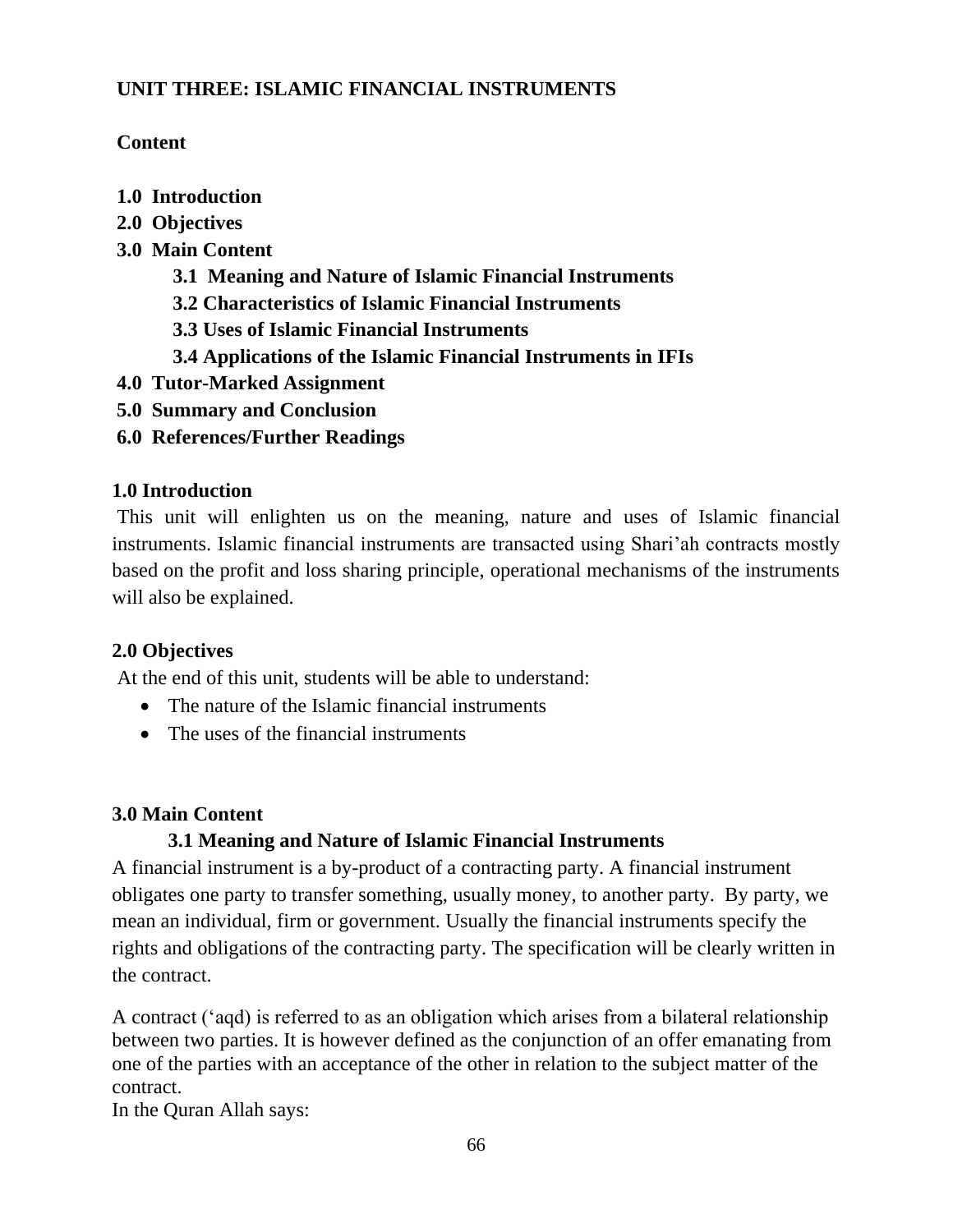## UNIT THREE: ISLAMIC FINANCIAL INSTRUMENTS

**Content**

**1.0 Introduction**
**2.0 Objectives**
**3.0 Main Content**
- **3.1 Meaning and Nature of Islamic Financial Instruments**
- **3.2 Characteristics of Islamic Financial Instruments**
- **3.3 Uses of Islamic Financial Instruments**
- **3.4 Applications of the Islamic Financial Instruments in IFIs**

**4.0 Tutor-Marked Assignment**
**5.0 Summary and Conclusion**
**6.0 References/Further Readings**

### 1.0 Introduction

This unit will enlighten us on the meaning, nature and uses of Islamic financial instruments. Islamic financial instruments are transacted using Shari'ah contracts mostly based on the profit and loss sharing principle, operational mechanisms of the instruments will also be explained.

### 2.0 Objectives

At the end of this unit, students will be able to understand:

- The nature of the Islamic financial instruments
- The uses of the financial instruments

### 3.0 Main Content

#### 3.1 Meaning and Nature of Islamic Financial Instruments

A financial instrument is a by-product of a contracting party. A financial instrument obligates one party to transfer something, usually money, to another party. By party, we mean an individual, firm or government. Usually the financial instruments specify the rights and obligations of the contracting party. The specification will be clearly written in the contract.

A contract ('aqd) is referred to as an obligation which arises from a bilateral relationship between two parties. It is however defined as the conjunction of an offer emanating from one of the parties with an acceptance of the other in relation to the subject matter of the contract.
In the Quran Allah says: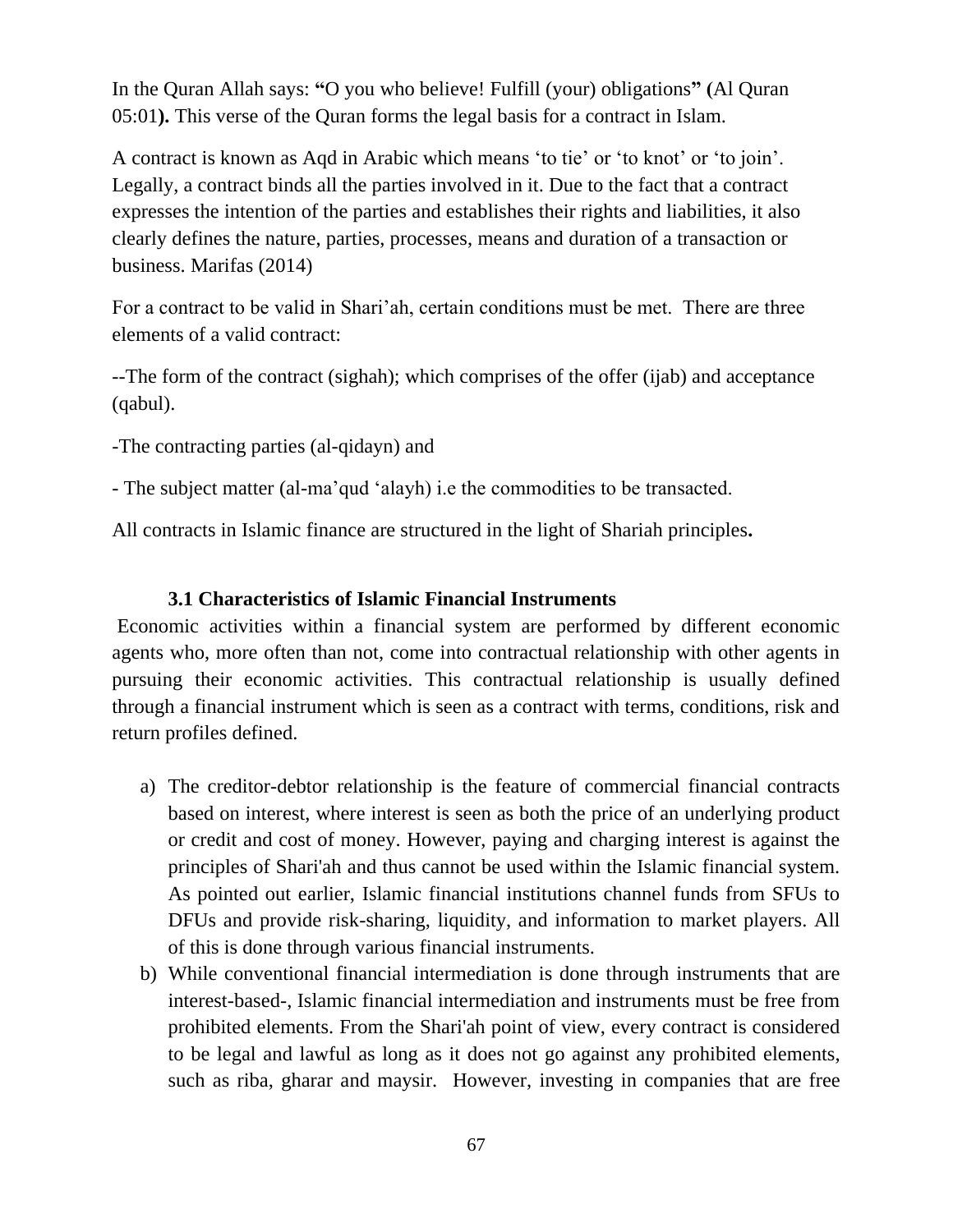In the Quran Allah says: **"**O you who believe! Fulfill (your) obligations**" (**Al Quran 05:01**).** This verse of the Quran forms the legal basis for a contract in Islam.

A contract is known as Aqd in Arabic which means 'to tie' or 'to knot' or 'to join'. Legally, a contract binds all the parties involved in it. Due to the fact that a contract expresses the intention of the parties and establishes their rights and liabilities, it also clearly defines the nature, parties, processes, means and duration of a transaction or business. Marifas (2014)

For a contract to be valid in Shari'ah, certain conditions must be met. There are three elements of a valid contract:

--The form of the contract (sighah); which comprises of the offer (ijab) and acceptance (qabul).

-The contracting parties (al-qidayn) and

- The subject matter (al-ma'qud 'alayh) i.e the commodities to be transacted.

All contracts in Islamic finance are structured in the light of Shariah principles**.**

### 3.1 Characteristics of Islamic Financial Instruments

Economic activities within a financial system are performed by different economic agents who, more often than not, come into contractual relationship with other agents in pursuing their economic activities. This contractual relationship is usually defined through a financial instrument which is seen as a contract with terms, conditions, risk and return profiles defined.

a) The creditor-debtor relationship is the feature of commercial financial contracts based on interest, where interest is seen as both the price of an underlying product or credit and cost of money. However, paying and charging interest is against the principles of Shari'ah and thus cannot be used within the Islamic financial system. As pointed out earlier, Islamic financial institutions channel funds from SFUs to DFUs and provide risk-sharing, liquidity, and information to market players. All of this is done through various financial instruments.
b) While conventional financial intermediation is done through instruments that are interest-based-, Islamic financial intermediation and instruments must be free from prohibited elements. From the Shari'ah point of view, every contract is considered to be legal and lawful as long as it does not go against any prohibited elements, such as riba, gharar and maysir. However, investing in companies that are free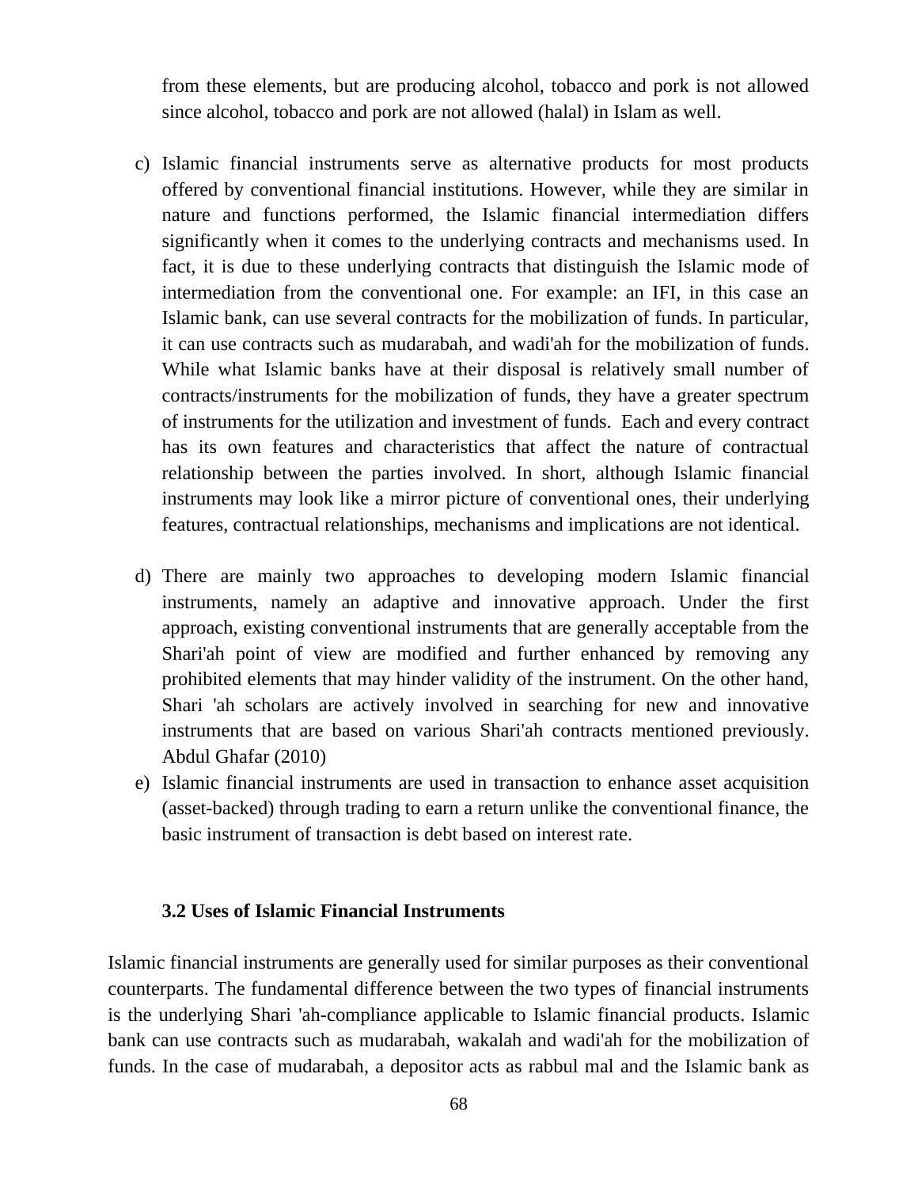from these elements, but are producing alcohol, tobacco and pork is not allowed since alcohol, tobacco and pork are not allowed (halal) in Islam as well.

c) Islamic financial instruments serve as alternative products for most products offered by conventional financial institutions. However, while they are similar in nature and functions performed, the Islamic financial intermediation differs significantly when it comes to the underlying contracts and mechanisms used. In fact, it is due to these underlying contracts that distinguish the Islamic mode of intermediation from the conventional one. For example: an IFI, in this case an Islamic bank, can use several contracts for the mobilization of funds. In particular, it can use contracts such as mudarabah, and wadi'ah for the mobilization of funds. While what Islamic banks have at their disposal is relatively small number of contracts/instruments for the mobilization of funds, they have a greater spectrum of instruments for the utilization and investment of funds. Each and every contract has its own features and characteristics that affect the nature of contractual relationship between the parties involved. In short, although Islamic financial instruments may look like a mirror picture of conventional ones, their underlying features, contractual relationships, mechanisms and implications are not identical.

d) There are mainly two approaches to developing modern Islamic financial instruments, namely an adaptive and innovative approach. Under the first approach, existing conventional instruments that are generally acceptable from the Shari'ah point of view are modified and further enhanced by removing any prohibited elements that may hinder validity of the instrument. On the other hand, Shari 'ah scholars are actively involved in searching for new and innovative instruments that are based on various Shari'ah contracts mentioned previously. Abdul Ghafar (2010)

e) Islamic financial instruments are used in transaction to enhance asset acquisition (asset-backed) through trading to earn a return unlike the conventional finance, the basic instrument of transaction is debt based on interest rate.

### 3.2 Uses of Islamic Financial Instruments

Islamic financial instruments are generally used for similar purposes as their conventional counterparts. The fundamental difference between the two types of financial instruments is the underlying Shari 'ah-compliance applicable to Islamic financial products. Islamic bank can use contracts such as mudarabah, wakalah and wadi'ah for the mobilization of funds. In the case of mudarabah, a depositor acts as rabbul mal and the Islamic bank as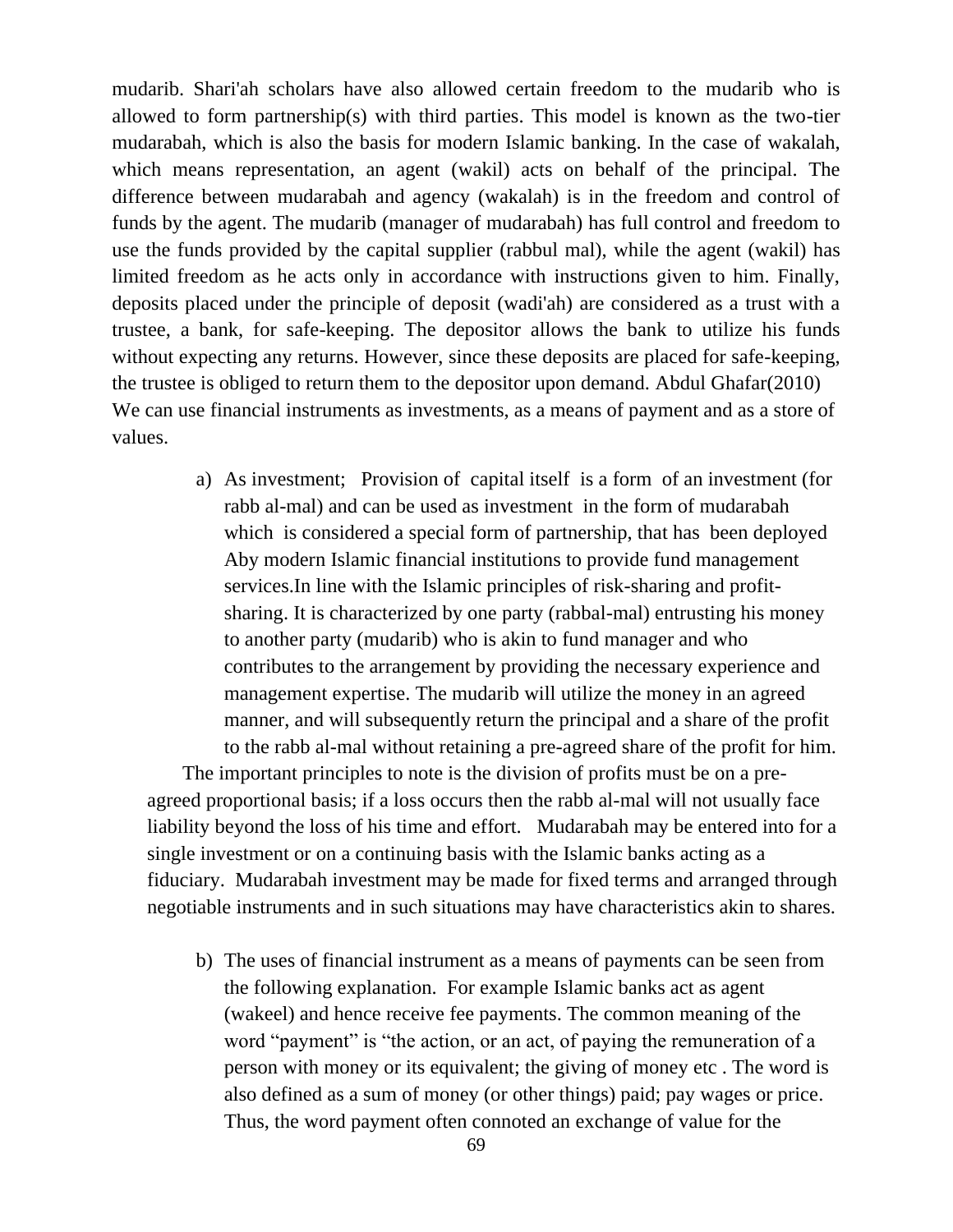mudarib. Shari'ah scholars have also allowed certain freedom to the mudarib who is allowed to form partnership(s) with third parties. This model is known as the two-tier mudarabah, which is also the basis for modern Islamic banking. In the case of wakalah, which means representation, an agent (wakil) acts on behalf of the principal. The difference between mudarabah and agency (wakalah) is in the freedom and control of funds by the agent. The mudarib (manager of mudarabah) has full control and freedom to use the funds provided by the capital supplier (rabbul mal), while the agent (wakil) has limited freedom as he acts only in accordance with instructions given to him. Finally, deposits placed under the principle of deposit (wadi'ah) are considered as a trust with a trustee, a bank, for safe-keeping. The depositor allows the bank to utilize his funds without expecting any returns. However, since these deposits are placed for safe-keeping, the trustee is obliged to return them to the depositor upon demand. Abdul Ghafar(2010)
We can use financial instruments as investments, as a means of payment and as a store of values.

a) As investment; Provision of capital itself is a form of an investment (for rabb al-mal) and can be used as investment in the form of mudarabah which is considered a special form of partnership, that has been deployed Aby modern Islamic financial institutions to provide fund management services.In line with the Islamic principles of risk-sharing and profit-sharing. It is characterized by one party (rabbal-mal) entrusting his money to another party (mudarib) who is akin to fund manager and who contributes to the arrangement by providing the necessary experience and management expertise. The mudarib will utilize the money in an agreed manner, and will subsequently return the principal and a share of the profit to the rabb al-mal without retaining a pre-agreed share of the profit for him.

The important principles to note is the division of profits must be on a pre-agreed proportional basis; if a loss occurs then the rabb al-mal will not usually face liability beyond the loss of his time and effort. Mudarabah may be entered into for a single investment or on a continuing basis with the Islamic banks acting as a fiduciary. Mudarabah investment may be made for fixed terms and arranged through negotiable instruments and in such situations may have characteristics akin to shares.

b) The uses of financial instrument as a means of payments can be seen from the following explanation. For example Islamic banks act as agent (wakeel) and hence receive fee payments. The common meaning of the word "payment" is "the action, or an act, of paying the remuneration of a person with money or its equivalent; the giving of money etc . The word is also defined as a sum of money (or other things) paid; pay wages or price. Thus, the word payment often connoted an exchange of value for the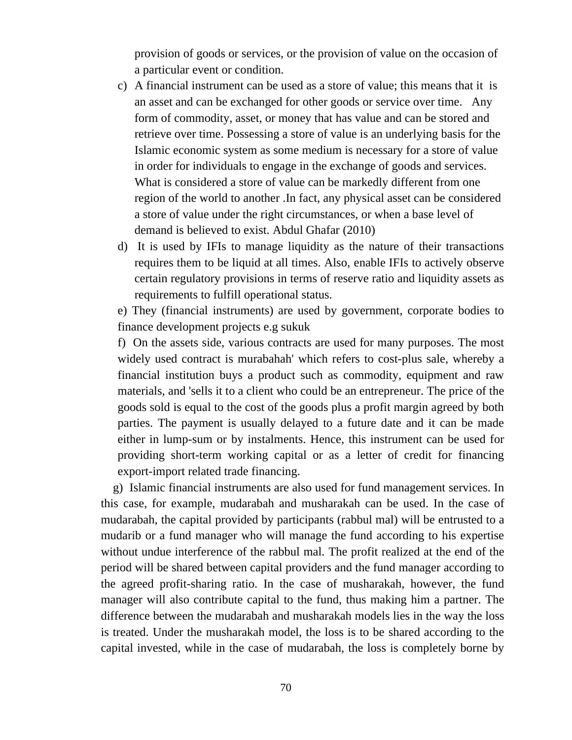provision of goods or services, or the provision of value on the occasion of a particular event or condition.

c) A financial instrument can be used as a store of value; this means that it is an asset and can be exchanged for other goods or service over time. Any form of commodity, asset, or money that has value and can be stored and retrieve over time. Possessing a store of value is an underlying basis for the Islamic economic system as some medium is necessary for a store of value in order for individuals to engage in the exchange of goods and services. What is considered a store of value can be markedly different from one region of the world to another .In fact, any physical asset can be considered a store of value under the right circumstances, or when a base level of demand is believed to exist. Abdul Ghafar (2010)

d) It is used by IFIs to manage liquidity as the nature of their transactions requires them to be liquid at all times. Also, enable IFIs to actively observe certain regulatory provisions in terms of reserve ratio and liquidity assets as requirements to fulfill operational status.

e) They (financial instruments) are used by government, corporate bodies to finance development projects e.g sukuk

f) On the assets side, various contracts are used for many purposes. The most widely used contract is murabahah' which refers to cost-plus sale, whereby a financial institution buys a product such as commodity, equipment and raw materials, and 'sells it to a client who could be an entrepreneur. The price of the goods sold is equal to the cost of the goods plus a profit margin agreed by both parties. The payment is usually delayed to a future date and it can be made either in lump-sum or by instalments. Hence, this instrument can be used for providing short-term working capital or as a letter of credit for financing export-import related trade financing.

g) Islamic financial instruments are also used for fund management services. In this case, for example, mudarabah and musharakah can be used. In the case of mudarabah, the capital provided by participants (rabbul mal) will be entrusted to a mudarib or a fund manager who will manage the fund according to his expertise without undue interference of the rabbul mal. The profit realized at the end of the period will be shared between capital providers and the fund manager according to the agreed profit-sharing ratio. In the case of musharakah, however, the fund manager will also contribute capital to the fund, thus making him a partner. The difference between the mudarabah and musharakah models lies in the way the loss is treated. Under the musharakah model, the loss is to be shared according to the capital invested, while in the case of mudarabah, the loss is completely borne by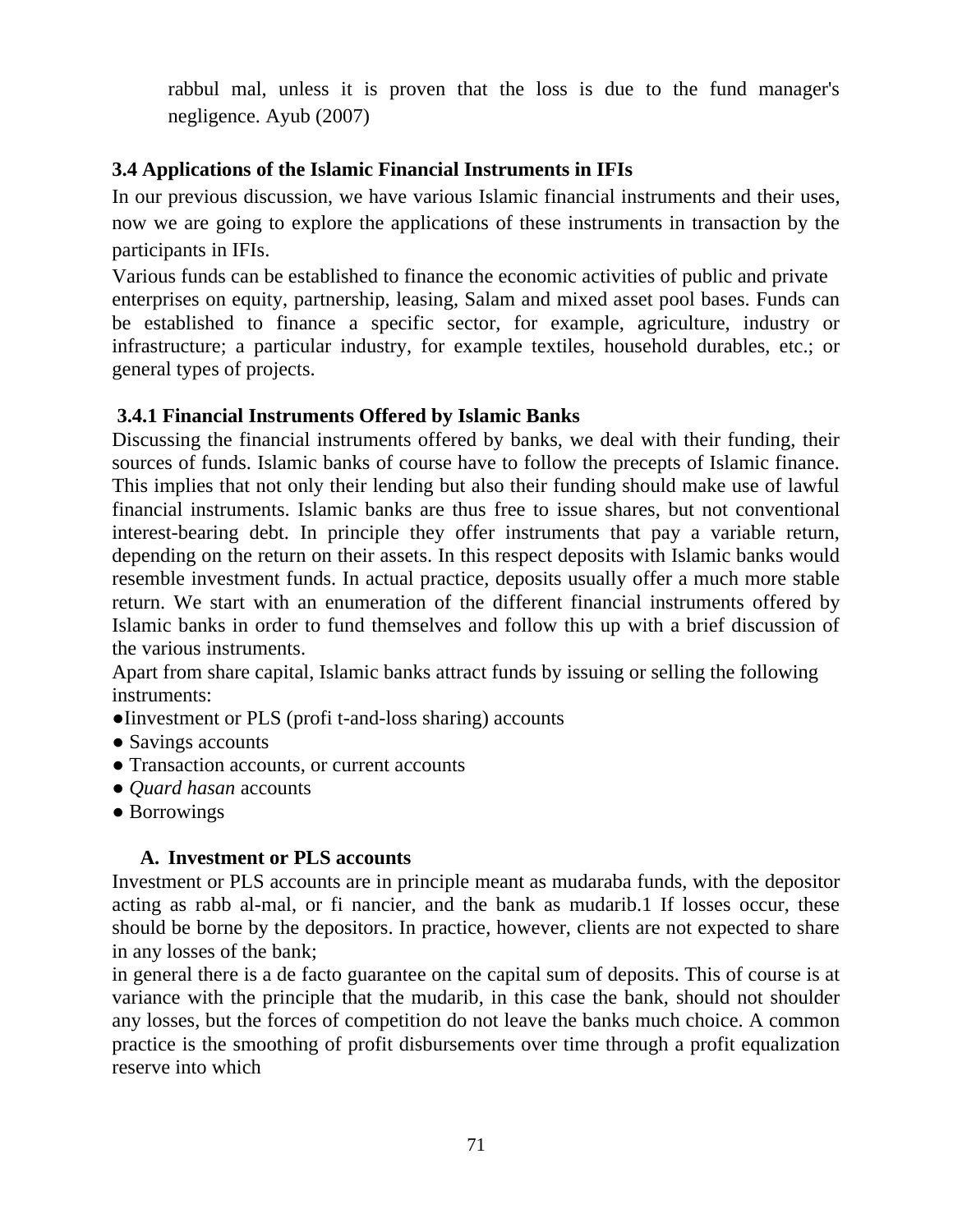rabbul mal, unless it is proven that the loss is due to the fund manager's negligence. Ayub (2007)

### 3.4 Applications of the Islamic Financial Instruments in IFIs

In our previous discussion, we have various Islamic financial instruments and their uses, now we are going to explore the applications of these instruments in transaction by the participants in IFIs.

Various funds can be established to finance the economic activities of public and private enterprises on equity, partnership, leasing, Salam and mixed asset pool bases. Funds can be established to finance a specific sector, for example, agriculture, industry or infrastructure; a particular industry, for example textiles, household durables, etc.; or general types of projects.

#### 3.4.1 Financial Instruments Offered by Islamic Banks

Discussing the financial instruments offered by banks, we deal with their funding, their sources of funds. Islamic banks of course have to follow the precepts of Islamic finance. This implies that not only their lending but also their funding should make use of lawful financial instruments. Islamic banks are thus free to issue shares, but not conventional interest-bearing debt. In principle they offer instruments that pay a variable return, depending on the return on their assets. In this respect deposits with Islamic banks would resemble investment funds. In actual practice, deposits usually offer a much more stable return. We start with an enumeration of the different financial instruments offered by Islamic banks in order to fund themselves and follow this up with a brief discussion of the various instruments.

Apart from share capital, Islamic banks attract funds by issuing or selling the following instruments:

- Iinvestment or PLS (profi t-and-loss sharing) accounts
- Savings accounts
- Transaction accounts, or current accounts
- *Quard hasan* accounts
- Borrowings

**A. Investment or PLS accounts**

Investment or PLS accounts are in principle meant as mudaraba funds, with the depositor acting as rabb al-mal, or fi nancier, and the bank as mudarib.1 If losses occur, these should be borne by the depositors. In practice, however, clients are not expected to share in any losses of the bank;

in general there is a de facto guarantee on the capital sum of deposits. This of course is at variance with the principle that the mudarib, in this case the bank, should not shoulder any losses, but the forces of competition do not leave the banks much choice. A common practice is the smoothing of profit disbursements over time through a profit equalization reserve into which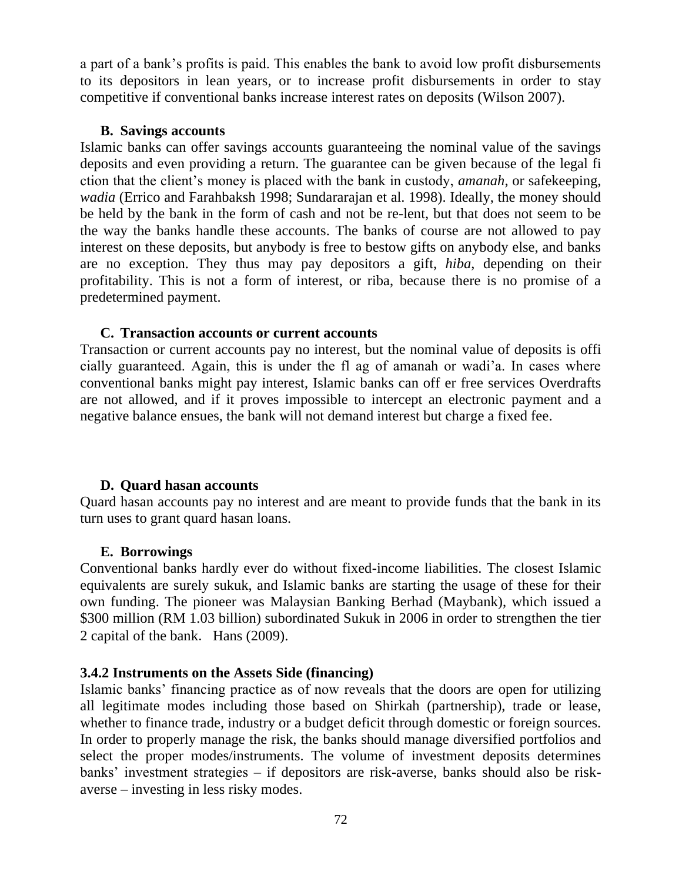a part of a bank's profits is paid. This enables the bank to avoid low profit disbursements to its depositors in lean years, or to increase profit disbursements in order to stay competitive if conventional banks increase interest rates on deposits (Wilson 2007).

### B. Savings accounts

Islamic banks can offer savings accounts guaranteeing the nominal value of the savings deposits and even providing a return. The guarantee can be given because of the legal fi ction that the client's money is placed with the bank in custody, *amanah*, or safekeeping, *wadia* (Errico and Farahbaksh 1998; Sundararajan et al. 1998). Ideally, the money should be held by the bank in the form of cash and not be re-lent, but that does not seem to be the way the banks handle these accounts. The banks of course are not allowed to pay interest on these deposits, but anybody is free to bestow gifts on anybody else, and banks are no exception. They thus may pay depositors a gift, *hiba*, depending on their profitability. This is not a form of interest, or riba, because there is no promise of a predetermined payment.

### C. Transaction accounts or current accounts

Transaction or current accounts pay no interest, but the nominal value of deposits is offi cially guaranteed. Again, this is under the fl ag of amanah or wadi'a. In cases where conventional banks might pay interest, Islamic banks can off er free services Overdrafts are not allowed, and if it proves impossible to intercept an electronic payment and a negative balance ensues, the bank will not demand interest but charge a fixed fee.

### D. Quard hasan accounts

Quard hasan accounts pay no interest and are meant to provide funds that the bank in its turn uses to grant quard hasan loans.

### E. Borrowings

Conventional banks hardly ever do without fixed-income liabilities. The closest Islamic equivalents are surely sukuk, and Islamic banks are starting the usage of these for their own funding. The pioneer was Malaysian Banking Berhad (Maybank), which issued a $300 million (RM 1.03 billion) subordinated Sukuk in 2006 in order to strengthen the tier 2 capital of the bank. Hans (2009).

### 3.4.2 Instruments on the Assets Side (financing)

Islamic banks' financing practice as of now reveals that the doors are open for utilizing all legitimate modes including those based on Shirkah (partnership), trade or lease, whether to finance trade, industry or a budget deficit through domestic or foreign sources. In order to properly manage the risk, the banks should manage diversified portfolios and select the proper modes/instruments. The volume of investment deposits determines banks' investment strategies – if depositors are risk-averse, banks should also be risk-averse – investing in less risky modes.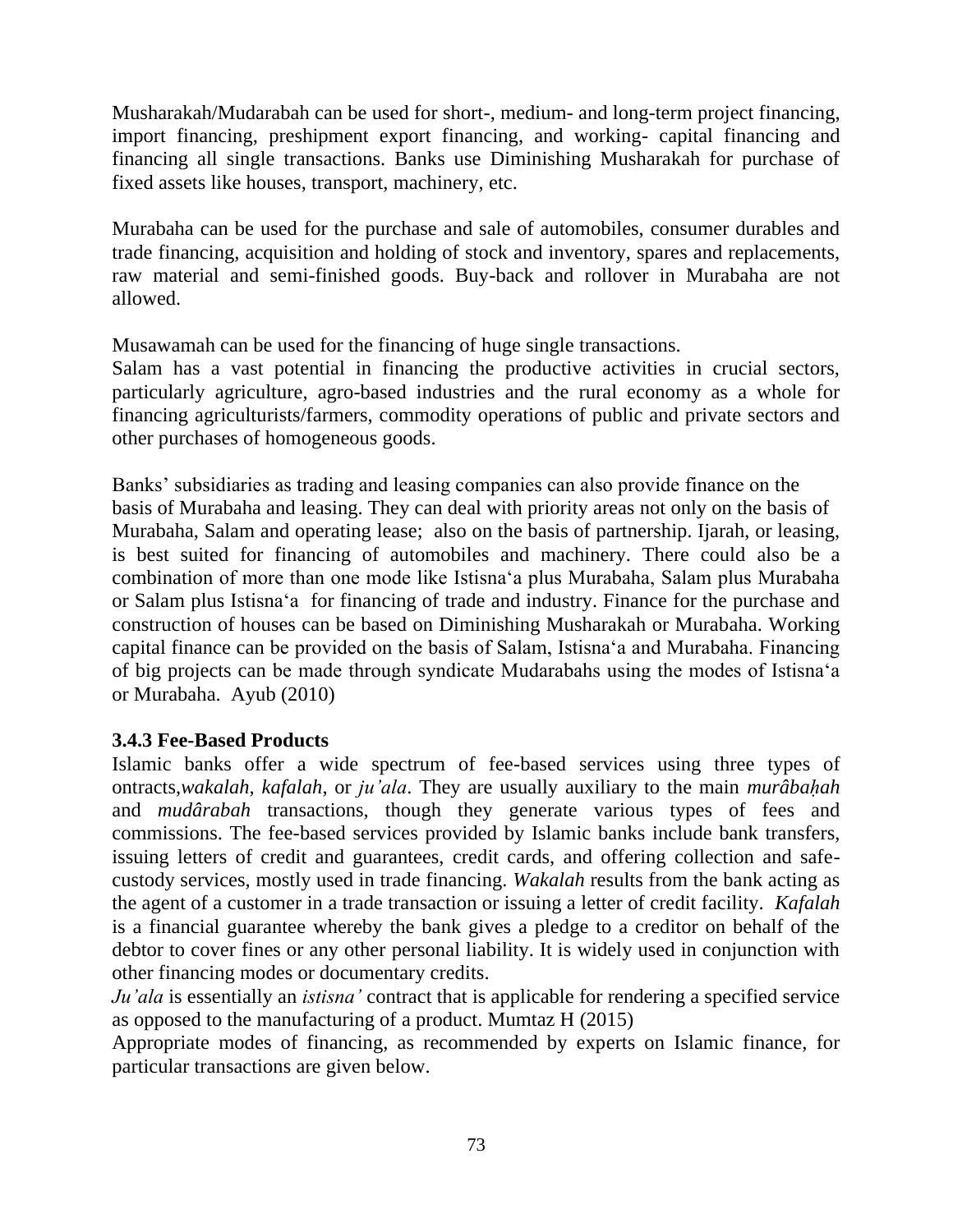Musharakah/Mudarabah can be used for short-, medium- and long-term project financing, import financing, preshipment export financing, and working- capital financing and financing all single transactions. Banks use Diminishing Musharakah for purchase of fixed assets like houses, transport, machinery, etc.

Murabaha can be used for the purchase and sale of automobiles, consumer durables and trade financing, acquisition and holding of stock and inventory, spares and replacements, raw material and semi-finished goods. Buy-back and rollover in Murabaha are not allowed.

Musawamah can be used for the financing of huge single transactions.
Salam has a vast potential in financing the productive activities in crucial sectors, particularly agriculture, agro-based industries and the rural economy as a whole for financing agriculturists/farmers, commodity operations of public and private sectors and other purchases of homogeneous goods.

Banks' subsidiaries as trading and leasing companies can also provide finance on the basis of Murabaha and leasing. They can deal with priority areas not only on the basis of Murabaha, Salam and operating lease; also on the basis of partnership. Ijarah, or leasing, is best suited for financing of automobiles and machinery. There could also be a combination of more than one mode like Istisna'a plus Murabaha, Salam plus Murabaha or Salam plus Istisna'a for financing of trade and industry. Finance for the purchase and construction of houses can be based on Diminishing Musharakah or Murabaha. Working capital finance can be provided on the basis of Salam, Istisna'a and Murabaha. Financing of big projects can be made through syndicate Mudarabahs using the modes of Istisna'a or Murabaha. Ayub (2010)

### 3.4.3 Fee-Based Products

Islamic banks offer a wide spectrum of fee-based services using three types of ontracts,*wakalah*, *kafalah*, or *ju'ala*. They are usually auxiliary to the main *murâbaḥah* and *mudârabah* transactions, though they generate various types of fees and commissions. The fee-based services provided by Islamic banks include bank transfers, issuing letters of credit and guarantees, credit cards, and offering collection and safe-custody services, mostly used in trade financing. *Wakalah* results from the bank acting as the agent of a customer in a trade transaction or issuing a letter of credit facility. *Kafalah* is a financial guarantee whereby the bank gives a pledge to a creditor on behalf of the debtor to cover fines or any other personal liability. It is widely used in conjunction with other financing modes or documentary credits.
*Ju'ala* is essentially an *istisna'* contract that is applicable for rendering a specified service as opposed to the manufacturing of a product. Mumtaz H (2015)
Appropriate modes of financing, as recommended by experts on Islamic finance, for particular transactions are given below.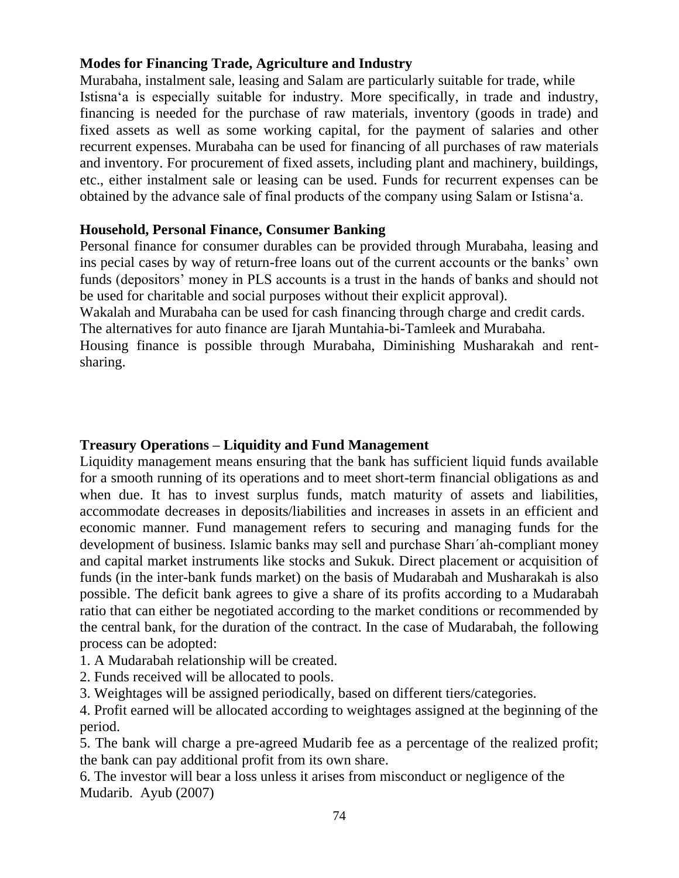**Modes for Financing Trade, Agriculture and Industry**

Murabaha, instalment sale, leasing and Salam are particularly suitable for trade, while Istisna'a is especially suitable for industry. More specifically, in trade and industry, financing is needed for the purchase of raw materials, inventory (goods in trade) and fixed assets as well as some working capital, for the payment of salaries and other recurrent expenses. Murabaha can be used for financing of all purchases of raw materials and inventory. For procurement of fixed assets, including plant and machinery, buildings, etc., either instalment sale or leasing can be used. Funds for recurrent expenses can be obtained by the advance sale of final products of the company using Salam or Istisna'a.

**Household, Personal Finance, Consumer Banking**

Personal finance for consumer durables can be provided through Murabaha, leasing and ins pecial cases by way of return-free loans out of the current accounts or the banks' own funds (depositors' money in PLS accounts is a trust in the hands of banks and should not be used for charitable and social purposes without their explicit approval).

Wakalah and Murabaha can be used for cash financing through charge and credit cards.

The alternatives for auto finance are Ijarah Muntahia-bi-Tamleek and Murabaha.

Housing finance is possible through Murabaha, Diminishing Musharakah and rent-sharing.

**Treasury Operations – Liquidity and Fund Management**

Liquidity management means ensuring that the bank has sufficient liquid funds available for a smooth running of its operations and to meet short-term financial obligations as and when due. It has to invest surplus funds, match maturity of assets and liabilities, accommodate decreases in deposits/liabilities and increases in assets in an efficient and economic manner. Fund management refers to securing and managing funds for the development of business. Islamic banks may sell and purchase Sharı´ah-compliant money and capital market instruments like stocks and Sukuk. Direct placement or acquisition of funds (in the inter-bank funds market) on the basis of Mudarabah and Musharakah is also possible. The deficit bank agrees to give a share of its profits according to a Mudarabah ratio that can either be negotiated according to the market conditions or recommended by the central bank, for the duration of the contract. In the case of Mudarabah, the following process can be adopted:

1. A Mudarabah relationship will be created.
2. Funds received will be allocated to pools.
3. Weightages will be assigned periodically, based on different tiers/categories.
4. Profit earned will be allocated according to weightages assigned at the beginning of the period.
5. The bank will charge a pre-agreed Mudarib fee as a percentage of the realized profit; the bank can pay additional profit from its own share.
6. The investor will bear a loss unless it arises from misconduct or negligence of the Mudarib. Ayub (2007)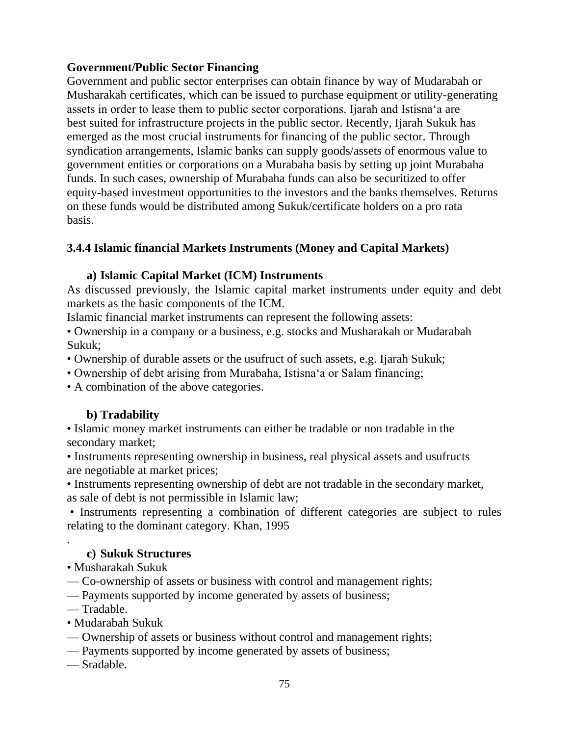**Government/Public Sector Financing**

Government and public sector enterprises can obtain finance by way of Mudarabah or Musharakah certificates, which can be issued to purchase equipment or utility-generating assets in order to lease them to public sector corporations. Ijarah and Istisna'a are best suited for infrastructure projects in the public sector. Recently, Ijarah Sukuk has emerged as the most crucial instruments for financing of the public sector. Through syndication arrangements, Islamic banks can supply goods/assets of enormous value to government entities or corporations on a Murabaha basis by setting up joint Murabaha funds. In such cases, ownership of Murabaha funds can also be securitized to offer equity-based investment opportunities to the investors and the banks themselves. Returns on these funds would be distributed among Sukuk/certificate holders on a pro rata basis.

### 3.4.4 Islamic financial Markets Instruments (Money and Capital Markets)

**a) Islamic Capital Market (ICM) Instruments**

As discussed previously, the Islamic capital market instruments under equity and debt markets as the basic components of the ICM.

Islamic financial market instruments can represent the following assets:

- Ownership in a company or a business, e.g. stocks and Musharakah or Mudarabah Sukuk;
- Ownership of durable assets or the usufruct of such assets, e.g. Ijarah Sukuk;
- Ownership of debt arising from Murabaha, Istisna'a or Salam financing;
- A combination of the above categories.

**b) Tradability**

- Islamic money market instruments can either be tradable or non tradable in the secondary market;
- Instruments representing ownership in business, real physical assets and usufructs are negotiable at market prices;
- Instruments representing ownership of debt are not tradable in the secondary market, as sale of debt is not permissible in Islamic law;
- Instruments representing a combination of different categories are subject to rules relating to the dominant category. Khan, 1995

.

**c) Sukuk Structures**

- Musharakah Sukuk

— Co-ownership of assets or business with control and management rights;

— Payments supported by income generated by assets of business;

— Tradable.

- Mudarabah Sukuk

— Ownership of assets or business without control and management rights;

— Payments supported by income generated by assets of business;

— Sradable.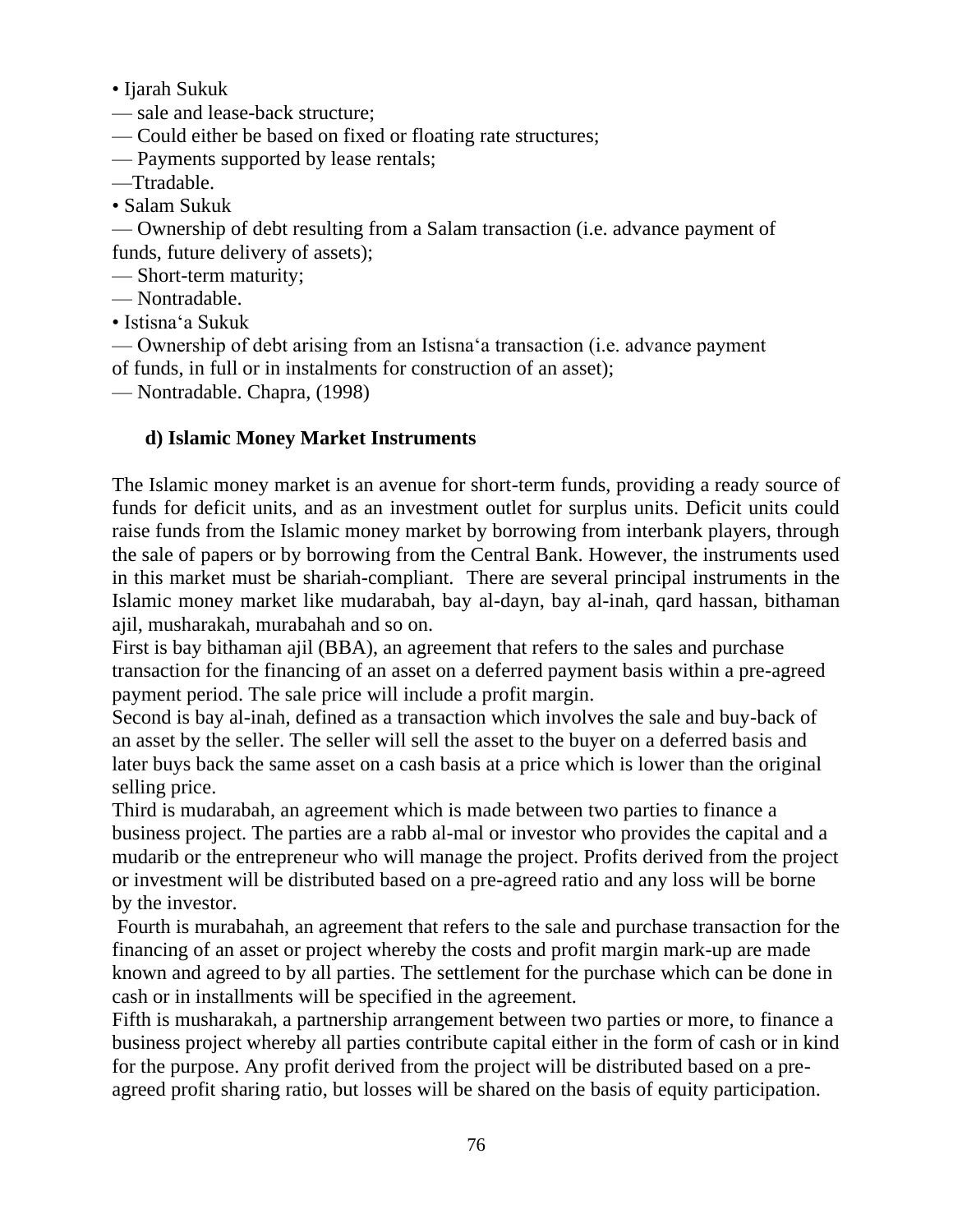• Ijarah Sukuk

— sale and lease-back structure;

— Could either be based on fixed or floating rate structures;

— Payments supported by lease rentals;

—Ttradable.

• Salam Sukuk

— Ownership of debt resulting from a Salam transaction (i.e. advance payment of funds, future delivery of assets);

— Short-term maturity;

— Nontradable.

• Istisna'a Sukuk

— Ownership of debt arising from an Istisna'a transaction (i.e. advance payment of funds, in full or in instalments for construction of an asset);

— Nontradable. Chapra, (1998)

### d) Islamic Money Market Instruments

The Islamic money market is an avenue for short-term funds, providing a ready source of funds for deficit units, and as an investment outlet for surplus units. Deficit units could raise funds from the Islamic money market by borrowing from interbank players, through the sale of papers or by borrowing from the Central Bank. However, the instruments used in this market must be shariah-compliant. There are several principal instruments in the Islamic money market like mudarabah, bay al-dayn, bay al-inah, qard hassan, bithaman ajil, musharakah, murabahah and so on.

First is bay bithaman ajil (BBA), an agreement that refers to the sales and purchase transaction for the financing of an asset on a deferred payment basis within a pre-agreed payment period. The sale price will include a profit margin.

Second is bay al-inah, defined as a transaction which involves the sale and buy-back of an asset by the seller. The seller will sell the asset to the buyer on a deferred basis and later buys back the same asset on a cash basis at a price which is lower than the original selling price.

Third is mudarabah, an agreement which is made between two parties to finance a business project. The parties are a rabb al-mal or investor who provides the capital and a mudarib or the entrepreneur who will manage the project. Profits derived from the project or investment will be distributed based on a pre-agreed ratio and any loss will be borne by the investor.

Fourth is murabahah, an agreement that refers to the sale and purchase transaction for the financing of an asset or project whereby the costs and profit margin mark-up are made known and agreed to by all parties. The settlement for the purchase which can be done in cash or in installments will be specified in the agreement.

Fifth is musharakah, a partnership arrangement between two parties or more, to finance a business project whereby all parties contribute capital either in the form of cash or in kind for the purpose. Any profit derived from the project will be distributed based on a pre-agreed profit sharing ratio, but losses will be shared on the basis of equity participation.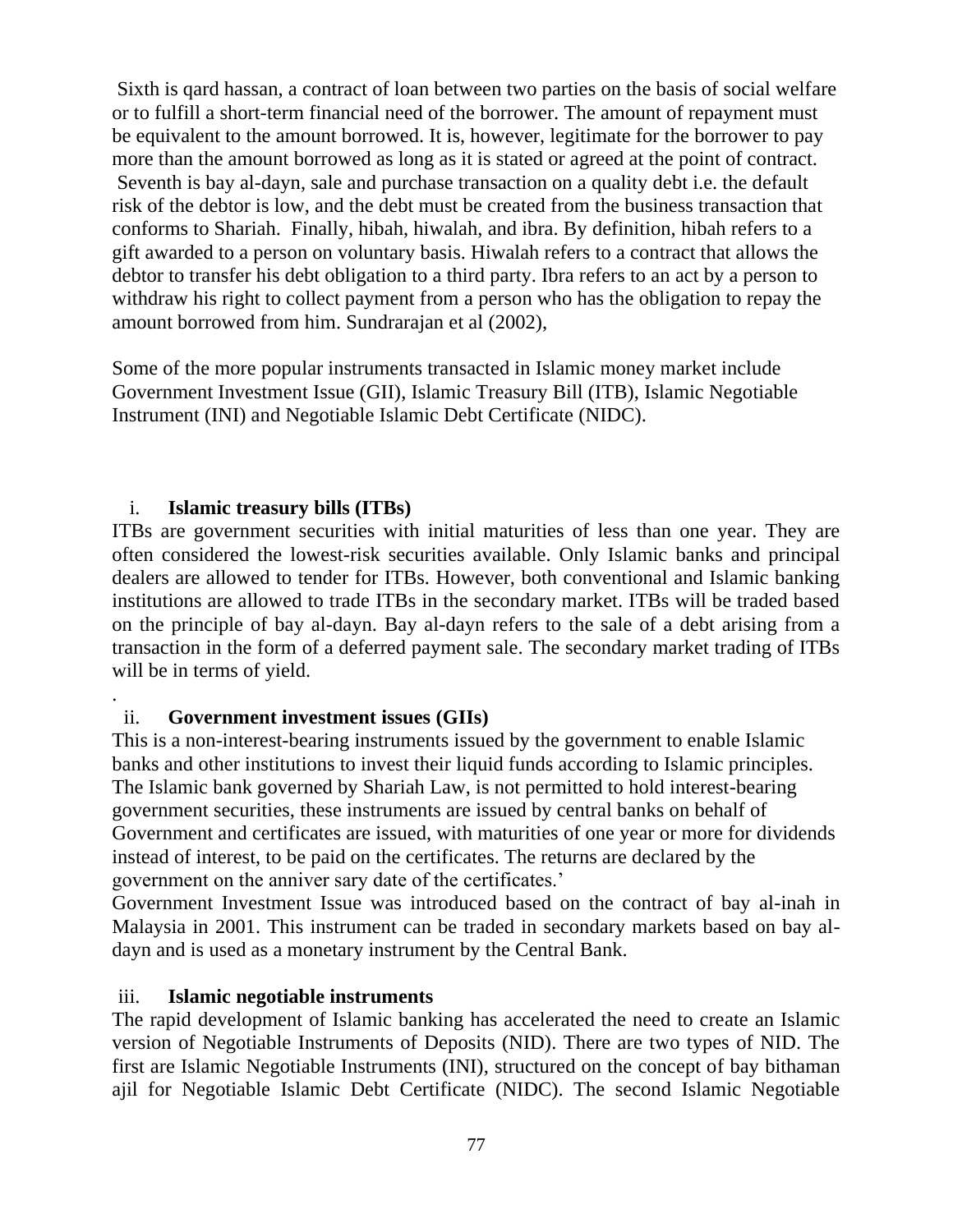Sixth is qard hassan, a contract of loan between two parties on the basis of social welfare or to fulfill a short-term financial need of the borrower. The amount of repayment must be equivalent to the amount borrowed. It is, however, legitimate for the borrower to pay more than the amount borrowed as long as it is stated or agreed at the point of contract. Seventh is bay al-dayn, sale and purchase transaction on a quality debt i.e. the default risk of the debtor is low, and the debt must be created from the business transaction that conforms to Shariah. Finally, hibah, hiwalah, and ibra. By definition, hibah refers to a gift awarded to a person on voluntary basis. Hiwalah refers to a contract that allows the debtor to transfer his debt obligation to a third party. Ibra refers to an act by a person to withdraw his right to collect payment from a person who has the obligation to repay the amount borrowed from him. Sundrarajan et al (2002),

Some of the more popular instruments transacted in Islamic money market include Government Investment Issue (GII), Islamic Treasury Bill (ITB), Islamic Negotiable Instrument (INI) and Negotiable Islamic Debt Certificate (NIDC).

i. **Islamic treasury bills (ITBs)**

ITBs are government securities with initial maturities of less than one year. They are often considered the lowest-risk securities available. Only Islamic banks and principal dealers are allowed to tender for ITBs. However, both conventional and Islamic banking institutions are allowed to trade ITBs in the secondary market. ITBs will be traded based on the principle of bay al-dayn. Bay al-dayn refers to the sale of a debt arising from a transaction in the form of a deferred payment sale. The secondary market trading of ITBs will be in terms of yield.

.

ii. **Government investment issues (GIIs)**

This is a non-interest-bearing instruments issued by the government to enable Islamic banks and other institutions to invest their liquid funds according to Islamic principles. The Islamic bank governed by Shariah Law, is not permitted to hold interest-bearing government securities, these instruments are issued by central banks on behalf of Government and certificates are issued, with maturities of one year or more for dividends instead of interest, to be paid on the certificates. The returns are declared by the government on the anniver sary date of the certificates.'

Government Investment Issue was introduced based on the contract of bay al-inah in Malaysia in 2001. This instrument can be traded in secondary markets based on bay al-dayn and is used as a monetary instrument by the Central Bank.

iii. **Islamic negotiable instruments**

The rapid development of Islamic banking has accelerated the need to create an Islamic version of Negotiable Instruments of Deposits (NID). There are two types of NID. The first are Islamic Negotiable Instruments (INI), structured on the concept of bay bithaman ajil for Negotiable Islamic Debt Certificate (NIDC). The second Islamic Negotiable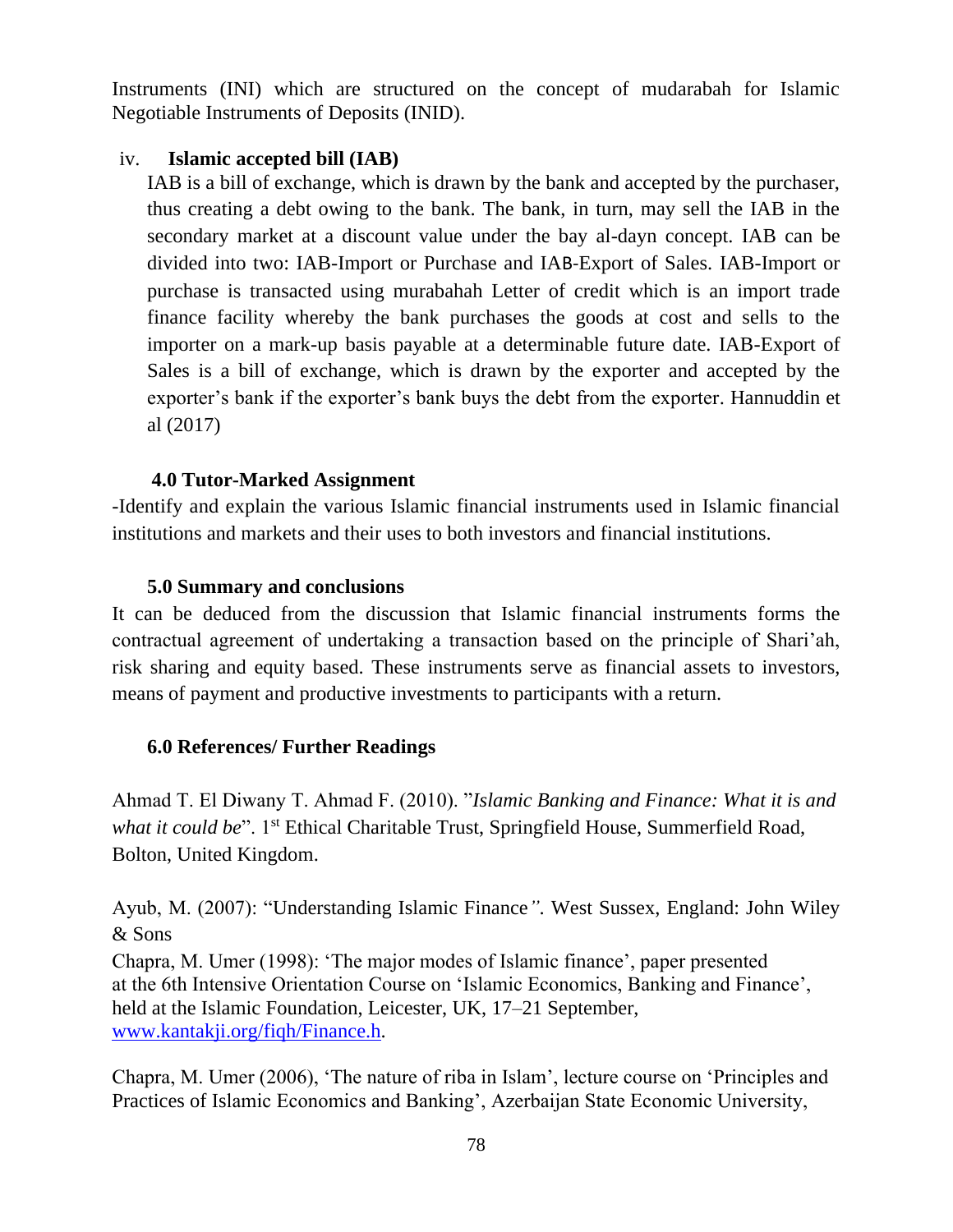Instruments (INI) which are structured on the concept of mudarabah for Islamic Negotiable Instruments of Deposits (INID).

iv. **Islamic accepted bill (IAB)**

IAB is a bill of exchange, which is drawn by the bank and accepted by the purchaser, thus creating a debt owing to the bank. The bank, in turn, may sell the IAB in the secondary market at a discount value under the bay al-dayn concept. IAB can be divided into two: IAB-Import or Purchase and IAB-Export of Sales. IAB-Import or purchase is transacted using murabahah Letter of credit which is an import trade finance facility whereby the bank purchases the goods at cost and sells to the importer on a mark-up basis payable at a determinable future date. IAB-Export of Sales is a bill of exchange, which is drawn by the exporter and accepted by the exporter's bank if the exporter's bank buys the debt from the exporter. Hannuddin et al (2017)

## 4.0 Tutor-Marked Assignment

-Identify and explain the various Islamic financial instruments used in Islamic financial institutions and markets and their uses to both investors and financial institutions.

## 5.0 Summary and conclusions

It can be deduced from the discussion that Islamic financial instruments forms the contractual agreement of undertaking a transaction based on the principle of Shari'ah, risk sharing and equity based. These instruments serve as financial assets to investors, means of payment and productive investments to participants with a return.

## 6.0 References/ Further Readings

Ahmad T. El Diwany T. Ahmad F. (2010). "*Islamic Banking and Finance: What it is and what it could be*". 1st Ethical Charitable Trust, Springfield House, Summerfield Road, Bolton, United Kingdom.

Ayub, M. (2007): "Understanding Islamic Finance". West Sussex, England: John Wiley & Sons

Chapra, M. Umer (1998): 'The major modes of Islamic finance', paper presented at the 6th Intensive Orientation Course on 'Islamic Economics, Banking and Finance', held at the Islamic Foundation, Leicester, UK, 17–21 September, www.kantakji.org/fiqh/Finance.h.

Chapra, M. Umer (2006), 'The nature of riba in Islam', lecture course on 'Principles and Practices of Islamic Economics and Banking', Azerbaijan State Economic University,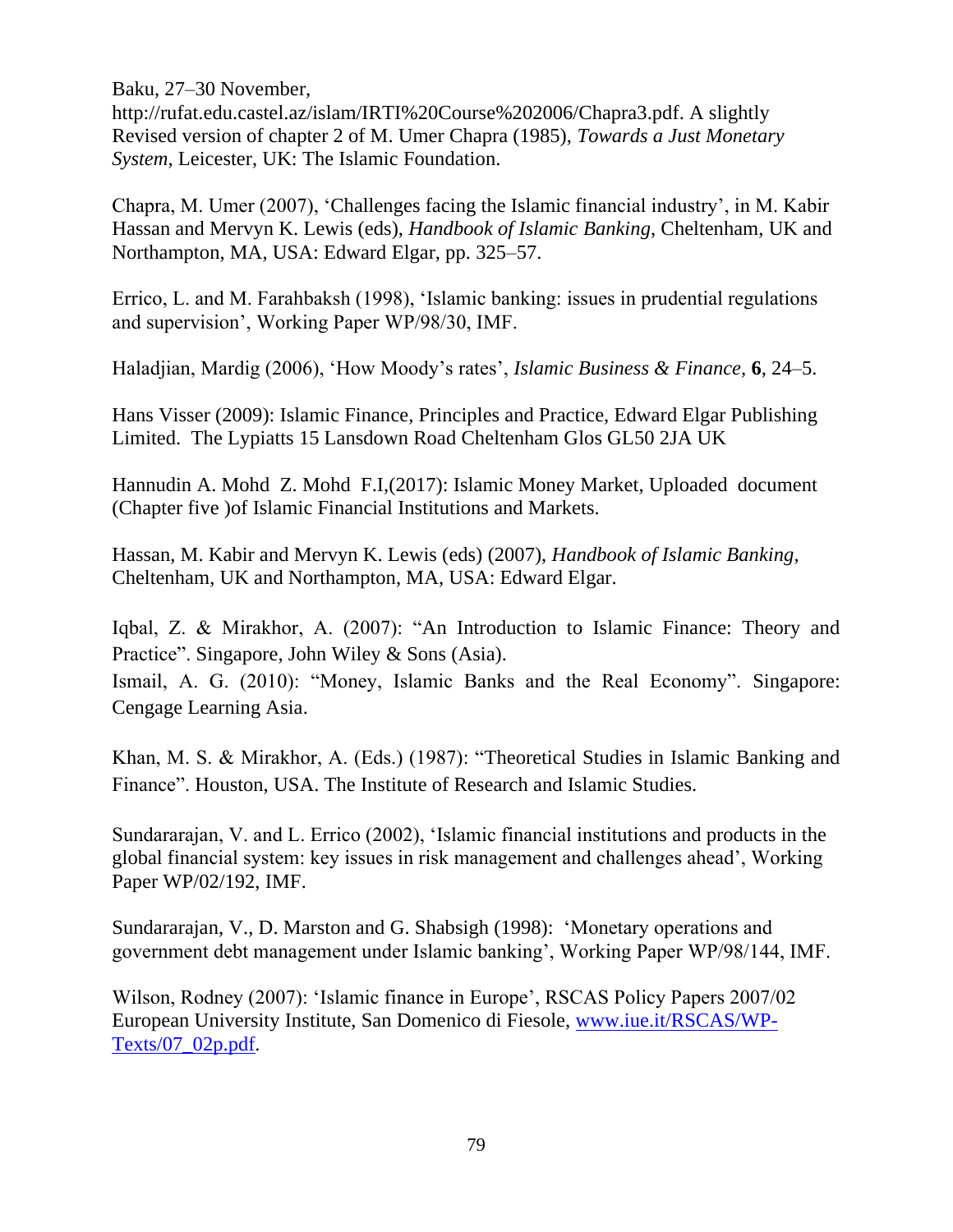Baku, 27–30 November, http://rufat.edu.castel.az/islam/IRTI%20Course%202006/Chapra3.pdf. A slightly Revised version of chapter 2 of M. Umer Chapra (1985), *Towards a Just Monetary System*, Leicester, UK: The Islamic Foundation.

Chapra, M. Umer (2007), 'Challenges facing the Islamic financial industry', in M. Kabir Hassan and Mervyn K. Lewis (eds), *Handbook of Islamic Banking*, Cheltenham, UK and Northampton, MA, USA: Edward Elgar, pp. 325–57.

Errico, L. and M. Farahbaksh (1998), 'Islamic banking: issues in prudential regulations and supervision', Working Paper WP/98/30, IMF.

Haladjian, Mardig (2006), 'How Moody's rates', *Islamic Business & Finance*, **6**, 24–5.

Hans Visser (2009): Islamic Finance, Principles and Practice, Edward Elgar Publishing Limited. The Lypiatts 15 Lansdown Road Cheltenham Glos GL50 2JA UK

Hannudin A. Mohd Z. Mohd F.I,(2017): Islamic Money Market, Uploaded document (Chapter five )of Islamic Financial Institutions and Markets.

Hassan, M. Kabir and Mervyn K. Lewis (eds) (2007), *Handbook of Islamic Banking*, Cheltenham, UK and Northampton, MA, USA: Edward Elgar.

Iqbal, Z. & Mirakhor, A. (2007): "An Introduction to Islamic Finance: Theory and Practice". Singapore, John Wiley & Sons (Asia).

Ismail, A. G. (2010): "Money, Islamic Banks and the Real Economy". Singapore: Cengage Learning Asia.

Khan, M. S. & Mirakhor, A. (Eds.) (1987): "Theoretical Studies in Islamic Banking and Finance". Houston, USA. The Institute of Research and Islamic Studies.

Sundararajan, V. and L. Errico (2002), 'Islamic financial institutions and products in the global financial system: key issues in risk management and challenges ahead', Working Paper WP/02/192, IMF.

Sundararajan, V., D. Marston and G. Shabsigh (1998): 'Monetary operations and government debt management under Islamic banking', Working Paper WP/98/144, IMF.

Wilson, Rodney (2007): 'Islamic finance in Europe', RSCAS Policy Papers 2007/02 European University Institute, San Domenico di Fiesole, [www.iue.it/RSCAS/WP-Texts/07_02p.pdf](www.iue.it/RSCAS/WP-Texts/07_02p.pdf).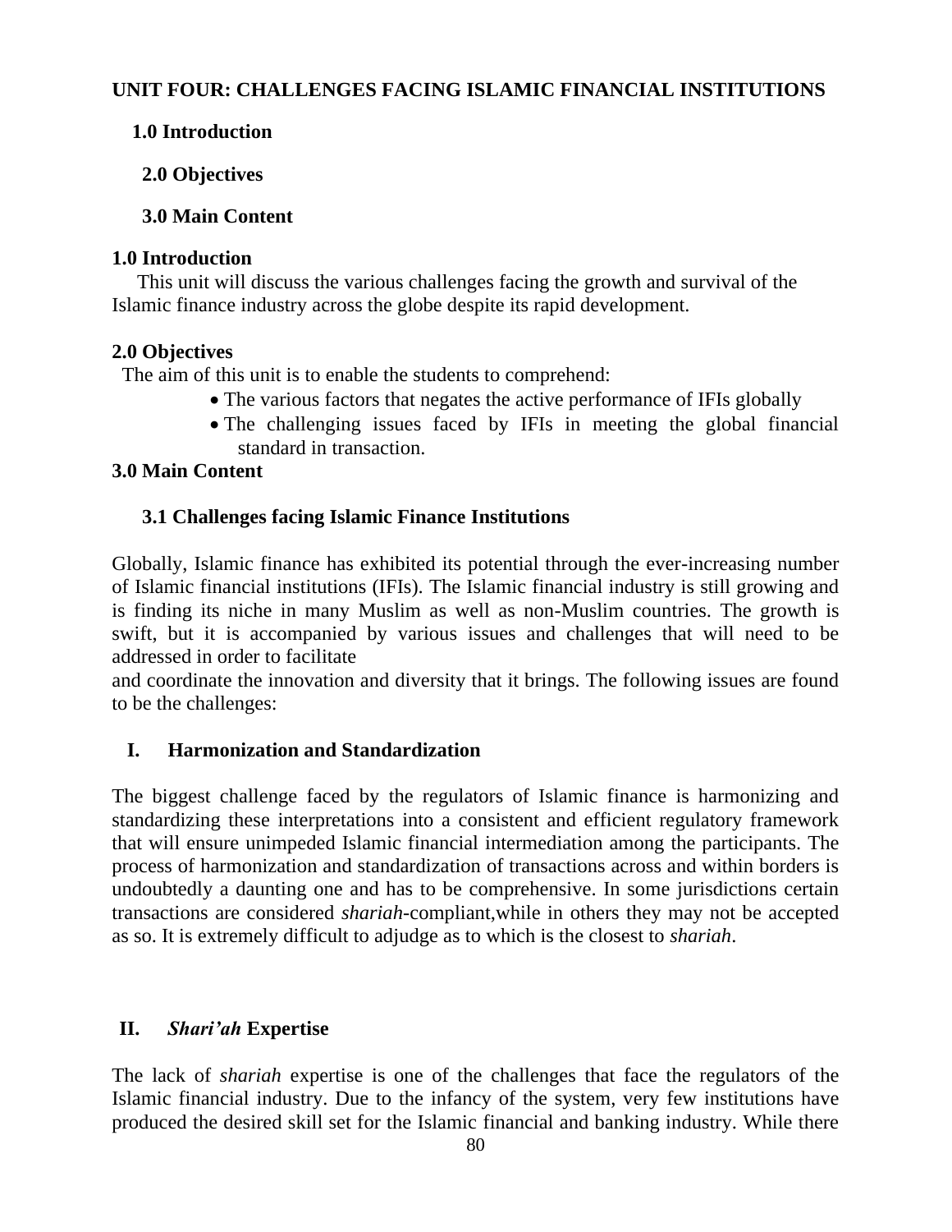**UNIT FOUR: CHALLENGES FACING ISLAMIC FINANCIAL INSTITUTIONS**

**1.0 Introduction**

**2.0 Objectives**

**3.0 Main Content**

## 1.0 Introduction

This unit will discuss the various challenges facing the growth and survival of the Islamic finance industry across the globe despite its rapid development.

## 2.0 Objectives

The aim of this unit is to enable the students to comprehend:

- The various factors that negates the active performance of IFIs globally
- The challenging issues faced by IFIs in meeting the global financial standard in transaction.

## 3.0 Main Content

### 3.1 Challenges facing Islamic Finance Institutions

Globally, Islamic finance has exhibited its potential through the ever-increasing number of Islamic financial institutions (IFIs). The Islamic financial industry is still growing and is finding its niche in many Muslim as well as non-Muslim countries. The growth is swift, but it is accompanied by various issues and challenges that will need to be addressed in order to facilitate and coordinate the innovation and diversity that it brings. The following issues are found to be the challenges:

**I. Harmonization and Standardization**

The biggest challenge faced by the regulators of Islamic finance is harmonizing and standardizing these interpretations into a consistent and efficient regulatory framework that will ensure unimpeded Islamic financial intermediation among the participants. The process of harmonization and standardization of transactions across and within borders is undoubtedly a daunting one and has to be comprehensive. In some jurisdictions certain transactions are considered *shariah*-compliant,while in others they may not be accepted as so. It is extremely difficult to adjudge as to which is the closest to *shariah*.

**II. *Shari'ah* Expertise**

The lack of *shariah* expertise is one of the challenges that face the regulators of the Islamic financial industry. Due to the infancy of the system, very few institutions have produced the desired skill set for the Islamic financial and banking industry. While there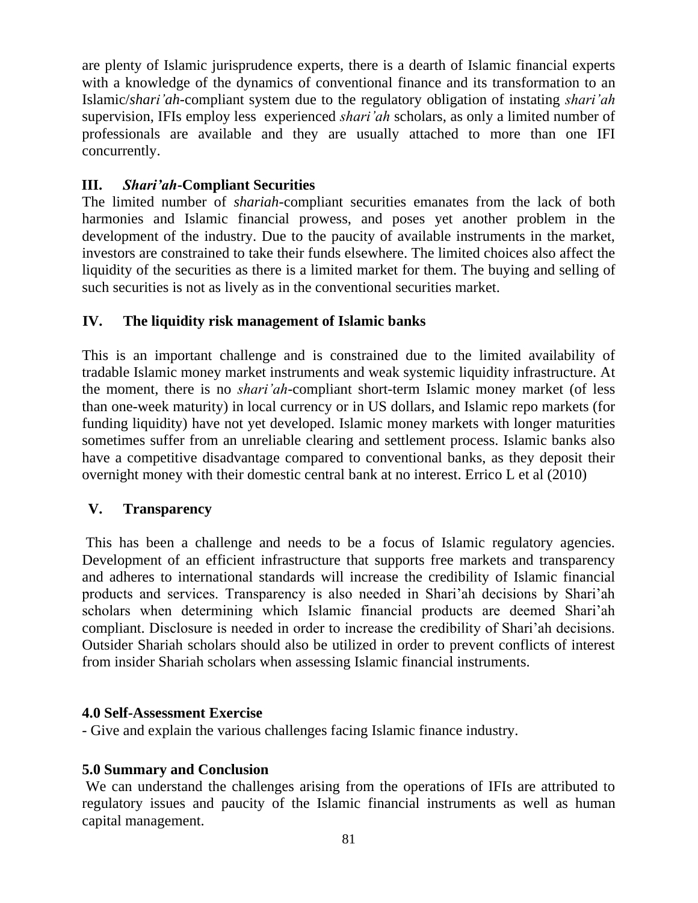are plenty of Islamic jurisprudence experts, there is a dearth of Islamic financial experts with a knowledge of the dynamics of conventional finance and its transformation to an Islamic/*shari'ah*-compliant system due to the regulatory obligation of instating *shari'ah* supervision, IFIs employ less experienced *shari'ah* scholars, as only a limited number of professionals are available and they are usually attached to more than one IFI concurrently.

### III. *Shari'ah*-Compliant Securities

The limited number of *shariah*-compliant securities emanates from the lack of both harmonies and Islamic financial prowess, and poses yet another problem in the development of the industry. Due to the paucity of available instruments in the market, investors are constrained to take their funds elsewhere. The limited choices also affect the liquidity of the securities as there is a limited market for them. The buying and selling of such securities is not as lively as in the conventional securities market.

### IV. The liquidity risk management of Islamic banks

This is an important challenge and is constrained due to the limited availability of tradable Islamic money market instruments and weak systemic liquidity infrastructure. At the moment, there is no *shari'ah*-compliant short-term Islamic money market (of less than one-week maturity) in local currency or in US dollars, and Islamic repo markets (for funding liquidity) have not yet developed. Islamic money markets with longer maturities sometimes suffer from an unreliable clearing and settlement process. Islamic banks also have a competitive disadvantage compared to conventional banks, as they deposit their overnight money with their domestic central bank at no interest. Errico L et al (2010)

### V. Transparency

This has been a challenge and needs to be a focus of Islamic regulatory agencies. Development of an efficient infrastructure that supports free markets and transparency and adheres to international standards will increase the credibility of Islamic financial products and services. Transparency is also needed in Shari'ah decisions by Shari'ah scholars when determining which Islamic financial products are deemed Shari'ah compliant. Disclosure is needed in order to increase the credibility of Shari'ah decisions. Outsider Shariah scholars should also be utilized in order to prevent conflicts of interest from insider Shariah scholars when assessing Islamic financial instruments.

## 4.0 Self-Assessment Exercise

- Give and explain the various challenges facing Islamic finance industry.

## 5.0 Summary and Conclusion

We can understand the challenges arising from the operations of IFIs are attributed to regulatory issues and paucity of the Islamic financial instruments as well as human capital management.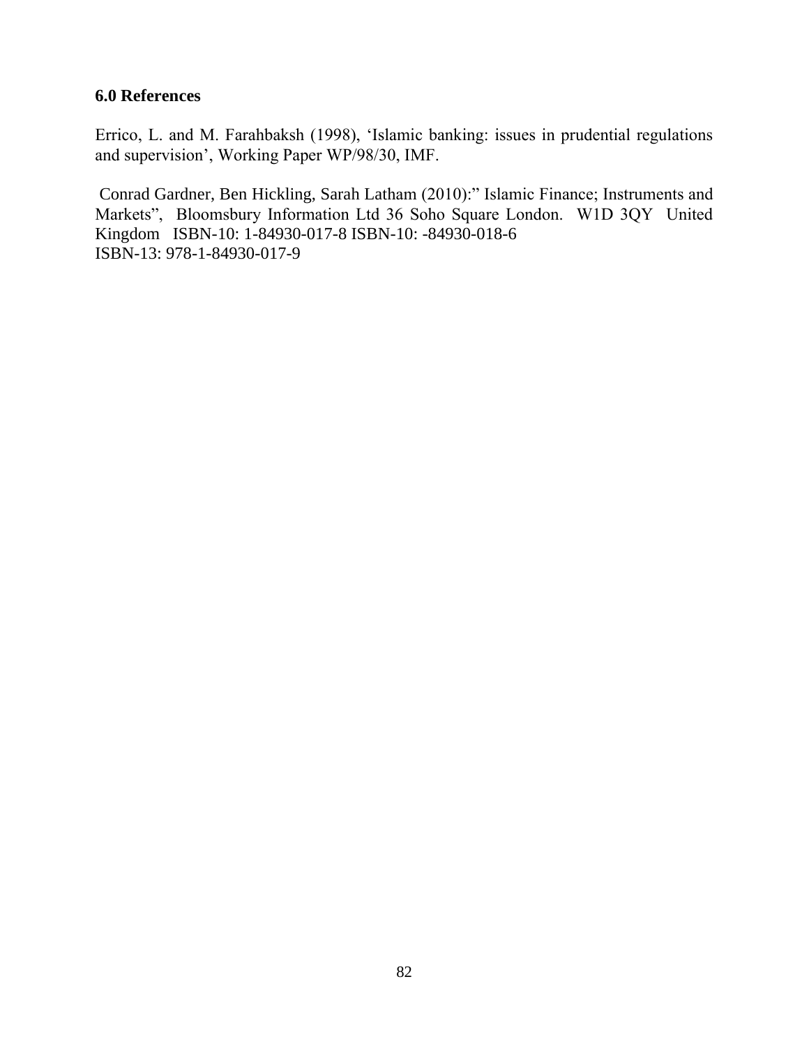## 6.0 References

Errico, L. and M. Farahbaksh (1998), 'Islamic banking: issues in prudential regulations and supervision', Working Paper WP/98/30, IMF.

Conrad Gardner, Ben Hickling, Sarah Latham (2010):" Islamic Finance; Instruments and Markets", Bloomsbury Information Ltd 36 Soho Square London. W1D 3QY United Kingdom ISBN-10: 1-84930-017-8 ISBN-10: -84930-018-6
ISBN-13: 978-1-84930-017-9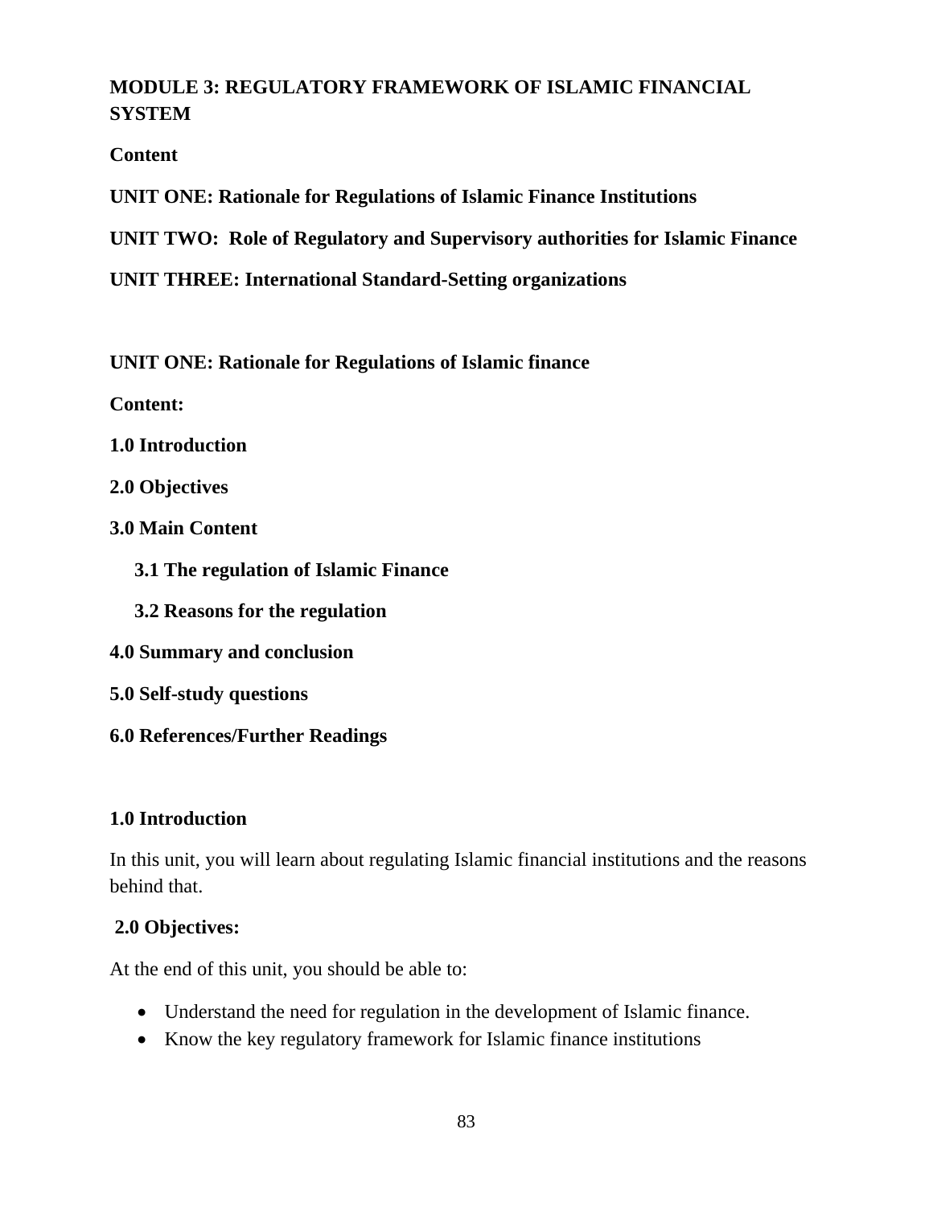# MODULE 3: REGULATORY FRAMEWORK OF ISLAMIC FINANCIAL SYSTEM

**Content**

**UNIT ONE: Rationale for Regulations of Islamic Finance Institutions**

**UNIT TWO: Role of Regulatory and Supervisory authorities for Islamic Finance**

**UNIT THREE: International Standard-Setting organizations**

## UNIT ONE: Rationale for Regulations of Islamic finance

**Content:**

**1.0 Introduction**

**2.0 Objectives**

**3.0 Main Content**

- **3.1 The regulation of Islamic Finance**
- **3.2 Reasons for the regulation**

**4.0 Summary and conclusion**

**5.0 Self-study questions**

**6.0 References/Further Readings**

### 1.0 Introduction

In this unit, you will learn about regulating Islamic financial institutions and the reasons behind that.

### 2.0 Objectives:

At the end of this unit, you should be able to:

- Understand the need for regulation in the development of Islamic finance.
- Know the key regulatory framework for Islamic finance institutions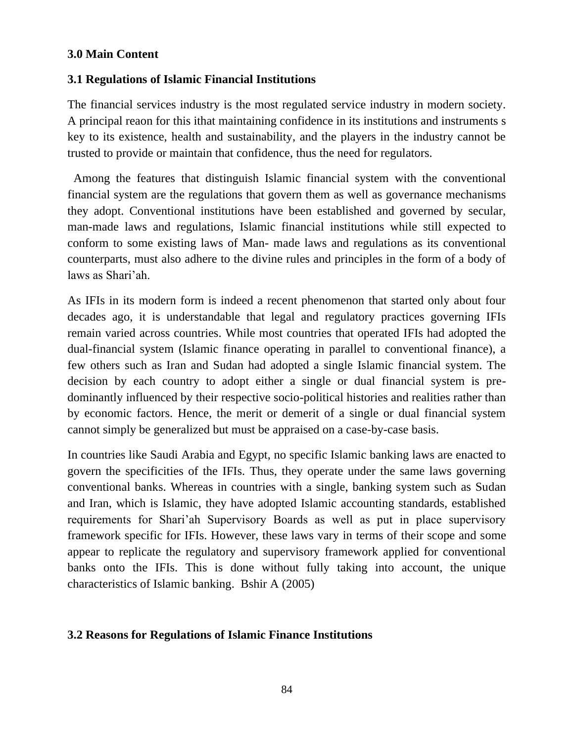### 3.0 Main Content

### 3.1 Regulations of Islamic Financial Institutions

The financial services industry is the most regulated service industry in modern society. A principal reaon for this ithat maintaining confidence in its institutions and instruments s key to its existence, health and sustainability, and the players in the industry cannot be trusted to provide or maintain that confidence, thus the need for regulators.

Among the features that distinguish Islamic financial system with the conventional financial system are the regulations that govern them as well as governance mechanisms they adopt. Conventional institutions have been established and governed by secular, man-made laws and regulations, Islamic financial institutions while still expected to conform to some existing laws of Man- made laws and regulations as its conventional counterparts, must also adhere to the divine rules and principles in the form of a body of laws as Shari'ah.

As IFIs in its modern form is indeed a recent phenomenon that started only about four decades ago, it is understandable that legal and regulatory practices governing IFIs remain varied across countries. While most countries that operated IFIs had adopted the dual-financial system (Islamic finance operating in parallel to conventional finance), a few others such as Iran and Sudan had adopted a single Islamic financial system. The decision by each country to adopt either a single or dual financial system is pre-dominantly influenced by their respective socio-political histories and realities rather than by economic factors. Hence, the merit or demerit of a single or dual financial system cannot simply be generalized but must be appraised on a case-by-case basis.

In countries like Saudi Arabia and Egypt, no specific Islamic banking laws are enacted to govern the specificities of the IFIs. Thus, they operate under the same laws governing conventional banks. Whereas in countries with a single, banking system such as Sudan and Iran, which is Islamic, they have adopted Islamic accounting standards, established requirements for Shari'ah Supervisory Boards as well as put in place supervisory framework specific for IFIs. However, these laws vary in terms of their scope and some appear to replicate the regulatory and supervisory framework applied for conventional banks onto the IFIs. This is done without fully taking into account, the unique characteristics of Islamic banking. Bshir A (2005)

### 3.2 Reasons for Regulations of Islamic Finance Institutions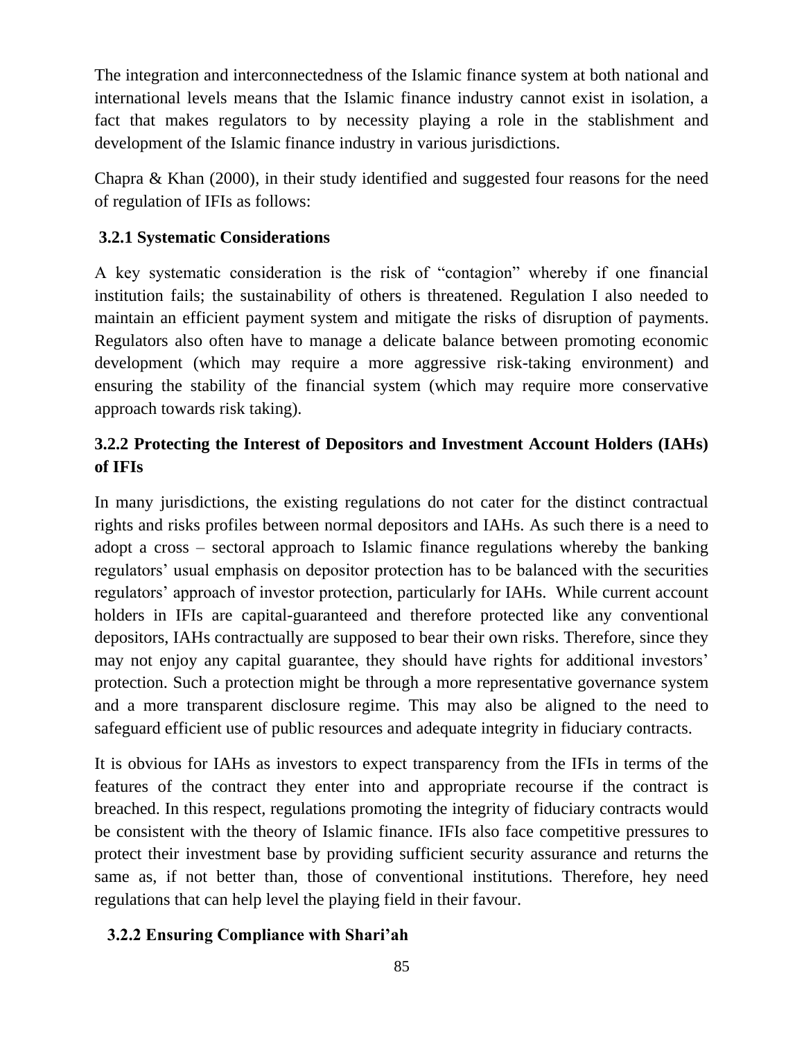The integration and interconnectedness of the Islamic finance system at both national and international levels means that the Islamic finance industry cannot exist in isolation, a fact that makes regulators to by necessity playing a role in the stablishment and development of the Islamic finance industry in various jurisdictions.

Chapra & Khan (2000), in their study identified and suggested four reasons for the need of regulation of IFIs as follows:

### 3.2.1 Systematic Considerations

A key systematic consideration is the risk of "contagion" whereby if one financial institution fails; the sustainability of others is threatened. Regulation I also needed to maintain an efficient payment system and mitigate the risks of disruption of payments. Regulators also often have to manage a delicate balance between promoting economic development (which may require a more aggressive risk-taking environment) and ensuring the stability of the financial system (which may require more conservative approach towards risk taking).

### 3.2.2 Protecting the Interest of Depositors and Investment Account Holders (IAHs) of IFIs

In many jurisdictions, the existing regulations do not cater for the distinct contractual rights and risks profiles between normal depositors and IAHs. As such there is a need to adopt a cross – sectoral approach to Islamic finance regulations whereby the banking regulators' usual emphasis on depositor protection has to be balanced with the securities regulators' approach of investor protection, particularly for IAHs. While current account holders in IFIs are capital-guaranteed and therefore protected like any conventional depositors, IAHs contractually are supposed to bear their own risks. Therefore, since they may not enjoy any capital guarantee, they should have rights for additional investors' protection. Such a protection might be through a more representative governance system and a more transparent disclosure regime. This may also be aligned to the need to safeguard efficient use of public resources and adequate integrity in fiduciary contracts.

It is obvious for IAHs as investors to expect transparency from the IFIs in terms of the features of the contract they enter into and appropriate recourse if the contract is breached. In this respect, regulations promoting the integrity of fiduciary contracts would be consistent with the theory of Islamic finance. IFIs also face competitive pressures to protect their investment base by providing sufficient security assurance and returns the same as, if not better than, those of conventional institutions. Therefore, hey need regulations that can help level the playing field in their favour.

### 3.2.2 Ensuring Compliance with Shari'ah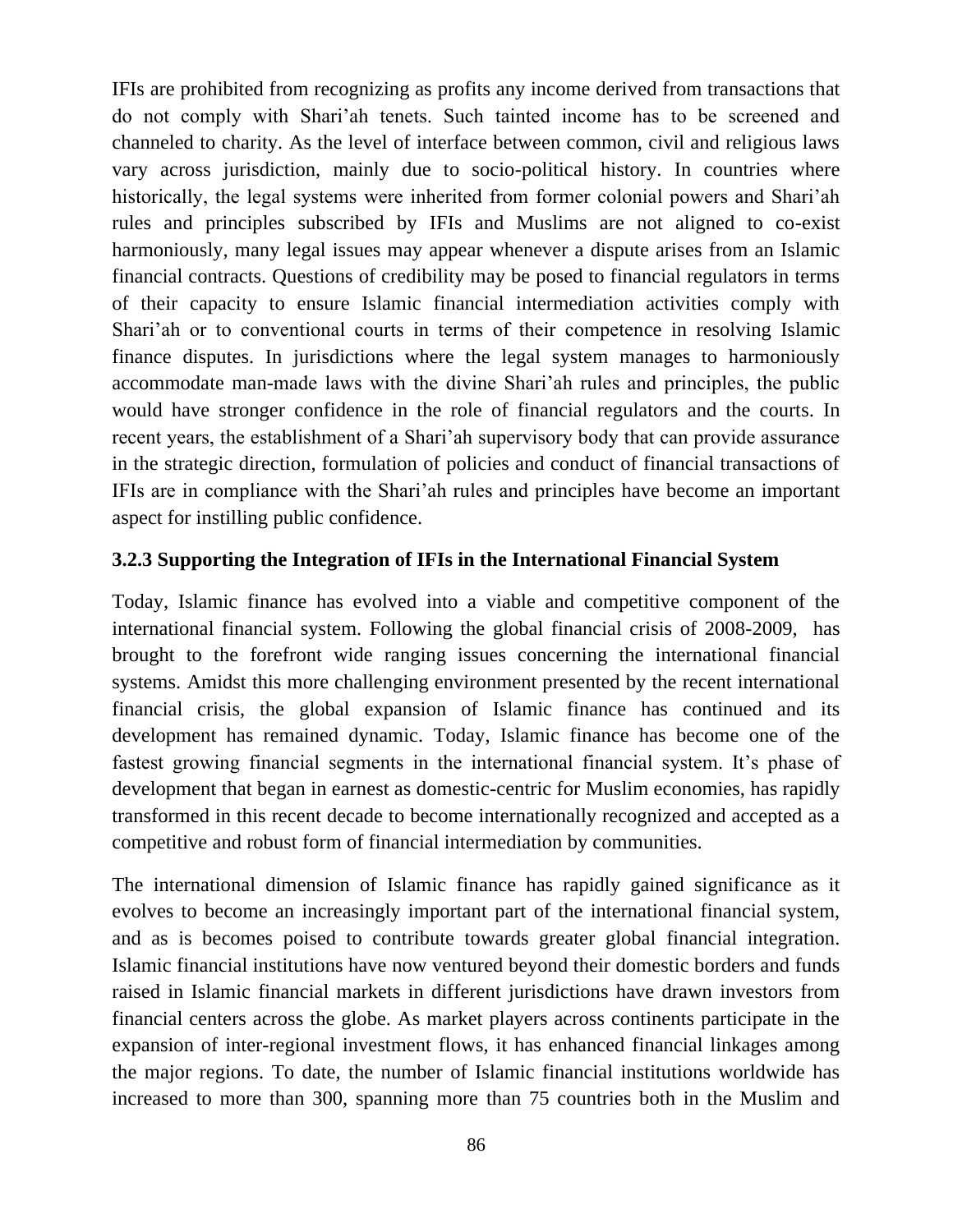IFIs are prohibited from recognizing as profits any income derived from transactions that do not comply with Shari'ah tenets. Such tainted income has to be screened and channeled to charity. As the level of interface between common, civil and religious laws vary across jurisdiction, mainly due to socio-political history. In countries where historically, the legal systems were inherited from former colonial powers and Shari'ah rules and principles subscribed by IFIs and Muslims are not aligned to co-exist harmoniously, many legal issues may appear whenever a dispute arises from an Islamic financial contracts. Questions of credibility may be posed to financial regulators in terms of their capacity to ensure Islamic financial intermediation activities comply with Shari'ah or to conventional courts in terms of their competence in resolving Islamic finance disputes. In jurisdictions where the legal system manages to harmoniously accommodate man-made laws with the divine Shari'ah rules and principles, the public would have stronger confidence in the role of financial regulators and the courts. In recent years, the establishment of a Shari'ah supervisory body that can provide assurance in the strategic direction, formulation of policies and conduct of financial transactions of IFIs are in compliance with the Shari'ah rules and principles have become an important aspect for instilling public confidence.

### 3.2.3 Supporting the Integration of IFIs in the International Financial System

Today, Islamic finance has evolved into a viable and competitive component of the international financial system. Following the global financial crisis of 2008-2009, has brought to the forefront wide ranging issues concerning the international financial systems. Amidst this more challenging environment presented by the recent international financial crisis, the global expansion of Islamic finance has continued and its development has remained dynamic. Today, Islamic finance has become one of the fastest growing financial segments in the international financial system. It's phase of development that began in earnest as domestic-centric for Muslim economies, has rapidly transformed in this recent decade to become internationally recognized and accepted as a competitive and robust form of financial intermediation by communities.

The international dimension of Islamic finance has rapidly gained significance as it evolves to become an increasingly important part of the international financial system, and as is becomes poised to contribute towards greater global financial integration. Islamic financial institutions have now ventured beyond their domestic borders and funds raised in Islamic financial markets in different jurisdictions have drawn investors from financial centers across the globe. As market players across continents participate in the expansion of inter-regional investment flows, it has enhanced financial linkages among the major regions. To date, the number of Islamic financial institutions worldwide has increased to more than 300, spanning more than 75 countries both in the Muslim and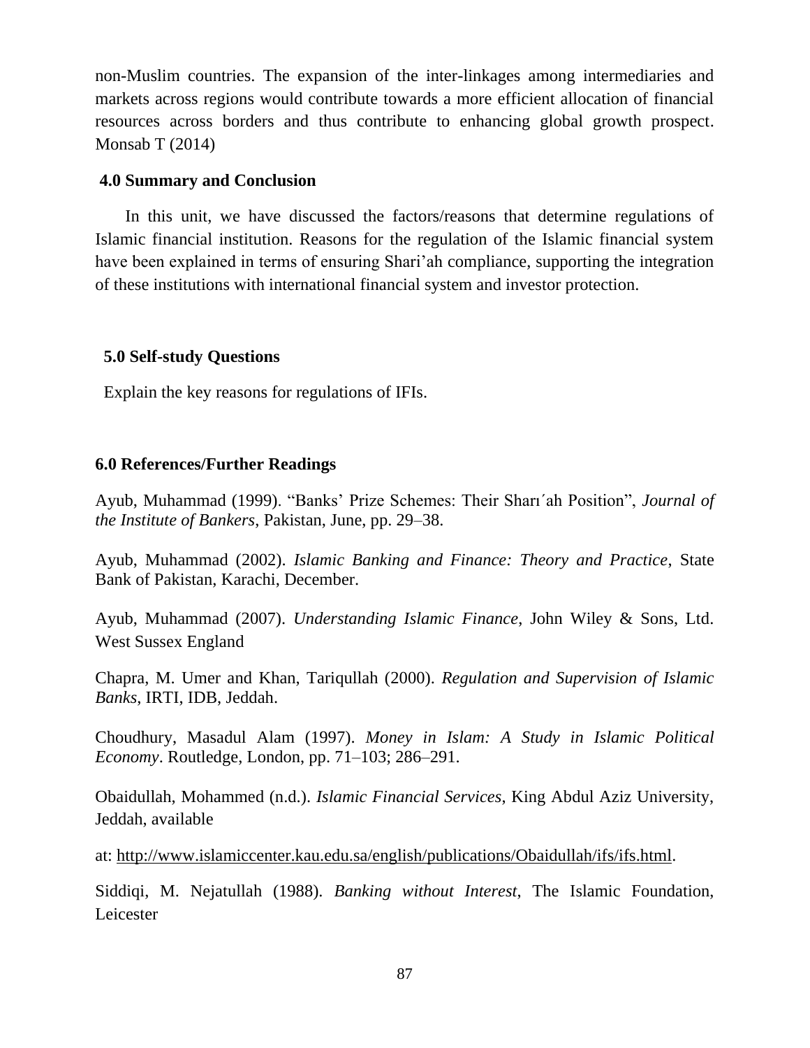non-Muslim countries. The expansion of the inter-linkages among intermediaries and markets across regions would contribute towards a more efficient allocation of financial resources across borders and thus contribute to enhancing global growth prospect. Monsab T (2014)

## 4.0 Summary and Conclusion

In this unit, we have discussed the factors/reasons that determine regulations of Islamic financial institution. Reasons for the regulation of the Islamic financial system have been explained in terms of ensuring Shari'ah compliance, supporting the integration of these institutions with international financial system and investor protection.

## 5.0 Self-study Questions

Explain the key reasons for regulations of IFIs.

## 6.0 References/Further Readings

Ayub, Muhammad (1999). "Banks' Prize Schemes: Their Sharı´ah Position", *Journal of the Institute of Bankers*, Pakistan, June, pp. 29–38.

Ayub, Muhammad (2002). *Islamic Banking and Finance: Theory and Practice*, State Bank of Pakistan, Karachi, December.

Ayub, Muhammad (2007). *Understanding Islamic Finance*, John Wiley & Sons, Ltd. West Sussex England

Chapra, M. Umer and Khan, Tariqullah (2000). *Regulation and Supervision of Islamic Banks*, IRTI, IDB, Jeddah.

Choudhury, Masadul Alam (1997). *Money in Islam: A Study in Islamic Political Economy*. Routledge, London, pp. 71–103; 286–291.

Obaidullah, Mohammed (n.d.). *Islamic Financial Services*, King Abdul Aziz University, Jeddah, available

at: http://www.islamiccenter.kau.edu.sa/english/publications/Obaidullah/ifs/ifs.html.

Siddiqi, M. Nejatullah (1988). *Banking without Interest*, The Islamic Foundation, Leicester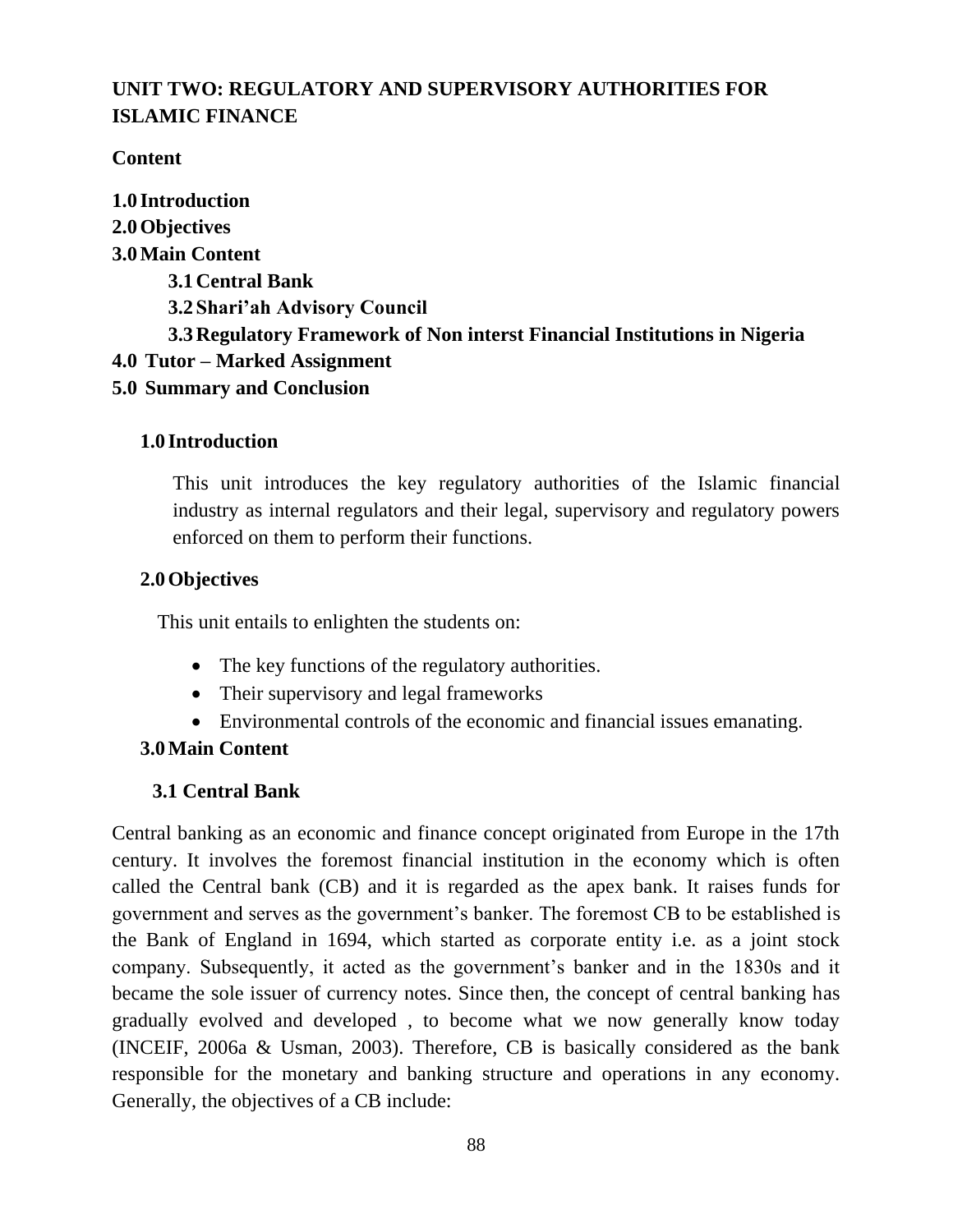## UNIT TWO: REGULATORY AND SUPERVISORY AUTHORITIES FOR ISLAMIC FINANCE

**Content**

**1.0 Introduction**
**2.0 Objectives**
**3.0 Main Content**
&nbsp;&nbsp;&nbsp;&nbsp;**3.1 Central Bank**
&nbsp;&nbsp;&nbsp;&nbsp;**3.2 Shari'ah Advisory Council**
&nbsp;&nbsp;&nbsp;&nbsp;**3.3 Regulatory Framework of Non interst Financial Institutions in Nigeria**
**4.0 Tutor – Marked Assignment**
**5.0 Summary and Conclusion**

### 1.0 Introduction

This unit introduces the key regulatory authorities of the Islamic financial industry as internal regulators and their legal, supervisory and regulatory powers enforced on them to perform their functions.

### 2.0 Objectives

This unit entails to enlighten the students on:

- The key functions of the regulatory authorities.
- Their supervisory and legal frameworks
- Environmental controls of the economic and financial issues emanating.

### 3.0 Main Content

#### 3.1 Central Bank

Central banking as an economic and finance concept originated from Europe in the 17th century. It involves the foremost financial institution in the economy which is often called the Central bank (CB) and it is regarded as the apex bank. It raises funds for government and serves as the government's banker. The foremost CB to be established is the Bank of England in 1694, which started as corporate entity i.e. as a joint stock company. Subsequently, it acted as the government's banker and in the 1830s and it became the sole issuer of currency notes. Since then, the concept of central banking has gradually evolved and developed , to become what we now generally know today (INCEIF, 2006a & Usman, 2003). Therefore, CB is basically considered as the bank responsible for the monetary and banking structure and operations in any economy. Generally, the objectives of a CB include: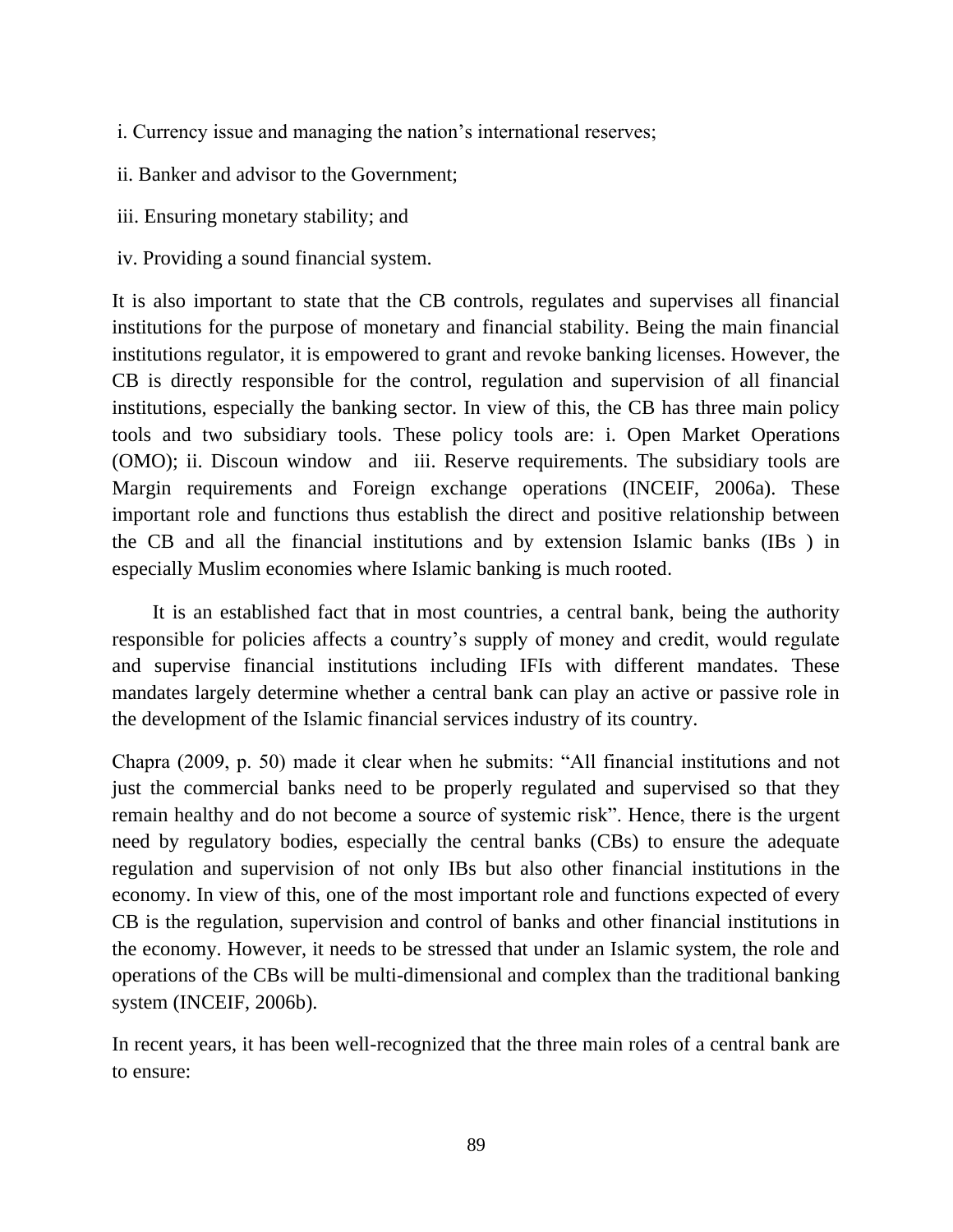i. Currency issue and managing the nation's international reserves;

ii. Banker and advisor to the Government;

iii. Ensuring monetary stability; and

iv. Providing a sound financial system.

It is also important to state that the CB controls, regulates and supervises all financial institutions for the purpose of monetary and financial stability. Being the main financial institutions regulator, it is empowered to grant and revoke banking licenses. However, the CB is directly responsible for the control, regulation and supervision of all financial institutions, especially the banking sector. In view of this, the CB has three main policy tools and two subsidiary tools. These policy tools are: i. Open Market Operations (OMO); ii. Discoun window and iii. Reserve requirements. The subsidiary tools are Margin requirements and Foreign exchange operations (INCEIF, 2006a). These important role and functions thus establish the direct and positive relationship between the CB and all the financial institutions and by extension Islamic banks (IBs ) in especially Muslim economies where Islamic banking is much rooted.

It is an established fact that in most countries, a central bank, being the authority responsible for policies affects a country's supply of money and credit, would regulate and supervise financial institutions including IFIs with different mandates. These mandates largely determine whether a central bank can play an active or passive role in the development of the Islamic financial services industry of its country.

Chapra (2009, p. 50) made it clear when he submits: "All financial institutions and not just the commercial banks need to be properly regulated and supervised so that they remain healthy and do not become a source of systemic risk". Hence, there is the urgent need by regulatory bodies, especially the central banks (CBs) to ensure the adequate regulation and supervision of not only IBs but also other financial institutions in the economy. In view of this, one of the most important role and functions expected of every CB is the regulation, supervision and control of banks and other financial institutions in the economy. However, it needs to be stressed that under an Islamic system, the role and operations of the CBs will be multi-dimensional and complex than the traditional banking system (INCEIF, 2006b).

In recent years, it has been well-recognized that the three main roles of a central bank are to ensure: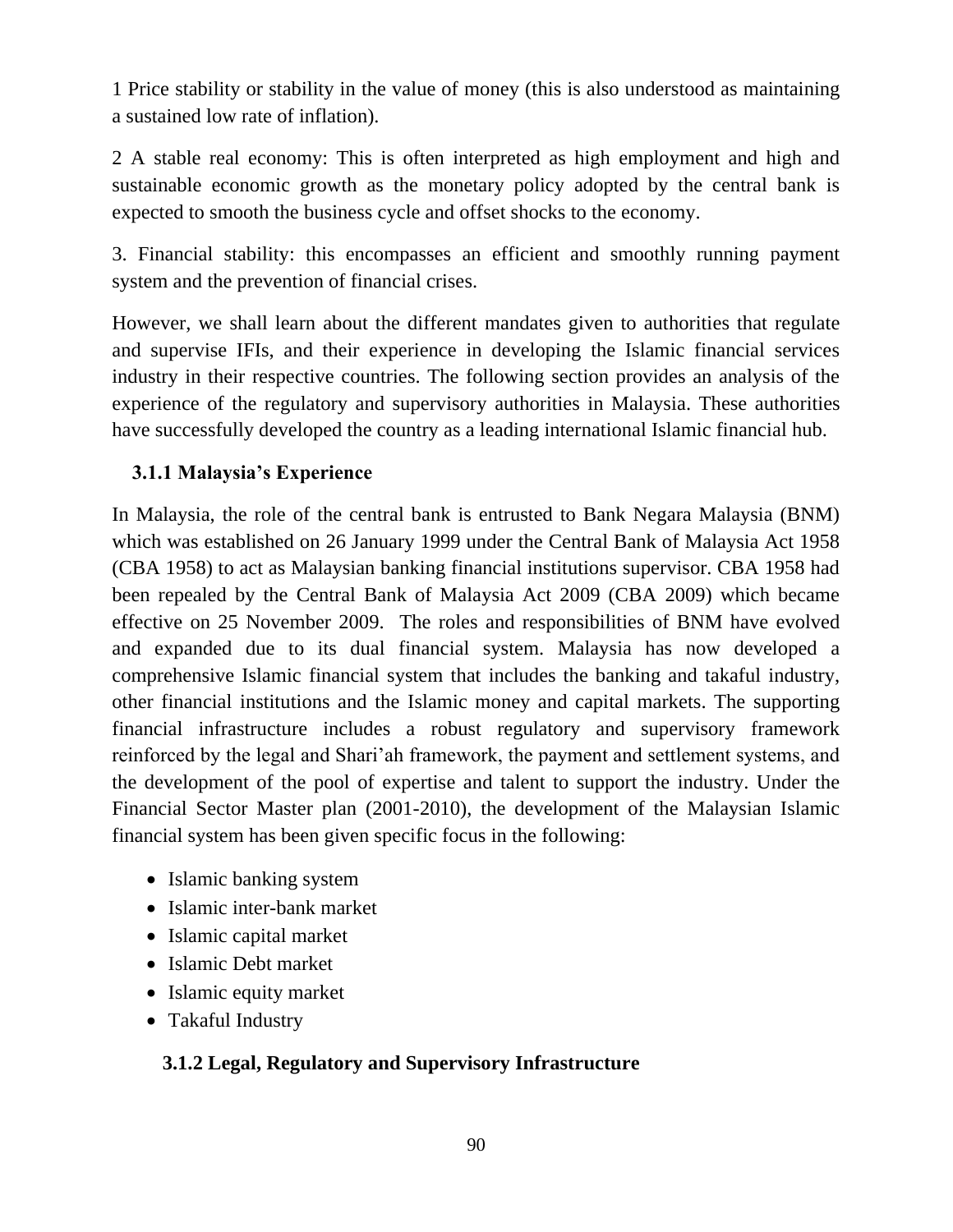1 Price stability or stability in the value of money (this is also understood as maintaining a sustained low rate of inflation).

2 A stable real economy: This is often interpreted as high employment and high and sustainable economic growth as the monetary policy adopted by the central bank is expected to smooth the business cycle and offset shocks to the economy.

3. Financial stability: this encompasses an efficient and smoothly running payment system and the prevention of financial crises.

However, we shall learn about the different mandates given to authorities that regulate and supervise IFIs, and their experience in developing the Islamic financial services industry in their respective countries. The following section provides an analysis of the experience of the regulatory and supervisory authorities in Malaysia. These authorities have successfully developed the country as a leading international Islamic financial hub.

### 3.1.1 Malaysia's Experience

In Malaysia, the role of the central bank is entrusted to Bank Negara Malaysia (BNM) which was established on 26 January 1999 under the Central Bank of Malaysia Act 1958 (CBA 1958) to act as Malaysian banking financial institutions supervisor. CBA 1958 had been repealed by the Central Bank of Malaysia Act 2009 (CBA 2009) which became effective on 25 November 2009. The roles and responsibilities of BNM have evolved and expanded due to its dual financial system. Malaysia has now developed a comprehensive Islamic financial system that includes the banking and takaful industry, other financial institutions and the Islamic money and capital markets. The supporting financial infrastructure includes a robust regulatory and supervisory framework reinforced by the legal and Shari'ah framework, the payment and settlement systems, and the development of the pool of expertise and talent to support the industry. Under the Financial Sector Master plan (2001-2010), the development of the Malaysian Islamic financial system has been given specific focus in the following:

- Islamic banking system
- Islamic inter-bank market
- Islamic capital market
- Islamic Debt market
- Islamic equity market
- Takaful Industry

### 3.1.2 Legal, Regulatory and Supervisory Infrastructure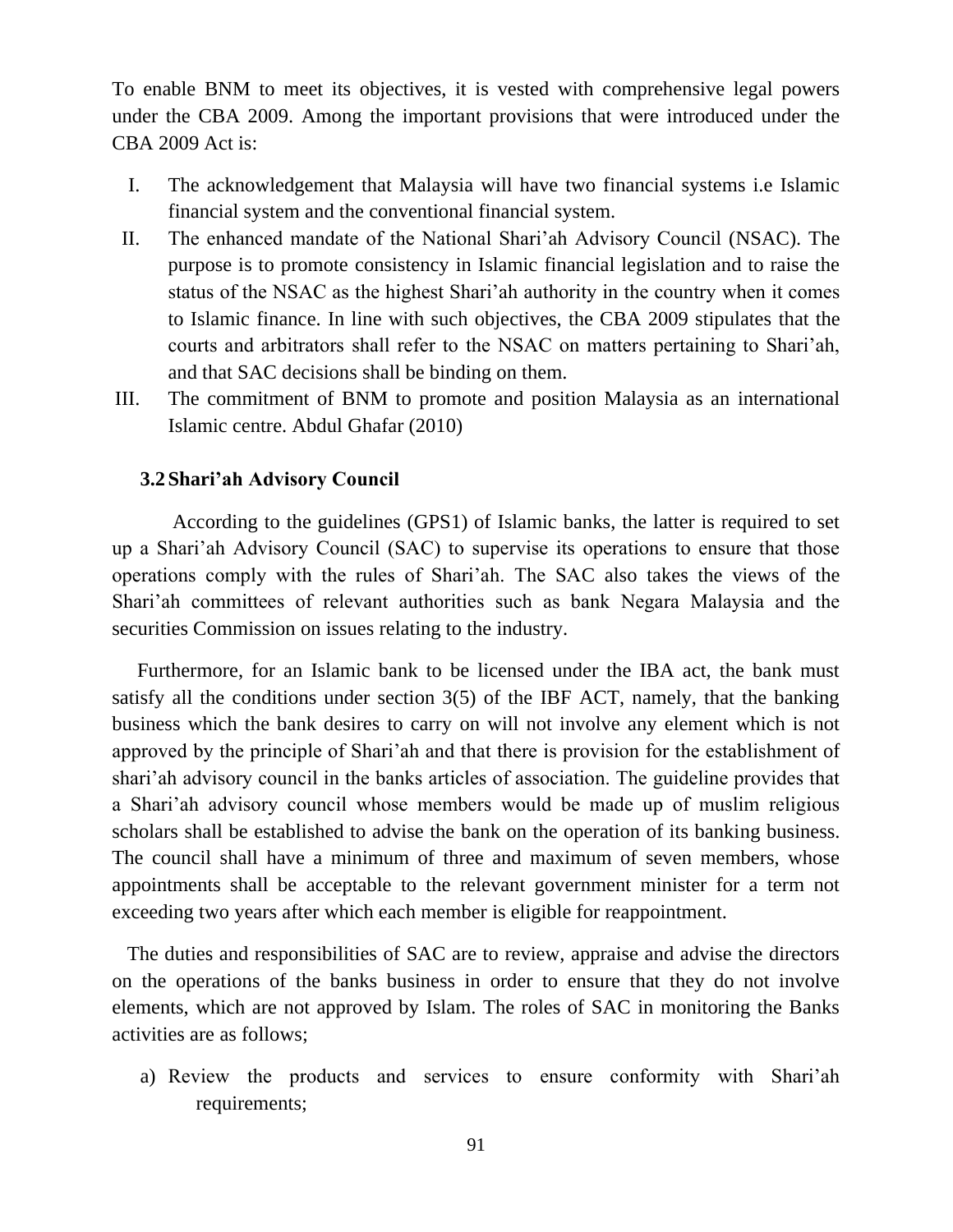To enable BNM to meet its objectives, it is vested with comprehensive legal powers under the CBA 2009. Among the important provisions that were introduced under the CBA 2009 Act is:

I. The acknowledgement that Malaysia will have two financial systems i.e Islamic financial system and the conventional financial system.
II. The enhanced mandate of the National Shari'ah Advisory Council (NSAC). The purpose is to promote consistency in Islamic financial legislation and to raise the status of the NSAC as the highest Shari'ah authority in the country when it comes to Islamic finance. In line with such objectives, the CBA 2009 stipulates that the courts and arbitrators shall refer to the NSAC on matters pertaining to Shari'ah, and that SAC decisions shall be binding on them.
III. The commitment of BNM to promote and position Malaysia as an international Islamic centre. Abdul Ghafar (2010)

### 3.2 Shari'ah Advisory Council

According to the guidelines (GPS1) of Islamic banks, the latter is required to set up a Shari'ah Advisory Council (SAC) to supervise its operations to ensure that those operations comply with the rules of Shari'ah. The SAC also takes the views of the Shari'ah committees of relevant authorities such as bank Negara Malaysia and the securities Commission on issues relating to the industry.

Furthermore, for an Islamic bank to be licensed under the IBA act, the bank must satisfy all the conditions under section 3(5) of the IBF ACT, namely, that the banking business which the bank desires to carry on will not involve any element which is not approved by the principle of Shari'ah and that there is provision for the establishment of shari'ah advisory council in the banks articles of association. The guideline provides that a Shari'ah advisory council whose members would be made up of muslim religious scholars shall be established to advise the bank on the operation of its banking business. The council shall have a minimum of three and maximum of seven members, whose appointments shall be acceptable to the relevant government minister for a term not exceeding two years after which each member is eligible for reappointment.

The duties and responsibilities of SAC are to review, appraise and advise the directors on the operations of the banks business in order to ensure that they do not involve elements, which are not approved by Islam. The roles of SAC in monitoring the Banks activities are as follows;

a) Review the products and services to ensure conformity with Shari'ah requirements;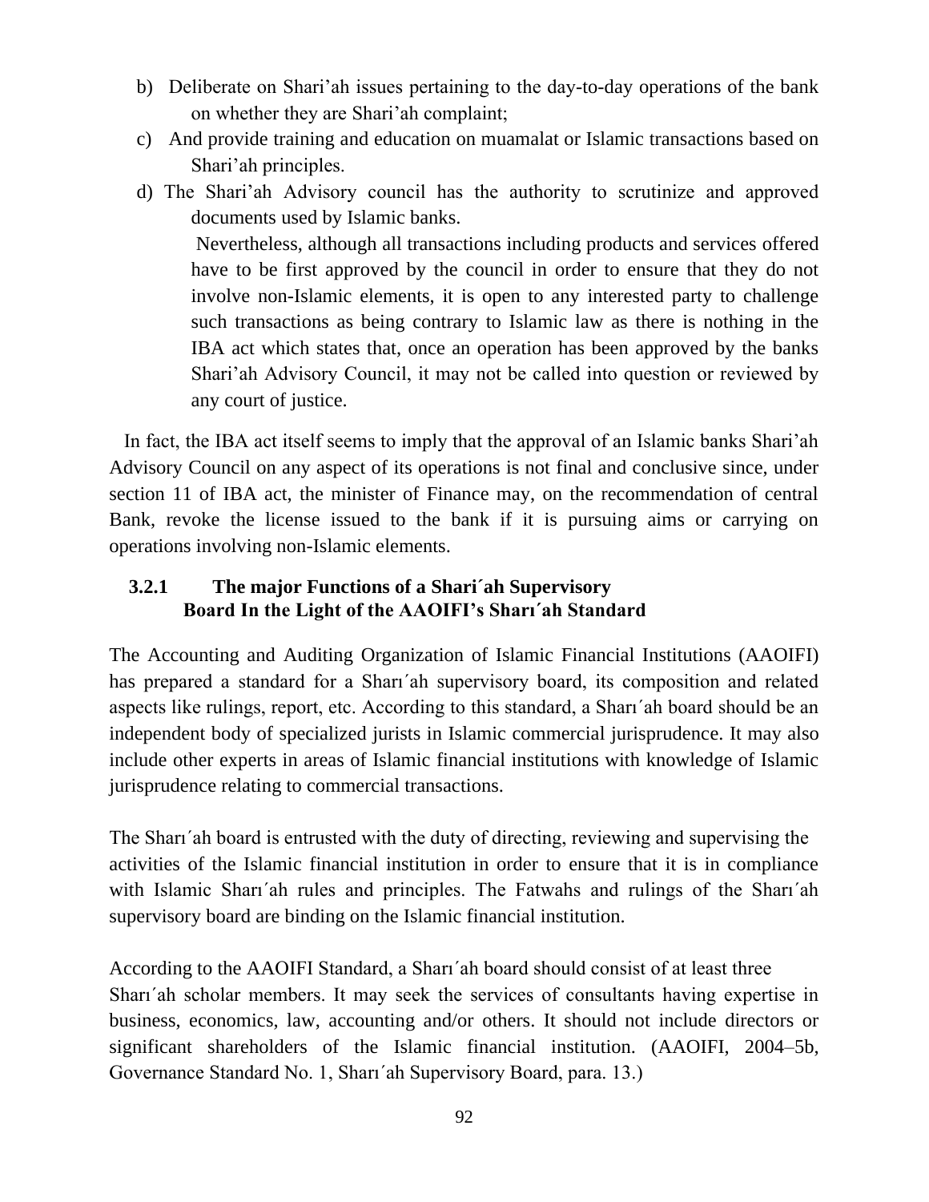b) Deliberate on Shari'ah issues pertaining to the day-to-day operations of the bank on whether they are Shari'ah complaint;

c) And provide training and education on muamalat or Islamic transactions based on Shari'ah principles.

d) The Shari'ah Advisory council has the authority to scrutinize and approved documents used by Islamic banks.

   Nevertheless, although all transactions including products and services offered have to be first approved by the council in order to ensure that they do not involve non-Islamic elements, it is open to any interested party to challenge such transactions as being contrary to Islamic law as there is nothing in the IBA act which states that, once an operation has been approved by the banks Shari'ah Advisory Council, it may not be called into question or reviewed by any court of justice.

In fact, the IBA act itself seems to imply that the approval of an Islamic banks Shari'ah Advisory Council on any aspect of its operations is not final and conclusive since, under section 11 of IBA act, the minister of Finance may, on the recommendation of central Bank, revoke the license issued to the bank if it is pursuing aims or carrying on operations involving non-Islamic elements.

### 3.2.1 The major Functions of a Shari´ah Supervisory Board In the Light of the AAOIFI's Sharı´ah Standard

The Accounting and Auditing Organization of Islamic Financial Institutions (AAOIFI) has prepared a standard for a Sharı´ah supervisory board, its composition and related aspects like rulings, report, etc. According to this standard, a Sharı´ah board should be an independent body of specialized jurists in Islamic commercial jurisprudence. It may also include other experts in areas of Islamic financial institutions with knowledge of Islamic jurisprudence relating to commercial transactions.

The Sharı´ah board is entrusted with the duty of directing, reviewing and supervising the activities of the Islamic financial institution in order to ensure that it is in compliance with Islamic Sharı´ah rules and principles. The Fatwahs and rulings of the Sharı´ah supervisory board are binding on the Islamic financial institution.

According to the AAOIFI Standard, a Sharı´ah board should consist of at least three Sharı´ah scholar members. It may seek the services of consultants having expertise in business, economics, law, accounting and/or others. It should not include directors or significant shareholders of the Islamic financial institution. (AAOIFI, 2004–5b, Governance Standard No. 1, Sharı´ah Supervisory Board, para. 13.)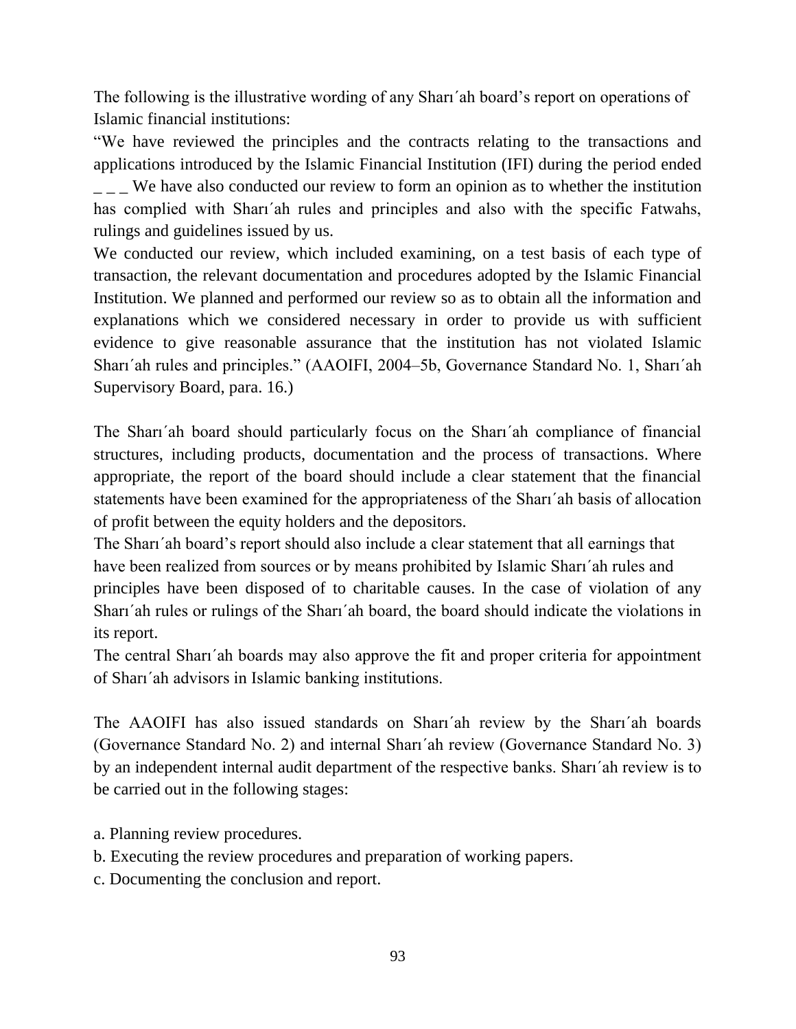The following is the illustrative wording of any Sharı´ah board's report on operations of Islamic financial institutions:

"We have reviewed the principles and the contracts relating to the transactions and applications introduced by the Islamic Financial Institution (IFI) during the period ended _ _ _ We have also conducted our review to form an opinion as to whether the institution has complied with Sharı´ah rules and principles and also with the specific Fatwahs, rulings and guidelines issued by us.

We conducted our review, which included examining, on a test basis of each type of transaction, the relevant documentation and procedures adopted by the Islamic Financial Institution. We planned and performed our review so as to obtain all the information and explanations which we considered necessary in order to provide us with sufficient evidence to give reasonable assurance that the institution has not violated Islamic Sharı´ah rules and principles." (AAOIFI, 2004–5b, Governance Standard No. 1, Sharı´ah Supervisory Board, para. 16.)

The Sharı´ah board should particularly focus on the Sharı´ah compliance of financial structures, including products, documentation and the process of transactions. Where appropriate, the report of the board should include a clear statement that the financial statements have been examined for the appropriateness of the Sharı´ah basis of allocation of profit between the equity holders and the depositors.

The Sharı´ah board's report should also include a clear statement that all earnings that have been realized from sources or by means prohibited by Islamic Sharı´ah rules and principles have been disposed of to charitable causes. In the case of violation of any Sharı´ah rules or rulings of the Sharı´ah board, the board should indicate the violations in its report.

The central Sharı´ah boards may also approve the fit and proper criteria for appointment of Sharı´ah advisors in Islamic banking institutions.

The AAOIFI has also issued standards on Sharı´ah review by the Sharı´ah boards (Governance Standard No. 2) and internal Sharı´ah review (Governance Standard No. 3) by an independent internal audit department of the respective banks. Sharı´ah review is to be carried out in the following stages:

a. Planning review procedures.
b. Executing the review procedures and preparation of working papers.
c. Documenting the conclusion and report.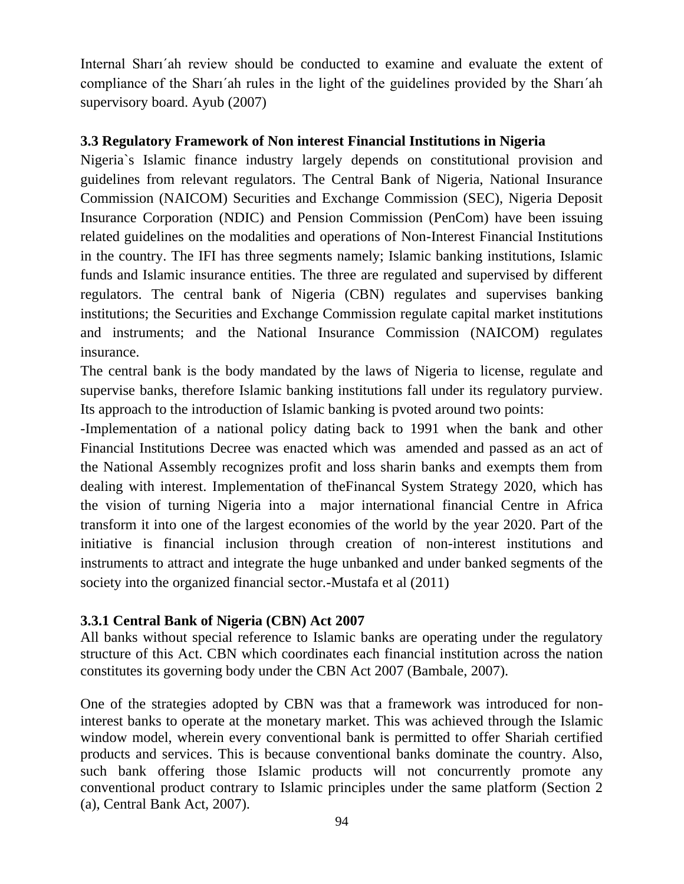Internal Sharı´ah review should be conducted to examine and evaluate the extent of compliance of the Sharı´ah rules in the light of the guidelines provided by the Sharı´ah supervisory board. Ayub (2007)

### 3.3 Regulatory Framework of Non interest Financial Institutions in Nigeria

Nigeria`s Islamic finance industry largely depends on constitutional provision and guidelines from relevant regulators. The Central Bank of Nigeria, National Insurance Commission (NAICOM) Securities and Exchange Commission (SEC), Nigeria Deposit Insurance Corporation (NDIC) and Pension Commission (PenCom) have been issuing related guidelines on the modalities and operations of Non-Interest Financial Institutions in the country. The IFI has three segments namely; Islamic banking institutions, Islamic funds and Islamic insurance entities. The three are regulated and supervised by different regulators. The central bank of Nigeria (CBN) regulates and supervises banking institutions; the Securities and Exchange Commission regulate capital market institutions and instruments; and the National Insurance Commission (NAICOM) regulates insurance.

The central bank is the body mandated by the laws of Nigeria to license, regulate and supervise banks, therefore Islamic banking institutions fall under its regulatory purview. Its approach to the introduction of Islamic banking is pvoted around two points:

-Implementation of a national policy dating back to 1991 when the bank and other Financial Institutions Decree was enacted which was amended and passed as an act of the National Assembly recognizes profit and loss sharin banks and exempts them from dealing with interest. Implementation of theFinancal System Strategy 2020, which has the vision of turning Nigeria into a major international financial Centre in Africa transform it into one of the largest economies of the world by the year 2020. Part of the initiative is financial inclusion through creation of non-interest institutions and instruments to attract and integrate the huge unbanked and under banked segments of the society into the organized financial sector.-Mustafa et al (2011)

### 3.3.1 Central Bank of Nigeria (CBN) Act 2007

All banks without special reference to Islamic banks are operating under the regulatory structure of this Act. CBN which coordinates each financial institution across the nation constitutes its governing body under the CBN Act 2007 (Bambale, 2007).

One of the strategies adopted by CBN was that a framework was introduced for non-interest banks to operate at the monetary market. This was achieved through the Islamic window model, wherein every conventional bank is permitted to offer Shariah certified products and services. This is because conventional banks dominate the country. Also, such bank offering those Islamic products will not concurrently promote any conventional product contrary to Islamic principles under the same platform (Section 2 (a), Central Bank Act, 2007).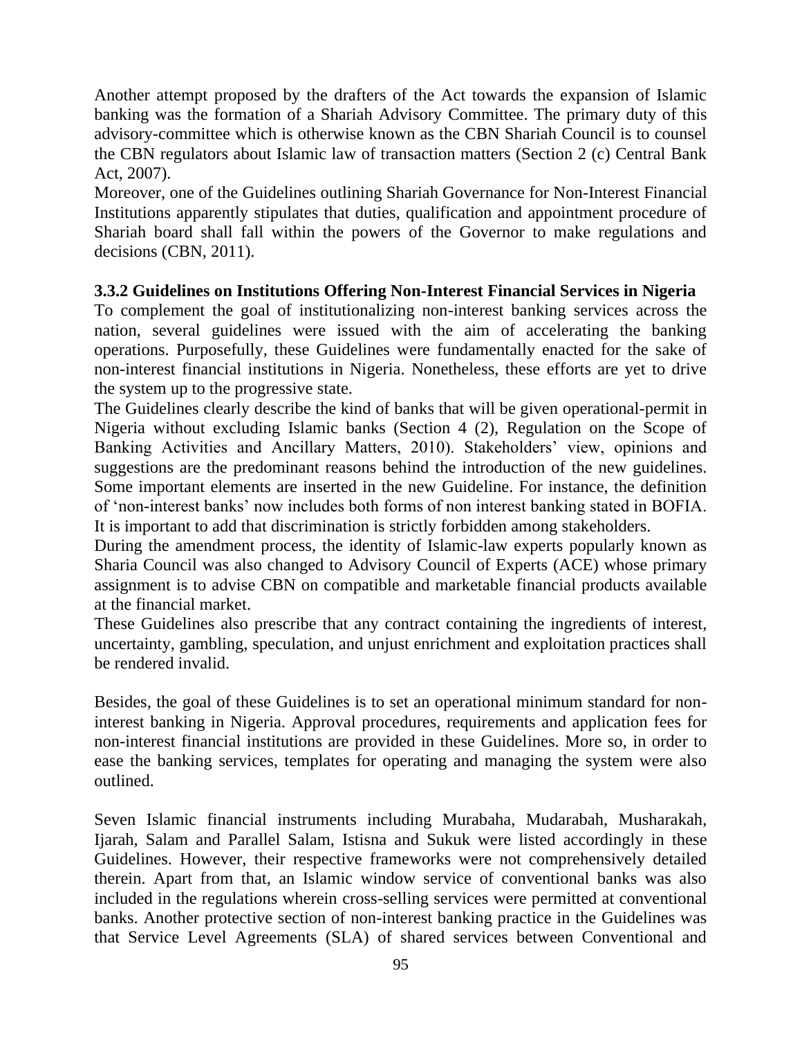Another attempt proposed by the drafters of the Act towards the expansion of Islamic banking was the formation of a Shariah Advisory Committee. The primary duty of this advisory-committee which is otherwise known as the CBN Shariah Council is to counsel the CBN regulators about Islamic law of transaction matters (Section 2 (c) Central Bank Act, 2007).

Moreover, one of the Guidelines outlining Shariah Governance for Non-Interest Financial Institutions apparently stipulates that duties, qualification and appointment procedure of Shariah board shall fall within the powers of the Governor to make regulations and decisions (CBN, 2011).

### 3.3.2 Guidelines on Institutions Offering Non-Interest Financial Services in Nigeria

To complement the goal of institutionalizing non-interest banking services across the nation, several guidelines were issued with the aim of accelerating the banking operations. Purposefully, these Guidelines were fundamentally enacted for the sake of non-interest financial institutions in Nigeria. Nonetheless, these efforts are yet to drive the system up to the progressive state.

The Guidelines clearly describe the kind of banks that will be given operational-permit in Nigeria without excluding Islamic banks (Section 4 (2), Regulation on the Scope of Banking Activities and Ancillary Matters, 2010). Stakeholders' view, opinions and suggestions are the predominant reasons behind the introduction of the new guidelines. Some important elements are inserted in the new Guideline. For instance, the definition of 'non-interest banks' now includes both forms of non interest banking stated in BOFIA. It is important to add that discrimination is strictly forbidden among stakeholders.

During the amendment process, the identity of Islamic-law experts popularly known as Sharia Council was also changed to Advisory Council of Experts (ACE) whose primary assignment is to advise CBN on compatible and marketable financial products available at the financial market.

These Guidelines also prescribe that any contract containing the ingredients of interest, uncertainty, gambling, speculation, and unjust enrichment and exploitation practices shall be rendered invalid.

Besides, the goal of these Guidelines is to set an operational minimum standard for non-interest banking in Nigeria. Approval procedures, requirements and application fees for non-interest financial institutions are provided in these Guidelines. More so, in order to ease the banking services, templates for operating and managing the system were also outlined.

Seven Islamic financial instruments including Murabaha, Mudarabah, Musharakah, Ijarah, Salam and Parallel Salam, Istisna and Sukuk were listed accordingly in these Guidelines. However, their respective frameworks were not comprehensively detailed therein. Apart from that, an Islamic window service of conventional banks was also included in the regulations wherein cross-selling services were permitted at conventional banks. Another protective section of non-interest banking practice in the Guidelines was that Service Level Agreements (SLA) of shared services between Conventional and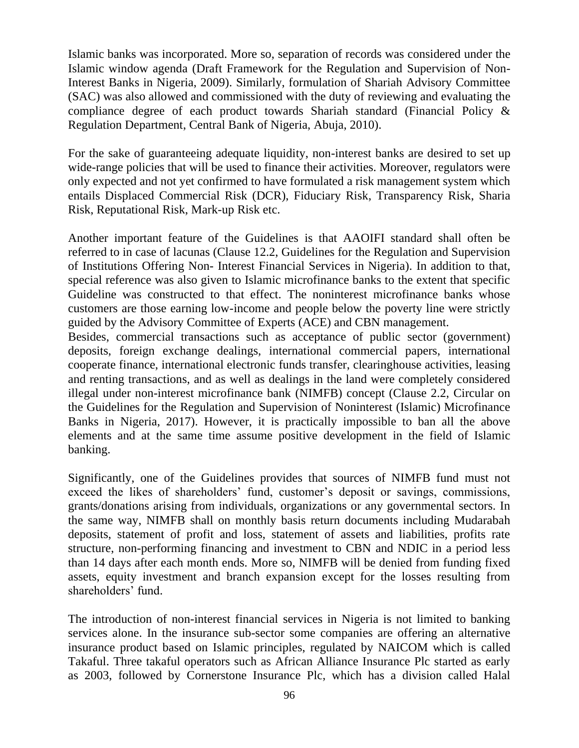Islamic banks was incorporated. More so, separation of records was considered under the Islamic window agenda (Draft Framework for the Regulation and Supervision of Non-Interest Banks in Nigeria, 2009). Similarly, formulation of Shariah Advisory Committee (SAC) was also allowed and commissioned with the duty of reviewing and evaluating the compliance degree of each product towards Shariah standard (Financial Policy & Regulation Department, Central Bank of Nigeria, Abuja, 2010).

For the sake of guaranteeing adequate liquidity, non-interest banks are desired to set up wide-range policies that will be used to finance their activities. Moreover, regulators were only expected and not yet confirmed to have formulated a risk management system which entails Displaced Commercial Risk (DCR), Fiduciary Risk, Transparency Risk, Sharia Risk, Reputational Risk, Mark-up Risk etc.

Another important feature of the Guidelines is that AAOIFI standard shall often be referred to in case of lacunas (Clause 12.2, Guidelines for the Regulation and Supervision of Institutions Offering Non- Interest Financial Services in Nigeria). In addition to that, special reference was also given to Islamic microfinance banks to the extent that specific Guideline was constructed to that effect. The noninterest microfinance banks whose customers are those earning low-income and people below the poverty line were strictly guided by the Advisory Committee of Experts (ACE) and CBN management.
Besides, commercial transactions such as acceptance of public sector (government) deposits, foreign exchange dealings, international commercial papers, international cooperate finance, international electronic funds transfer, clearinghouse activities, leasing and renting transactions, and as well as dealings in the land were completely considered illegal under non-interest microfinance bank (NIMFB) concept (Clause 2.2, Circular on the Guidelines for the Regulation and Supervision of Noninterest (Islamic) Microfinance Banks in Nigeria, 2017). However, it is practically impossible to ban all the above elements and at the same time assume positive development in the field of Islamic banking.

Significantly, one of the Guidelines provides that sources of NIMFB fund must not exceed the likes of shareholders' fund, customer's deposit or savings, commissions, grants/donations arising from individuals, organizations or any governmental sectors. In the same way, NIMFB shall on monthly basis return documents including Mudarabah deposits, statement of profit and loss, statement of assets and liabilities, profits rate structure, non-performing financing and investment to CBN and NDIC in a period less than 14 days after each month ends. More so, NIMFB will be denied from funding fixed assets, equity investment and branch expansion except for the losses resulting from shareholders' fund.

The introduction of non-interest financial services in Nigeria is not limited to banking services alone. In the insurance sub-sector some companies are offering an alternative insurance product based on Islamic principles, regulated by NAICOM which is called Takaful. Three takaful operators such as African Alliance Insurance Plc started as early as 2003, followed by Cornerstone Insurance Plc, which has a division called Halal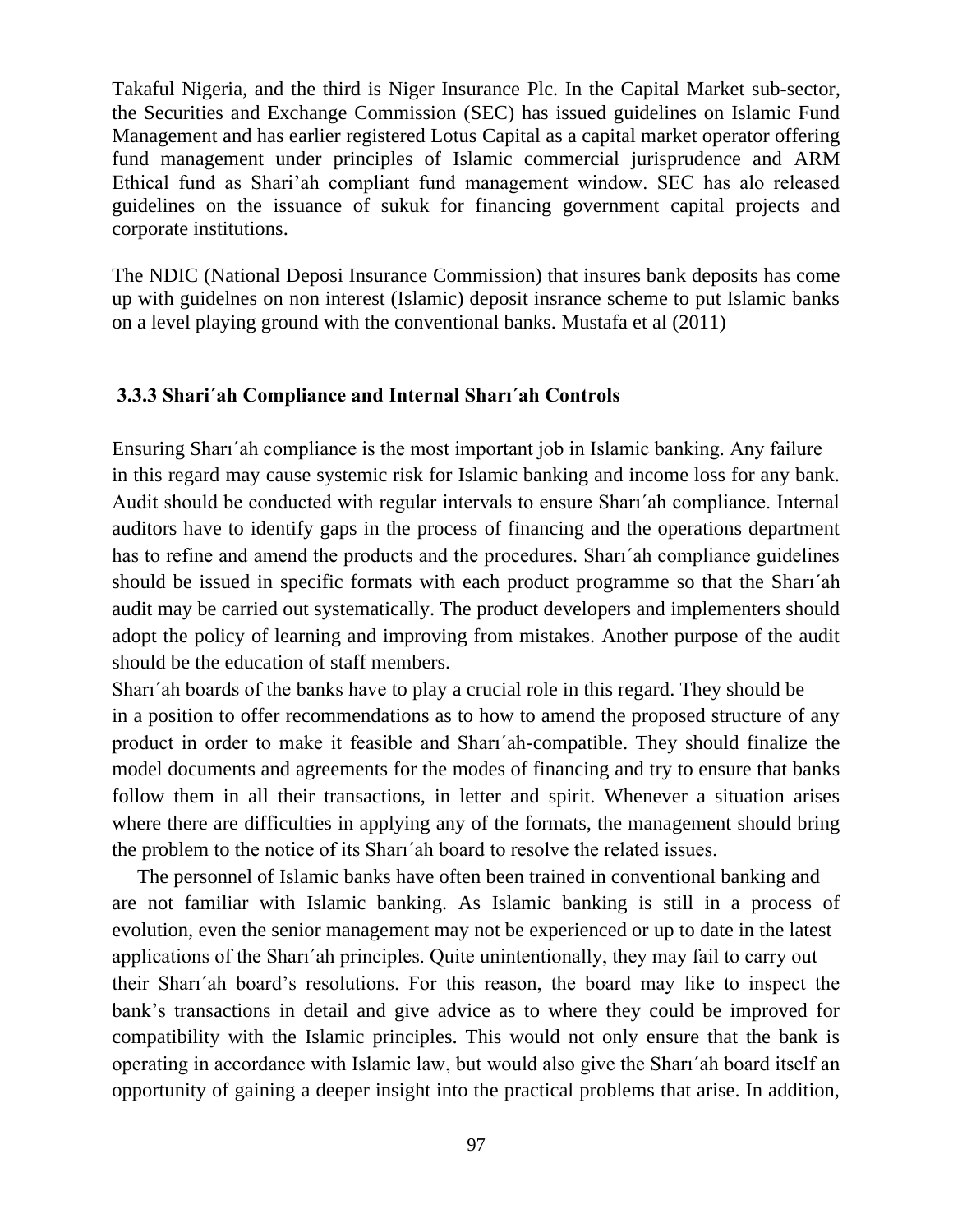Takaful Nigeria, and the third is Niger Insurance Plc. In the Capital Market sub-sector, the Securities and Exchange Commission (SEC) has issued guidelines on Islamic Fund Management and has earlier registered Lotus Capital as a capital market operator offering fund management under principles of Islamic commercial jurisprudence and ARM Ethical fund as Shari'ah compliant fund management window. SEC has alo released guidelines on the issuance of sukuk for financing government capital projects and corporate institutions.

The NDIC (National Deposi Insurance Commission) that insures bank deposits has come up with guidelnes on non interest (Islamic) deposit insrance scheme to put Islamic banks on a level playing ground with the conventional banks. Mustafa et al (2011)

### 3.3.3 Shari´ah Compliance and Internal Sharı´ah Controls

Ensuring Sharı´ah compliance is the most important job in Islamic banking. Any failure in this regard may cause systemic risk for Islamic banking and income loss for any bank. Audit should be conducted with regular intervals to ensure Sharı´ah compliance. Internal auditors have to identify gaps in the process of financing and the operations department has to refine and amend the products and the procedures. Sharı´ah compliance guidelines should be issued in specific formats with each product programme so that the Sharı´ah audit may be carried out systematically. The product developers and implementers should adopt the policy of learning and improving from mistakes. Another purpose of the audit should be the education of staff members.

Sharı´ah boards of the banks have to play a crucial role in this regard. They should be in a position to offer recommendations as to how to amend the proposed structure of any product in order to make it feasible and Sharı´ah-compatible. They should finalize the model documents and agreements for the modes of financing and try to ensure that banks follow them in all their transactions, in letter and spirit. Whenever a situation arises where there are difficulties in applying any of the formats, the management should bring the problem to the notice of its Sharı´ah board to resolve the related issues.

The personnel of Islamic banks have often been trained in conventional banking and are not familiar with Islamic banking. As Islamic banking is still in a process of evolution, even the senior management may not be experienced or up to date in the latest applications of the Sharı´ah principles. Quite unintentionally, they may fail to carry out their Sharı´ah board's resolutions. For this reason, the board may like to inspect the bank's transactions in detail and give advice as to where they could be improved for compatibility with the Islamic principles. This would not only ensure that the bank is operating in accordance with Islamic law, but would also give the Sharı´ah board itself an opportunity of gaining a deeper insight into the practical problems that arise. In addition,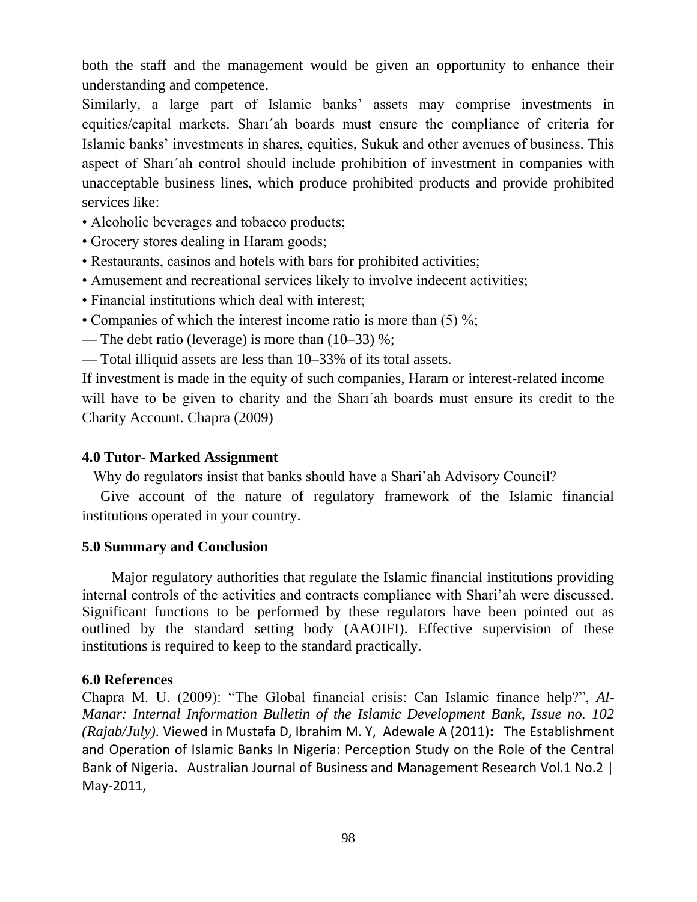both the staff and the management would be given an opportunity to enhance their understanding and competence.

Similarly, a large part of Islamic banks' assets may comprise investments in equities/capital markets. Sharı´ah boards must ensure the compliance of criteria for Islamic banks' investments in shares, equities, Sukuk and other avenues of business. This aspect of Sharı´ah control should include prohibition of investment in companies with unacceptable business lines, which produce prohibited products and provide prohibited services like:

- Alcoholic beverages and tobacco products;
- Grocery stores dealing in Haram goods;
- Restaurants, casinos and hotels with bars for prohibited activities;
- Amusement and recreational services likely to involve indecent activities;
- Financial institutions which deal with interest;
- Companies of which the interest income ratio is more than (5) %;

— The debt ratio (leverage) is more than (10–33) %;

— Total illiquid assets are less than 10–33% of its total assets.

If investment is made in the equity of such companies, Haram or interest-related income will have to be given to charity and the Sharı´ah boards must ensure its credit to the Charity Account. Chapra (2009)

## 4.0 Tutor- Marked Assignment

Why do regulators insist that banks should have a Shari'ah Advisory Council?

Give account of the nature of regulatory framework of the Islamic financial institutions operated in your country.

## 5.0 Summary and Conclusion

Major regulatory authorities that regulate the Islamic financial institutions providing internal controls of the activities and contracts compliance with Shari'ah were discussed. Significant functions to be performed by these regulators have been pointed out as outlined by the standard setting body (AAOIFI). Effective supervision of these institutions is required to keep to the standard practically.

## 6.0 References

Chapra M. U. (2009): "The Global financial crisis: Can Islamic finance help?", *Al-Manar: Internal Information Bulletin of the Islamic Development Bank, Issue no. 102 (Rajab/July)*. Viewed in Mustafa D, Ibrahim M. Y, Adewale A (2011)**:** The Establishment and Operation of Islamic Banks In Nigeria: Perception Study on the Role of the Central Bank of Nigeria. Australian Journal of Business and Management Research Vol.1 No.2 | May-2011,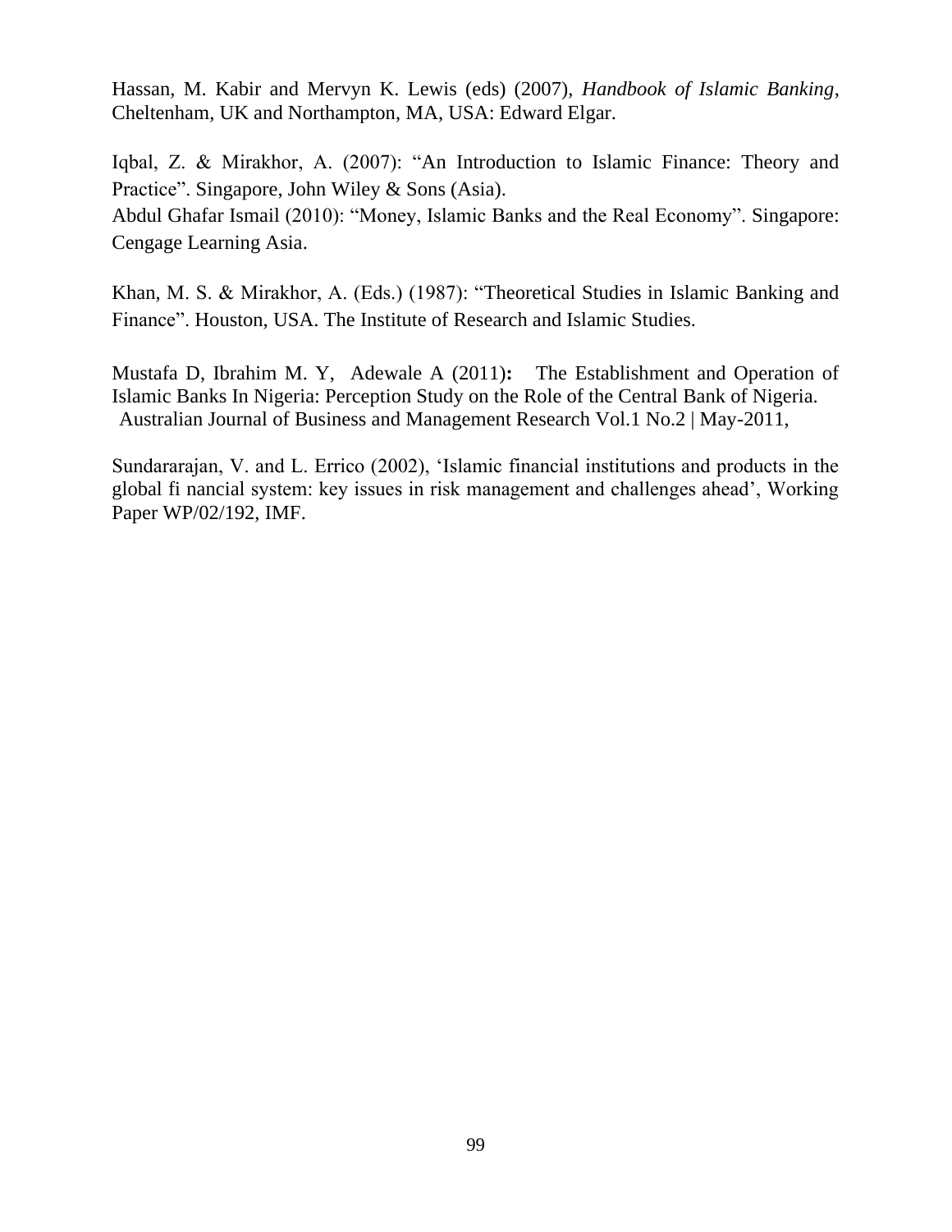Hassan, M. Kabir and Mervyn K. Lewis (eds) (2007), *Handbook of Islamic Banking*, Cheltenham, UK and Northampton, MA, USA: Edward Elgar.

Iqbal, Z. & Mirakhor, A. (2007): "An Introduction to Islamic Finance: Theory and Practice". Singapore, John Wiley & Sons (Asia).

Abdul Ghafar Ismail (2010): "Money, Islamic Banks and the Real Economy". Singapore: Cengage Learning Asia.

Khan, M. S. & Mirakhor, A. (Eds.) (1987): "Theoretical Studies in Islamic Banking and Finance". Houston, USA. The Institute of Research and Islamic Studies.

Mustafa D, Ibrahim M. Y, Adewale A (2011)**:** The Establishment and Operation of Islamic Banks In Nigeria: Perception Study on the Role of the Central Bank of Nigeria. Australian Journal of Business and Management Research Vol.1 No.2 | May-2011,

Sundararajan, V. and L. Errico (2002), 'Islamic financial institutions and products in the global fi nancial system: key issues in risk management and challenges ahead', Working Paper WP/02/192, IMF.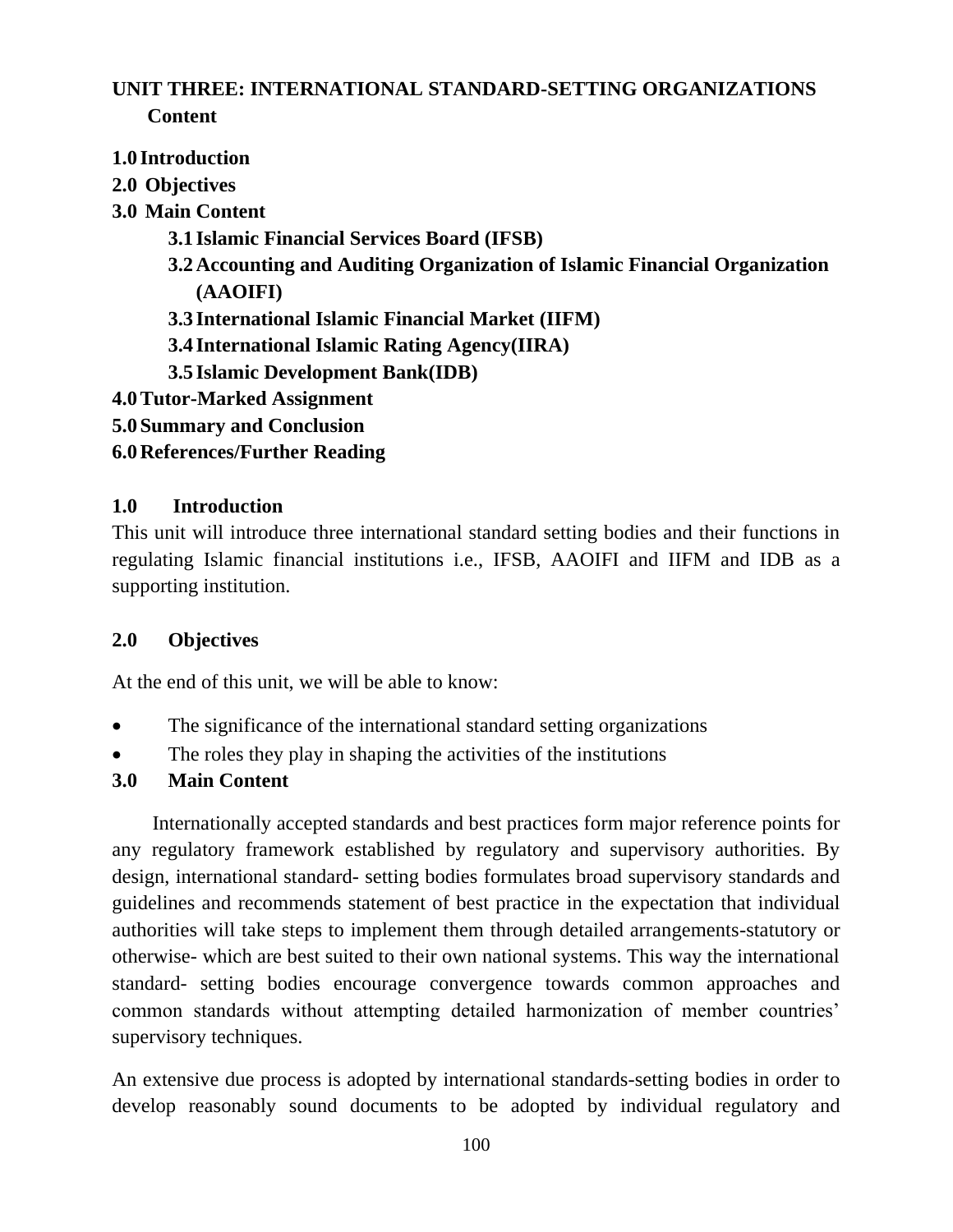## UNIT THREE: INTERNATIONAL STANDARD-SETTING ORGANIZATIONS

**Content**

**1.0 Introduction**
**2.0 Objectives**
**3.0 Main Content**
- **3.1 Islamic Financial Services Board (IFSB)**
- **3.2 Accounting and Auditing Organization of Islamic Financial Organization (AAOIFI)**
- **3.3 International Islamic Financial Market (IIFM)**
- **3.4 International Islamic Rating Agency(IIRA)**
- **3.5 Islamic Development Bank(IDB)**

**4.0 Tutor-Marked Assignment**
**5.0 Summary and Conclusion**
**6.0 References/Further Reading**

### 1.0 Introduction

This unit will introduce three international standard setting bodies and their functions in regulating Islamic financial institutions i.e., IFSB, AAOIFI and IIFM and IDB as a supporting institution.

### 2.0 Objectives

At the end of this unit, we will be able to know:

- The significance of the international standard setting organizations
- The roles they play in shaping the activities of the institutions

### 3.0 Main Content

Internationally accepted standards and best practices form major reference points for any regulatory framework established by regulatory and supervisory authorities. By design, international standard- setting bodies formulates broad supervisory standards and guidelines and recommends statement of best practice in the expectation that individual authorities will take steps to implement them through detailed arrangements-statutory or otherwise- which are best suited to their own national systems. This way the international standard- setting bodies encourage convergence towards common approaches and common standards without attempting detailed harmonization of member countries' supervisory techniques.

An extensive due process is adopted by international standards-setting bodies in order to develop reasonably sound documents to be adopted by individual regulatory and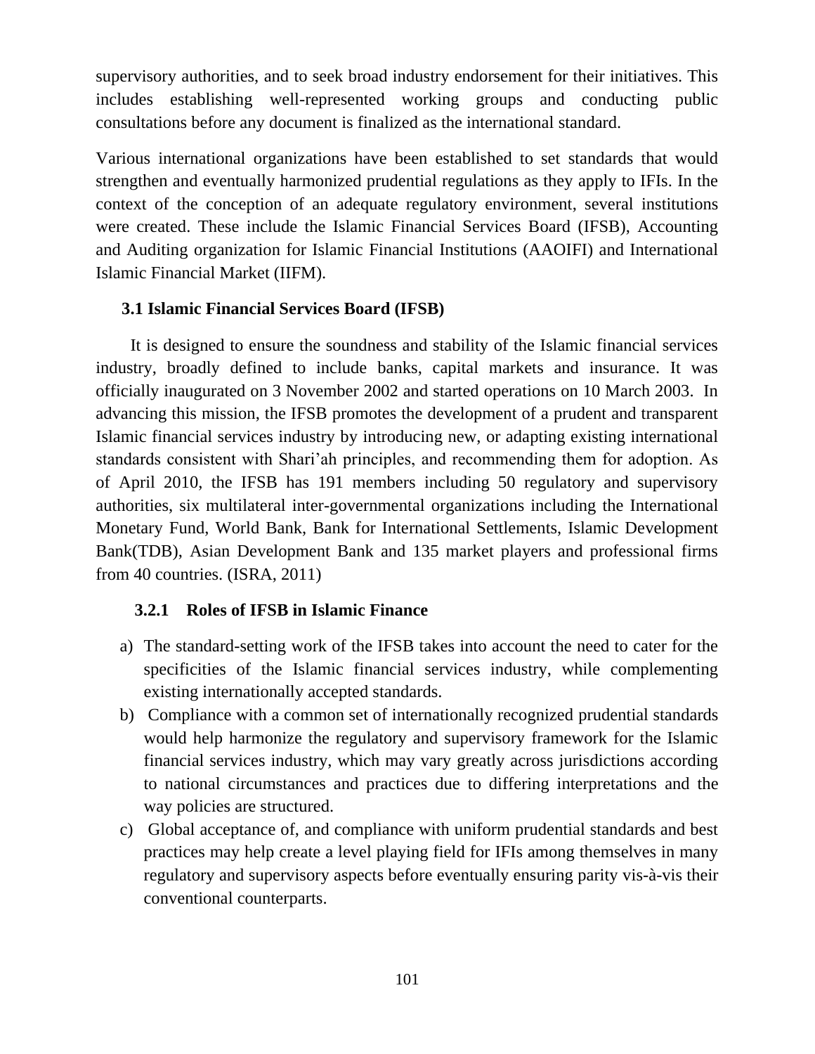supervisory authorities, and to seek broad industry endorsement for their initiatives. This includes establishing well-represented working groups and conducting public consultations before any document is finalized as the international standard.

Various international organizations have been established to set standards that would strengthen and eventually harmonized prudential regulations as they apply to IFIs. In the context of the conception of an adequate regulatory environment, several institutions were created. These include the Islamic Financial Services Board (IFSB), Accounting and Auditing organization for Islamic Financial Institutions (AAOIFI) and International Islamic Financial Market (IIFM).

### 3.1 Islamic Financial Services Board (IFSB)

It is designed to ensure the soundness and stability of the Islamic financial services industry, broadly defined to include banks, capital markets and insurance. It was officially inaugurated on 3 November 2002 and started operations on 10 March 2003. In advancing this mission, the IFSB promotes the development of a prudent and transparent Islamic financial services industry by introducing new, or adapting existing international standards consistent with Shari'ah principles, and recommending them for adoption. As of April 2010, the IFSB has 191 members including 50 regulatory and supervisory authorities, six multilateral inter-governmental organizations including the International Monetary Fund, World Bank, Bank for International Settlements, Islamic Development Bank(TDB), Asian Development Bank and 135 market players and professional firms from 40 countries. (ISRA, 2011)

#### 3.2.1 Roles of IFSB in Islamic Finance

a) The standard-setting work of the IFSB takes into account the need to cater for the specificities of the Islamic financial services industry, while complementing existing internationally accepted standards.
b) Compliance with a common set of internationally recognized prudential standards would help harmonize the regulatory and supervisory framework for the Islamic financial services industry, which may vary greatly across jurisdictions according to national circumstances and practices due to differing interpretations and the way policies are structured.
c) Global acceptance of, and compliance with uniform prudential standards and best practices may help create a level playing field for IFIs among themselves in many regulatory and supervisory aspects before eventually ensuring parity vis-à-vis their conventional counterparts.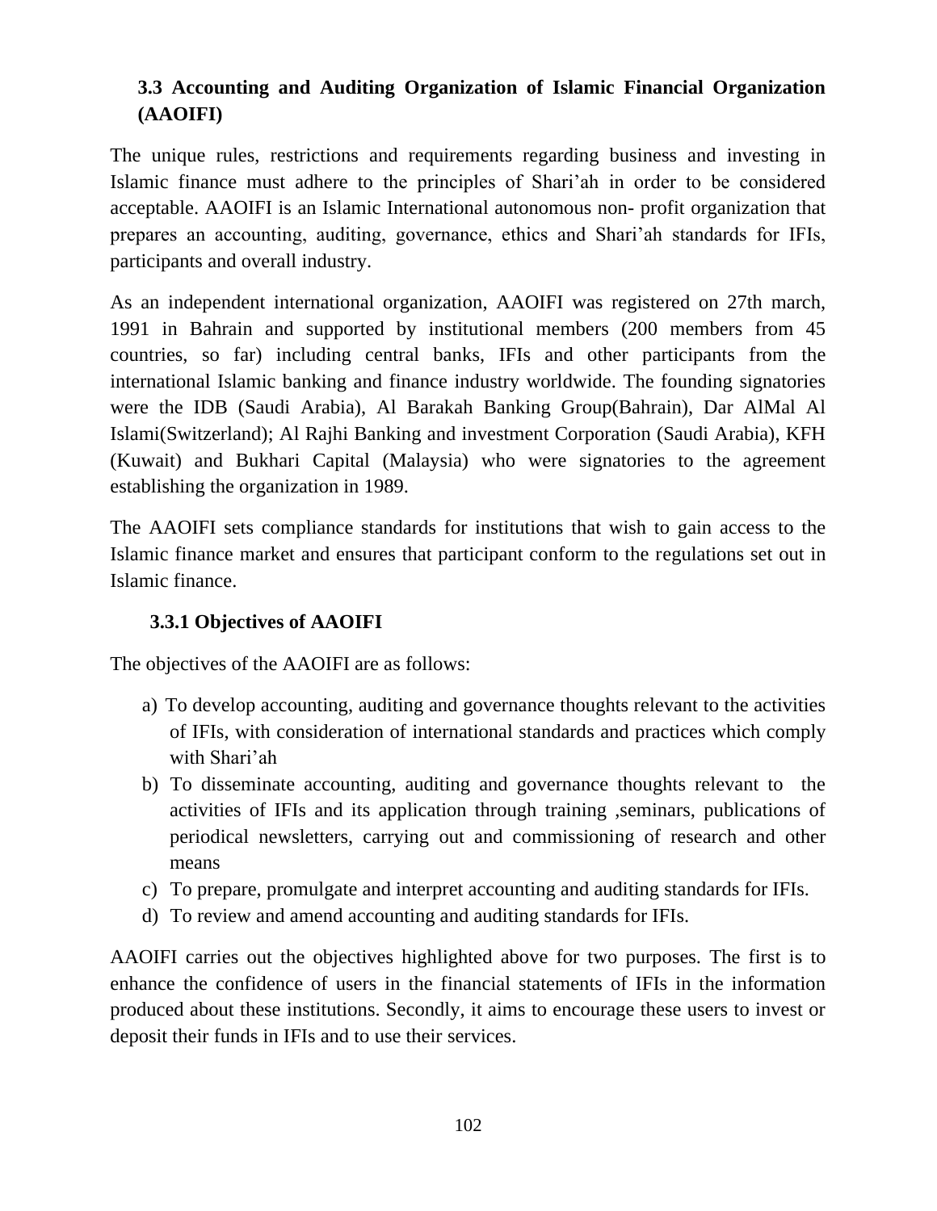### 3.3 Accounting and Auditing Organization of Islamic Financial Organization (AAOIFI)

The unique rules, restrictions and requirements regarding business and investing in Islamic finance must adhere to the principles of Shari'ah in order to be considered acceptable. AAOIFI is an Islamic International autonomous non- profit organization that prepares an accounting, auditing, governance, ethics and Shari'ah standards for IFIs, participants and overall industry.

As an independent international organization, AAOIFI was registered on 27th march, 1991 in Bahrain and supported by institutional members (200 members from 45 countries, so far) including central banks, IFIs and other participants from the international Islamic banking and finance industry worldwide. The founding signatories were the IDB (Saudi Arabia), Al Barakah Banking Group(Bahrain), Dar AlMal Al Islami(Switzerland); Al Rajhi Banking and investment Corporation (Saudi Arabia), KFH (Kuwait) and Bukhari Capital (Malaysia) who were signatories to the agreement establishing the organization in 1989.

The AAOIFI sets compliance standards for institutions that wish to gain access to the Islamic finance market and ensures that participant conform to the regulations set out in Islamic finance.

#### 3.3.1 Objectives of AAOIFI

The objectives of the AAOIFI are as follows:

a) To develop accounting, auditing and governance thoughts relevant to the activities of IFIs, with consideration of international standards and practices which comply with Shari'ah
b) To disseminate accounting, auditing and governance thoughts relevant to the activities of IFIs and its application through training ,seminars, publications of periodical newsletters, carrying out and commissioning of research and other means
c) To prepare, promulgate and interpret accounting and auditing standards for IFIs.
d) To review and amend accounting and auditing standards for IFIs.

AAOIFI carries out the objectives highlighted above for two purposes. The first is to enhance the confidence of users in the financial statements of IFIs in the information produced about these institutions. Secondly, it aims to encourage these users to invest or deposit their funds in IFIs and to use their services.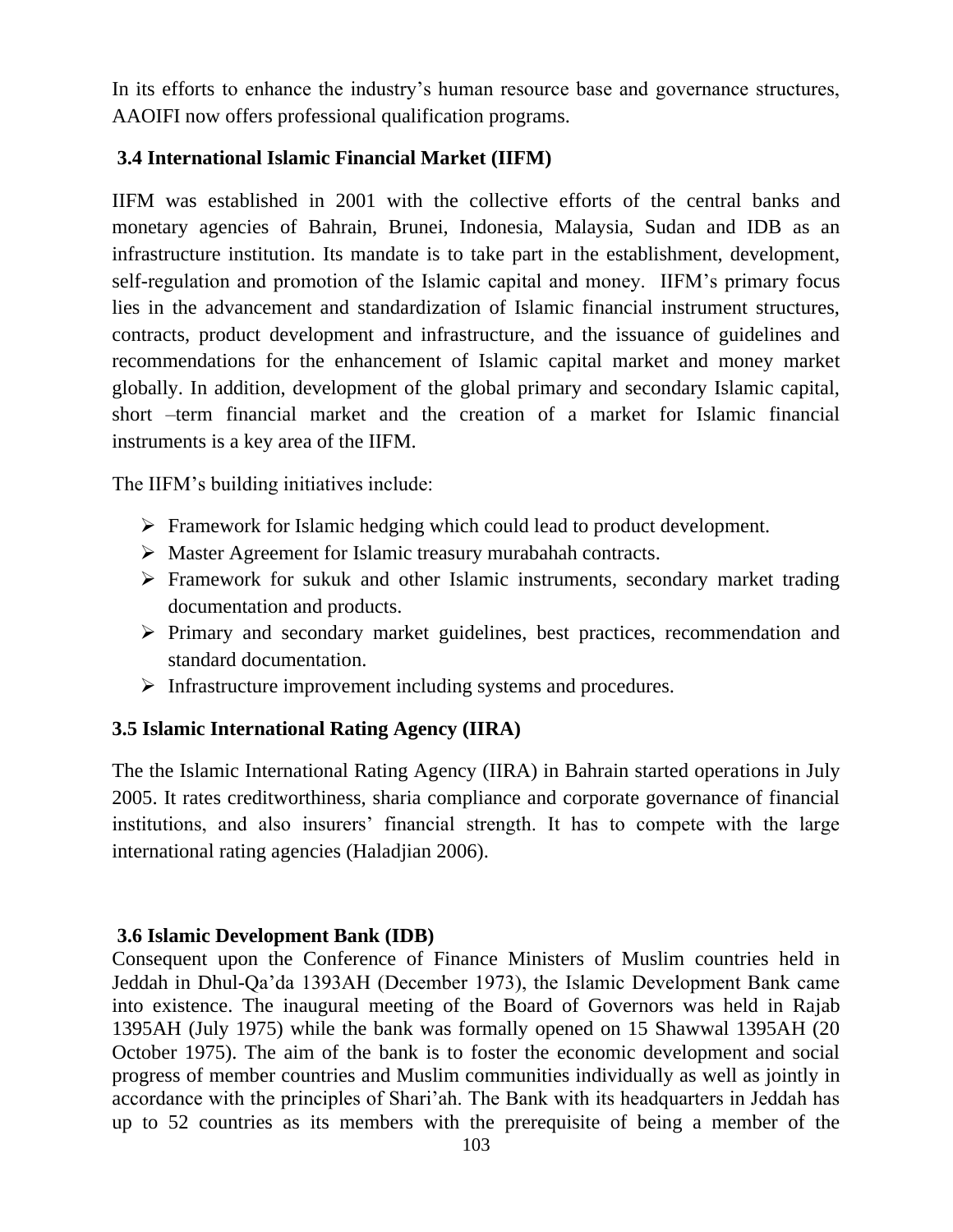In its efforts to enhance the industry's human resource base and governance structures, AAOIFI now offers professional qualification programs.

### 3.4 International Islamic Financial Market (IIFM)

IIFM was established in 2001 with the collective efforts of the central banks and monetary agencies of Bahrain, Brunei, Indonesia, Malaysia, Sudan and IDB as an infrastructure institution. Its mandate is to take part in the establishment, development, self-regulation and promotion of the Islamic capital and money. IIFM's primary focus lies in the advancement and standardization of Islamic financial instrument structures, contracts, product development and infrastructure, and the issuance of guidelines and recommendations for the enhancement of Islamic capital market and money market globally. In addition, development of the global primary and secondary Islamic capital, short –term financial market and the creation of a market for Islamic financial instruments is a key area of the IIFM.

The IIFM's building initiatives include:

- Framework for Islamic hedging which could lead to product development.
- Master Agreement for Islamic treasury murabahah contracts.
- Framework for sukuk and other Islamic instruments, secondary market trading documentation and products.
- Primary and secondary market guidelines, best practices, recommendation and standard documentation.
- Infrastructure improvement including systems and procedures.

### 3.5 Islamic International Rating Agency (IIRA)

The the Islamic International Rating Agency (IIRA) in Bahrain started operations in July 2005. It rates creditworthiness, sharia compliance and corporate governance of financial institutions, and also insurers' financial strength. It has to compete with the large international rating agencies (Haladjian 2006).

### 3.6 Islamic Development Bank (IDB)

Consequent upon the Conference of Finance Ministers of Muslim countries held in Jeddah in Dhul-Qa'da 1393AH (December 1973), the Islamic Development Bank came into existence. The inaugural meeting of the Board of Governors was held in Rajab 1395AH (July 1975) while the bank was formally opened on 15 Shawwal 1395AH (20 October 1975). The aim of the bank is to foster the economic development and social progress of member countries and Muslim communities individually as well as jointly in accordance with the principles of Shari'ah. The Bank with its headquarters in Jeddah has up to 52 countries as its members with the prerequisite of being a member of the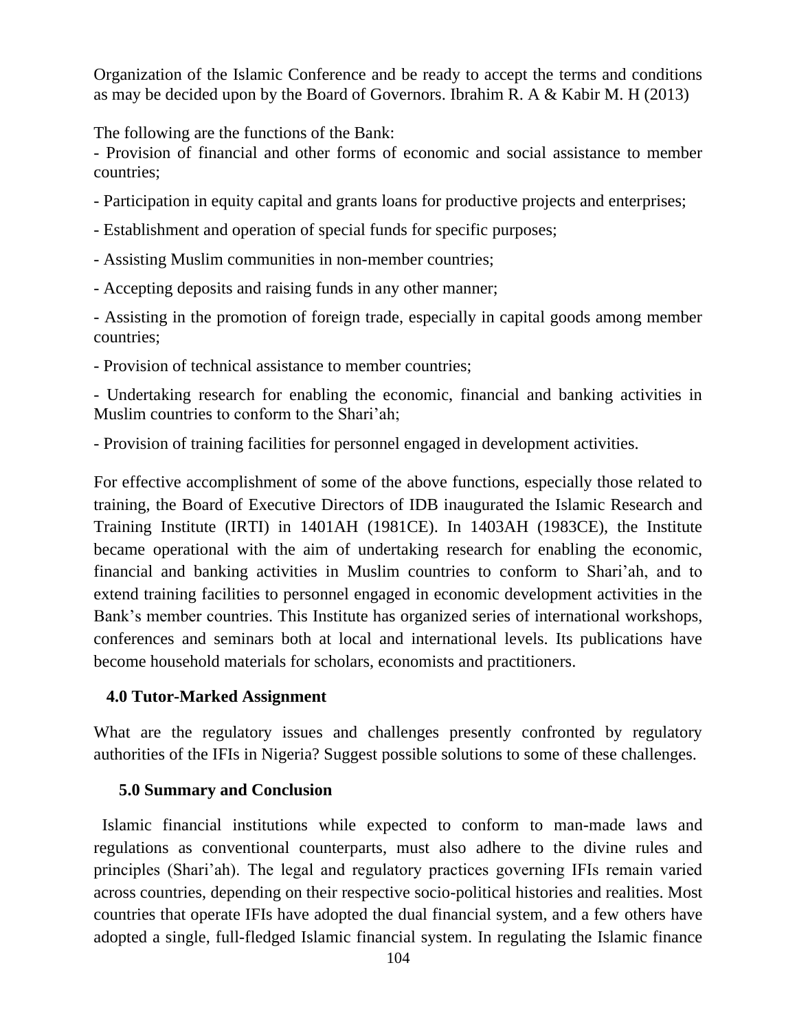Organization of the Islamic Conference and be ready to accept the terms and conditions as may be decided upon by the Board of Governors. Ibrahim R. A & Kabir M. H (2013)

The following are the functions of the Bank:

- Provision of financial and other forms of economic and social assistance to member countries;
- Participation in equity capital and grants loans for productive projects and enterprises;
- Establishment and operation of special funds for specific purposes;
- Assisting Muslim communities in non-member countries;
- Accepting deposits and raising funds in any other manner;
- Assisting in the promotion of foreign trade, especially in capital goods among member countries;
- Provision of technical assistance to member countries;
- Undertaking research for enabling the economic, financial and banking activities in Muslim countries to conform to the Shari'ah;
- Provision of training facilities for personnel engaged in development activities.

For effective accomplishment of some of the above functions, especially those related to training, the Board of Executive Directors of IDB inaugurated the Islamic Research and Training Institute (IRTI) in 1401AH (1981CE). In 1403AH (1983CE), the Institute became operational with the aim of undertaking research for enabling the economic, financial and banking activities in Muslim countries to conform to Shari'ah, and to extend training facilities to personnel engaged in economic development activities in the Bank's member countries. This Institute has organized series of international workshops, conferences and seminars both at local and international levels. Its publications have become household materials for scholars, economists and practitioners.

## 4.0 Tutor-Marked Assignment

What are the regulatory issues and challenges presently confronted by regulatory authorities of the IFIs in Nigeria? Suggest possible solutions to some of these challenges.

## 5.0 Summary and Conclusion

Islamic financial institutions while expected to conform to man-made laws and regulations as conventional counterparts, must also adhere to the divine rules and principles (Shari'ah). The legal and regulatory practices governing IFIs remain varied across countries, depending on their respective socio-political histories and realities. Most countries that operate IFIs have adopted the dual financial system, and a few others have adopted a single, full-fledged Islamic financial system. In regulating the Islamic finance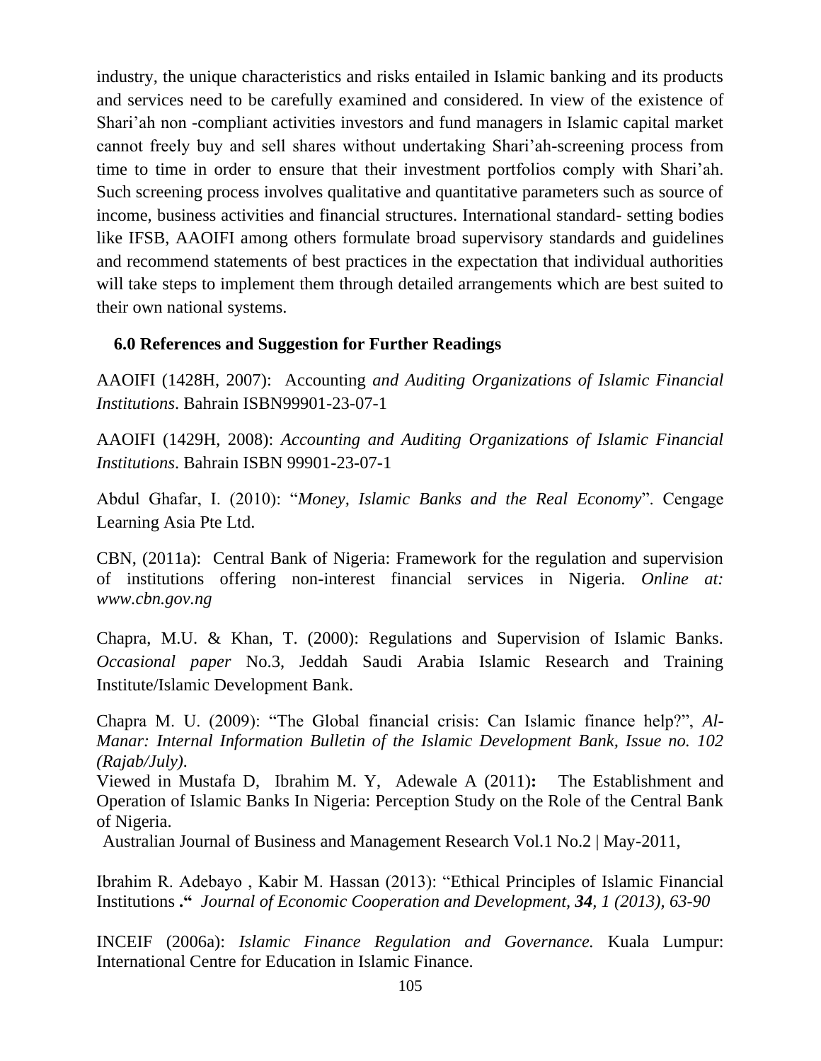industry, the unique characteristics and risks entailed in Islamic banking and its products and services need to be carefully examined and considered. In view of the existence of Shari'ah non -compliant activities investors and fund managers in Islamic capital market cannot freely buy and sell shares without undertaking Shari'ah-screening process from time to time in order to ensure that their investment portfolios comply with Shari'ah. Such screening process involves qualitative and quantitative parameters such as source of income, business activities and financial structures. International standard- setting bodies like IFSB, AAOIFI among others formulate broad supervisory standards and guidelines and recommend statements of best practices in the expectation that individual authorities will take steps to implement them through detailed arrangements which are best suited to their own national systems.

## 6.0 References and Suggestion for Further Readings

AAOIFI (1428H, 2007): Accounting *and Auditing Organizations of Islamic Financial Institutions*. Bahrain ISBN99901-23-07-1

AAOIFI (1429H, 2008): *Accounting and Auditing Organizations of Islamic Financial Institutions*. Bahrain ISBN 99901-23-07-1

Abdul Ghafar, I. (2010): "*Money, Islamic Banks and the Real Economy*". Cengage Learning Asia Pte Ltd.

CBN, (2011a): Central Bank of Nigeria: Framework for the regulation and supervision of institutions offering non-interest financial services in Nigeria. *Online at: www.cbn.gov.ng*

Chapra, M.U. & Khan, T. (2000): Regulations and Supervision of Islamic Banks. *Occasional paper* No.3, Jeddah Saudi Arabia Islamic Research and Training Institute/Islamic Development Bank.

Chapra M. U. (2009): "The Global financial crisis: Can Islamic finance help?", *Al-Manar: Internal Information Bulletin of the Islamic Development Bank, Issue no. 102 (Rajab/July).*
Viewed in Mustafa D, Ibrahim M. Y, Adewale A (2011)**:** The Establishment and Operation of Islamic Banks In Nigeria: Perception Study on the Role of the Central Bank of Nigeria.
Australian Journal of Business and Management Research Vol.1 No.2 | May-2011,

Ibrahim R. Adebayo , Kabir M. Hassan (2013): "Ethical Principles of Islamic Financial Institutions **."** *Journal of Economic Cooperation and Development, **34**, 1 (2013), 63-90*

INCEIF (2006a): *Islamic Finance Regulation and Governance.* Kuala Lumpur: International Centre for Education in Islamic Finance.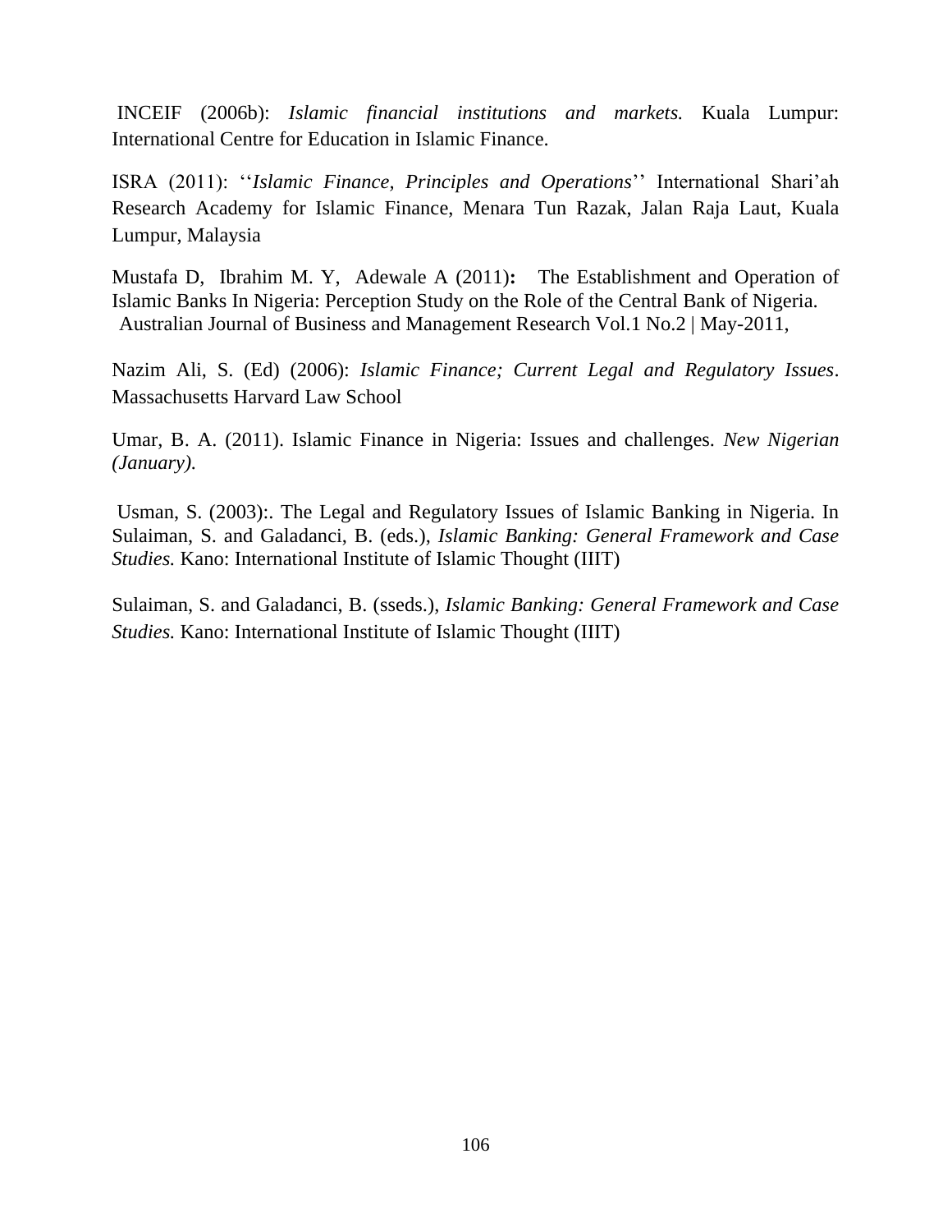INCEIF (2006b): *Islamic financial institutions and markets.* Kuala Lumpur: International Centre for Education in Islamic Finance.

ISRA (2011): ‘‘*Islamic Finance, Principles and Operations*’’ International Shari’ah Research Academy for Islamic Finance, Menara Tun Razak, Jalan Raja Laut, Kuala Lumpur, Malaysia

Mustafa D, Ibrahim M. Y, Adewale A (2011)**:** The Establishment and Operation of Islamic Banks In Nigeria: Perception Study on the Role of the Central Bank of Nigeria. Australian Journal of Business and Management Research Vol.1 No.2 | May-2011,

Nazim Ali, S. (Ed) (2006): *Islamic Finance; Current Legal and Regulatory Issues*. Massachusetts Harvard Law School

Umar, B. A. (2011). Islamic Finance in Nigeria: Issues and challenges. *New Nigerian (January).*

Usman, S. (2003):. The Legal and Regulatory Issues of Islamic Banking in Nigeria. In Sulaiman, S. and Galadanci, B. (eds.), *Islamic Banking: General Framework and Case Studies.* Kano: International Institute of Islamic Thought (IIIT)

Sulaiman, S. and Galadanci, B. (sseds.), *Islamic Banking: General Framework and Case Studies.* Kano: International Institute of Islamic Thought (IIIT)